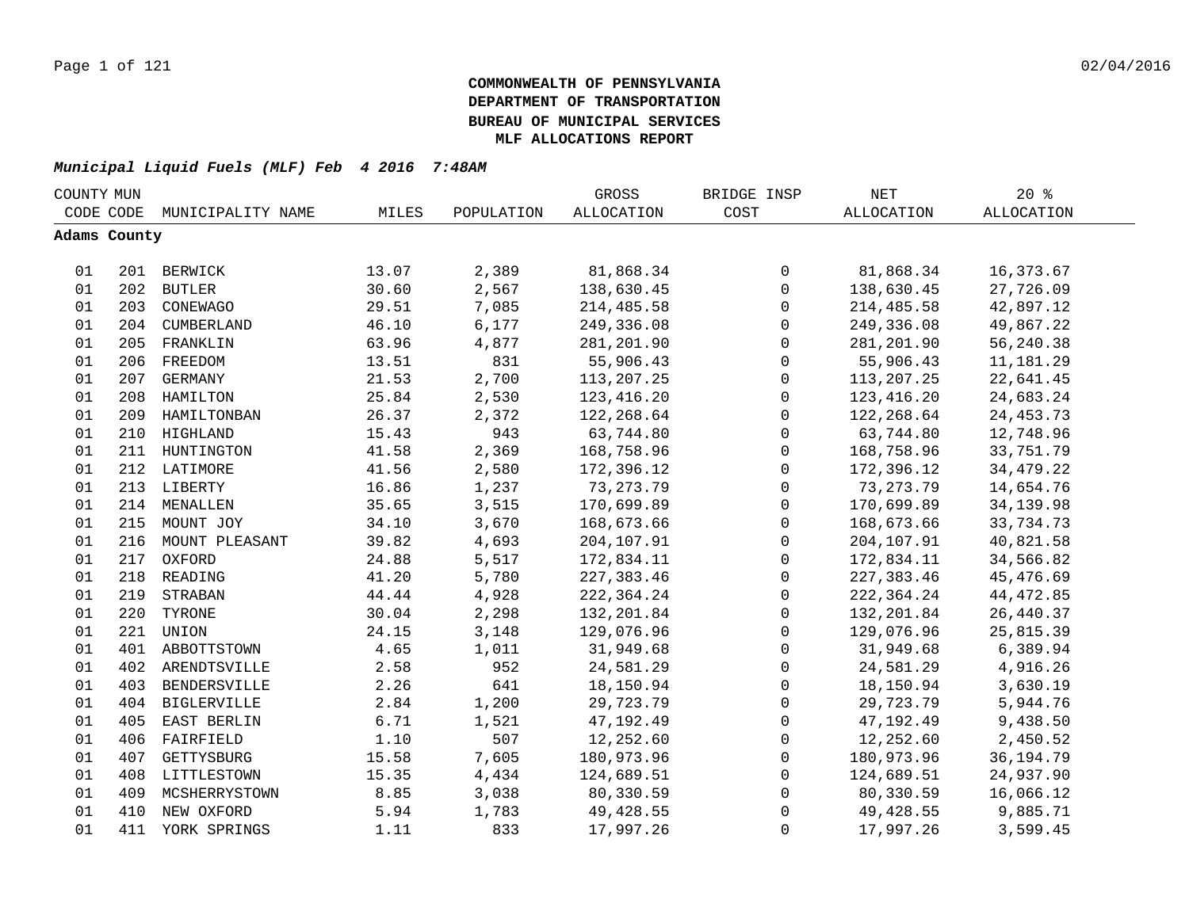**COMMONWEALTH OF PENNSYLVANIA**
**DEPARTMENT OF TRANSPORTATION**
**BUREAU OF MUNICIPAL SERVICES**
**MLF ALLOCATIONS REPORT**

***Municipal Liquid Fuels (MLF) Feb 4 2016 7:48AM***

| COUNTY CODE | MUN CODE | MUNICIPALITY NAME | MILES | POPULATION | GROSS ALLOCATION | BRIDGE INSP COST | NET ALLOCATION | 20 % ALLOCATION |
|---|---|---|---|---|---|---|---|---|
| **Adams County** | | | | | | | | |
| 01 | 201 | BERWICK | 13.07 | 2,389 | 81,868.34 | 0 | 81,868.34 | 16,373.67 |
| 01 | 202 | BUTLER | 30.60 | 2,567 | 138,630.45 | 0 | 138,630.45 | 27,726.09 |
| 01 | 203 | CONEWAGO | 29.51 | 7,085 | 214,485.58 | 0 | 214,485.58 | 42,897.12 |
| 01 | 204 | CUMBERLAND | 46.10 | 6,177 | 249,336.08 | 0 | 249,336.08 | 49,867.22 |
| 01 | 205 | FRANKLIN | 63.96 | 4,877 | 281,201.90 | 0 | 281,201.90 | 56,240.38 |
| 01 | 206 | FREEDOM | 13.51 | 831 | 55,906.43 | 0 | 55,906.43 | 11,181.29 |
| 01 | 207 | GERMANY | 21.53 | 2,700 | 113,207.25 | 0 | 113,207.25 | 22,641.45 |
| 01 | 208 | HAMILTON | 25.84 | 2,530 | 123,416.20 | 0 | 123,416.20 | 24,683.24 |
| 01 | 209 | HAMILTONBAN | 26.37 | 2,372 | 122,268.64 | 0 | 122,268.64 | 24,453.73 |
| 01 | 210 | HIGHLAND | 15.43 | 943 | 63,744.80 | 0 | 63,744.80 | 12,748.96 |
| 01 | 211 | HUNTINGTON | 41.58 | 2,369 | 168,758.96 | 0 | 168,758.96 | 33,751.79 |
| 01 | 212 | LATIMORE | 41.56 | 2,580 | 172,396.12 | 0 | 172,396.12 | 34,479.22 |
| 01 | 213 | LIBERTY | 16.86 | 1,237 | 73,273.79 | 0 | 73,273.79 | 14,654.76 |
| 01 | 214 | MENALLEN | 35.65 | 3,515 | 170,699.89 | 0 | 170,699.89 | 34,139.98 |
| 01 | 215 | MOUNT JOY | 34.10 | 3,670 | 168,673.66 | 0 | 168,673.66 | 33,734.73 |
| 01 | 216 | MOUNT PLEASANT | 39.82 | 4,693 | 204,107.91 | 0 | 204,107.91 | 40,821.58 |
| 01 | 217 | OXFORD | 24.88 | 5,517 | 172,834.11 | 0 | 172,834.11 | 34,566.82 |
| 01 | 218 | READING | 41.20 | 5,780 | 227,383.46 | 0 | 227,383.46 | 45,476.69 |
| 01 | 219 | STRABAN | 44.44 | 4,928 | 222,364.24 | 0 | 222,364.24 | 44,472.85 |
| 01 | 220 | TYRONE | 30.04 | 2,298 | 132,201.84 | 0 | 132,201.84 | 26,440.37 |
| 01 | 221 | UNION | 24.15 | 3,148 | 129,076.96 | 0 | 129,076.96 | 25,815.39 |
| 01 | 401 | ABBOTTSTOWN | 4.65 | 1,011 | 31,949.68 | 0 | 31,949.68 | 6,389.94 |
| 01 | 402 | ARENDTSVILLE | 2.58 | 952 | 24,581.29 | 0 | 24,581.29 | 4,916.26 |
| 01 | 403 | BENDERSVILLE | 2.26 | 641 | 18,150.94 | 0 | 18,150.94 | 3,630.19 |
| 01 | 404 | BIGLERVILLE | 2.84 | 1,200 | 29,723.79 | 0 | 29,723.79 | 5,944.76 |
| 01 | 405 | EAST BERLIN | 6.71 | 1,521 | 47,192.49 | 0 | 47,192.49 | 9,438.50 |
| 01 | 406 | FAIRFIELD | 1.10 | 507 | 12,252.60 | 0 | 12,252.60 | 2,450.52 |
| 01 | 407 | GETTYSBURG | 15.58 | 7,605 | 180,973.96 | 0 | 180,973.96 | 36,194.79 |
| 01 | 408 | LITTLESTOWN | 15.35 | 4,434 | 124,689.51 | 0 | 124,689.51 | 24,937.90 |
| 01 | 409 | MCSHERRYSTOWN | 8.85 | 3,038 | 80,330.59 | 0 | 80,330.59 | 16,066.12 |
| 01 | 410 | NEW OXFORD | 5.94 | 1,783 | 49,428.55 | 0 | 49,428.55 | 9,885.71 |
| 01 | 411 | YORK SPRINGS | 1.11 | 833 | 17,997.26 | 0 | 17,997.26 | 3,599.45 |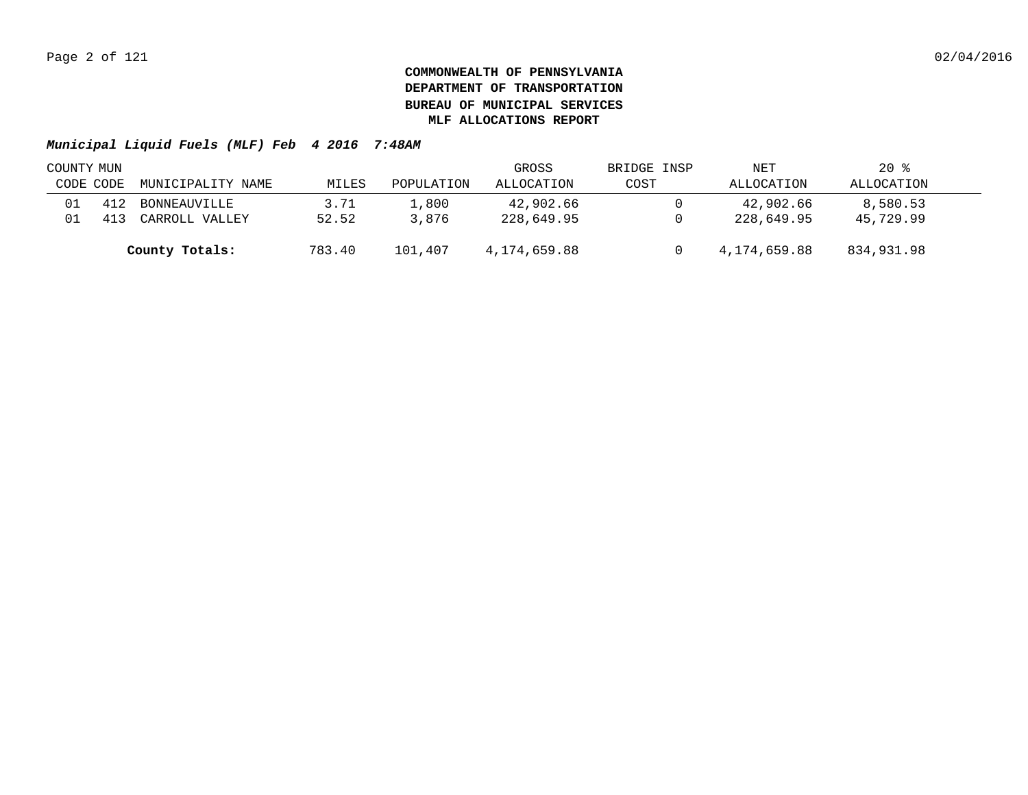**COMMONWEALTH OF PENNSYLVANIA**
**DEPARTMENT OF TRANSPORTATION**
**BUREAU OF MUNICIPAL SERVICES**
**MLF ALLOCATIONS REPORT**

***Municipal Liquid Fuels (MLF) Feb 4 2016 7:48AM***

| COUNTY CODE | MUN CODE | MUNICIPALITY NAME | MILES | POPULATION | GROSS ALLOCATION | BRIDGE INSP COST | NET ALLOCATION | 20 % ALLOCATION |
|---|---|---|---|---|---|---|---|---|
| 01 | 412 | BONNEAUVILLE | 3.71 | 1,800 | 42,902.66 | 0 | 42,902.66 | 8,580.53 |
| 01 | 413 | CARROLL VALLEY | 52.52 | 3,876 | 228,649.95 | 0 | 228,649.95 | 45,729.99 |
| | | **County Totals:** | 783.40 | 101,407 | 4,174,659.88 | 0 | 4,174,659.88 | 834,931.98 |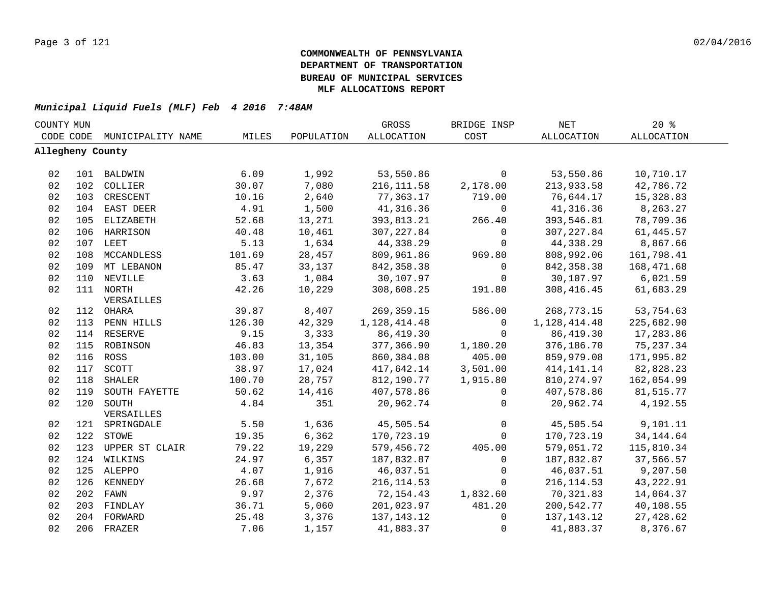**COMMONWEALTH OF PENNSYLVANIA**
**DEPARTMENT OF TRANSPORTATION**
**BUREAU OF MUNICIPAL SERVICES**
**MLF ALLOCATIONS REPORT**

***Municipal Liquid Fuels (MLF) Feb 4 2016 7:48AM***

| COUNTY CODE | MUN CODE | MUNICIPALITY NAME | MILES | POPULATION | GROSS ALLOCATION | BRIDGE INSP COST | NET ALLOCATION | 20 % ALLOCATION |
|---|---|---|---|---|---|---|---|---|
| **Allegheny County** | | | | | | | | |
| 02 | 101 | BALDWIN | 6.09 | 1,992 | 53,550.86 | 0 | 53,550.86 | 10,710.17 |
| 02 | 102 | COLLIER | 30.07 | 7,080 | 216,111.58 | 2,178.00 | 213,933.58 | 42,786.72 |
| 02 | 103 | CRESCENT | 10.16 | 2,640 | 77,363.17 | 719.00 | 76,644.17 | 15,328.83 |
| 02 | 104 | EAST DEER | 4.91 | 1,500 | 41,316.36 | 0 | 41,316.36 | 8,263.27 |
| 02 | 105 | ELIZABETH | 52.68 | 13,271 | 393,813.21 | 266.40 | 393,546.81 | 78,709.36 |
| 02 | 106 | HARRISON | 40.48 | 10,461 | 307,227.84 | 0 | 307,227.84 | 61,445.57 |
| 02 | 107 | LEET | 5.13 | 1,634 | 44,338.29 | 0 | 44,338.29 | 8,867.66 |
| 02 | 108 | MCCANDLESS | 101.69 | 28,457 | 809,961.86 | 969.80 | 808,992.06 | 161,798.41 |
| 02 | 109 | MT LEBANON | 85.47 | 33,137 | 842,358.38 | 0 | 842,358.38 | 168,471.68 |
| 02 | 110 | NEVILLE | 3.63 | 1,084 | 30,107.97 | 0 | 30,107.97 | 6,021.59 |
| 02 | 111 | NORTH VERSAILLES | 42.26 | 10,229 | 308,608.25 | 191.80 | 308,416.45 | 61,683.29 |
| 02 | 112 | OHARA | 39.87 | 8,407 | 269,359.15 | 586.00 | 268,773.15 | 53,754.63 |
| 02 | 113 | PENN HILLS | 126.30 | 42,329 | 1,128,414.48 | 0 | 1,128,414.48 | 225,682.90 |
| 02 | 114 | RESERVE | 9.15 | 3,333 | 86,419.30 | 0 | 86,419.30 | 17,283.86 |
| 02 | 115 | ROBINSON | 46.83 | 13,354 | 377,366.90 | 1,180.20 | 376,186.70 | 75,237.34 |
| 02 | 116 | ROSS | 103.00 | 31,105 | 860,384.08 | 405.00 | 859,979.08 | 171,995.82 |
| 02 | 117 | SCOTT | 38.97 | 17,024 | 417,642.14 | 3,501.00 | 414,141.14 | 82,828.23 |
| 02 | 118 | SHALER | 100.70 | 28,757 | 812,190.77 | 1,915.80 | 810,274.97 | 162,054.99 |
| 02 | 119 | SOUTH FAYETTE | 50.62 | 14,416 | 407,578.86 | 0 | 407,578.86 | 81,515.77 |
| 02 | 120 | SOUTH VERSAILLES | 4.84 | 351 | 20,962.74 | 0 | 20,962.74 | 4,192.55 |
| 02 | 121 | SPRINGDALE | 5.50 | 1,636 | 45,505.54 | 0 | 45,505.54 | 9,101.11 |
| 02 | 122 | STOWE | 19.35 | 6,362 | 170,723.19 | 0 | 170,723.19 | 34,144.64 |
| 02 | 123 | UPPER ST CLAIR | 79.22 | 19,229 | 579,456.72 | 405.00 | 579,051.72 | 115,810.34 |
| 02 | 124 | WILKINS | 24.97 | 6,357 | 187,832.87 | 0 | 187,832.87 | 37,566.57 |
| 02 | 125 | ALEPPO | 4.07 | 1,916 | 46,037.51 | 0 | 46,037.51 | 9,207.50 |
| 02 | 126 | KENNEDY | 26.68 | 7,672 | 216,114.53 | 0 | 216,114.53 | 43,222.91 |
| 02 | 202 | FAWN | 9.97 | 2,376 | 72,154.43 | 1,832.60 | 70,321.83 | 14,064.37 |
| 02 | 203 | FINDLAY | 36.71 | 5,060 | 201,023.97 | 481.20 | 200,542.77 | 40,108.55 |
| 02 | 204 | FORWARD | 25.48 | 3,376 | 137,143.12 | 0 | 137,143.12 | 27,428.62 |
| 02 | 206 | FRAZER | 7.06 | 1,157 | 41,883.37 | 0 | 41,883.37 | 8,376.67 |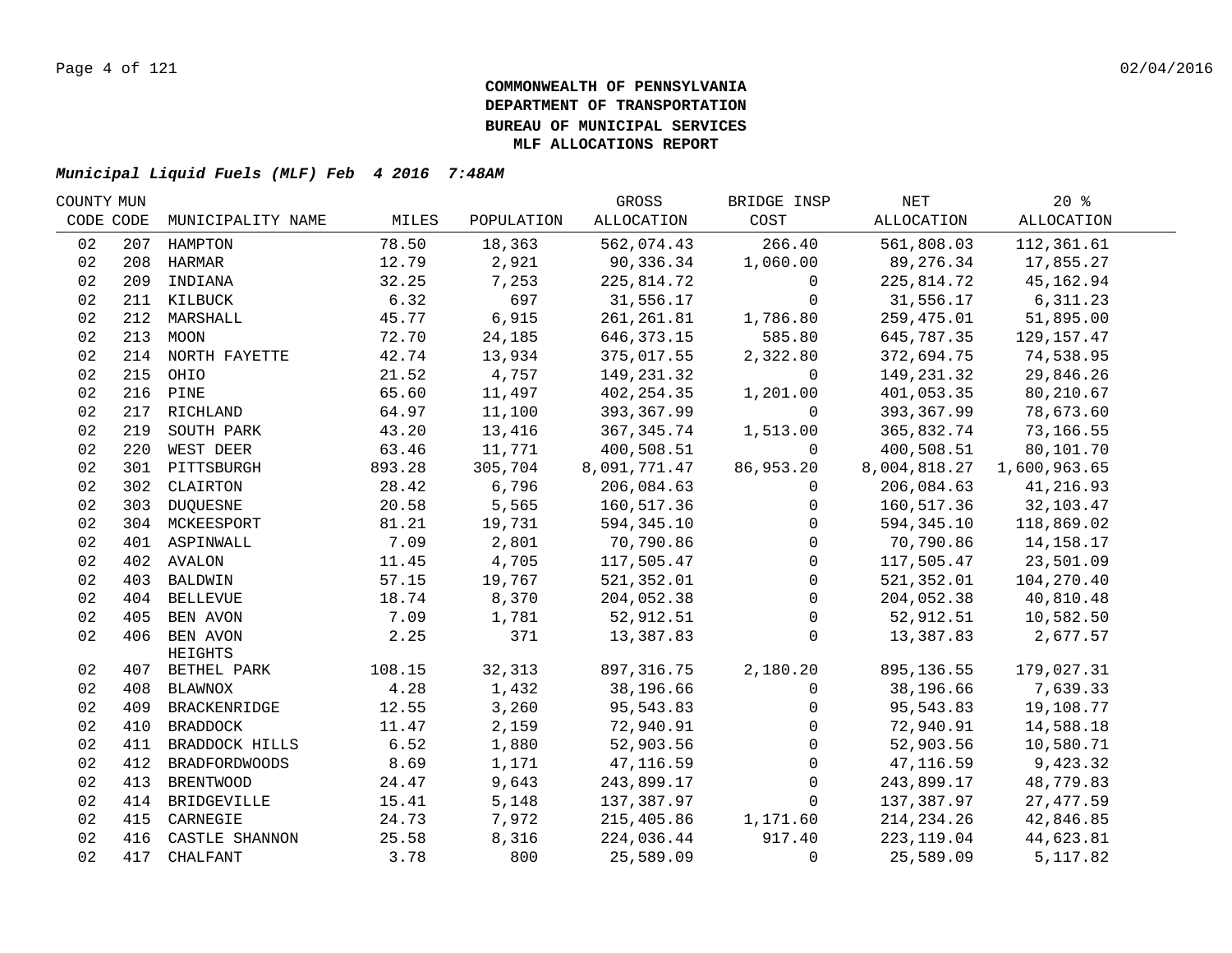**COMMONWEALTH OF PENNSYLVANIA**
**DEPARTMENT OF TRANSPORTATION**
**BUREAU OF MUNICIPAL SERVICES**
**MLF ALLOCATIONS REPORT**

***Municipal Liquid Fuels (MLF) Feb 4 2016 7:48AM***

| COUNTY CODE | MUN CODE | MUNICIPALITY NAME | MILES | POPULATION | GROSS ALLOCATION | BRIDGE INSP COST | NET ALLOCATION | 20 % ALLOCATION |
|---|---|---|---|---|---|---|---|---|
| 02 | 207 | HAMPTON | 78.50 | 18,363 | 562,074.43 | 266.40 | 561,808.03 | 112,361.61 |
| 02 | 208 | HARMAR | 12.79 | 2,921 | 90,336.34 | 1,060.00 | 89,276.34 | 17,855.27 |
| 02 | 209 | INDIANA | 32.25 | 7,253 | 225,814.72 | 0 | 225,814.72 | 45,162.94 |
| 02 | 211 | KILBUCK | 6.32 | 697 | 31,556.17 | 0 | 31,556.17 | 6,311.23 |
| 02 | 212 | MARSHALL | 45.77 | 6,915 | 261,261.81 | 1,786.80 | 259,475.01 | 51,895.00 |
| 02 | 213 | MOON | 72.70 | 24,185 | 646,373.15 | 585.80 | 645,787.35 | 129,157.47 |
| 02 | 214 | NORTH FAYETTE | 42.74 | 13,934 | 375,017.55 | 2,322.80 | 372,694.75 | 74,538.95 |
| 02 | 215 | OHIO | 21.52 | 4,757 | 149,231.32 | 0 | 149,231.32 | 29,846.26 |
| 02 | 216 | PINE | 65.60 | 11,497 | 402,254.35 | 1,201.00 | 401,053.35 | 80,210.67 |
| 02 | 217 | RICHLAND | 64.97 | 11,100 | 393,367.99 | 0 | 393,367.99 | 78,673.60 |
| 02 | 219 | SOUTH PARK | 43.20 | 13,416 | 367,345.74 | 1,513.00 | 365,832.74 | 73,166.55 |
| 02 | 220 | WEST DEER | 63.46 | 11,771 | 400,508.51 | 0 | 400,508.51 | 80,101.70 |
| 02 | 301 | PITTSBURGH | 893.28 | 305,704 | 8,091,771.47 | 86,953.20 | 8,004,818.27 | 1,600,963.65 |
| 02 | 302 | CLAIRTON | 28.42 | 6,796 | 206,084.63 | 0 | 206,084.63 | 41,216.93 |
| 02 | 303 | DUQUESNE | 20.58 | 5,565 | 160,517.36 | 0 | 160,517.36 | 32,103.47 |
| 02 | 304 | MCKEESPORT | 81.21 | 19,731 | 594,345.10 | 0 | 594,345.10 | 118,869.02 |
| 02 | 401 | ASPINWALL | 7.09 | 2,801 | 70,790.86 | 0 | 70,790.86 | 14,158.17 |
| 02 | 402 | AVALON | 11.45 | 4,705 | 117,505.47 | 0 | 117,505.47 | 23,501.09 |
| 02 | 403 | BALDWIN | 57.15 | 19,767 | 521,352.01 | 0 | 521,352.01 | 104,270.40 |
| 02 | 404 | BELLEVUE | 18.74 | 8,370 | 204,052.38 | 0 | 204,052.38 | 40,810.48 |
| 02 | 405 | BEN AVON | 7.09 | 1,781 | 52,912.51 | 0 | 52,912.51 | 10,582.50 |
| 02 | 406 | BEN AVON HEIGHTS | 2.25 | 371 | 13,387.83 | 0 | 13,387.83 | 2,677.57 |
| 02 | 407 | BETHEL PARK | 108.15 | 32,313 | 897,316.75 | 2,180.20 | 895,136.55 | 179,027.31 |
| 02 | 408 | BLAWNOX | 4.28 | 1,432 | 38,196.66 | 0 | 38,196.66 | 7,639.33 |
| 02 | 409 | BRACKENRIDGE | 12.55 | 3,260 | 95,543.83 | 0 | 95,543.83 | 19,108.77 |
| 02 | 410 | BRADDOCK | 11.47 | 2,159 | 72,940.91 | 0 | 72,940.91 | 14,588.18 |
| 02 | 411 | BRADDOCK HILLS | 6.52 | 1,880 | 52,903.56 | 0 | 52,903.56 | 10,580.71 |
| 02 | 412 | BRADFORDWOODS | 8.69 | 1,171 | 47,116.59 | 0 | 47,116.59 | 9,423.32 |
| 02 | 413 | BRENTWOOD | 24.47 | 9,643 | 243,899.17 | 0 | 243,899.17 | 48,779.83 |
| 02 | 414 | BRIDGEVILLE | 15.41 | 5,148 | 137,387.97 | 0 | 137,387.97 | 27,477.59 |
| 02 | 415 | CARNEGIE | 24.73 | 7,972 | 215,405.86 | 1,171.60 | 214,234.26 | 42,846.85 |
| 02 | 416 | CASTLE SHANNON | 25.58 | 8,316 | 224,036.44 | 917.40 | 223,119.04 | 44,623.81 |
| 02 | 417 | CHALFANT | 3.78 | 800 | 25,589.09 | 0 | 25,589.09 | 5,117.82 |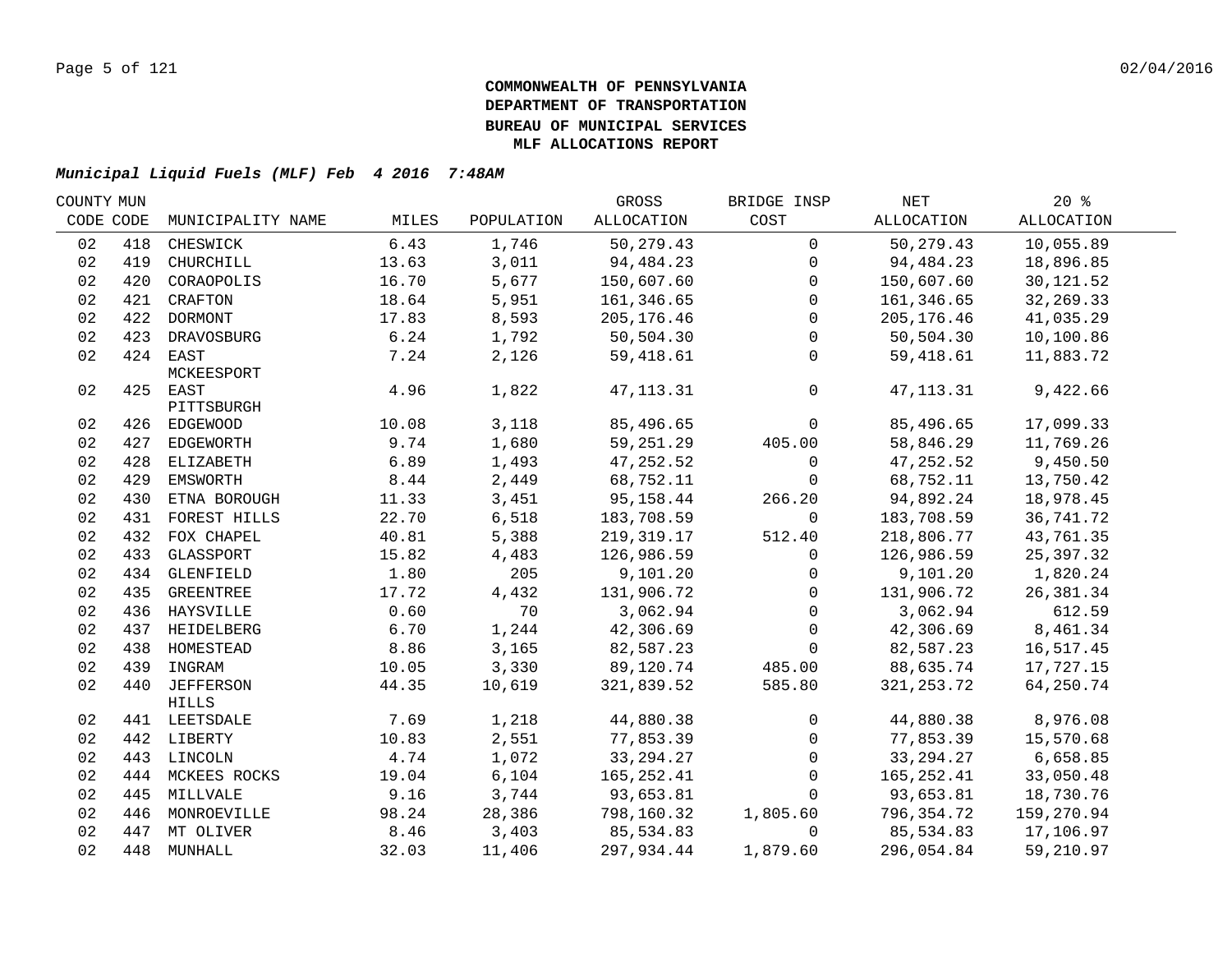**COMMONWEALTH OF PENNSYLVANIA**
**DEPARTMENT OF TRANSPORTATION**
**BUREAU OF MUNICIPAL SERVICES**
**MLF ALLOCATIONS REPORT**

***Municipal Liquid Fuels (MLF) Feb 4 2016 7:48AM***

| COUNTY CODE | MUN CODE | MUNICIPALITY NAME | MILES | POPULATION | GROSS ALLOCATION | BRIDGE INSP COST | NET ALLOCATION | 20 % ALLOCATION |
|---|---|---|---|---|---|---|---|---|
| 02 | 418 | CHESWICK | 6.43 | 1,746 | 50,279.43 | 0 | 50,279.43 | 10,055.89 |
| 02 | 419 | CHURCHILL | 13.63 | 3,011 | 94,484.23 | 0 | 94,484.23 | 18,896.85 |
| 02 | 420 | CORAOPOLIS | 16.70 | 5,677 | 150,607.60 | 0 | 150,607.60 | 30,121.52 |
| 02 | 421 | CRAFTON | 18.64 | 5,951 | 161,346.65 | 0 | 161,346.65 | 32,269.33 |
| 02 | 422 | DORMONT | 17.83 | 8,593 | 205,176.46 | 0 | 205,176.46 | 41,035.29 |
| 02 | 423 | DRAVOSBURG | 6.24 | 1,792 | 50,504.30 | 0 | 50,504.30 | 10,100.86 |
| 02 | 424 | EAST MCKEESPORT | 7.24 | 2,126 | 59,418.61 | 0 | 59,418.61 | 11,883.72 |
| 02 | 425 | EAST PITTSBURGH | 4.96 | 1,822 | 47,113.31 | 0 | 47,113.31 | 9,422.66 |
| 02 | 426 | EDGEWOOD | 10.08 | 3,118 | 85,496.65 | 0 | 85,496.65 | 17,099.33 |
| 02 | 427 | EDGEWORTH | 9.74 | 1,680 | 59,251.29 | 405.00 | 58,846.29 | 11,769.26 |
| 02 | 428 | ELIZABETH | 6.89 | 1,493 | 47,252.52 | 0 | 47,252.52 | 9,450.50 |
| 02 | 429 | EMSWORTH | 8.44 | 2,449 | 68,752.11 | 0 | 68,752.11 | 13,750.42 |
| 02 | 430 | ETNA BOROUGH | 11.33 | 3,451 | 95,158.44 | 266.20 | 94,892.24 | 18,978.45 |
| 02 | 431 | FOREST HILLS | 22.70 | 6,518 | 183,708.59 | 0 | 183,708.59 | 36,741.72 |
| 02 | 432 | FOX CHAPEL | 40.81 | 5,388 | 219,319.17 | 512.40 | 218,806.77 | 43,761.35 |
| 02 | 433 | GLASSPORT | 15.82 | 4,483 | 126,986.59 | 0 | 126,986.59 | 25,397.32 |
| 02 | 434 | GLENFIELD | 1.80 | 205 | 9,101.20 | 0 | 9,101.20 | 1,820.24 |
| 02 | 435 | GREENTREE | 17.72 | 4,432 | 131,906.72 | 0 | 131,906.72 | 26,381.34 |
| 02 | 436 | HAYSVILLE | 0.60 | 70 | 3,062.94 | 0 | 3,062.94 | 612.59 |
| 02 | 437 | HEIDELBERG | 6.70 | 1,244 | 42,306.69 | 0 | 42,306.69 | 8,461.34 |
| 02 | 438 | HOMESTEAD | 8.86 | 3,165 | 82,587.23 | 0 | 82,587.23 | 16,517.45 |
| 02 | 439 | INGRAM | 10.05 | 3,330 | 89,120.74 | 485.00 | 88,635.74 | 17,727.15 |
| 02 | 440 | JEFFERSON HILLS | 44.35 | 10,619 | 321,839.52 | 585.80 | 321,253.72 | 64,250.74 |
| 02 | 441 | LEETSDALE | 7.69 | 1,218 | 44,880.38 | 0 | 44,880.38 | 8,976.08 |
| 02 | 442 | LIBERTY | 10.83 | 2,551 | 77,853.39 | 0 | 77,853.39 | 15,570.68 |
| 02 | 443 | LINCOLN | 4.74 | 1,072 | 33,294.27 | 0 | 33,294.27 | 6,658.85 |
| 02 | 444 | MCKEES ROCKS | 19.04 | 6,104 | 165,252.41 | 0 | 165,252.41 | 33,050.48 |
| 02 | 445 | MILLVALE | 9.16 | 3,744 | 93,653.81 | 0 | 93,653.81 | 18,730.76 |
| 02 | 446 | MONROEVILLE | 98.24 | 28,386 | 798,160.32 | 1,805.60 | 796,354.72 | 159,270.94 |
| 02 | 447 | MT OLIVER | 8.46 | 3,403 | 85,534.83 | 0 | 85,534.83 | 17,106.97 |
| 02 | 448 | MUNHALL | 32.03 | 11,406 | 297,934.44 | 1,879.60 | 296,054.84 | 59,210.97 |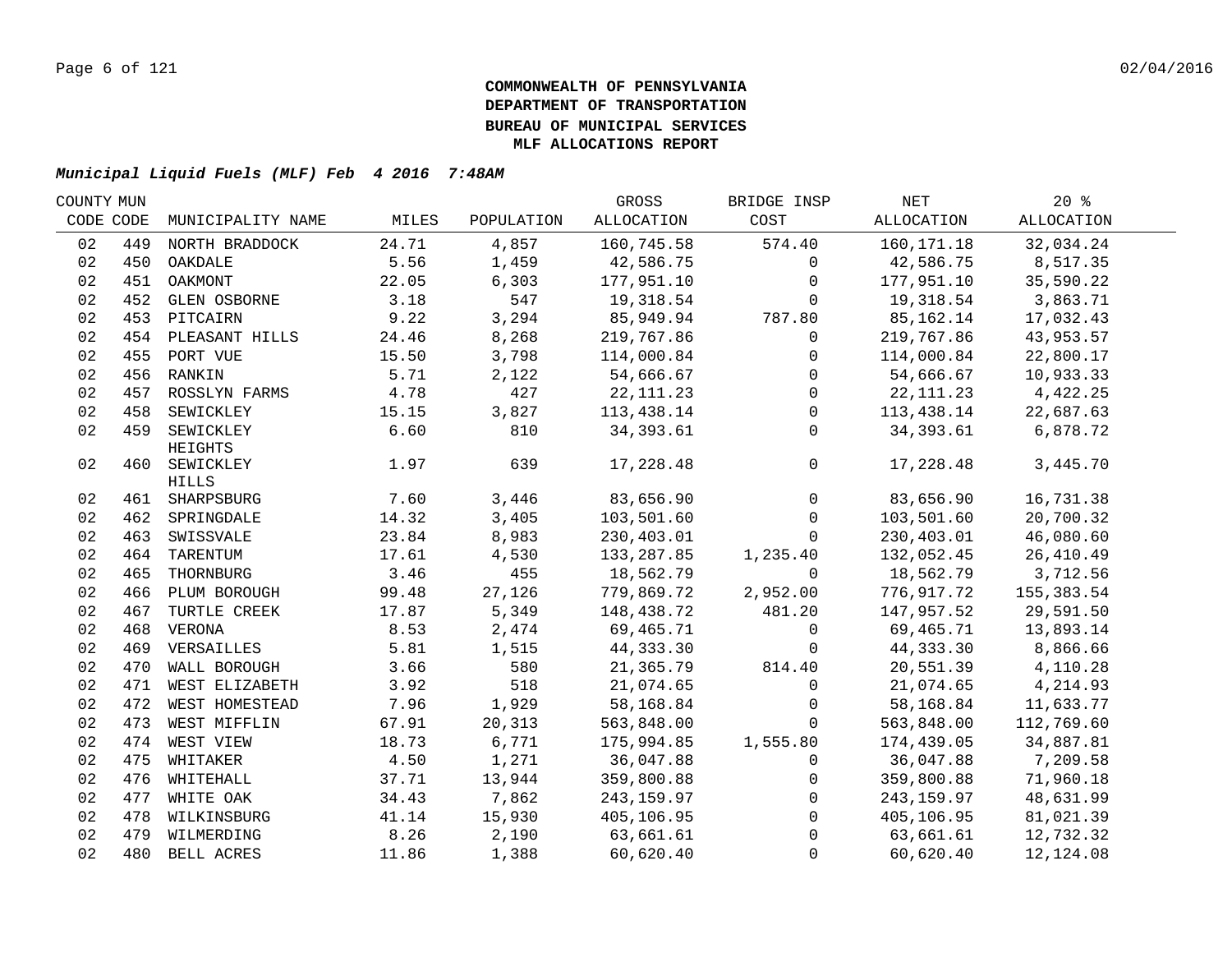**COMMONWEALTH OF PENNSYLVANIA**
**DEPARTMENT OF TRANSPORTATION**
**BUREAU OF MUNICIPAL SERVICES**
**MLF ALLOCATIONS REPORT**

***Municipal Liquid Fuels (MLF) Feb 4 2016 7:48AM***

| COUNTY CODE | MUN CODE | MUNICIPALITY NAME | MILES | POPULATION | GROSS ALLOCATION | BRIDGE INSP COST | NET ALLOCATION | 20 % ALLOCATION |
|---|---|---|---|---|---|---|---|---|
| 02 | 449 | NORTH BRADDOCK | 24.71 | 4,857 | 160,745.58 | 574.40 | 160,171.18 | 32,034.24 |
| 02 | 450 | OAKDALE | 5.56 | 1,459 | 42,586.75 | 0 | 42,586.75 | 8,517.35 |
| 02 | 451 | OAKMONT | 22.05 | 6,303 | 177,951.10 | 0 | 177,951.10 | 35,590.22 |
| 02 | 452 | GLEN OSBORNE | 3.18 | 547 | 19,318.54 | 0 | 19,318.54 | 3,863.71 |
| 02 | 453 | PITCAIRN | 9.22 | 3,294 | 85,949.94 | 787.80 | 85,162.14 | 17,032.43 |
| 02 | 454 | PLEASANT HILLS | 24.46 | 8,268 | 219,767.86 | 0 | 219,767.86 | 43,953.57 |
| 02 | 455 | PORT VUE | 15.50 | 3,798 | 114,000.84 | 0 | 114,000.84 | 22,800.17 |
| 02 | 456 | RANKIN | 5.71 | 2,122 | 54,666.67 | 0 | 54,666.67 | 10,933.33 |
| 02 | 457 | ROSSLYN FARMS | 4.78 | 427 | 22,111.23 | 0 | 22,111.23 | 4,422.25 |
| 02 | 458 | SEWICKLEY | 15.15 | 3,827 | 113,438.14 | 0 | 113,438.14 | 22,687.63 |
| 02 | 459 | SEWICKLEY HEIGHTS | 6.60 | 810 | 34,393.61 | 0 | 34,393.61 | 6,878.72 |
| 02 | 460 | SEWICKLEY HILLS | 1.97 | 639 | 17,228.48 | 0 | 17,228.48 | 3,445.70 |
| 02 | 461 | SHARPSBURG | 7.60 | 3,446 | 83,656.90 | 0 | 83,656.90 | 16,731.38 |
| 02 | 462 | SPRINGDALE | 14.32 | 3,405 | 103,501.60 | 0 | 103,501.60 | 20,700.32 |
| 02 | 463 | SWISSVALE | 23.84 | 8,983 | 230,403.01 | 0 | 230,403.01 | 46,080.60 |
| 02 | 464 | TARENTUM | 17.61 | 4,530 | 133,287.85 | 1,235.40 | 132,052.45 | 26,410.49 |
| 02 | 465 | THORNBURG | 3.46 | 455 | 18,562.79 | 0 | 18,562.79 | 3,712.56 |
| 02 | 466 | PLUM BOROUGH | 99.48 | 27,126 | 779,869.72 | 2,952.00 | 776,917.72 | 155,383.54 |
| 02 | 467 | TURTLE CREEK | 17.87 | 5,349 | 148,438.72 | 481.20 | 147,957.52 | 29,591.50 |
| 02 | 468 | VERONA | 8.53 | 2,474 | 69,465.71 | 0 | 69,465.71 | 13,893.14 |
| 02 | 469 | VERSAILLES | 5.81 | 1,515 | 44,333.30 | 0 | 44,333.30 | 8,866.66 |
| 02 | 470 | WALL BOROUGH | 3.66 | 580 | 21,365.79 | 814.40 | 20,551.39 | 4,110.28 |
| 02 | 471 | WEST ELIZABETH | 3.92 | 518 | 21,074.65 | 0 | 21,074.65 | 4,214.93 |
| 02 | 472 | WEST HOMESTEAD | 7.96 | 1,929 | 58,168.84 | 0 | 58,168.84 | 11,633.77 |
| 02 | 473 | WEST MIFFLIN | 67.91 | 20,313 | 563,848.00 | 0 | 563,848.00 | 112,769.60 |
| 02 | 474 | WEST VIEW | 18.73 | 6,771 | 175,994.85 | 1,555.80 | 174,439.05 | 34,887.81 |
| 02 | 475 | WHITAKER | 4.50 | 1,271 | 36,047.88 | 0 | 36,047.88 | 7,209.58 |
| 02 | 476 | WHITEHALL | 37.71 | 13,944 | 359,800.88 | 0 | 359,800.88 | 71,960.18 |
| 02 | 477 | WHITE OAK | 34.43 | 7,862 | 243,159.97 | 0 | 243,159.97 | 48,631.99 |
| 02 | 478 | WILKINSBURG | 41.14 | 15,930 | 405,106.95 | 0 | 405,106.95 | 81,021.39 |
| 02 | 479 | WILMERDING | 8.26 | 2,190 | 63,661.61 | 0 | 63,661.61 | 12,732.32 |
| 02 | 480 | BELL ACRES | 11.86 | 1,388 | 60,620.40 | 0 | 60,620.40 | 12,124.08 |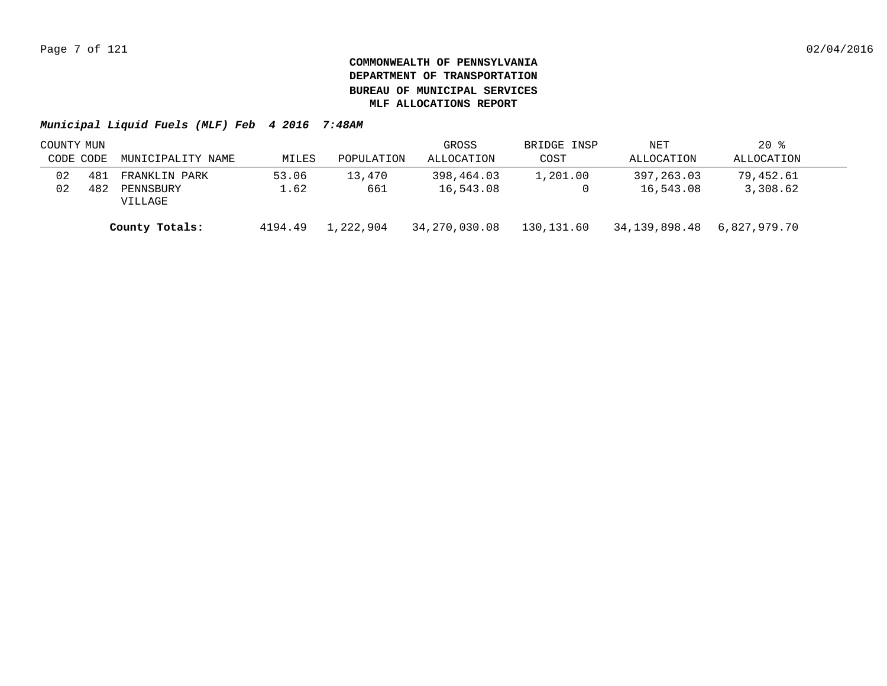**COMMONWEALTH OF PENNSYLVANIA**
**DEPARTMENT OF TRANSPORTATION**
**BUREAU OF MUNICIPAL SERVICES**
**MLF ALLOCATIONS REPORT**

***Municipal Liquid Fuels (MLF) Feb 4 2016 7:48AM***

| COUNTY CODE | MUN CODE | MUNICIPALITY NAME | MILES | POPULATION | GROSS ALLOCATION | BRIDGE INSP COST | NET ALLOCATION | 20 % ALLOCATION |
|---|---|---|---|---|---|---|---|---|
| 02 | 481 | FRANKLIN PARK | 53.06 | 13,470 | 398,464.03 | 1,201.00 | 397,263.03 | 79,452.61 |
| 02 | 482 | PENNSBURY VILLAGE | 1.62 | 661 | 16,543.08 | 0 | 16,543.08 | 3,308.62 |
| | | **County Totals:** | 4194.49 | 1,222,904 | 34,270,030.08 | 130,131.60 | 34,139,898.48 | 6,827,979.70 |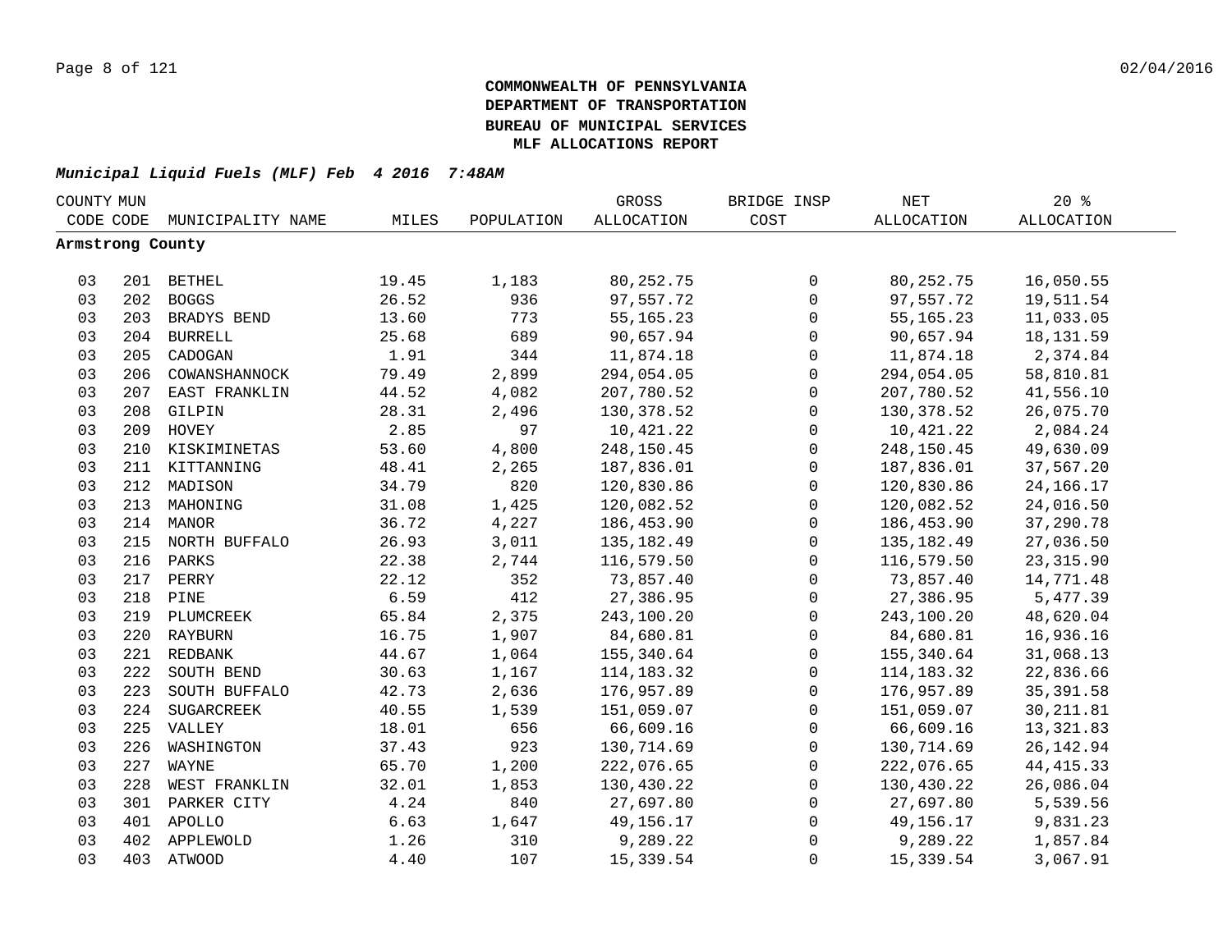**COMMONWEALTH OF PENNSYLVANIA**
**DEPARTMENT OF TRANSPORTATION**
**BUREAU OF MUNICIPAL SERVICES**
**MLF ALLOCATIONS REPORT**

***Municipal Liquid Fuels (MLF) Feb 4 2016 7:48AM***

| COUNTY CODE | MUN CODE | MUNICIPALITY NAME | MILES | POPULATION | GROSS ALLOCATION | BRIDGE INSP COST | NET ALLOCATION | 20 % ALLOCATION |
|---|---|---|---|---|---|---|---|---|
| **Armstrong County** | | | | | | | | |
| 03 | 201 | BETHEL | 19.45 | 1,183 | 80,252.75 | 0 | 80,252.75 | 16,050.55 |
| 03 | 202 | BOGGS | 26.52 | 936 | 97,557.72 | 0 | 97,557.72 | 19,511.54 |
| 03 | 203 | BRADYS BEND | 13.60 | 773 | 55,165.23 | 0 | 55,165.23 | 11,033.05 |
| 03 | 204 | BURRELL | 25.68 | 689 | 90,657.94 | 0 | 90,657.94 | 18,131.59 |
| 03 | 205 | CADOGAN | 1.91 | 344 | 11,874.18 | 0 | 11,874.18 | 2,374.84 |
| 03 | 206 | COWANSHANNOCK | 79.49 | 2,899 | 294,054.05 | 0 | 294,054.05 | 58,810.81 |
| 03 | 207 | EAST FRANKLIN | 44.52 | 4,082 | 207,780.52 | 0 | 207,780.52 | 41,556.10 |
| 03 | 208 | GILPIN | 28.31 | 2,496 | 130,378.52 | 0 | 130,378.52 | 26,075.70 |
| 03 | 209 | HOVEY | 2.85 | 97 | 10,421.22 | 0 | 10,421.22 | 2,084.24 |
| 03 | 210 | KISKIMINETAS | 53.60 | 4,800 | 248,150.45 | 0 | 248,150.45 | 49,630.09 |
| 03 | 211 | KITTANNING | 48.41 | 2,265 | 187,836.01 | 0 | 187,836.01 | 37,567.20 |
| 03 | 212 | MADISON | 34.79 | 820 | 120,830.86 | 0 | 120,830.86 | 24,166.17 |
| 03 | 213 | MAHONING | 31.08 | 1,425 | 120,082.52 | 0 | 120,082.52 | 24,016.50 |
| 03 | 214 | MANOR | 36.72 | 4,227 | 186,453.90 | 0 | 186,453.90 | 37,290.78 |
| 03 | 215 | NORTH BUFFALO | 26.93 | 3,011 | 135,182.49 | 0 | 135,182.49 | 27,036.50 |
| 03 | 216 | PARKS | 22.38 | 2,744 | 116,579.50 | 0 | 116,579.50 | 23,315.90 |
| 03 | 217 | PERRY | 22.12 | 352 | 73,857.40 | 0 | 73,857.40 | 14,771.48 |
| 03 | 218 | PINE | 6.59 | 412 | 27,386.95 | 0 | 27,386.95 | 5,477.39 |
| 03 | 219 | PLUMCREEK | 65.84 | 2,375 | 243,100.20 | 0 | 243,100.20 | 48,620.04 |
| 03 | 220 | RAYBURN | 16.75 | 1,907 | 84,680.81 | 0 | 84,680.81 | 16,936.16 |
| 03 | 221 | REDBANK | 44.67 | 1,064 | 155,340.64 | 0 | 155,340.64 | 31,068.13 |
| 03 | 222 | SOUTH BEND | 30.63 | 1,167 | 114,183.32 | 0 | 114,183.32 | 22,836.66 |
| 03 | 223 | SOUTH BUFFALO | 42.73 | 2,636 | 176,957.89 | 0 | 176,957.89 | 35,391.58 |
| 03 | 224 | SUGARCREEK | 40.55 | 1,539 | 151,059.07 | 0 | 151,059.07 | 30,211.81 |
| 03 | 225 | VALLEY | 18.01 | 656 | 66,609.16 | 0 | 66,609.16 | 13,321.83 |
| 03 | 226 | WASHINGTON | 37.43 | 923 | 130,714.69 | 0 | 130,714.69 | 26,142.94 |
| 03 | 227 | WAYNE | 65.70 | 1,200 | 222,076.65 | 0 | 222,076.65 | 44,415.33 |
| 03 | 228 | WEST FRANKLIN | 32.01 | 1,853 | 130,430.22 | 0 | 130,430.22 | 26,086.04 |
| 03 | 301 | PARKER CITY | 4.24 | 840 | 27,697.80 | 0 | 27,697.80 | 5,539.56 |
| 03 | 401 | APOLLO | 6.63 | 1,647 | 49,156.17 | 0 | 49,156.17 | 9,831.23 |
| 03 | 402 | APPLEWOLD | 1.26 | 310 | 9,289.22 | 0 | 9,289.22 | 1,857.84 |
| 03 | 403 | ATWOOD | 4.40 | 107 | 15,339.54 | 0 | 15,339.54 | 3,067.91 |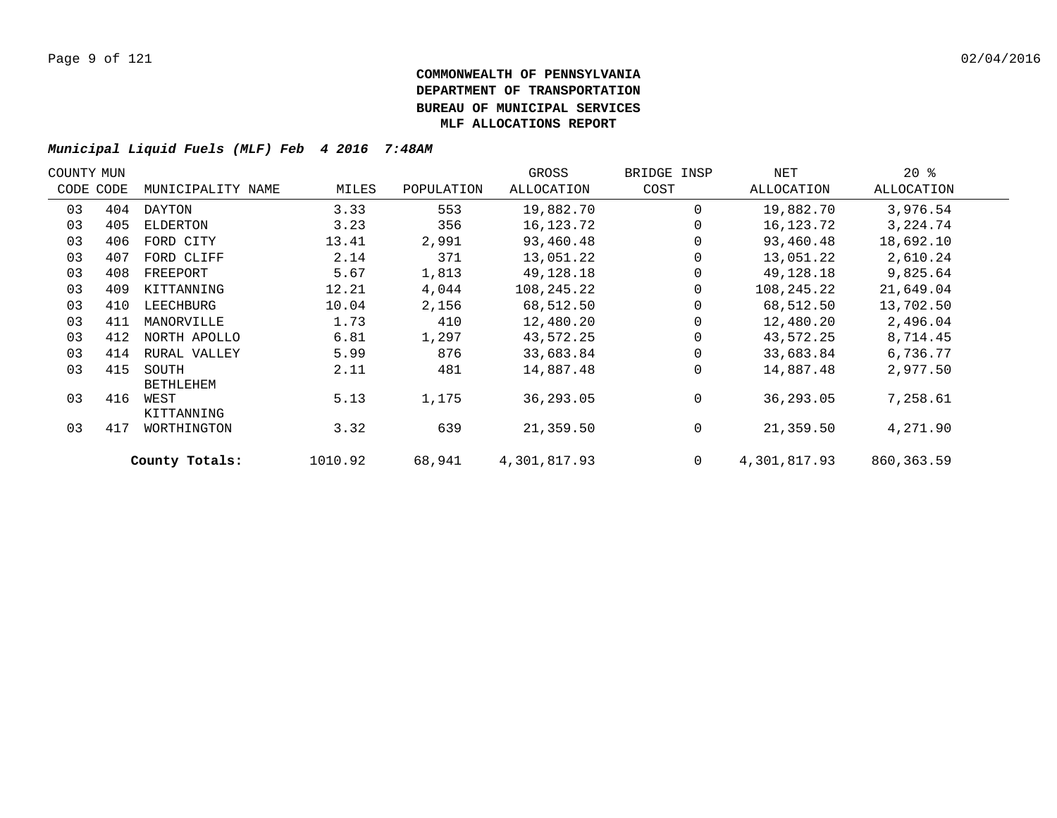**COMMONWEALTH OF PENNSYLVANIA**
**DEPARTMENT OF TRANSPORTATION**
**BUREAU OF MUNICIPAL SERVICES**
**MLF ALLOCATIONS REPORT**

***Municipal Liquid Fuels (MLF) Feb 4 2016 7:48AM***

| COUNTY CODE | MUN CODE | MUNICIPALITY NAME | MILES | POPULATION | GROSS ALLOCATION | BRIDGE INSP COST | NET ALLOCATION | 20 % ALLOCATION |
|---|---|---|---|---|---|---|---|---|
| 03 | 404 | DAYTON | 3.33 | 553 | 19,882.70 | 0 | 19,882.70 | 3,976.54 |
| 03 | 405 | ELDERTON | 3.23 | 356 | 16,123.72 | 0 | 16,123.72 | 3,224.74 |
| 03 | 406 | FORD CITY | 13.41 | 2,991 | 93,460.48 | 0 | 93,460.48 | 18,692.10 |
| 03 | 407 | FORD CLIFF | 2.14 | 371 | 13,051.22 | 0 | 13,051.22 | 2,610.24 |
| 03 | 408 | FREEPORT | 5.67 | 1,813 | 49,128.18 | 0 | 49,128.18 | 9,825.64 |
| 03 | 409 | KITTANNING | 12.21 | 4,044 | 108,245.22 | 0 | 108,245.22 | 21,649.04 |
| 03 | 410 | LEECHBURG | 10.04 | 2,156 | 68,512.50 | 0 | 68,512.50 | 13,702.50 |
| 03 | 411 | MANORVILLE | 1.73 | 410 | 12,480.20 | 0 | 12,480.20 | 2,496.04 |
| 03 | 412 | NORTH APOLLO | 6.81 | 1,297 | 43,572.25 | 0 | 43,572.25 | 8,714.45 |
| 03 | 414 | RURAL VALLEY | 5.99 | 876 | 33,683.84 | 0 | 33,683.84 | 6,736.77 |
| 03 | 415 | SOUTH BETHLEHEM | 2.11 | 481 | 14,887.48 | 0 | 14,887.48 | 2,977.50 |
| 03 | 416 | WEST KITTANNING | 5.13 | 1,175 | 36,293.05 | 0 | 36,293.05 | 7,258.61 |
| 03 | 417 | WORTHINGTON | 3.32 | 639 | 21,359.50 | 0 | 21,359.50 | 4,271.90 |
| | | **County Totals:** | 1010.92 | 68,941 | 4,301,817.93 | 0 | 4,301,817.93 | 860,363.59 |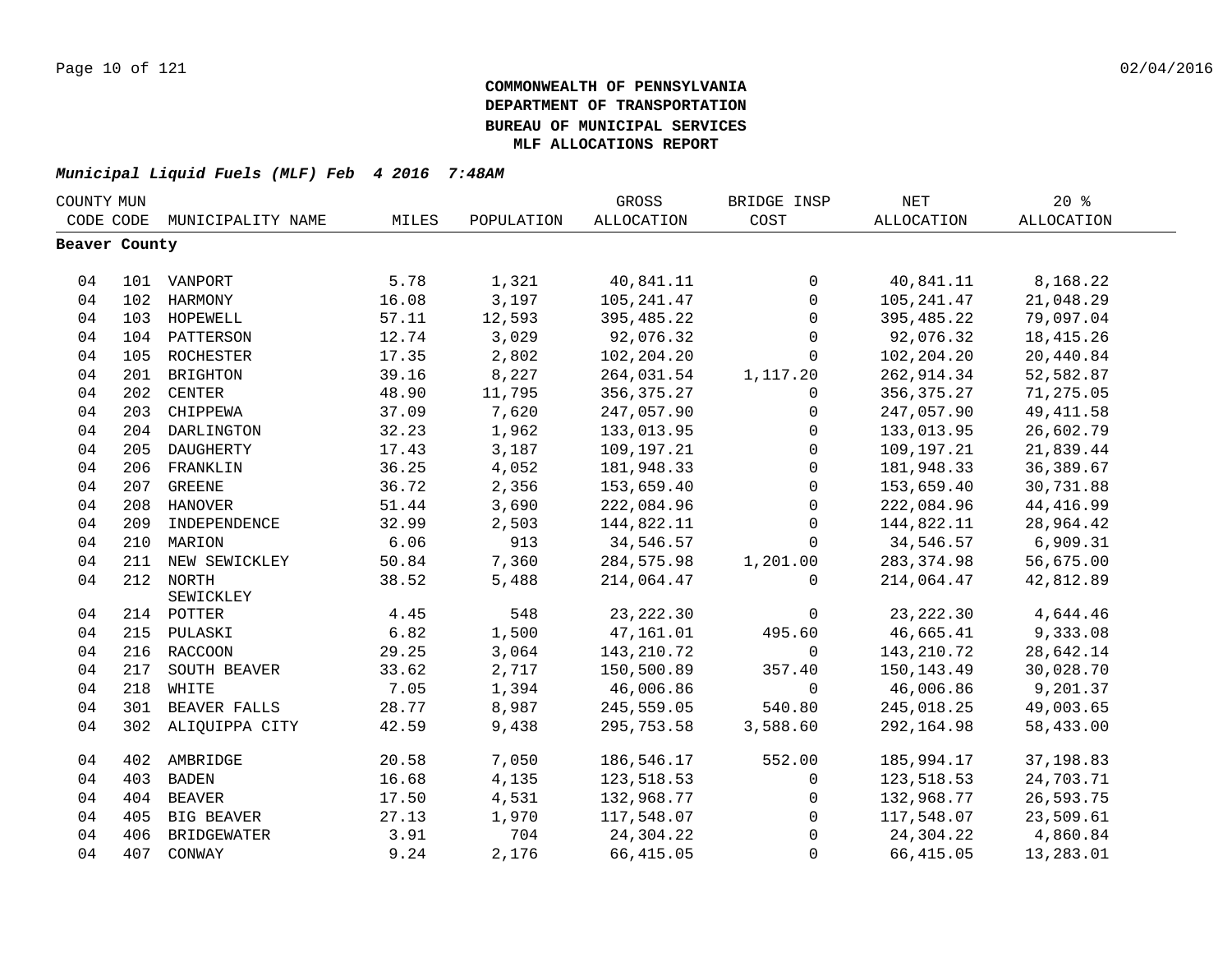**COMMONWEALTH OF PENNSYLVANIA**
**DEPARTMENT OF TRANSPORTATION**
**BUREAU OF MUNICIPAL SERVICES**
**MLF ALLOCATIONS REPORT**

***Municipal Liquid Fuels (MLF) Feb 4 2016 7:48AM***

| COUNTY CODE | MUN CODE | MUNICIPALITY NAME | MILES | POPULATION | GROSS ALLOCATION | BRIDGE INSP COST | NET ALLOCATION | 20 % ALLOCATION |
|---|---|---|---|---|---|---|---|---|
| **Beaver County** | | | | | | | | |
| 04 | 101 | VANPORT | 5.78 | 1,321 | 40,841.11 | 0 | 40,841.11 | 8,168.22 |
| 04 | 102 | HARMONY | 16.08 | 3,197 | 105,241.47 | 0 | 105,241.47 | 21,048.29 |
| 04 | 103 | HOPEWELL | 57.11 | 12,593 | 395,485.22 | 0 | 395,485.22 | 79,097.04 |
| 04 | 104 | PATTERSON | 12.74 | 3,029 | 92,076.32 | 0 | 92,076.32 | 18,415.26 |
| 04 | 105 | ROCHESTER | 17.35 | 2,802 | 102,204.20 | 0 | 102,204.20 | 20,440.84 |
| 04 | 201 | BRIGHTON | 39.16 | 8,227 | 264,031.54 | 1,117.20 | 262,914.34 | 52,582.87 |
| 04 | 202 | CENTER | 48.90 | 11,795 | 356,375.27 | 0 | 356,375.27 | 71,275.05 |
| 04 | 203 | CHIPPEWA | 37.09 | 7,620 | 247,057.90 | 0 | 247,057.90 | 49,411.58 |
| 04 | 204 | DARLINGTON | 32.23 | 1,962 | 133,013.95 | 0 | 133,013.95 | 26,602.79 |
| 04 | 205 | DAUGHERTY | 17.43 | 3,187 | 109,197.21 | 0 | 109,197.21 | 21,839.44 |
| 04 | 206 | FRANKLIN | 36.25 | 4,052 | 181,948.33 | 0 | 181,948.33 | 36,389.67 |
| 04 | 207 | GREENE | 36.72 | 2,356 | 153,659.40 | 0 | 153,659.40 | 30,731.88 |
| 04 | 208 | HANOVER | 51.44 | 3,690 | 222,084.96 | 0 | 222,084.96 | 44,416.99 |
| 04 | 209 | INDEPENDENCE | 32.99 | 2,503 | 144,822.11 | 0 | 144,822.11 | 28,964.42 |
| 04 | 210 | MARION | 6.06 | 913 | 34,546.57 | 0 | 34,546.57 | 6,909.31 |
| 04 | 211 | NEW SEWICKLEY | 50.84 | 7,360 | 284,575.98 | 1,201.00 | 283,374.98 | 56,675.00 |
| 04 | 212 | NORTH SEWICKLEY | 38.52 | 5,488 | 214,064.47 | 0 | 214,064.47 | 42,812.89 |
| 04 | 214 | POTTER | 4.45 | 548 | 23,222.30 | 0 | 23,222.30 | 4,644.46 |
| 04 | 215 | PULASKI | 6.82 | 1,500 | 47,161.01 | 495.60 | 46,665.41 | 9,333.08 |
| 04 | 216 | RACCOON | 29.25 | 3,064 | 143,210.72 | 0 | 143,210.72 | 28,642.14 |
| 04 | 217 | SOUTH BEAVER | 33.62 | 2,717 | 150,500.89 | 357.40 | 150,143.49 | 30,028.70 |
| 04 | 218 | WHITE | 7.05 | 1,394 | 46,006.86 | 0 | 46,006.86 | 9,201.37 |
| 04 | 301 | BEAVER FALLS | 28.77 | 8,987 | 245,559.05 | 540.80 | 245,018.25 | 49,003.65 |
| 04 | 302 | ALIQUIPPA CITY | 42.59 | 9,438 | 295,753.58 | 3,588.60 | 292,164.98 | 58,433.00 |
| 04 | 402 | AMBRIDGE | 20.58 | 7,050 | 186,546.17 | 552.00 | 185,994.17 | 37,198.83 |
| 04 | 403 | BADEN | 16.68 | 4,135 | 123,518.53 | 0 | 123,518.53 | 24,703.71 |
| 04 | 404 | BEAVER | 17.50 | 4,531 | 132,968.77 | 0 | 132,968.77 | 26,593.75 |
| 04 | 405 | BIG BEAVER | 27.13 | 1,970 | 117,548.07 | 0 | 117,548.07 | 23,509.61 |
| 04 | 406 | BRIDGEWATER | 3.91 | 704 | 24,304.22 | 0 | 24,304.22 | 4,860.84 |
| 04 | 407 | CONWAY | 9.24 | 2,176 | 66,415.05 | 0 | 66,415.05 | 13,283.01 |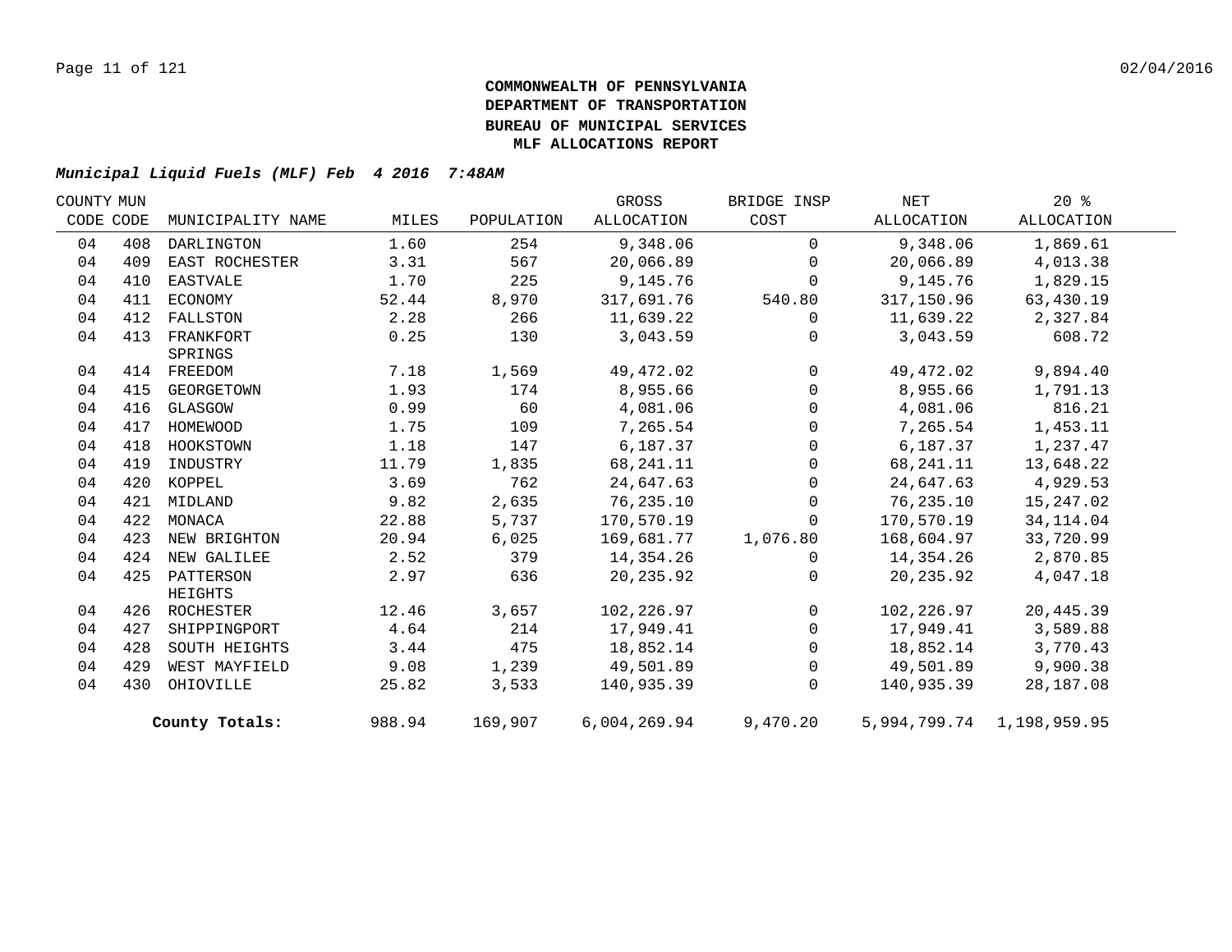**COMMONWEALTH OF PENNSYLVANIA**
**DEPARTMENT OF TRANSPORTATION**
**BUREAU OF MUNICIPAL SERVICES**
**MLF ALLOCATIONS REPORT**

***Municipal Liquid Fuels (MLF) Feb 4 2016 7:48AM***

| COUNTY CODE | MUN CODE | MUNICIPALITY NAME | MILES | POPULATION | GROSS ALLOCATION | BRIDGE INSP COST | NET ALLOCATION | 20 % ALLOCATION |
|---|---|---|---|---|---|---|---|---|
| 04 | 408 | DARLINGTON | 1.60 | 254 | 9,348.06 | 0 | 9,348.06 | 1,869.61 |
| 04 | 409 | EAST ROCHESTER | 3.31 | 567 | 20,066.89 | 0 | 20,066.89 | 4,013.38 |
| 04 | 410 | EASTVALE | 1.70 | 225 | 9,145.76 | 0 | 9,145.76 | 1,829.15 |
| 04 | 411 | ECONOMY | 52.44 | 8,970 | 317,691.76 | 540.80 | 317,150.96 | 63,430.19 |
| 04 | 412 | FALLSTON | 2.28 | 266 | 11,639.22 | 0 | 11,639.22 | 2,327.84 |
| 04 | 413 | FRANKFORT SPRINGS | 0.25 | 130 | 3,043.59 | 0 | 3,043.59 | 608.72 |
| 04 | 414 | FREEDOM | 7.18 | 1,569 | 49,472.02 | 0 | 49,472.02 | 9,894.40 |
| 04 | 415 | GEORGETOWN | 1.93 | 174 | 8,955.66 | 0 | 8,955.66 | 1,791.13 |
| 04 | 416 | GLASGOW | 0.99 | 60 | 4,081.06 | 0 | 4,081.06 | 816.21 |
| 04 | 417 | HOMEWOOD | 1.75 | 109 | 7,265.54 | 0 | 7,265.54 | 1,453.11 |
| 04 | 418 | HOOKSTOWN | 1.18 | 147 | 6,187.37 | 0 | 6,187.37 | 1,237.47 |
| 04 | 419 | INDUSTRY | 11.79 | 1,835 | 68,241.11 | 0 | 68,241.11 | 13,648.22 |
| 04 | 420 | KOPPEL | 3.69 | 762 | 24,647.63 | 0 | 24,647.63 | 4,929.53 |
| 04 | 421 | MIDLAND | 9.82 | 2,635 | 76,235.10 | 0 | 76,235.10 | 15,247.02 |
| 04 | 422 | MONACA | 22.88 | 5,737 | 170,570.19 | 0 | 170,570.19 | 34,114.04 |
| 04 | 423 | NEW BRIGHTON | 20.94 | 6,025 | 169,681.77 | 1,076.80 | 168,604.97 | 33,720.99 |
| 04 | 424 | NEW GALILEE | 2.52 | 379 | 14,354.26 | 0 | 14,354.26 | 2,870.85 |
| 04 | 425 | PATTERSON HEIGHTS | 2.97 | 636 | 20,235.92 | 0 | 20,235.92 | 4,047.18 |
| 04 | 426 | ROCHESTER | 12.46 | 3,657 | 102,226.97 | 0 | 102,226.97 | 20,445.39 |
| 04 | 427 | SHIPPINGPORT | 4.64 | 214 | 17,949.41 | 0 | 17,949.41 | 3,589.88 |
| 04 | 428 | SOUTH HEIGHTS | 3.44 | 475 | 18,852.14 | 0 | 18,852.14 | 3,770.43 |
| 04 | 429 | WEST MAYFIELD | 9.08 | 1,239 | 49,501.89 | 0 | 49,501.89 | 9,900.38 |
| 04 | 430 | OHIOVILLE | 25.82 | 3,533 | 140,935.39 | 0 | 140,935.39 | 28,187.08 |
| | | **County Totals:** | 988.94 | 169,907 | 6,004,269.94 | 9,470.20 | 5,994,799.74 | 1,198,959.95 |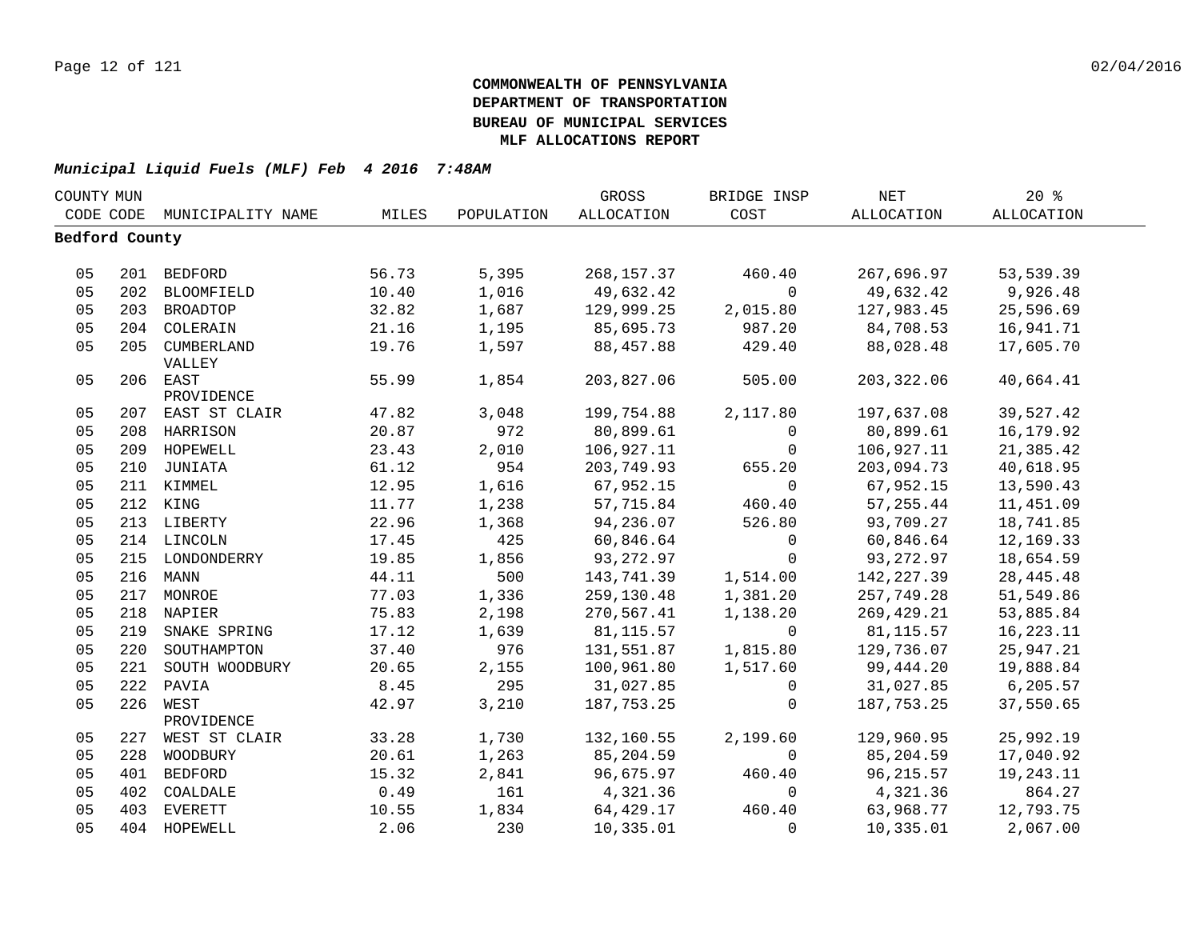# COMMONWEALTH OF PENNSYLVANIA
# DEPARTMENT OF TRANSPORTATION
# BUREAU OF MUNICIPAL SERVICES
# MLF ALLOCATIONS REPORT

***Municipal Liquid Fuels (MLF) Feb 4 2016 7:48AM***

| COUNTY CODE | MUN CODE | MUNICIPALITY NAME | MILES | POPULATION | GROSS ALLOCATION | BRIDGE INSP COST | NET ALLOCATION | 20 % ALLOCATION |
|---|---|---|---|---|---|---|---|---|
| **Bedford County** | | | | | | | | |
| 05 | 201 | BEDFORD | 56.73 | 5,395 | 268,157.37 | 460.40 | 267,696.97 | 53,539.39 |
| 05 | 202 | BLOOMFIELD | 10.40 | 1,016 | 49,632.42 | 0 | 49,632.42 | 9,926.48 |
| 05 | 203 | BROADTOP | 32.82 | 1,687 | 129,999.25 | 2,015.80 | 127,983.45 | 25,596.69 |
| 05 | 204 | COLERAIN | 21.16 | 1,195 | 85,695.73 | 987.20 | 84,708.53 | 16,941.71 |
| 05 | 205 | CUMBERLAND VALLEY | 19.76 | 1,597 | 88,457.88 | 429.40 | 88,028.48 | 17,605.70 |
| 05 | 206 | EAST PROVIDENCE | 55.99 | 1,854 | 203,827.06 | 505.00 | 203,322.06 | 40,664.41 |
| 05 | 207 | EAST ST CLAIR | 47.82 | 3,048 | 199,754.88 | 2,117.80 | 197,637.08 | 39,527.42 |
| 05 | 208 | HARRISON | 20.87 | 972 | 80,899.61 | 0 | 80,899.61 | 16,179.92 |
| 05 | 209 | HOPEWELL | 23.43 | 2,010 | 106,927.11 | 0 | 106,927.11 | 21,385.42 |
| 05 | 210 | JUNIATA | 61.12 | 954 | 203,749.93 | 655.20 | 203,094.73 | 40,618.95 |
| 05 | 211 | KIMMEL | 12.95 | 1,616 | 67,952.15 | 0 | 67,952.15 | 13,590.43 |
| 05 | 212 | KING | 11.77 | 1,238 | 57,715.84 | 460.40 | 57,255.44 | 11,451.09 |
| 05 | 213 | LIBERTY | 22.96 | 1,368 | 94,236.07 | 526.80 | 93,709.27 | 18,741.85 |
| 05 | 214 | LINCOLN | 17.45 | 425 | 60,846.64 | 0 | 60,846.64 | 12,169.33 |
| 05 | 215 | LONDONDERRY | 19.85 | 1,856 | 93,272.97 | 0 | 93,272.97 | 18,654.59 |
| 05 | 216 | MANN | 44.11 | 500 | 143,741.39 | 1,514.00 | 142,227.39 | 28,445.48 |
| 05 | 217 | MONROE | 77.03 | 1,336 | 259,130.48 | 1,381.20 | 257,749.28 | 51,549.86 |
| 05 | 218 | NAPIER | 75.83 | 2,198 | 270,567.41 | 1,138.20 | 269,429.21 | 53,885.84 |
| 05 | 219 | SNAKE SPRING | 17.12 | 1,639 | 81,115.57 | 0 | 81,115.57 | 16,223.11 |
| 05 | 220 | SOUTHAMPTON | 37.40 | 976 | 131,551.87 | 1,815.80 | 129,736.07 | 25,947.21 |
| 05 | 221 | SOUTH WOODBURY | 20.65 | 2,155 | 100,961.80 | 1,517.60 | 99,444.20 | 19,888.84 |
| 05 | 222 | PAVIA | 8.45 | 295 | 31,027.85 | 0 | 31,027.85 | 6,205.57 |
| 05 | 226 | WEST PROVIDENCE | 42.97 | 3,210 | 187,753.25 | 0 | 187,753.25 | 37,550.65 |
| 05 | 227 | WEST ST CLAIR | 33.28 | 1,730 | 132,160.55 | 2,199.60 | 129,960.95 | 25,992.19 |
| 05 | 228 | WOODBURY | 20.61 | 1,263 | 85,204.59 | 0 | 85,204.59 | 17,040.92 |
| 05 | 401 | BEDFORD | 15.32 | 2,841 | 96,675.97 | 460.40 | 96,215.57 | 19,243.11 |
| 05 | 402 | COALDALE | 0.49 | 161 | 4,321.36 | 0 | 4,321.36 | 864.27 |
| 05 | 403 | EVERETT | 10.55 | 1,834 | 64,429.17 | 460.40 | 63,968.77 | 12,793.75 |
| 05 | 404 | HOPEWELL | 2.06 | 230 | 10,335.01 | 0 | 10,335.01 | 2,067.00 |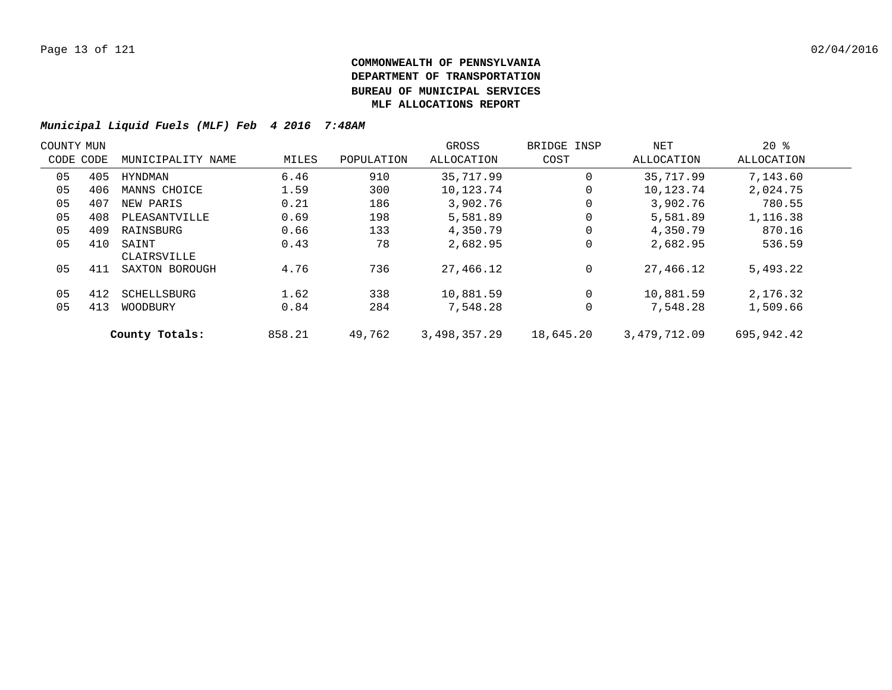**COMMONWEALTH OF PENNSYLVANIA**
**DEPARTMENT OF TRANSPORTATION**
**BUREAU OF MUNICIPAL SERVICES**
**MLF ALLOCATIONS REPORT**

***Municipal Liquid Fuels (MLF) Feb 4 2016 7:48AM***

| COUNTY CODE | MUN CODE | MUNICIPALITY NAME | MILES | POPULATION | GROSS ALLOCATION | BRIDGE INSP COST | NET ALLOCATION | 20 % ALLOCATION |
|---|---|---|---|---|---|---|---|---|
| 05 | 405 | HYNDMAN | 6.46 | 910 | 35,717.99 | 0 | 35,717.99 | 7,143.60 |
| 05 | 406 | MANNS CHOICE | 1.59 | 300 | 10,123.74 | 0 | 10,123.74 | 2,024.75 |
| 05 | 407 | NEW PARIS | 0.21 | 186 | 3,902.76 | 0 | 3,902.76 | 780.55 |
| 05 | 408 | PLEASANTVILLE | 0.69 | 198 | 5,581.89 | 0 | 5,581.89 | 1,116.38 |
| 05 | 409 | RAINSBURG | 0.66 | 133 | 4,350.79 | 0 | 4,350.79 | 870.16 |
| 05 | 410 | SAINT CLAIRSVILLE | 0.43 | 78 | 2,682.95 | 0 | 2,682.95 | 536.59 |
| 05 | 411 | SAXTON BOROUGH | 4.76 | 736 | 27,466.12 | 0 | 27,466.12 | 5,493.22 |
| 05 | 412 | SCHELLSBURG | 1.62 | 338 | 10,881.59 | 0 | 10,881.59 | 2,176.32 |
| 05 | 413 | WOODBURY | 0.84 | 284 | 7,548.28 | 0 | 7,548.28 | 1,509.66 |
| | | **County Totals:** | 858.21 | 49,762 | 3,498,357.29 | 18,645.20 | 3,479,712.09 | 695,942.42 |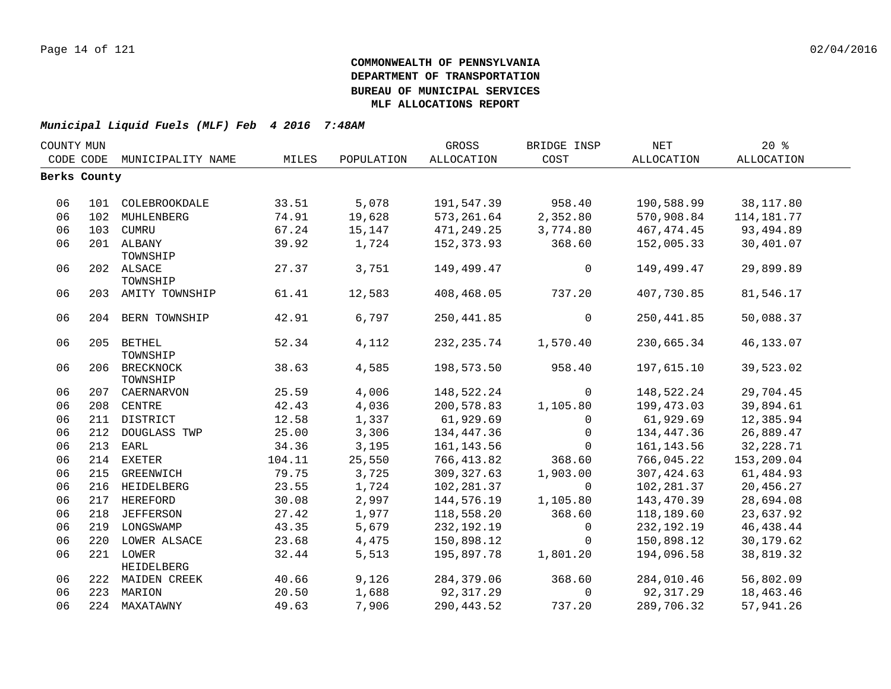**COMMONWEALTH OF PENNSYLVANIA**
**DEPARTMENT OF TRANSPORTATION**
**BUREAU OF MUNICIPAL SERVICES**
**MLF ALLOCATIONS REPORT**

***Municipal Liquid Fuels (MLF) Feb 4 2016 7:48AM***

| COUNTY CODE | MUN CODE | MUNICIPALITY NAME | MILES | POPULATION | GROSS ALLOCATION | BRIDGE INSP COST | NET ALLOCATION | 20 % ALLOCATION |
|---|---|---|---|---|---|---|---|---|
| **Berks County** | | | | | | | | |
| 06 | 101 | COLEBROOKDALE | 33.51 | 5,078 | 191,547.39 | 958.40 | 190,588.99 | 38,117.80 |
| 06 | 102 | MUHLENBERG | 74.91 | 19,628 | 573,261.64 | 2,352.80 | 570,908.84 | 114,181.77 |
| 06 | 103 | CUMRU | 67.24 | 15,147 | 471,249.25 | 3,774.80 | 467,474.45 | 93,494.89 |
| 06 | 201 | ALBANY TOWNSHIP | 39.92 | 1,724 | 152,373.93 | 368.60 | 152,005.33 | 30,401.07 |
| 06 | 202 | ALSACE TOWNSHIP | 27.37 | 3,751 | 149,499.47 | 0 | 149,499.47 | 29,899.89 |
| 06 | 203 | AMITY TOWNSHIP | 61.41 | 12,583 | 408,468.05 | 737.20 | 407,730.85 | 81,546.17 |
| 06 | 204 | BERN TOWNSHIP | 42.91 | 6,797 | 250,441.85 | 0 | 250,441.85 | 50,088.37 |
| 06 | 205 | BETHEL TOWNSHIP | 52.34 | 4,112 | 232,235.74 | 1,570.40 | 230,665.34 | 46,133.07 |
| 06 | 206 | BRECKNOCK TOWNSHIP | 38.63 | 4,585 | 198,573.50 | 958.40 | 197,615.10 | 39,523.02 |
| 06 | 207 | CAERNARVON | 25.59 | 4,006 | 148,522.24 | 0 | 148,522.24 | 29,704.45 |
| 06 | 208 | CENTRE | 42.43 | 4,036 | 200,578.83 | 1,105.80 | 199,473.03 | 39,894.61 |
| 06 | 211 | DISTRICT | 12.58 | 1,337 | 61,929.69 | 0 | 61,929.69 | 12,385.94 |
| 06 | 212 | DOUGLASS TWP | 25.00 | 3,306 | 134,447.36 | 0 | 134,447.36 | 26,889.47 |
| 06 | 213 | EARL | 34.36 | 3,195 | 161,143.56 | 0 | 161,143.56 | 32,228.71 |
| 06 | 214 | EXETER | 104.11 | 25,550 | 766,413.82 | 368.60 | 766,045.22 | 153,209.04 |
| 06 | 215 | GREENWICH | 79.75 | 3,725 | 309,327.63 | 1,903.00 | 307,424.63 | 61,484.93 |
| 06 | 216 | HEIDELBERG | 23.55 | 1,724 | 102,281.37 | 0 | 102,281.37 | 20,456.27 |
| 06 | 217 | HEREFORD | 30.08 | 2,997 | 144,576.19 | 1,105.80 | 143,470.39 | 28,694.08 |
| 06 | 218 | JEFFERSON | 27.42 | 1,977 | 118,558.20 | 368.60 | 118,189.60 | 23,637.92 |
| 06 | 219 | LONGSWAMP | 43.35 | 5,679 | 232,192.19 | 0 | 232,192.19 | 46,438.44 |
| 06 | 220 | LOWER ALSACE | 23.68 | 4,475 | 150,898.12 | 0 | 150,898.12 | 30,179.62 |
| 06 | 221 | LOWER HEIDELBERG | 32.44 | 5,513 | 195,897.78 | 1,801.20 | 194,096.58 | 38,819.32 |
| 06 | 222 | MAIDEN CREEK | 40.66 | 9,126 | 284,379.06 | 368.60 | 284,010.46 | 56,802.09 |
| 06 | 223 | MARION | 20.50 | 1,688 | 92,317.29 | 0 | 92,317.29 | 18,463.46 |
| 06 | 224 | MAXATAWNY | 49.63 | 7,906 | 290,443.52 | 737.20 | 289,706.32 | 57,941.26 |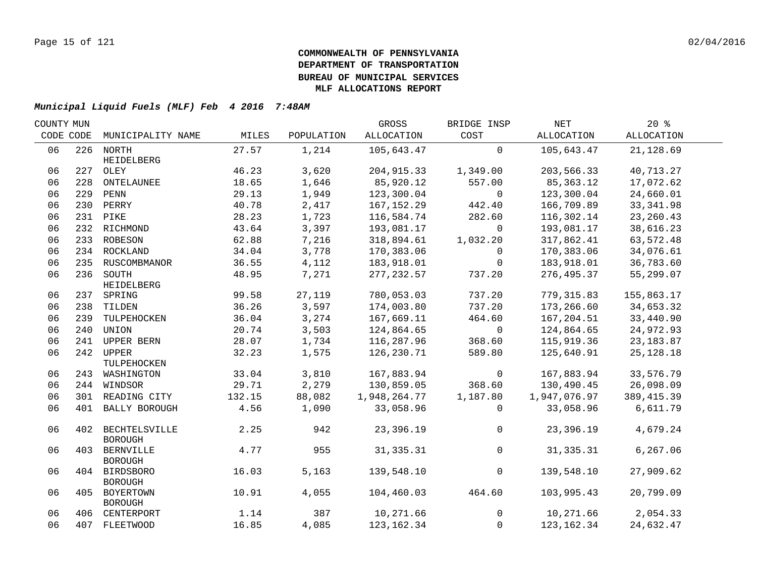**COMMONWEALTH OF PENNSYLVANIA**
**DEPARTMENT OF TRANSPORTATION**
**BUREAU OF MUNICIPAL SERVICES**
**MLF ALLOCATIONS REPORT**

***Municipal Liquid Fuels (MLF) Feb 4 2016 7:48AM***

| COUNTY CODE | MUN CODE | MUNICIPALITY NAME | MILES | POPULATION | GROSS ALLOCATION | BRIDGE INSP COST | NET ALLOCATION | 20 % ALLOCATION |
|---|---|---|---|---|---|---|---|---|
| 06 | 226 | NORTH HEIDELBERG | 27.57 | 1,214 | 105,643.47 | 0 | 105,643.47 | 21,128.69 |
| 06 | 227 | OLEY | 46.23 | 3,620 | 204,915.33 | 1,349.00 | 203,566.33 | 40,713.27 |
| 06 | 228 | ONTELAUNEE | 18.65 | 1,646 | 85,920.12 | 557.00 | 85,363.12 | 17,072.62 |
| 06 | 229 | PENN | 29.13 | 1,949 | 123,300.04 | 0 | 123,300.04 | 24,660.01 |
| 06 | 230 | PERRY | 40.78 | 2,417 | 167,152.29 | 442.40 | 166,709.89 | 33,341.98 |
| 06 | 231 | PIKE | 28.23 | 1,723 | 116,584.74 | 282.60 | 116,302.14 | 23,260.43 |
| 06 | 232 | RICHMOND | 43.64 | 3,397 | 193,081.17 | 0 | 193,081.17 | 38,616.23 |
| 06 | 233 | ROBESON | 62.88 | 7,216 | 318,894.61 | 1,032.20 | 317,862.41 | 63,572.48 |
| 06 | 234 | ROCKLAND | 34.04 | 3,778 | 170,383.06 | 0 | 170,383.06 | 34,076.61 |
| 06 | 235 | RUSCOMBMANOR | 36.55 | 4,112 | 183,918.01 | 0 | 183,918.01 | 36,783.60 |
| 06 | 236 | SOUTH HEIDELBERG | 48.95 | 7,271 | 277,232.57 | 737.20 | 276,495.37 | 55,299.07 |
| 06 | 237 | SPRING | 99.58 | 27,119 | 780,053.03 | 737.20 | 779,315.83 | 155,863.17 |
| 06 | 238 | TILDEN | 36.26 | 3,597 | 174,003.80 | 737.20 | 173,266.60 | 34,653.32 |
| 06 | 239 | TULPEHOCKEN | 36.04 | 3,274 | 167,669.11 | 464.60 | 167,204.51 | 33,440.90 |
| 06 | 240 | UNION | 20.74 | 3,503 | 124,864.65 | 0 | 124,864.65 | 24,972.93 |
| 06 | 241 | UPPER BERN | 28.07 | 1,734 | 116,287.96 | 368.60 | 115,919.36 | 23,183.87 |
| 06 | 242 | UPPER TULPEHOCKEN | 32.23 | 1,575 | 126,230.71 | 589.80 | 125,640.91 | 25,128.18 |
| 06 | 243 | WASHINGTON | 33.04 | 3,810 | 167,883.94 | 0 | 167,883.94 | 33,576.79 |
| 06 | 244 | WINDSOR | 29.71 | 2,279 | 130,859.05 | 368.60 | 130,490.45 | 26,098.09 |
| 06 | 301 | READING CITY | 132.15 | 88,082 | 1,948,264.77 | 1,187.80 | 1,947,076.97 | 389,415.39 |
| 06 | 401 | BALLY BOROUGH | 4.56 | 1,090 | 33,058.96 | 0 | 33,058.96 | 6,611.79 |
| 06 | 402 | BECHTELSVILLE BOROUGH | 2.25 | 942 | 23,396.19 | 0 | 23,396.19 | 4,679.24 |
| 06 | 403 | BERNVILLE BOROUGH | 4.77 | 955 | 31,335.31 | 0 | 31,335.31 | 6,267.06 |
| 06 | 404 | BIRDSBORO BOROUGH | 16.03 | 5,163 | 139,548.10 | 0 | 139,548.10 | 27,909.62 |
| 06 | 405 | BOYERTOWN BOROUGH | 10.91 | 4,055 | 104,460.03 | 464.60 | 103,995.43 | 20,799.09 |
| 06 | 406 | CENTERPORT | 1.14 | 387 | 10,271.66 | 0 | 10,271.66 | 2,054.33 |
| 06 | 407 | FLEETWOOD | 16.85 | 4,085 | 123,162.34 | 0 | 123,162.34 | 24,632.47 |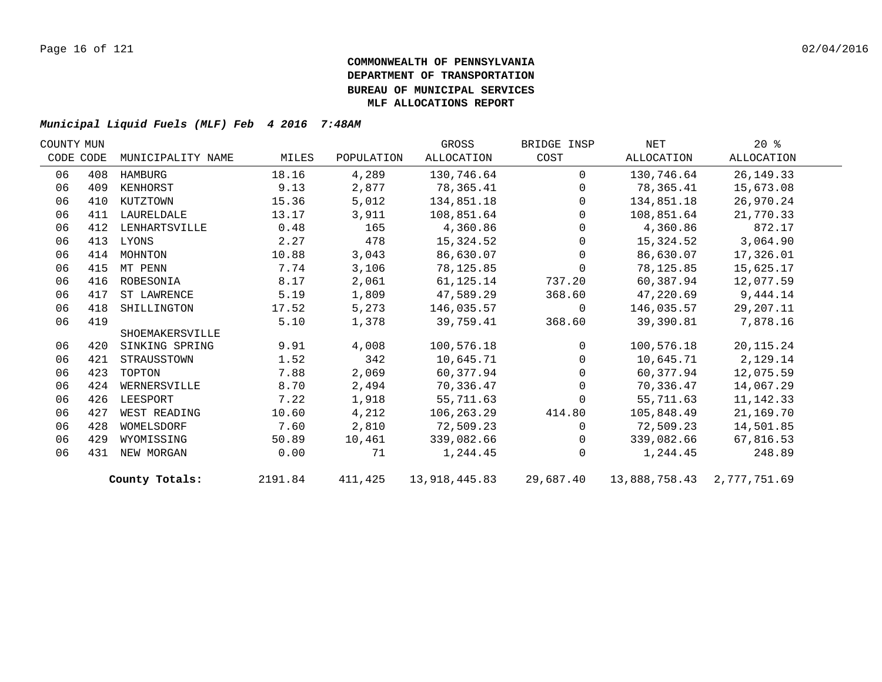**COMMONWEALTH OF PENNSYLVANIA**
**DEPARTMENT OF TRANSPORTATION**
**BUREAU OF MUNICIPAL SERVICES**
**MLF ALLOCATIONS REPORT**

***Municipal Liquid Fuels (MLF) Feb 4 2016 7:48AM***

| COUNTY CODE | MUN CODE | MUNICIPALITY NAME | MILES | POPULATION | GROSS ALLOCATION | BRIDGE INSP COST | NET ALLOCATION | 20 % ALLOCATION |
|---|---|---|---|---|---|---|---|---|
| 06 | 408 | HAMBURG | 18.16 | 4,289 | 130,746.64 | 0 | 130,746.64 | 26,149.33 |
| 06 | 409 | KENHORST | 9.13 | 2,877 | 78,365.41 | 0 | 78,365.41 | 15,673.08 |
| 06 | 410 | KUTZTOWN | 15.36 | 5,012 | 134,851.18 | 0 | 134,851.18 | 26,970.24 |
| 06 | 411 | LAURELDALE | 13.17 | 3,911 | 108,851.64 | 0 | 108,851.64 | 21,770.33 |
| 06 | 412 | LENHARTSVILLE | 0.48 | 165 | 4,360.86 | 0 | 4,360.86 | 872.17 |
| 06 | 413 | LYONS | 2.27 | 478 | 15,324.52 | 0 | 15,324.52 | 3,064.90 |
| 06 | 414 | MOHNTON | 10.88 | 3,043 | 86,630.07 | 0 | 86,630.07 | 17,326.01 |
| 06 | 415 | MT PENN | 7.74 | 3,106 | 78,125.85 | 0 | 78,125.85 | 15,625.17 |
| 06 | 416 | ROBESONIA | 8.17 | 2,061 | 61,125.14 | 737.20 | 60,387.94 | 12,077.59 |
| 06 | 417 | ST LAWRENCE | 5.19 | 1,809 | 47,589.29 | 368.60 | 47,220.69 | 9,444.14 |
| 06 | 418 | SHILLINGTON | 17.52 | 5,273 | 146,035.57 | 0 | 146,035.57 | 29,207.11 |
| 06 | 419 | SHOEMAKERSVILLE | 5.10 | 1,378 | 39,759.41 | 368.60 | 39,390.81 | 7,878.16 |
| 06 | 420 | SINKING SPRING | 9.91 | 4,008 | 100,576.18 | 0 | 100,576.18 | 20,115.24 |
| 06 | 421 | STRAUSSTOWN | 1.52 | 342 | 10,645.71 | 0 | 10,645.71 | 2,129.14 |
| 06 | 423 | TOPTON | 7.88 | 2,069 | 60,377.94 | 0 | 60,377.94 | 12,075.59 |
| 06 | 424 | WERNERSVILLE | 8.70 | 2,494 | 70,336.47 | 0 | 70,336.47 | 14,067.29 |
| 06 | 426 | LEESPORT | 7.22 | 1,918 | 55,711.63 | 0 | 55,711.63 | 11,142.33 |
| 06 | 427 | WEST READING | 10.60 | 4,212 | 106,263.29 | 414.80 | 105,848.49 | 21,169.70 |
| 06 | 428 | WOMELSDORF | 7.60 | 2,810 | 72,509.23 | 0 | 72,509.23 | 14,501.85 |
| 06 | 429 | WYOMISSING | 50.89 | 10,461 | 339,082.66 | 0 | 339,082.66 | 67,816.53 |
| 06 | 431 | NEW MORGAN | 0.00 | 71 | 1,244.45 | 0 | 1,244.45 | 248.89 |
| | | **County Totals:** | 2191.84 | 411,425 | 13,918,445.83 | 29,687.40 | 13,888,758.43 | 2,777,751.69 |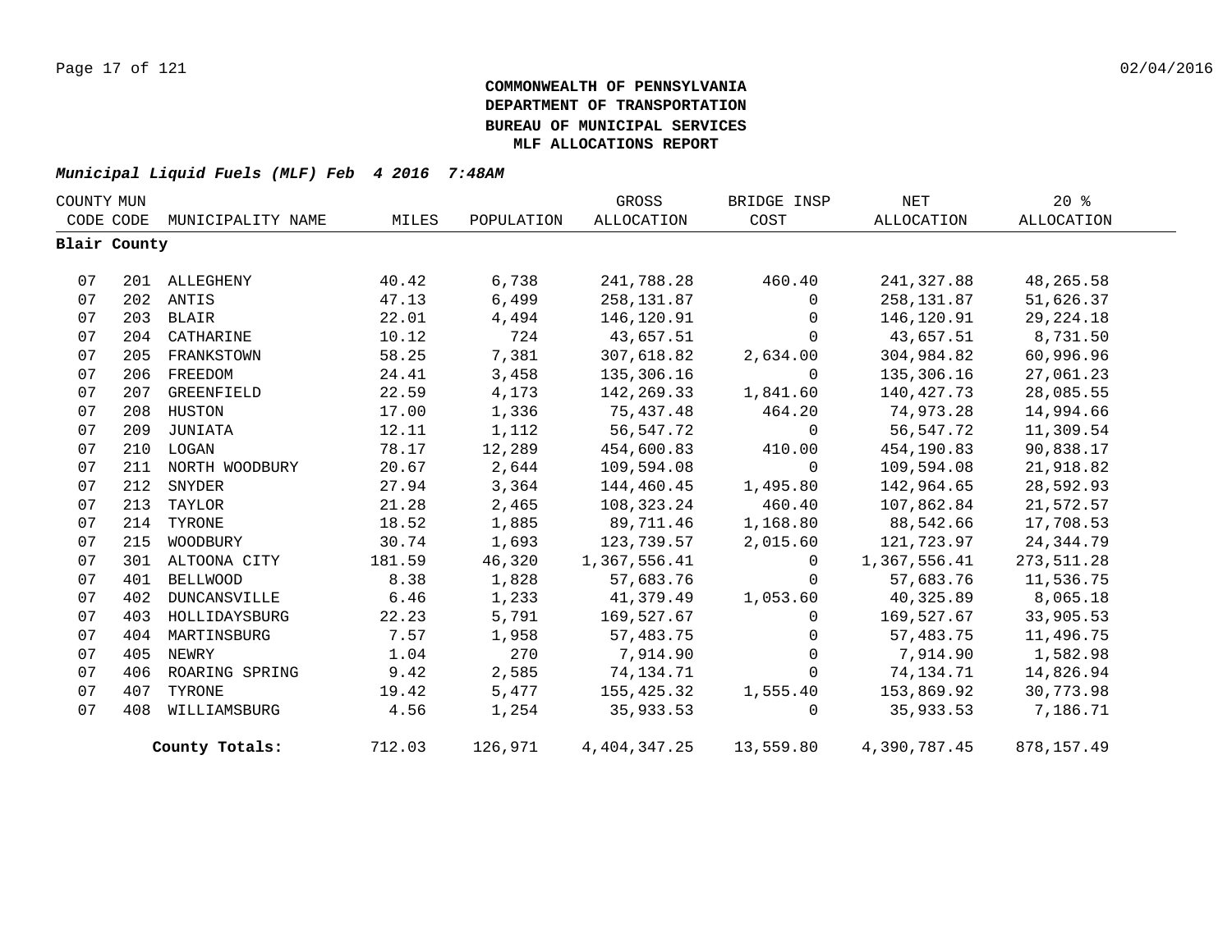**COMMONWEALTH OF PENNSYLVANIA**
**DEPARTMENT OF TRANSPORTATION**
**BUREAU OF MUNICIPAL SERVICES**
**MLF ALLOCATIONS REPORT**

***Municipal Liquid Fuels (MLF) Feb 4 2016 7:48AM***

| COUNTY CODE | MUN CODE | MUNICIPALITY NAME | MILES | POPULATION | GROSS ALLOCATION | BRIDGE INSP COST | NET ALLOCATION | 20 % ALLOCATION |
|---|---|---|---|---|---|---|---|---|
| **Blair County** | | | | | | | | |
| 07 | 201 | ALLEGHENY | 40.42 | 6,738 | 241,788.28 | 460.40 | 241,327.88 | 48,265.58 |
| 07 | 202 | ANTIS | 47.13 | 6,499 | 258,131.87 | 0 | 258,131.87 | 51,626.37 |
| 07 | 203 | BLAIR | 22.01 | 4,494 | 146,120.91 | 0 | 146,120.91 | 29,224.18 |
| 07 | 204 | CATHARINE | 10.12 | 724 | 43,657.51 | 0 | 43,657.51 | 8,731.50 |
| 07 | 205 | FRANKSTOWN | 58.25 | 7,381 | 307,618.82 | 2,634.00 | 304,984.82 | 60,996.96 |
| 07 | 206 | FREEDOM | 24.41 | 3,458 | 135,306.16 | 0 | 135,306.16 | 27,061.23 |
| 07 | 207 | GREENFIELD | 22.59 | 4,173 | 142,269.33 | 1,841.60 | 140,427.73 | 28,085.55 |
| 07 | 208 | HUSTON | 17.00 | 1,336 | 75,437.48 | 464.20 | 74,973.28 | 14,994.66 |
| 07 | 209 | JUNIATA | 12.11 | 1,112 | 56,547.72 | 0 | 56,547.72 | 11,309.54 |
| 07 | 210 | LOGAN | 78.17 | 12,289 | 454,600.83 | 410.00 | 454,190.83 | 90,838.17 |
| 07 | 211 | NORTH WOODBURY | 20.67 | 2,644 | 109,594.08 | 0 | 109,594.08 | 21,918.82 |
| 07 | 212 | SNYDER | 27.94 | 3,364 | 144,460.45 | 1,495.80 | 142,964.65 | 28,592.93 |
| 07 | 213 | TAYLOR | 21.28 | 2,465 | 108,323.24 | 460.40 | 107,862.84 | 21,572.57 |
| 07 | 214 | TYRONE | 18.52 | 1,885 | 89,711.46 | 1,168.80 | 88,542.66 | 17,708.53 |
| 07 | 215 | WOODBURY | 30.74 | 1,693 | 123,739.57 | 2,015.60 | 121,723.97 | 24,344.79 |
| 07 | 301 | ALTOONA CITY | 181.59 | 46,320 | 1,367,556.41 | 0 | 1,367,556.41 | 273,511.28 |
| 07 | 401 | BELLWOOD | 8.38 | 1,828 | 57,683.76 | 0 | 57,683.76 | 11,536.75 |
| 07 | 402 | DUNCANSVILLE | 6.46 | 1,233 | 41,379.49 | 1,053.60 | 40,325.89 | 8,065.18 |
| 07 | 403 | HOLLIDAYSBURG | 22.23 | 5,791 | 169,527.67 | 0 | 169,527.67 | 33,905.53 |
| 07 | 404 | MARTINSBURG | 7.57 | 1,958 | 57,483.75 | 0 | 57,483.75 | 11,496.75 |
| 07 | 405 | NEWRY | 1.04 | 270 | 7,914.90 | 0 | 7,914.90 | 1,582.98 |
| 07 | 406 | ROARING SPRING | 9.42 | 2,585 | 74,134.71 | 0 | 74,134.71 | 14,826.94 |
| 07 | 407 | TYRONE | 19.42 | 5,477 | 155,425.32 | 1,555.40 | 153,869.92 | 30,773.98 |
| 07 | 408 | WILLIAMSBURG | 4.56 | 1,254 | 35,933.53 | 0 | 35,933.53 | 7,186.71 |
| | | **County Totals:** | 712.03 | 126,971 | 4,404,347.25 | 13,559.80 | 4,390,787.45 | 878,157.49 |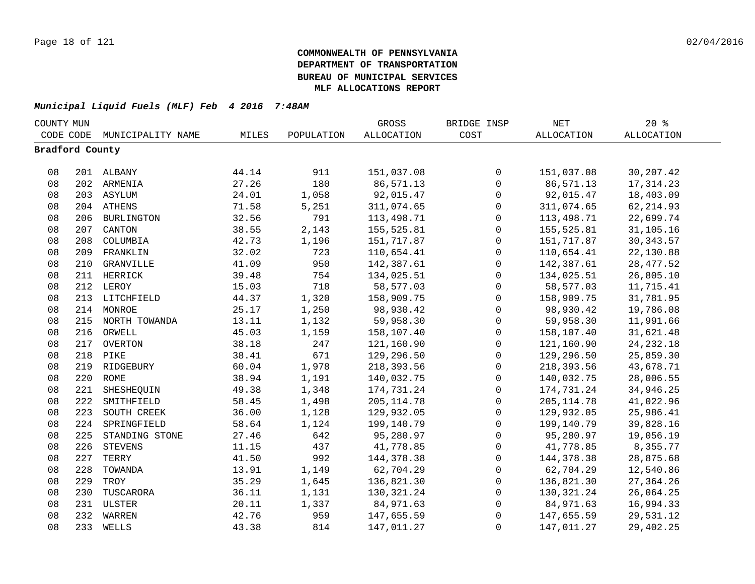# COMMONWEALTH OF PENNSYLVANIA
## DEPARTMENT OF TRANSPORTATION
## BUREAU OF MUNICIPAL SERVICES
## MLF ALLOCATIONS REPORT

***Municipal Liquid Fuels (MLF) Feb 4 2016 7:48AM***

| COUNTY CODE | MUN CODE | MUNICIPALITY NAME | MILES | POPULATION | GROSS ALLOCATION | BRIDGE INSP COST | NET ALLOCATION | 20 % ALLOCATION |
|---|---|---|---|---|---|---|---|---|
| **Bradford County** | | | | | | | | |
| 08 | 201 | ALBANY | 44.14 | 911 | 151,037.08 | 0 | 151,037.08 | 30,207.42 |
| 08 | 202 | ARMENIA | 27.26 | 180 | 86,571.13 | 0 | 86,571.13 | 17,314.23 |
| 08 | 203 | ASYLUM | 24.01 | 1,058 | 92,015.47 | 0 | 92,015.47 | 18,403.09 |
| 08 | 204 | ATHENS | 71.58 | 5,251 | 311,074.65 | 0 | 311,074.65 | 62,214.93 |
| 08 | 206 | BURLINGTON | 32.56 | 791 | 113,498.71 | 0 | 113,498.71 | 22,699.74 |
| 08 | 207 | CANTON | 38.55 | 2,143 | 155,525.81 | 0 | 155,525.81 | 31,105.16 |
| 08 | 208 | COLUMBIA | 42.73 | 1,196 | 151,717.87 | 0 | 151,717.87 | 30,343.57 |
| 08 | 209 | FRANKLIN | 32.02 | 723 | 110,654.41 | 0 | 110,654.41 | 22,130.88 |
| 08 | 210 | GRANVILLE | 41.09 | 950 | 142,387.61 | 0 | 142,387.61 | 28,477.52 |
| 08 | 211 | HERRICK | 39.48 | 754 | 134,025.51 | 0 | 134,025.51 | 26,805.10 |
| 08 | 212 | LEROY | 15.03 | 718 | 58,577.03 | 0 | 58,577.03 | 11,715.41 |
| 08 | 213 | LITCHFIELD | 44.37 | 1,320 | 158,909.75 | 0 | 158,909.75 | 31,781.95 |
| 08 | 214 | MONROE | 25.17 | 1,250 | 98,930.42 | 0 | 98,930.42 | 19,786.08 |
| 08 | 215 | NORTH TOWANDA | 13.11 | 1,132 | 59,958.30 | 0 | 59,958.30 | 11,991.66 |
| 08 | 216 | ORWELL | 45.03 | 1,159 | 158,107.40 | 0 | 158,107.40 | 31,621.48 |
| 08 | 217 | OVERTON | 38.18 | 247 | 121,160.90 | 0 | 121,160.90 | 24,232.18 |
| 08 | 218 | PIKE | 38.41 | 671 | 129,296.50 | 0 | 129,296.50 | 25,859.30 |
| 08 | 219 | RIDGEBURY | 60.04 | 1,978 | 218,393.56 | 0 | 218,393.56 | 43,678.71 |
| 08 | 220 | ROME | 38.94 | 1,191 | 140,032.75 | 0 | 140,032.75 | 28,006.55 |
| 08 | 221 | SHESHEQUIN | 49.38 | 1,348 | 174,731.24 | 0 | 174,731.24 | 34,946.25 |
| 08 | 222 | SMITHFIELD | 58.45 | 1,498 | 205,114.78 | 0 | 205,114.78 | 41,022.96 |
| 08 | 223 | SOUTH CREEK | 36.00 | 1,128 | 129,932.05 | 0 | 129,932.05 | 25,986.41 |
| 08 | 224 | SPRINGFIELD | 58.64 | 1,124 | 199,140.79 | 0 | 199,140.79 | 39,828.16 |
| 08 | 225 | STANDING STONE | 27.46 | 642 | 95,280.97 | 0 | 95,280.97 | 19,056.19 |
| 08 | 226 | STEVENS | 11.15 | 437 | 41,778.85 | 0 | 41,778.85 | 8,355.77 |
| 08 | 227 | TERRY | 41.50 | 992 | 144,378.38 | 0 | 144,378.38 | 28,875.68 |
| 08 | 228 | TOWANDA | 13.91 | 1,149 | 62,704.29 | 0 | 62,704.29 | 12,540.86 |
| 08 | 229 | TROY | 35.29 | 1,645 | 136,821.30 | 0 | 136,821.30 | 27,364.26 |
| 08 | 230 | TUSCARORA | 36.11 | 1,131 | 130,321.24 | 0 | 130,321.24 | 26,064.25 |
| 08 | 231 | ULSTER | 20.11 | 1,337 | 84,971.63 | 0 | 84,971.63 | 16,994.33 |
| 08 | 232 | WARREN | 42.76 | 959 | 147,655.59 | 0 | 147,655.59 | 29,531.12 |
| 08 | 233 | WELLS | 43.38 | 814 | 147,011.27 | 0 | 147,011.27 | 29,402.25 |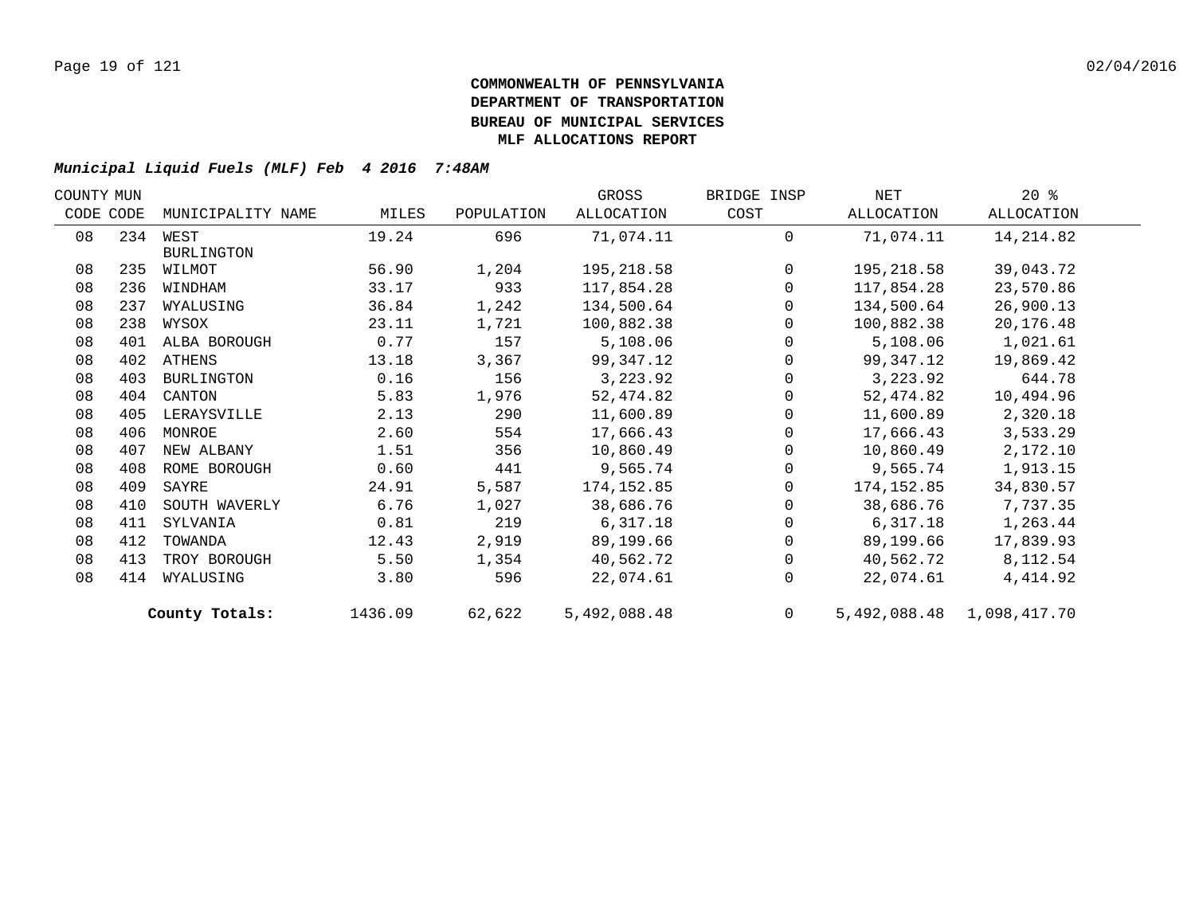# COMMONWEALTH OF PENNSYLVANIA
# DEPARTMENT OF TRANSPORTATION
# BUREAU OF MUNICIPAL SERVICES
# MLF ALLOCATIONS REPORT

***Municipal Liquid Fuels (MLF) Feb 4 2016 7:48AM***

| COUNTY CODE | MUN CODE | MUNICIPALITY NAME | MILES | POPULATION | GROSS ALLOCATION | BRIDGE INSP COST | NET ALLOCATION | 20 % ALLOCATION |
|---|---|---|---|---|---|---|---|---|
| 08 | 234 | WEST BURLINGTON | 19.24 | 696 | 71,074.11 | 0 | 71,074.11 | 14,214.82 |
| 08 | 235 | WILMOT | 56.90 | 1,204 | 195,218.58 | 0 | 195,218.58 | 39,043.72 |
| 08 | 236 | WINDHAM | 33.17 | 933 | 117,854.28 | 0 | 117,854.28 | 23,570.86 |
| 08 | 237 | WYALUSING | 36.84 | 1,242 | 134,500.64 | 0 | 134,500.64 | 26,900.13 |
| 08 | 238 | WYSOX | 23.11 | 1,721 | 100,882.38 | 0 | 100,882.38 | 20,176.48 |
| 08 | 401 | ALBA BOROUGH | 0.77 | 157 | 5,108.06 | 0 | 5,108.06 | 1,021.61 |
| 08 | 402 | ATHENS | 13.18 | 3,367 | 99,347.12 | 0 | 99,347.12 | 19,869.42 |
| 08 | 403 | BURLINGTON | 0.16 | 156 | 3,223.92 | 0 | 3,223.92 | 644.78 |
| 08 | 404 | CANTON | 5.83 | 1,976 | 52,474.82 | 0 | 52,474.82 | 10,494.96 |
| 08 | 405 | LERAYSVILLE | 2.13 | 290 | 11,600.89 | 0 | 11,600.89 | 2,320.18 |
| 08 | 406 | MONROE | 2.60 | 554 | 17,666.43 | 0 | 17,666.43 | 3,533.29 |
| 08 | 407 | NEW ALBANY | 1.51 | 356 | 10,860.49 | 0 | 10,860.49 | 2,172.10 |
| 08 | 408 | ROME BOROUGH | 0.60 | 441 | 9,565.74 | 0 | 9,565.74 | 1,913.15 |
| 08 | 409 | SAYRE | 24.91 | 5,587 | 174,152.85 | 0 | 174,152.85 | 34,830.57 |
| 08 | 410 | SOUTH WAVERLY | 6.76 | 1,027 | 38,686.76 | 0 | 38,686.76 | 7,737.35 |
| 08 | 411 | SYLVANIA | 0.81 | 219 | 6,317.18 | 0 | 6,317.18 | 1,263.44 |
| 08 | 412 | TOWANDA | 12.43 | 2,919 | 89,199.66 | 0 | 89,199.66 | 17,839.93 |
| 08 | 413 | TROY BOROUGH | 5.50 | 1,354 | 40,562.72 | 0 | 40,562.72 | 8,112.54 |
| 08 | 414 | WYALUSING | 3.80 | 596 | 22,074.61 | 0 | 22,074.61 | 4,414.92 |
| | | **County Totals:** | 1436.09 | 62,622 | 5,492,088.48 | 0 | 5,492,088.48 | 1,098,417.70 |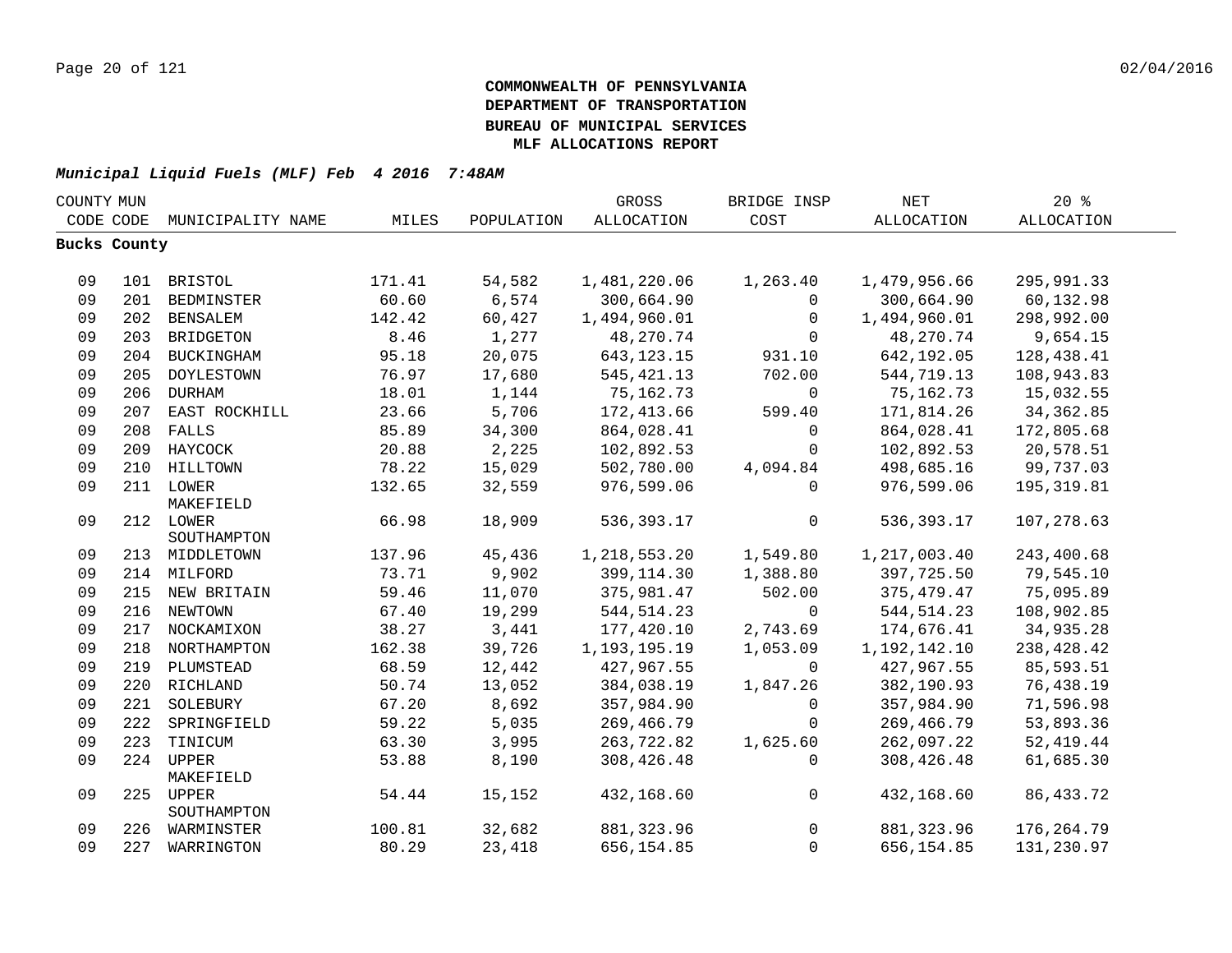**COMMONWEALTH OF PENNSYLVANIA**
**DEPARTMENT OF TRANSPORTATION**
**BUREAU OF MUNICIPAL SERVICES**
**MLF ALLOCATIONS REPORT**

***Municipal Liquid Fuels (MLF) Feb 4 2016 7:48AM***

| COUNTY CODE | MUN CODE | MUNICIPALITY NAME | MILES | POPULATION | GROSS ALLOCATION | BRIDGE INSP COST | NET ALLOCATION | 20 % ALLOCATION |
|---|---|---|---|---|---|---|---|---|
| **Bucks County** | | | | | | | | |
| 09 | 101 | BRISTOL | 171.41 | 54,582 | 1,481,220.06 | 1,263.40 | 1,479,956.66 | 295,991.33 |
| 09 | 201 | BEDMINSTER | 60.60 | 6,574 | 300,664.90 | 0 | 300,664.90 | 60,132.98 |
| 09 | 202 | BENSALEM | 142.42 | 60,427 | 1,494,960.01 | 0 | 1,494,960.01 | 298,992.00 |
| 09 | 203 | BRIDGETON | 8.46 | 1,277 | 48,270.74 | 0 | 48,270.74 | 9,654.15 |
| 09 | 204 | BUCKINGHAM | 95.18 | 20,075 | 643,123.15 | 931.10 | 642,192.05 | 128,438.41 |
| 09 | 205 | DOYLESTOWN | 76.97 | 17,680 | 545,421.13 | 702.00 | 544,719.13 | 108,943.83 |
| 09 | 206 | DURHAM | 18.01 | 1,144 | 75,162.73 | 0 | 75,162.73 | 15,032.55 |
| 09 | 207 | EAST ROCKHILL | 23.66 | 5,706 | 172,413.66 | 599.40 | 171,814.26 | 34,362.85 |
| 09 | 208 | FALLS | 85.89 | 34,300 | 864,028.41 | 0 | 864,028.41 | 172,805.68 |
| 09 | 209 | HAYCOCK | 20.88 | 2,225 | 102,892.53 | 0 | 102,892.53 | 20,578.51 |
| 09 | 210 | HILLTOWN | 78.22 | 15,029 | 502,780.00 | 4,094.84 | 498,685.16 | 99,737.03 |
| 09 | 211 | LOWER MAKEFIELD | 132.65 | 32,559 | 976,599.06 | 0 | 976,599.06 | 195,319.81 |
| 09 | 212 | LOWER SOUTHAMPTON | 66.98 | 18,909 | 536,393.17 | 0 | 536,393.17 | 107,278.63 |
| 09 | 213 | MIDDLETOWN | 137.96 | 45,436 | 1,218,553.20 | 1,549.80 | 1,217,003.40 | 243,400.68 |
| 09 | 214 | MILFORD | 73.71 | 9,902 | 399,114.30 | 1,388.80 | 397,725.50 | 79,545.10 |
| 09 | 215 | NEW BRITAIN | 59.46 | 11,070 | 375,981.47 | 502.00 | 375,479.47 | 75,095.89 |
| 09 | 216 | NEWTOWN | 67.40 | 19,299 | 544,514.23 | 0 | 544,514.23 | 108,902.85 |
| 09 | 217 | NOCKAMIXON | 38.27 | 3,441 | 177,420.10 | 2,743.69 | 174,676.41 | 34,935.28 |
| 09 | 218 | NORTHAMPTON | 162.38 | 39,726 | 1,193,195.19 | 1,053.09 | 1,192,142.10 | 238,428.42 |
| 09 | 219 | PLUMSTEAD | 68.59 | 12,442 | 427,967.55 | 0 | 427,967.55 | 85,593.51 |
| 09 | 220 | RICHLAND | 50.74 | 13,052 | 384,038.19 | 1,847.26 | 382,190.93 | 76,438.19 |
| 09 | 221 | SOLEBURY | 67.20 | 8,692 | 357,984.90 | 0 | 357,984.90 | 71,596.98 |
| 09 | 222 | SPRINGFIELD | 59.22 | 5,035 | 269,466.79 | 0 | 269,466.79 | 53,893.36 |
| 09 | 223 | TINICUM | 63.30 | 3,995 | 263,722.82 | 1,625.60 | 262,097.22 | 52,419.44 |
| 09 | 224 | UPPER MAKEFIELD | 53.88 | 8,190 | 308,426.48 | 0 | 308,426.48 | 61,685.30 |
| 09 | 225 | UPPER SOUTHAMPTON | 54.44 | 15,152 | 432,168.60 | 0 | 432,168.60 | 86,433.72 |
| 09 | 226 | WARMINSTER | 100.81 | 32,682 | 881,323.96 | 0 | 881,323.96 | 176,264.79 |
| 09 | 227 | WARRINGTON | 80.29 | 23,418 | 656,154.85 | 0 | 656,154.85 | 131,230.97 |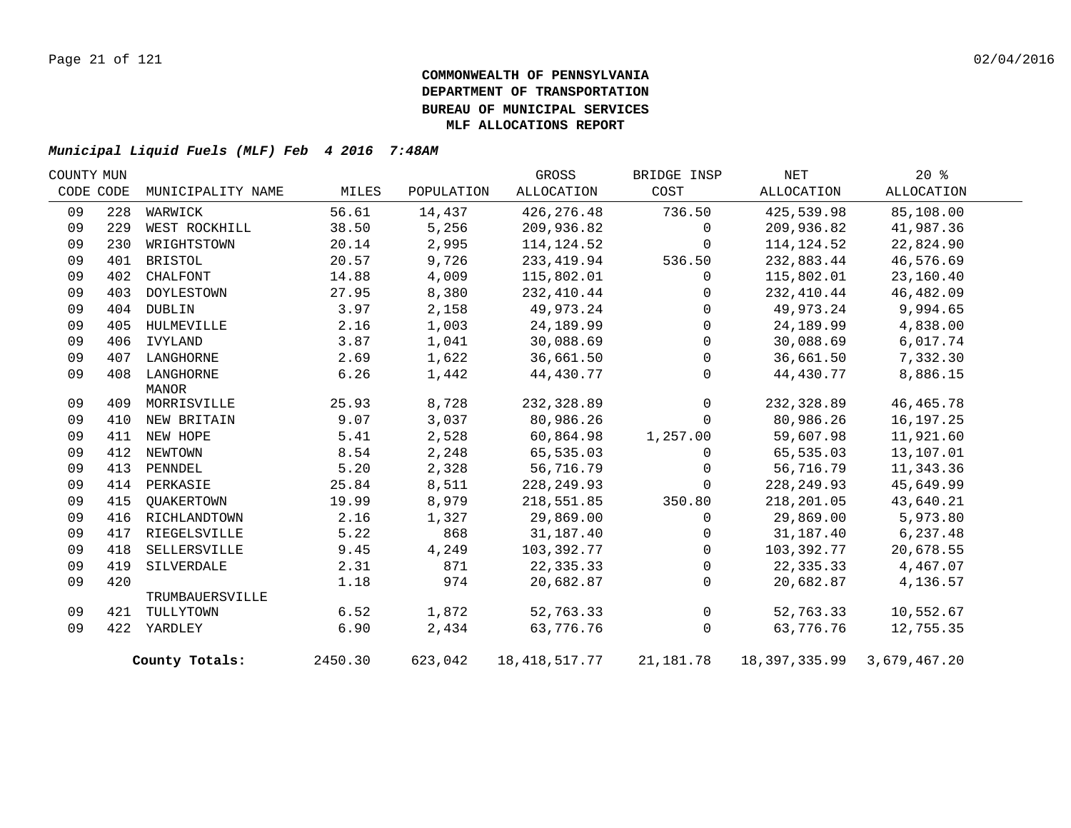**COMMONWEALTH OF PENNSYLVANIA**
**DEPARTMENT OF TRANSPORTATION**
**BUREAU OF MUNICIPAL SERVICES**
**MLF ALLOCATIONS REPORT**

***Municipal Liquid Fuels (MLF) Feb 4 2016 7:48AM***

| COUNTY CODE | MUN CODE | MUNICIPALITY NAME | MILES | POPULATION | GROSS ALLOCATION | BRIDGE INSP COST | NET ALLOCATION | 20 % ALLOCATION |
|---|---|---|---|---|---|---|---|---|
| 09 | 228 | WARWICK | 56.61 | 14,437 | 426,276.48 | 736.50 | 425,539.98 | 85,108.00 |
| 09 | 229 | WEST ROCKHILL | 38.50 | 5,256 | 209,936.82 | 0 | 209,936.82 | 41,987.36 |
| 09 | 230 | WRIGHTSTOWN | 20.14 | 2,995 | 114,124.52 | 0 | 114,124.52 | 22,824.90 |
| 09 | 401 | BRISTOL | 20.57 | 9,726 | 233,419.94 | 536.50 | 232,883.44 | 46,576.69 |
| 09 | 402 | CHALFONT | 14.88 | 4,009 | 115,802.01 | 0 | 115,802.01 | 23,160.40 |
| 09 | 403 | DOYLESTOWN | 27.95 | 8,380 | 232,410.44 | 0 | 232,410.44 | 46,482.09 |
| 09 | 404 | DUBLIN | 3.97 | 2,158 | 49,973.24 | 0 | 49,973.24 | 9,994.65 |
| 09 | 405 | HULMEVILLE | 2.16 | 1,003 | 24,189.99 | 0 | 24,189.99 | 4,838.00 |
| 09 | 406 | IVYLAND | 3.87 | 1,041 | 30,088.69 | 0 | 30,088.69 | 6,017.74 |
| 09 | 407 | LANGHORNE | 2.69 | 1,622 | 36,661.50 | 0 | 36,661.50 | 7,332.30 |
| 09 | 408 | LANGHORNE MANOR | 6.26 | 1,442 | 44,430.77 | 0 | 44,430.77 | 8,886.15 |
| 09 | 409 | MORRISVILLE | 25.93 | 8,728 | 232,328.89 | 0 | 232,328.89 | 46,465.78 |
| 09 | 410 | NEW BRITAIN | 9.07 | 3,037 | 80,986.26 | 0 | 80,986.26 | 16,197.25 |
| 09 | 411 | NEW HOPE | 5.41 | 2,528 | 60,864.98 | 1,257.00 | 59,607.98 | 11,921.60 |
| 09 | 412 | NEWTOWN | 8.54 | 2,248 | 65,535.03 | 0 | 65,535.03 | 13,107.01 |
| 09 | 413 | PENNDEL | 5.20 | 2,328 | 56,716.79 | 0 | 56,716.79 | 11,343.36 |
| 09 | 414 | PERKASIE | 25.84 | 8,511 | 228,249.93 | 0 | 228,249.93 | 45,649.99 |
| 09 | 415 | QUAKERTOWN | 19.99 | 8,979 | 218,551.85 | 350.80 | 218,201.05 | 43,640.21 |
| 09 | 416 | RICHLANDTOWN | 2.16 | 1,327 | 29,869.00 | 0 | 29,869.00 | 5,973.80 |
| 09 | 417 | RIEGELSVILLE | 5.22 | 868 | 31,187.40 | 0 | 31,187.40 | 6,237.48 |
| 09 | 418 | SELLERSVILLE | 9.45 | 4,249 | 103,392.77 | 0 | 103,392.77 | 20,678.55 |
| 09 | 419 | SILVERDALE | 2.31 | 871 | 22,335.33 | 0 | 22,335.33 | 4,467.07 |
| 09 | 420 | TRUMBAUERSVILLE | 1.18 | 974 | 20,682.87 | 0 | 20,682.87 | 4,136.57 |
| 09 | 421 | TULLYTOWN | 6.52 | 1,872 | 52,763.33 | 0 | 52,763.33 | 10,552.67 |
| 09 | 422 | YARDLEY | 6.90 | 2,434 | 63,776.76 | 0 | 63,776.76 | 12,755.35 |
| | | **County Totals:** | 2450.30 | 623,042 | 18,418,517.77 | 21,181.78 | 18,397,335.99 | 3,679,467.20 |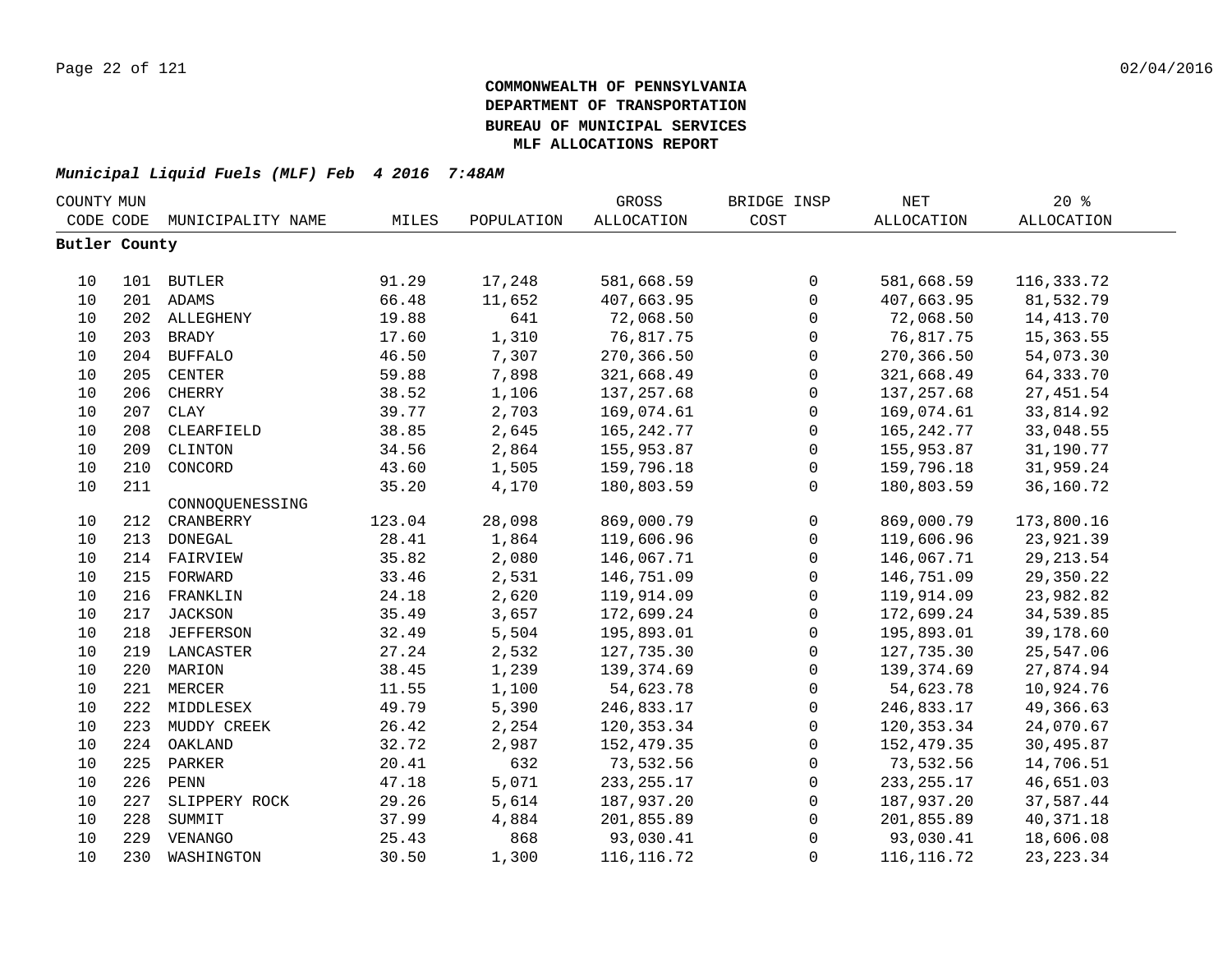**COMMONWEALTH OF PENNSYLVANIA**
**DEPARTMENT OF TRANSPORTATION**
**BUREAU OF MUNICIPAL SERVICES**
**MLF ALLOCATIONS REPORT**

***Municipal Liquid Fuels (MLF) Feb 4 2016 7:48AM***

| COUNTY CODE | MUN CODE | MUNICIPALITY NAME | MILES | POPULATION | GROSS ALLOCATION | BRIDGE INSP COST | NET ALLOCATION | 20 % ALLOCATION |
|---|---|---|---|---|---|---|---|---|
| **Butler County** | | | | | | | | |
| 10 | 101 | BUTLER | 91.29 | 17,248 | 581,668.59 | 0 | 581,668.59 | 116,333.72 |
| 10 | 201 | ADAMS | 66.48 | 11,652 | 407,663.95 | 0 | 407,663.95 | 81,532.79 |
| 10 | 202 | ALLEGHENY | 19.88 | 641 | 72,068.50 | 0 | 72,068.50 | 14,413.70 |
| 10 | 203 | BRADY | 17.60 | 1,310 | 76,817.75 | 0 | 76,817.75 | 15,363.55 |
| 10 | 204 | BUFFALO | 46.50 | 7,307 | 270,366.50 | 0 | 270,366.50 | 54,073.30 |
| 10 | 205 | CENTER | 59.88 | 7,898 | 321,668.49 | 0 | 321,668.49 | 64,333.70 |
| 10 | 206 | CHERRY | 38.52 | 1,106 | 137,257.68 | 0 | 137,257.68 | 27,451.54 |
| 10 | 207 | CLAY | 39.77 | 2,703 | 169,074.61 | 0 | 169,074.61 | 33,814.92 |
| 10 | 208 | CLEARFIELD | 38.85 | 2,645 | 165,242.77 | 0 | 165,242.77 | 33,048.55 |
| 10 | 209 | CLINTON | 34.56 | 2,864 | 155,953.87 | 0 | 155,953.87 | 31,190.77 |
| 10 | 210 | CONCORD | 43.60 | 1,505 | 159,796.18 | 0 | 159,796.18 | 31,959.24 |
| 10 | 211 | CONNOQUENESSING | 35.20 | 4,170 | 180,803.59 | 0 | 180,803.59 | 36,160.72 |
| 10 | 212 | CRANBERRY | 123.04 | 28,098 | 869,000.79 | 0 | 869,000.79 | 173,800.16 |
| 10 | 213 | DONEGAL | 28.41 | 1,864 | 119,606.96 | 0 | 119,606.96 | 23,921.39 |
| 10 | 214 | FAIRVIEW | 35.82 | 2,080 | 146,067.71 | 0 | 146,067.71 | 29,213.54 |
| 10 | 215 | FORWARD | 33.46 | 2,531 | 146,751.09 | 0 | 146,751.09 | 29,350.22 |
| 10 | 216 | FRANKLIN | 24.18 | 2,620 | 119,914.09 | 0 | 119,914.09 | 23,982.82 |
| 10 | 217 | JACKSON | 35.49 | 3,657 | 172,699.24 | 0 | 172,699.24 | 34,539.85 |
| 10 | 218 | JEFFERSON | 32.49 | 5,504 | 195,893.01 | 0 | 195,893.01 | 39,178.60 |
| 10 | 219 | LANCASTER | 27.24 | 2,532 | 127,735.30 | 0 | 127,735.30 | 25,547.06 |
| 10 | 220 | MARION | 38.45 | 1,239 | 139,374.69 | 0 | 139,374.69 | 27,874.94 |
| 10 | 221 | MERCER | 11.55 | 1,100 | 54,623.78 | 0 | 54,623.78 | 10,924.76 |
| 10 | 222 | MIDDLESEX | 49.79 | 5,390 | 246,833.17 | 0 | 246,833.17 | 49,366.63 |
| 10 | 223 | MUDDY CREEK | 26.42 | 2,254 | 120,353.34 | 0 | 120,353.34 | 24,070.67 |
| 10 | 224 | OAKLAND | 32.72 | 2,987 | 152,479.35 | 0 | 152,479.35 | 30,495.87 |
| 10 | 225 | PARKER | 20.41 | 632 | 73,532.56 | 0 | 73,532.56 | 14,706.51 |
| 10 | 226 | PENN | 47.18 | 5,071 | 233,255.17 | 0 | 233,255.17 | 46,651.03 |
| 10 | 227 | SLIPPERY ROCK | 29.26 | 5,614 | 187,937.20 | 0 | 187,937.20 | 37,587.44 |
| 10 | 228 | SUMMIT | 37.99 | 4,884 | 201,855.89 | 0 | 201,855.89 | 40,371.18 |
| 10 | 229 | VENANGO | 25.43 | 868 | 93,030.41 | 0 | 93,030.41 | 18,606.08 |
| 10 | 230 | WASHINGTON | 30.50 | 1,300 | 116,116.72 | 0 | 116,116.72 | 23,223.34 |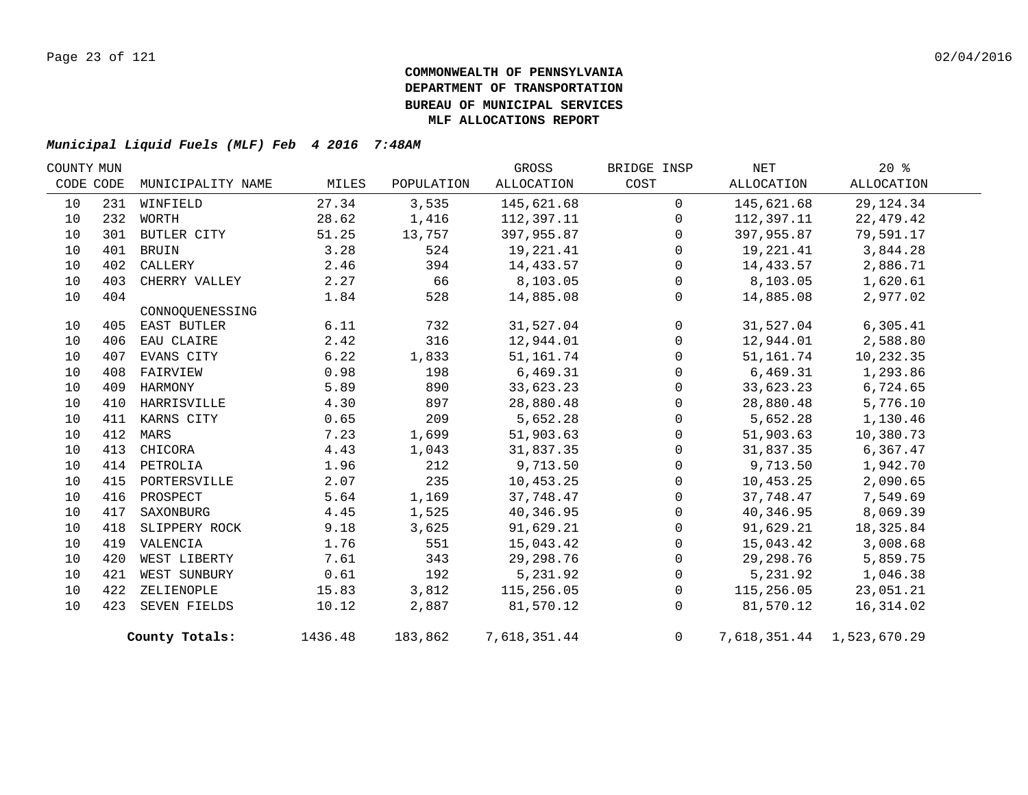**COMMONWEALTH OF PENNSYLVANIA**
**DEPARTMENT OF TRANSPORTATION**
**BUREAU OF MUNICIPAL SERVICES**
**MLF ALLOCATIONS REPORT**

***Municipal Liquid Fuels (MLF) Feb 4 2016 7:48AM***

| COUNTY CODE | MUN CODE | MUNICIPALITY NAME | MILES | POPULATION | GROSS ALLOCATION | BRIDGE INSP COST | NET ALLOCATION | 20 % ALLOCATION |
|---|---|---|---|---|---|---|---|---|
| 10 | 231 | WINFIELD | 27.34 | 3,535 | 145,621.68 | 0 | 145,621.68 | 29,124.34 |
| 10 | 232 | WORTH | 28.62 | 1,416 | 112,397.11 | 0 | 112,397.11 | 22,479.42 |
| 10 | 301 | BUTLER CITY | 51.25 | 13,757 | 397,955.87 | 0 | 397,955.87 | 79,591.17 |
| 10 | 401 | BRUIN | 3.28 | 524 | 19,221.41 | 0 | 19,221.41 | 3,844.28 |
| 10 | 402 | CALLERY | 2.46 | 394 | 14,433.57 | 0 | 14,433.57 | 2,886.71 |
| 10 | 403 | CHERRY VALLEY | 2.27 | 66 | 8,103.05 | 0 | 8,103.05 | 1,620.61 |
| 10 | 404 | CONNOQUENESSING | 1.84 | 528 | 14,885.08 | 0 | 14,885.08 | 2,977.02 |
| 10 | 405 | EAST BUTLER | 6.11 | 732 | 31,527.04 | 0 | 31,527.04 | 6,305.41 |
| 10 | 406 | EAU CLAIRE | 2.42 | 316 | 12,944.01 | 0 | 12,944.01 | 2,588.80 |
| 10 | 407 | EVANS CITY | 6.22 | 1,833 | 51,161.74 | 0 | 51,161.74 | 10,232.35 |
| 10 | 408 | FAIRVIEW | 0.98 | 198 | 6,469.31 | 0 | 6,469.31 | 1,293.86 |
| 10 | 409 | HARMONY | 5.89 | 890 | 33,623.23 | 0 | 33,623.23 | 6,724.65 |
| 10 | 410 | HARRISVILLE | 4.30 | 897 | 28,880.48 | 0 | 28,880.48 | 5,776.10 |
| 10 | 411 | KARNS CITY | 0.65 | 209 | 5,652.28 | 0 | 5,652.28 | 1,130.46 |
| 10 | 412 | MARS | 7.23 | 1,699 | 51,903.63 | 0 | 51,903.63 | 10,380.73 |
| 10 | 413 | CHICORA | 4.43 | 1,043 | 31,837.35 | 0 | 31,837.35 | 6,367.47 |
| 10 | 414 | PETROLIA | 1.96 | 212 | 9,713.50 | 0 | 9,713.50 | 1,942.70 |
| 10 | 415 | PORTERSVILLE | 2.07 | 235 | 10,453.25 | 0 | 10,453.25 | 2,090.65 |
| 10 | 416 | PROSPECT | 5.64 | 1,169 | 37,748.47 | 0 | 37,748.47 | 7,549.69 |
| 10 | 417 | SAXONBURG | 4.45 | 1,525 | 40,346.95 | 0 | 40,346.95 | 8,069.39 |
| 10 | 418 | SLIPPERY ROCK | 9.18 | 3,625 | 91,629.21 | 0 | 91,629.21 | 18,325.84 |
| 10 | 419 | VALENCIA | 1.76 | 551 | 15,043.42 | 0 | 15,043.42 | 3,008.68 |
| 10 | 420 | WEST LIBERTY | 7.61 | 343 | 29,298.76 | 0 | 29,298.76 | 5,859.75 |
| 10 | 421 | WEST SUNBURY | 0.61 | 192 | 5,231.92 | 0 | 5,231.92 | 1,046.38 |
| 10 | 422 | ZELIENOPLE | 15.83 | 3,812 | 115,256.05 | 0 | 115,256.05 | 23,051.21 |
| 10 | 423 | SEVEN FIELDS | 10.12 | 2,887 | 81,570.12 | 0 | 81,570.12 | 16,314.02 |
| | | **County Totals:** | 1436.48 | 183,862 | 7,618,351.44 | 0 | 7,618,351.44 | 1,523,670.29 |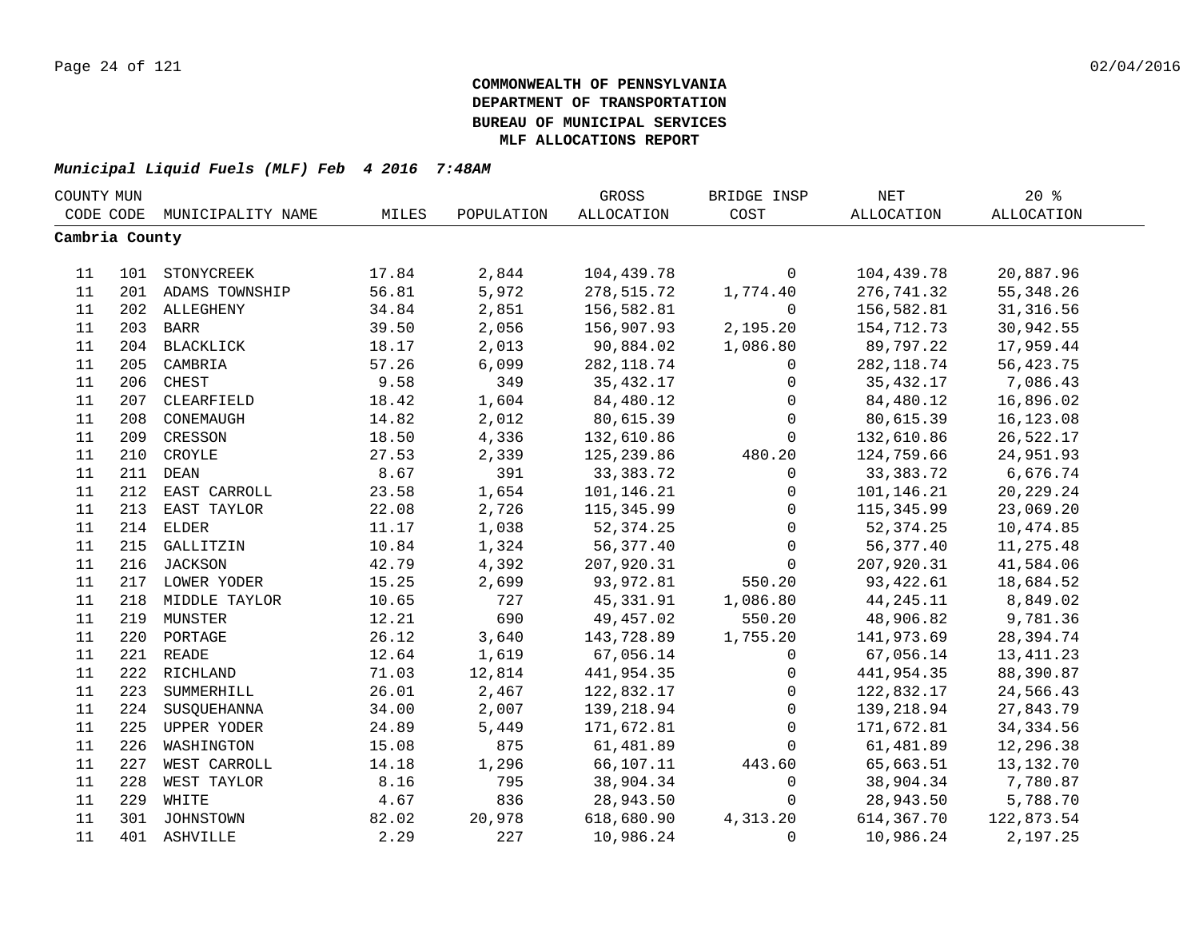**COMMONWEALTH OF PENNSYLVANIA**
**DEPARTMENT OF TRANSPORTATION**
**BUREAU OF MUNICIPAL SERVICES**
**MLF ALLOCATIONS REPORT**

***Municipal Liquid Fuels (MLF) Feb 4 2016 7:48AM***

| COUNTY CODE | MUN CODE | MUNICIPALITY NAME | MILES | POPULATION | GROSS ALLOCATION | BRIDGE INSP COST | NET ALLOCATION | 20 % ALLOCATION |
|---|---|---|---|---|---|---|---|---|
| **Cambria County** | | | | | | | | |
| 11 | 101 | STONYCREEK | 17.84 | 2,844 | 104,439.78 | 0 | 104,439.78 | 20,887.96 |
| 11 | 201 | ADAMS TOWNSHIP | 56.81 | 5,972 | 278,515.72 | 1,774.40 | 276,741.32 | 55,348.26 |
| 11 | 202 | ALLEGHENY | 34.84 | 2,851 | 156,582.81 | 0 | 156,582.81 | 31,316.56 |
| 11 | 203 | BARR | 39.50 | 2,056 | 156,907.93 | 2,195.20 | 154,712.73 | 30,942.55 |
| 11 | 204 | BLACKLICK | 18.17 | 2,013 | 90,884.02 | 1,086.80 | 89,797.22 | 17,959.44 |
| 11 | 205 | CAMBRIA | 57.26 | 6,099 | 282,118.74 | 0 | 282,118.74 | 56,423.75 |
| 11 | 206 | CHEST | 9.58 | 349 | 35,432.17 | 0 | 35,432.17 | 7,086.43 |
| 11 | 207 | CLEARFIELD | 18.42 | 1,604 | 84,480.12 | 0 | 84,480.12 | 16,896.02 |
| 11 | 208 | CONEMAUGH | 14.82 | 2,012 | 80,615.39 | 0 | 80,615.39 | 16,123.08 |
| 11 | 209 | CRESSON | 18.50 | 4,336 | 132,610.86 | 0 | 132,610.86 | 26,522.17 |
| 11 | 210 | CROYLE | 27.53 | 2,339 | 125,239.86 | 480.20 | 124,759.66 | 24,951.93 |
| 11 | 211 | DEAN | 8.67 | 391 | 33,383.72 | 0 | 33,383.72 | 6,676.74 |
| 11 | 212 | EAST CARROLL | 23.58 | 1,654 | 101,146.21 | 0 | 101,146.21 | 20,229.24 |
| 11 | 213 | EAST TAYLOR | 22.08 | 2,726 | 115,345.99 | 0 | 115,345.99 | 23,069.20 |
| 11 | 214 | ELDER | 11.17 | 1,038 | 52,374.25 | 0 | 52,374.25 | 10,474.85 |
| 11 | 215 | GALLITZIN | 10.84 | 1,324 | 56,377.40 | 0 | 56,377.40 | 11,275.48 |
| 11 | 216 | JACKSON | 42.79 | 4,392 | 207,920.31 | 0 | 207,920.31 | 41,584.06 |
| 11 | 217 | LOWER YODER | 15.25 | 2,699 | 93,972.81 | 550.20 | 93,422.61 | 18,684.52 |
| 11 | 218 | MIDDLE TAYLOR | 10.65 | 727 | 45,331.91 | 1,086.80 | 44,245.11 | 8,849.02 |
| 11 | 219 | MUNSTER | 12.21 | 690 | 49,457.02 | 550.20 | 48,906.82 | 9,781.36 |
| 11 | 220 | PORTAGE | 26.12 | 3,640 | 143,728.89 | 1,755.20 | 141,973.69 | 28,394.74 |
| 11 | 221 | READE | 12.64 | 1,619 | 67,056.14 | 0 | 67,056.14 | 13,411.23 |
| 11 | 222 | RICHLAND | 71.03 | 12,814 | 441,954.35 | 0 | 441,954.35 | 88,390.87 |
| 11 | 223 | SUMMERHILL | 26.01 | 2,467 | 122,832.17 | 0 | 122,832.17 | 24,566.43 |
| 11 | 224 | SUSQUEHANNA | 34.00 | 2,007 | 139,218.94 | 0 | 139,218.94 | 27,843.79 |
| 11 | 225 | UPPER YODER | 24.89 | 5,449 | 171,672.81 | 0 | 171,672.81 | 34,334.56 |
| 11 | 226 | WASHINGTON | 15.08 | 875 | 61,481.89 | 0 | 61,481.89 | 12,296.38 |
| 11 | 227 | WEST CARROLL | 14.18 | 1,296 | 66,107.11 | 443.60 | 65,663.51 | 13,132.70 |
| 11 | 228 | WEST TAYLOR | 8.16 | 795 | 38,904.34 | 0 | 38,904.34 | 7,780.87 |
| 11 | 229 | WHITE | 4.67 | 836 | 28,943.50 | 0 | 28,943.50 | 5,788.70 |
| 11 | 301 | JOHNSTOWN | 82.02 | 20,978 | 618,680.90 | 4,313.20 | 614,367.70 | 122,873.54 |
| 11 | 401 | ASHVILLE | 2.29 | 227 | 10,986.24 | 0 | 10,986.24 | 2,197.25 |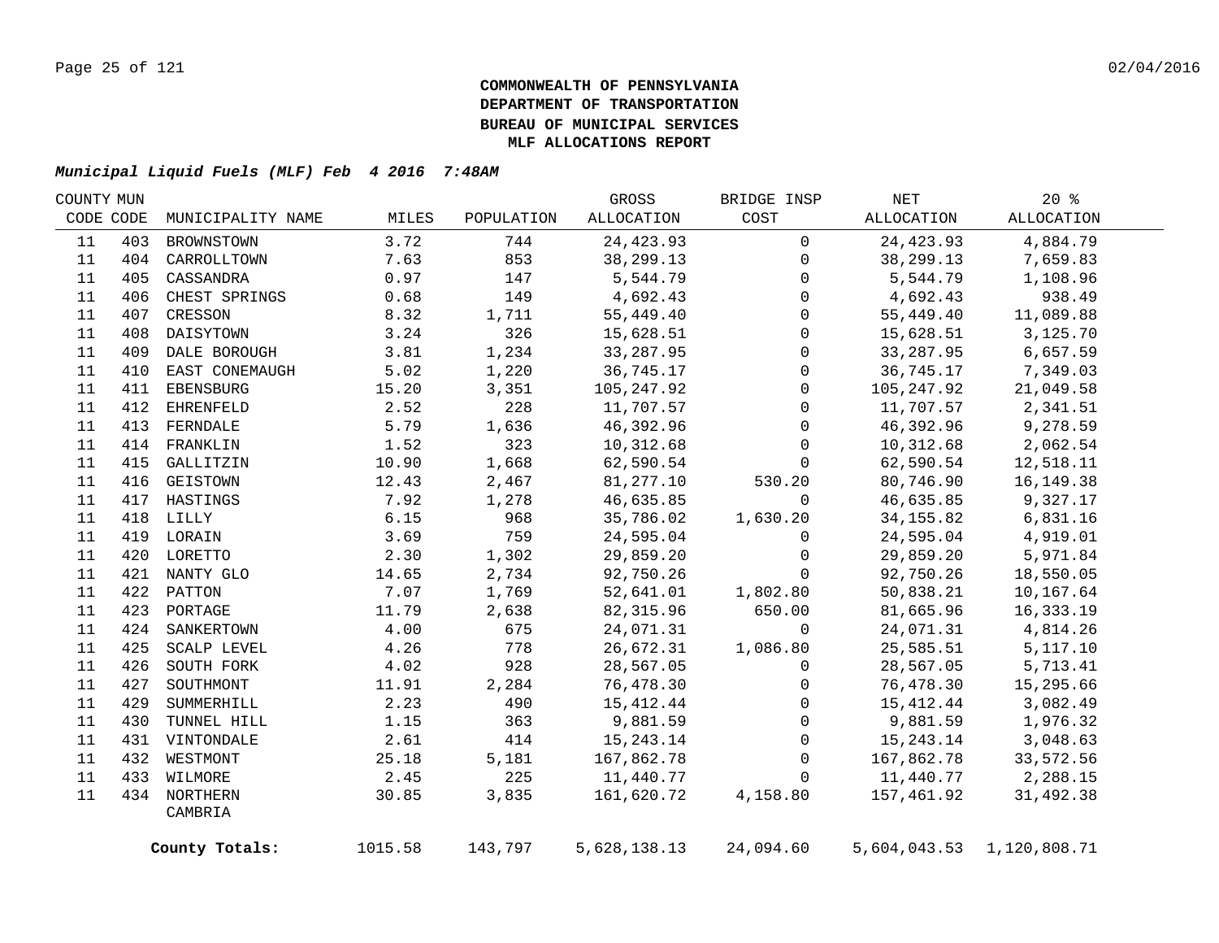**COMMONWEALTH OF PENNSYLVANIA**
**DEPARTMENT OF TRANSPORTATION**
**BUREAU OF MUNICIPAL SERVICES**
**MLF ALLOCATIONS REPORT**

***Municipal Liquid Fuels (MLF) Feb 4 2016 7:48AM***

| COUNTY CODE | MUN CODE | MUNICIPALITY NAME | MILES | POPULATION | GROSS ALLOCATION | BRIDGE INSP COST | NET ALLOCATION | 20 % ALLOCATION |
|---|---|---|---|---|---|---|---|---|
| 11 | 403 | BROWNSTOWN | 3.72 | 744 | 24,423.93 | 0 | 24,423.93 | 4,884.79 |
| 11 | 404 | CARROLLTOWN | 7.63 | 853 | 38,299.13 | 0 | 38,299.13 | 7,659.83 |
| 11 | 405 | CASSANDRA | 0.97 | 147 | 5,544.79 | 0 | 5,544.79 | 1,108.96 |
| 11 | 406 | CHEST SPRINGS | 0.68 | 149 | 4,692.43 | 0 | 4,692.43 | 938.49 |
| 11 | 407 | CRESSON | 8.32 | 1,711 | 55,449.40 | 0 | 55,449.40 | 11,089.88 |
| 11 | 408 | DAISYTOWN | 3.24 | 326 | 15,628.51 | 0 | 15,628.51 | 3,125.70 |
| 11 | 409 | DALE BOROUGH | 3.81 | 1,234 | 33,287.95 | 0 | 33,287.95 | 6,657.59 |
| 11 | 410 | EAST CONEMAUGH | 5.02 | 1,220 | 36,745.17 | 0 | 36,745.17 | 7,349.03 |
| 11 | 411 | EBENSBURG | 15.20 | 3,351 | 105,247.92 | 0 | 105,247.92 | 21,049.58 |
| 11 | 412 | EHRENFELD | 2.52 | 228 | 11,707.57 | 0 | 11,707.57 | 2,341.51 |
| 11 | 413 | FERNDALE | 5.79 | 1,636 | 46,392.96 | 0 | 46,392.96 | 9,278.59 |
| 11 | 414 | FRANKLIN | 1.52 | 323 | 10,312.68 | 0 | 10,312.68 | 2,062.54 |
| 11 | 415 | GALLITZIN | 10.90 | 1,668 | 62,590.54 | 0 | 62,590.54 | 12,518.11 |
| 11 | 416 | GEISTOWN | 12.43 | 2,467 | 81,277.10 | 530.20 | 80,746.90 | 16,149.38 |
| 11 | 417 | HASTINGS | 7.92 | 1,278 | 46,635.85 | 0 | 46,635.85 | 9,327.17 |
| 11 | 418 | LILLY | 6.15 | 968 | 35,786.02 | 1,630.20 | 34,155.82 | 6,831.16 |
| 11 | 419 | LORAIN | 3.69 | 759 | 24,595.04 | 0 | 24,595.04 | 4,919.01 |
| 11 | 420 | LORETTO | 2.30 | 1,302 | 29,859.20 | 0 | 29,859.20 | 5,971.84 |
| 11 | 421 | NANTY GLO | 14.65 | 2,734 | 92,750.26 | 0 | 92,750.26 | 18,550.05 |
| 11 | 422 | PATTON | 7.07 | 1,769 | 52,641.01 | 1,802.80 | 50,838.21 | 10,167.64 |
| 11 | 423 | PORTAGE | 11.79 | 2,638 | 82,315.96 | 650.00 | 81,665.96 | 16,333.19 |
| 11 | 424 | SANKERTOWN | 4.00 | 675 | 24,071.31 | 0 | 24,071.31 | 4,814.26 |
| 11 | 425 | SCALP LEVEL | 4.26 | 778 | 26,672.31 | 1,086.80 | 25,585.51 | 5,117.10 |
| 11 | 426 | SOUTH FORK | 4.02 | 928 | 28,567.05 | 0 | 28,567.05 | 5,713.41 |
| 11 | 427 | SOUTHMONT | 11.91 | 2,284 | 76,478.30 | 0 | 76,478.30 | 15,295.66 |
| 11 | 429 | SUMMERHILL | 2.23 | 490 | 15,412.44 | 0 | 15,412.44 | 3,082.49 |
| 11 | 430 | TUNNEL HILL | 1.15 | 363 | 9,881.59 | 0 | 9,881.59 | 1,976.32 |
| 11 | 431 | VINTONDALE | 2.61 | 414 | 15,243.14 | 0 | 15,243.14 | 3,048.63 |
| 11 | 432 | WESTMONT | 25.18 | 5,181 | 167,862.78 | 0 | 167,862.78 | 33,572.56 |
| 11 | 433 | WILMORE | 2.45 | 225 | 11,440.77 | 0 | 11,440.77 | 2,288.15 |
| 11 | 434 | NORTHERN CAMBRIA | 30.85 | 3,835 | 161,620.72 | 4,158.80 | 157,461.92 | 31,492.38 |
| | | **County Totals:** | 1015.58 | 143,797 | 5,628,138.13 | 24,094.60 | 5,604,043.53 | 1,120,808.71 |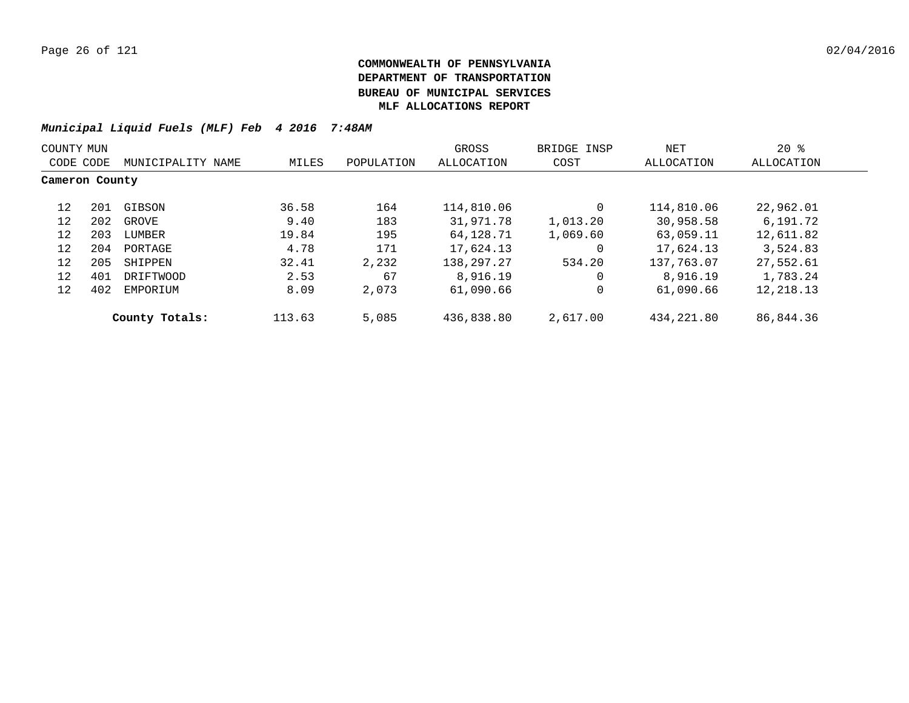**COMMONWEALTH OF PENNSYLVANIA**
**DEPARTMENT OF TRANSPORTATION**
**BUREAU OF MUNICIPAL SERVICES**
**MLF ALLOCATIONS REPORT**

***Municipal Liquid Fuels (MLF) Feb 4 2016 7:48AM***

| COUNTY CODE | MUN CODE | MUNICIPALITY NAME | MILES | POPULATION | GROSS ALLOCATION | BRIDGE INSP COST | NET ALLOCATION | 20 % ALLOCATION |
|---|---|---|---|---|---|---|---|---|
| **Cameron County** | | | | | | | | |
| 12 | 201 | GIBSON | 36.58 | 164 | 114,810.06 | 0 | 114,810.06 | 22,962.01 |
| 12 | 202 | GROVE | 9.40 | 183 | 31,971.78 | 1,013.20 | 30,958.58 | 6,191.72 |
| 12 | 203 | LUMBER | 19.84 | 195 | 64,128.71 | 1,069.60 | 63,059.11 | 12,611.82 |
| 12 | 204 | PORTAGE | 4.78 | 171 | 17,624.13 | 0 | 17,624.13 | 3,524.83 |
| 12 | 205 | SHIPPEN | 32.41 | 2,232 | 138,297.27 | 534.20 | 137,763.07 | 27,552.61 |
| 12 | 401 | DRIFTWOOD | 2.53 | 67 | 8,916.19 | 0 | 8,916.19 | 1,783.24 |
| 12 | 402 | EMPORIUM | 8.09 | 2,073 | 61,090.66 | 0 | 61,090.66 | 12,218.13 |
| | | **County Totals:** | 113.63 | 5,085 | 436,838.80 | 2,617.00 | 434,221.80 | 86,844.36 |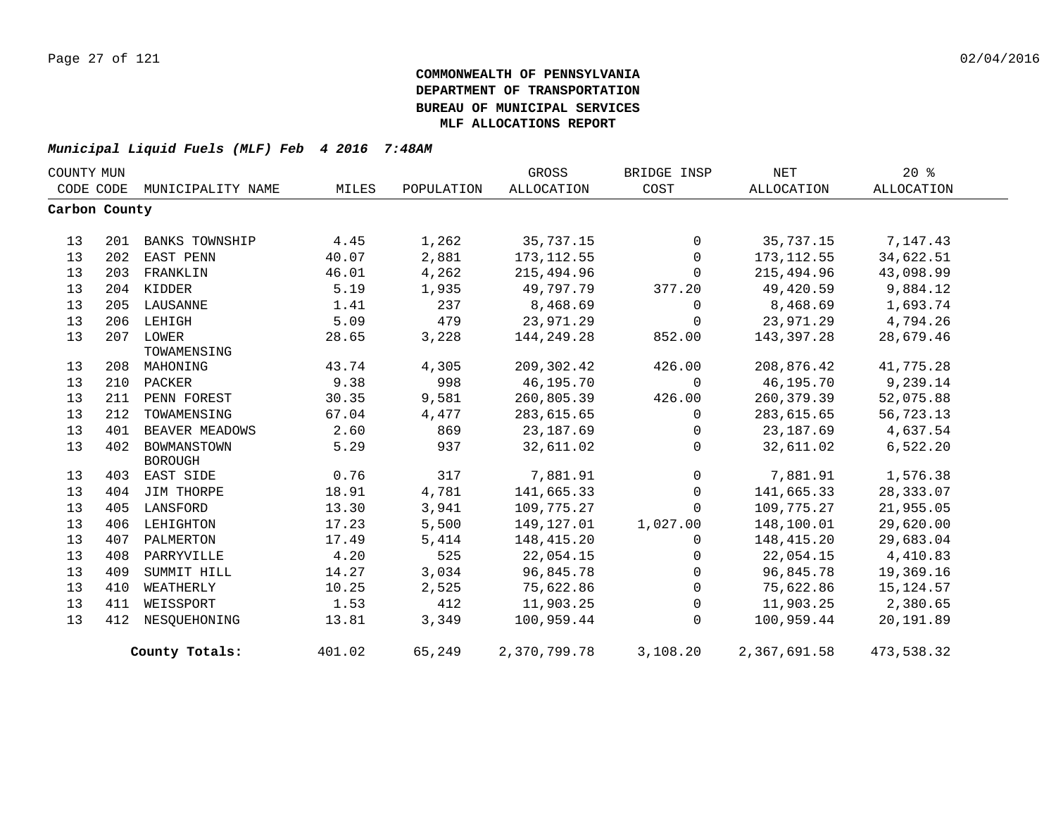**COMMONWEALTH OF PENNSYLVANIA**
**DEPARTMENT OF TRANSPORTATION**
**BUREAU OF MUNICIPAL SERVICES**
**MLF ALLOCATIONS REPORT**

***Municipal Liquid Fuels (MLF) Feb 4 2016 7:48AM***

| COUNTY CODE | MUN CODE | MUNICIPALITY NAME | MILES | POPULATION | GROSS ALLOCATION | BRIDGE INSP COST | NET ALLOCATION | 20 % ALLOCATION |
|---|---|---|---|---|---|---|---|---|
| **Carbon County** | | | | | | | | |
| 13 | 201 | BANKS TOWNSHIP | 4.45 | 1,262 | 35,737.15 | 0 | 35,737.15 | 7,147.43 |
| 13 | 202 | EAST PENN | 40.07 | 2,881 | 173,112.55 | 0 | 173,112.55 | 34,622.51 |
| 13 | 203 | FRANKLIN | 46.01 | 4,262 | 215,494.96 | 0 | 215,494.96 | 43,098.99 |
| 13 | 204 | KIDDER | 5.19 | 1,935 | 49,797.79 | 377.20 | 49,420.59 | 9,884.12 |
| 13 | 205 | LAUSANNE | 1.41 | 237 | 8,468.69 | 0 | 8,468.69 | 1,693.74 |
| 13 | 206 | LEHIGH | 5.09 | 479 | 23,971.29 | 0 | 23,971.29 | 4,794.26 |
| 13 | 207 | LOWER TOWAMENSING | 28.65 | 3,228 | 144,249.28 | 852.00 | 143,397.28 | 28,679.46 |
| 13 | 208 | MAHONING | 43.74 | 4,305 | 209,302.42 | 426.00 | 208,876.42 | 41,775.28 |
| 13 | 210 | PACKER | 9.38 | 998 | 46,195.70 | 0 | 46,195.70 | 9,239.14 |
| 13 | 211 | PENN FOREST | 30.35 | 9,581 | 260,805.39 | 426.00 | 260,379.39 | 52,075.88 |
| 13 | 212 | TOWAMENSING | 67.04 | 4,477 | 283,615.65 | 0 | 283,615.65 | 56,723.13 |
| 13 | 401 | BEAVER MEADOWS | 2.60 | 869 | 23,187.69 | 0 | 23,187.69 | 4,637.54 |
| 13 | 402 | BOWMANSTOWN BOROUGH | 5.29 | 937 | 32,611.02 | 0 | 32,611.02 | 6,522.20 |
| 13 | 403 | EAST SIDE | 0.76 | 317 | 7,881.91 | 0 | 7,881.91 | 1,576.38 |
| 13 | 404 | JIM THORPE | 18.91 | 4,781 | 141,665.33 | 0 | 141,665.33 | 28,333.07 |
| 13 | 405 | LANSFORD | 13.30 | 3,941 | 109,775.27 | 0 | 109,775.27 | 21,955.05 |
| 13 | 406 | LEHIGHTON | 17.23 | 5,500 | 149,127.01 | 1,027.00 | 148,100.01 | 29,620.00 |
| 13 | 407 | PALMERTON | 17.49 | 5,414 | 148,415.20 | 0 | 148,415.20 | 29,683.04 |
| 13 | 408 | PARRYVILLE | 4.20 | 525 | 22,054.15 | 0 | 22,054.15 | 4,410.83 |
| 13 | 409 | SUMMIT HILL | 14.27 | 3,034 | 96,845.78 | 0 | 96,845.78 | 19,369.16 |
| 13 | 410 | WEATHERLY | 10.25 | 2,525 | 75,622.86 | 0 | 75,622.86 | 15,124.57 |
| 13 | 411 | WEISSPORT | 1.53 | 412 | 11,903.25 | 0 | 11,903.25 | 2,380.65 |
| 13 | 412 | NESQUEHONING | 13.81 | 3,349 | 100,959.44 | 0 | 100,959.44 | 20,191.89 |
| | | **County Totals:** | 401.02 | 65,249 | 2,370,799.78 | 3,108.20 | 2,367,691.58 | 473,538.32 |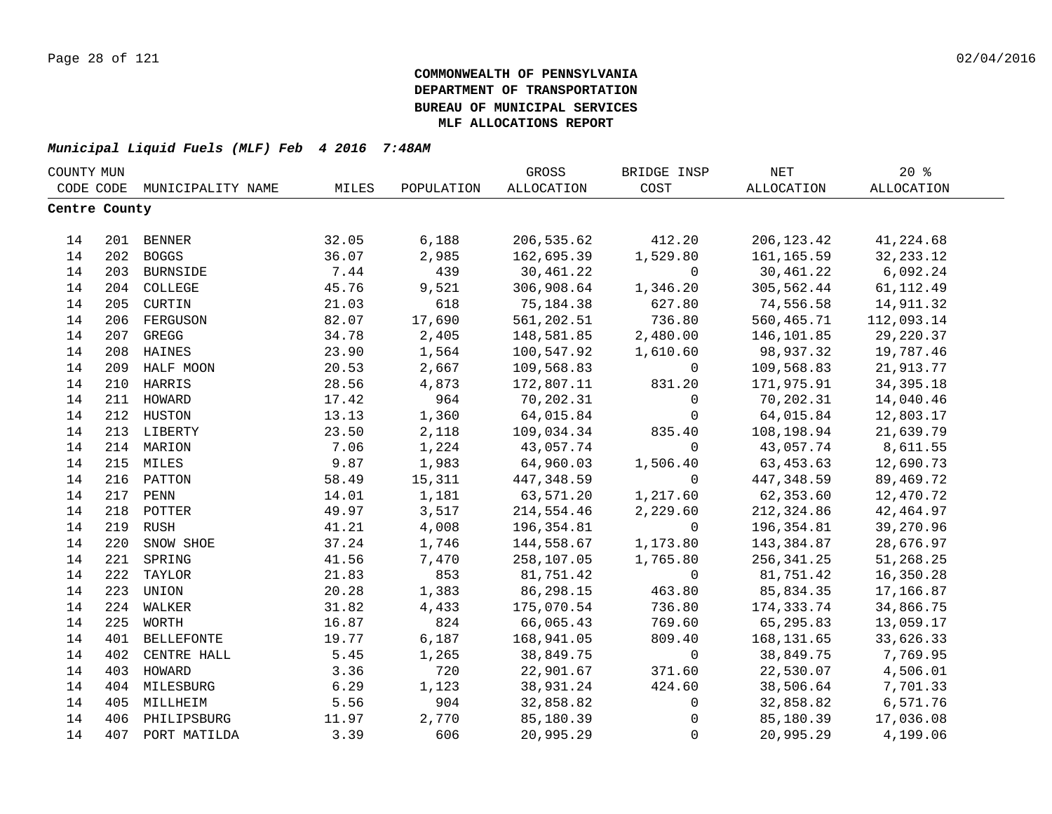**COMMONWEALTH OF PENNSYLVANIA**
**DEPARTMENT OF TRANSPORTATION**
**BUREAU OF MUNICIPAL SERVICES**
**MLF ALLOCATIONS REPORT**

***Municipal Liquid Fuels (MLF) Feb 4 2016 7:48AM***

| COUNTY CODE | MUN CODE | MUNICIPALITY NAME | MILES | POPULATION | GROSS ALLOCATION | BRIDGE INSP COST | NET ALLOCATION | 20 % ALLOCATION |
|---|---|---|---|---|---|---|---|---|
| **Centre County** | | | | | | | | |
| 14 | 201 | BENNER | 32.05 | 6,188 | 206,535.62 | 412.20 | 206,123.42 | 41,224.68 |
| 14 | 202 | BOGGS | 36.07 | 2,985 | 162,695.39 | 1,529.80 | 161,165.59 | 32,233.12 |
| 14 | 203 | BURNSIDE | 7.44 | 439 | 30,461.22 | 0 | 30,461.22 | 6,092.24 |
| 14 | 204 | COLLEGE | 45.76 | 9,521 | 306,908.64 | 1,346.20 | 305,562.44 | 61,112.49 |
| 14 | 205 | CURTIN | 21.03 | 618 | 75,184.38 | 627.80 | 74,556.58 | 14,911.32 |
| 14 | 206 | FERGUSON | 82.07 | 17,690 | 561,202.51 | 736.80 | 560,465.71 | 112,093.14 |
| 14 | 207 | GREGG | 34.78 | 2,405 | 148,581.85 | 2,480.00 | 146,101.85 | 29,220.37 |
| 14 | 208 | HAINES | 23.90 | 1,564 | 100,547.92 | 1,610.60 | 98,937.32 | 19,787.46 |
| 14 | 209 | HALF MOON | 20.53 | 2,667 | 109,568.83 | 0 | 109,568.83 | 21,913.77 |
| 14 | 210 | HARRIS | 28.56 | 4,873 | 172,807.11 | 831.20 | 171,975.91 | 34,395.18 |
| 14 | 211 | HOWARD | 17.42 | 964 | 70,202.31 | 0 | 70,202.31 | 14,040.46 |
| 14 | 212 | HUSTON | 13.13 | 1,360 | 64,015.84 | 0 | 64,015.84 | 12,803.17 |
| 14 | 213 | LIBERTY | 23.50 | 2,118 | 109,034.34 | 835.40 | 108,198.94 | 21,639.79 |
| 14 | 214 | MARION | 7.06 | 1,224 | 43,057.74 | 0 | 43,057.74 | 8,611.55 |
| 14 | 215 | MILES | 9.87 | 1,983 | 64,960.03 | 1,506.40 | 63,453.63 | 12,690.73 |
| 14 | 216 | PATTON | 58.49 | 15,311 | 447,348.59 | 0 | 447,348.59 | 89,469.72 |
| 14 | 217 | PENN | 14.01 | 1,181 | 63,571.20 | 1,217.60 | 62,353.60 | 12,470.72 |
| 14 | 218 | POTTER | 49.97 | 3,517 | 214,554.46 | 2,229.60 | 212,324.86 | 42,464.97 |
| 14 | 219 | RUSH | 41.21 | 4,008 | 196,354.81 | 0 | 196,354.81 | 39,270.96 |
| 14 | 220 | SNOW SHOE | 37.24 | 1,746 | 144,558.67 | 1,173.80 | 143,384.87 | 28,676.97 |
| 14 | 221 | SPRING | 41.56 | 7,470 | 258,107.05 | 1,765.80 | 256,341.25 | 51,268.25 |
| 14 | 222 | TAYLOR | 21.83 | 853 | 81,751.42 | 0 | 81,751.42 | 16,350.28 |
| 14 | 223 | UNION | 20.28 | 1,383 | 86,298.15 | 463.80 | 85,834.35 | 17,166.87 |
| 14 | 224 | WALKER | 31.82 | 4,433 | 175,070.54 | 736.80 | 174,333.74 | 34,866.75 |
| 14 | 225 | WORTH | 16.87 | 824 | 66,065.43 | 769.60 | 65,295.83 | 13,059.17 |
| 14 | 401 | BELLEFONTE | 19.77 | 6,187 | 168,941.05 | 809.40 | 168,131.65 | 33,626.33 |
| 14 | 402 | CENTRE HALL | 5.45 | 1,265 | 38,849.75 | 0 | 38,849.75 | 7,769.95 |
| 14 | 403 | HOWARD | 3.36 | 720 | 22,901.67 | 371.60 | 22,530.07 | 4,506.01 |
| 14 | 404 | MILESBURG | 6.29 | 1,123 | 38,931.24 | 424.60 | 38,506.64 | 7,701.33 |
| 14 | 405 | MILLHEIM | 5.56 | 904 | 32,858.82 | 0 | 32,858.82 | 6,571.76 |
| 14 | 406 | PHILIPSBURG | 11.97 | 2,770 | 85,180.39 | 0 | 85,180.39 | 17,036.08 |
| 14 | 407 | PORT MATILDA | 3.39 | 606 | 20,995.29 | 0 | 20,995.29 | 4,199.06 |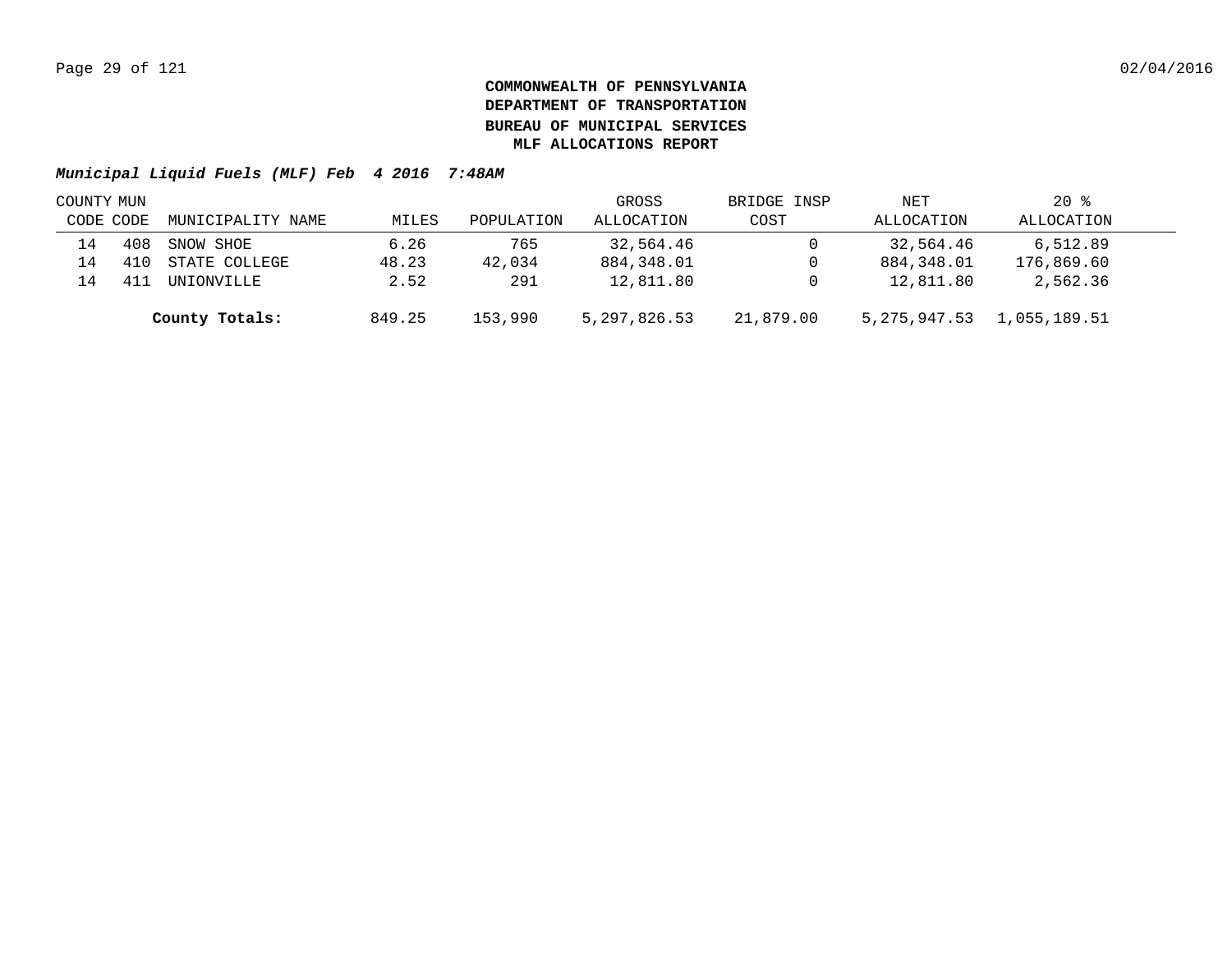**COMMONWEALTH OF PENNSYLVANIA**
**DEPARTMENT OF TRANSPORTATION**
**BUREAU OF MUNICIPAL SERVICES**
**MLF ALLOCATIONS REPORT**

***Municipal Liquid Fuels (MLF) Feb 4 2016 7:48AM***

| COUNTY CODE | MUN CODE | MUNICIPALITY NAME | MILES | POPULATION | GROSS ALLOCATION | BRIDGE INSP COST | NET ALLOCATION | 20 % ALLOCATION |
|---|---|---|---|---|---|---|---|---|
| 14 | 408 | SNOW SHOE | 6.26 | 765 | 32,564.46 | 0 | 32,564.46 | 6,512.89 |
| 14 | 410 | STATE COLLEGE | 48.23 | 42,034 | 884,348.01 | 0 | 884,348.01 | 176,869.60 |
| 14 | 411 | UNIONVILLE | 2.52 | 291 | 12,811.80 | 0 | 12,811.80 | 2,562.36 |
| | | **County Totals:** | 849.25 | 153,990 | 5,297,826.53 | 21,879.00 | 5,275,947.53 | 1,055,189.51 |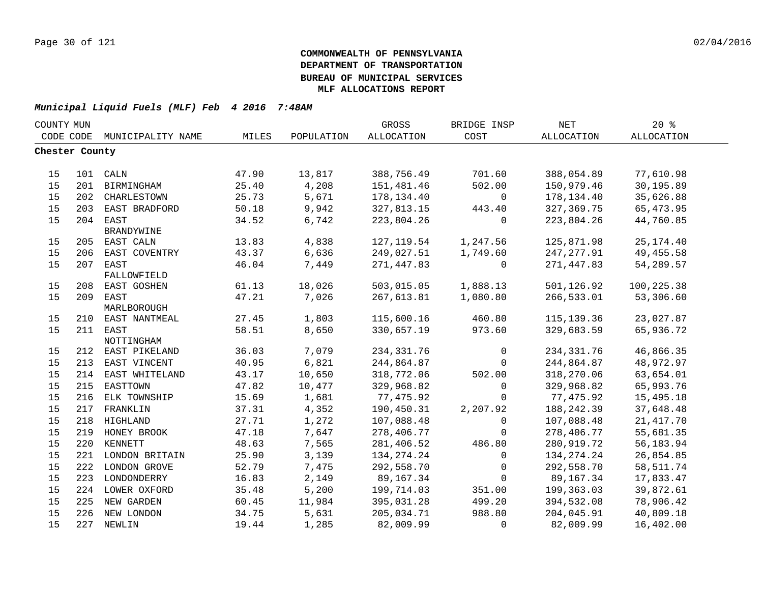**COMMONWEALTH OF PENNSYLVANIA**
**DEPARTMENT OF TRANSPORTATION**
**BUREAU OF MUNICIPAL SERVICES**
**MLF ALLOCATIONS REPORT**

***Municipal Liquid Fuels (MLF) Feb 4 2016 7:48AM***

| COUNTY CODE | MUN CODE | MUNICIPALITY NAME | MILES | POPULATION | GROSS ALLOCATION | BRIDGE INSP COST | NET ALLOCATION | 20 % ALLOCATION |
|---|---|---|---|---|---|---|---|---|
| **Chester County** | | | | | | | | |
| 15 | 101 | CALN | 47.90 | 13,817 | 388,756.49 | 701.60 | 388,054.89 | 77,610.98 |
| 15 | 201 | BIRMINGHAM | 25.40 | 4,208 | 151,481.46 | 502.00 | 150,979.46 | 30,195.89 |
| 15 | 202 | CHARLESTOWN | 25.73 | 5,671 | 178,134.40 | 0 | 178,134.40 | 35,626.88 |
| 15 | 203 | EAST BRADFORD | 50.18 | 9,942 | 327,813.15 | 443.40 | 327,369.75 | 65,473.95 |
| 15 | 204 | EAST BRANDYWINE | 34.52 | 6,742 | 223,804.26 | 0 | 223,804.26 | 44,760.85 |
| 15 | 205 | EAST CALN | 13.83 | 4,838 | 127,119.54 | 1,247.56 | 125,871.98 | 25,174.40 |
| 15 | 206 | EAST COVENTRY | 43.37 | 6,636 | 249,027.51 | 1,749.60 | 247,277.91 | 49,455.58 |
| 15 | 207 | EAST FALLOWFIELD | 46.04 | 7,449 | 271,447.83 | 0 | 271,447.83 | 54,289.57 |
| 15 | 208 | EAST GOSHEN | 61.13 | 18,026 | 503,015.05 | 1,888.13 | 501,126.92 | 100,225.38 |
| 15 | 209 | EAST MARLBOROUGH | 47.21 | 7,026 | 267,613.81 | 1,080.80 | 266,533.01 | 53,306.60 |
| 15 | 210 | EAST NANTMEAL | 27.45 | 1,803 | 115,600.16 | 460.80 | 115,139.36 | 23,027.87 |
| 15 | 211 | EAST NOTTINGHAM | 58.51 | 8,650 | 330,657.19 | 973.60 | 329,683.59 | 65,936.72 |
| 15 | 212 | EAST PIKELAND | 36.03 | 7,079 | 234,331.76 | 0 | 234,331.76 | 46,866.35 |
| 15 | 213 | EAST VINCENT | 40.95 | 6,821 | 244,864.87 | 0 | 244,864.87 | 48,972.97 |
| 15 | 214 | EAST WHITELAND | 43.17 | 10,650 | 318,772.06 | 502.00 | 318,270.06 | 63,654.01 |
| 15 | 215 | EASTTOWN | 47.82 | 10,477 | 329,968.82 | 0 | 329,968.82 | 65,993.76 |
| 15 | 216 | ELK TOWNSHIP | 15.69 | 1,681 | 77,475.92 | 0 | 77,475.92 | 15,495.18 |
| 15 | 217 | FRANKLIN | 37.31 | 4,352 | 190,450.31 | 2,207.92 | 188,242.39 | 37,648.48 |
| 15 | 218 | HIGHLAND | 27.71 | 1,272 | 107,088.48 | 0 | 107,088.48 | 21,417.70 |
| 15 | 219 | HONEY BROOK | 47.18 | 7,647 | 278,406.77 | 0 | 278,406.77 | 55,681.35 |
| 15 | 220 | KENNETT | 48.63 | 7,565 | 281,406.52 | 486.80 | 280,919.72 | 56,183.94 |
| 15 | 221 | LONDON BRITAIN | 25.90 | 3,139 | 134,274.24 | 0 | 134,274.24 | 26,854.85 |
| 15 | 222 | LONDON GROVE | 52.79 | 7,475 | 292,558.70 | 0 | 292,558.70 | 58,511.74 |
| 15 | 223 | LONDONDERRY | 16.83 | 2,149 | 89,167.34 | 0 | 89,167.34 | 17,833.47 |
| 15 | 224 | LOWER OXFORD | 35.48 | 5,200 | 199,714.03 | 351.00 | 199,363.03 | 39,872.61 |
| 15 | 225 | NEW GARDEN | 60.45 | 11,984 | 395,031.28 | 499.20 | 394,532.08 | 78,906.42 |
| 15 | 226 | NEW LONDON | 34.75 | 5,631 | 205,034.71 | 988.80 | 204,045.91 | 40,809.18 |
| 15 | 227 | NEWLIN | 19.44 | 1,285 | 82,009.99 | 0 | 82,009.99 | 16,402.00 |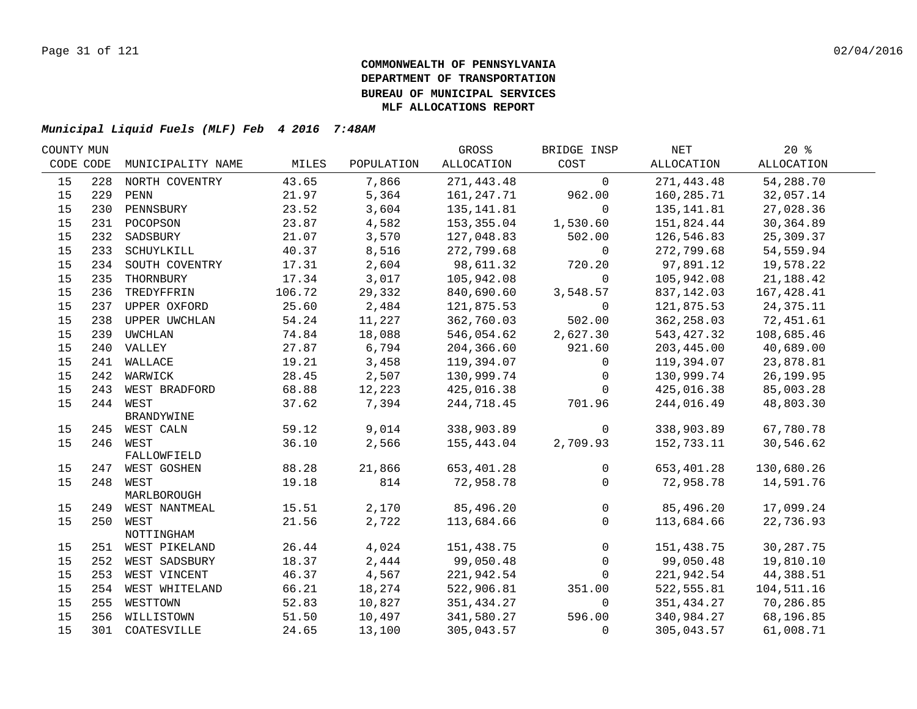**COMMONWEALTH OF PENNSYLVANIA**
**DEPARTMENT OF TRANSPORTATION**
**BUREAU OF MUNICIPAL SERVICES**
**MLF ALLOCATIONS REPORT**

***Municipal Liquid Fuels (MLF) Feb 4 2016 7:48AM***

| COUNTY CODE | MUN CODE | MUNICIPALITY NAME | MILES | POPULATION | GROSS ALLOCATION | BRIDGE INSP COST | NET ALLOCATION | 20 % ALLOCATION |
|---|---|---|---|---|---|---|---|---|
| 15 | 228 | NORTH COVENTRY | 43.65 | 7,866 | 271,443.48 | 0 | 271,443.48 | 54,288.70 |
| 15 | 229 | PENN | 21.97 | 5,364 | 161,247.71 | 962.00 | 160,285.71 | 32,057.14 |
| 15 | 230 | PENNSBURY | 23.52 | 3,604 | 135,141.81 | 0 | 135,141.81 | 27,028.36 |
| 15 | 231 | POCOPSON | 23.87 | 4,582 | 153,355.04 | 1,530.60 | 151,824.44 | 30,364.89 |
| 15 | 232 | SADSBURY | 21.07 | 3,570 | 127,048.83 | 502.00 | 126,546.83 | 25,309.37 |
| 15 | 233 | SCHUYLKILL | 40.37 | 8,516 | 272,799.68 | 0 | 272,799.68 | 54,559.94 |
| 15 | 234 | SOUTH COVENTRY | 17.31 | 2,604 | 98,611.32 | 720.20 | 97,891.12 | 19,578.22 |
| 15 | 235 | THORNBURY | 17.34 | 3,017 | 105,942.08 | 0 | 105,942.08 | 21,188.42 |
| 15 | 236 | TREDYFFRIN | 106.72 | 29,332 | 840,690.60 | 3,548.57 | 837,142.03 | 167,428.41 |
| 15 | 237 | UPPER OXFORD | 25.60 | 2,484 | 121,875.53 | 0 | 121,875.53 | 24,375.11 |
| 15 | 238 | UPPER UWCHLAN | 54.24 | 11,227 | 362,760.03 | 502.00 | 362,258.03 | 72,451.61 |
| 15 | 239 | UWCHLAN | 74.84 | 18,088 | 546,054.62 | 2,627.30 | 543,427.32 | 108,685.46 |
| 15 | 240 | VALLEY | 27.87 | 6,794 | 204,366.60 | 921.60 | 203,445.00 | 40,689.00 |
| 15 | 241 | WALLACE | 19.21 | 3,458 | 119,394.07 | 0 | 119,394.07 | 23,878.81 |
| 15 | 242 | WARWICK | 28.45 | 2,507 | 130,999.74 | 0 | 130,999.74 | 26,199.95 |
| 15 | 243 | WEST BRADFORD | 68.88 | 12,223 | 425,016.38 | 0 | 425,016.38 | 85,003.28 |
| 15 | 244 | WEST BRANDYWINE | 37.62 | 7,394 | 244,718.45 | 701.96 | 244,016.49 | 48,803.30 |
| 15 | 245 | WEST CALN | 59.12 | 9,014 | 338,903.89 | 0 | 338,903.89 | 67,780.78 |
| 15 | 246 | WEST FALLOWFIELD | 36.10 | 2,566 | 155,443.04 | 2,709.93 | 152,733.11 | 30,546.62 |
| 15 | 247 | WEST GOSHEN | 88.28 | 21,866 | 653,401.28 | 0 | 653,401.28 | 130,680.26 |
| 15 | 248 | WEST MARLBOROUGH | 19.18 | 814 | 72,958.78 | 0 | 72,958.78 | 14,591.76 |
| 15 | 249 | WEST NANTMEAL | 15.51 | 2,170 | 85,496.20 | 0 | 85,496.20 | 17,099.24 |
| 15 | 250 | WEST NOTTINGHAM | 21.56 | 2,722 | 113,684.66 | 0 | 113,684.66 | 22,736.93 |
| 15 | 251 | WEST PIKELAND | 26.44 | 4,024 | 151,438.75 | 0 | 151,438.75 | 30,287.75 |
| 15 | 252 | WEST SADSBURY | 18.37 | 2,444 | 99,050.48 | 0 | 99,050.48 | 19,810.10 |
| 15 | 253 | WEST VINCENT | 46.37 | 4,567 | 221,942.54 | 0 | 221,942.54 | 44,388.51 |
| 15 | 254 | WEST WHITELAND | 66.21 | 18,274 | 522,906.81 | 351.00 | 522,555.81 | 104,511.16 |
| 15 | 255 | WESTTOWN | 52.83 | 10,827 | 351,434.27 | 0 | 351,434.27 | 70,286.85 |
| 15 | 256 | WILLISTOWN | 51.50 | 10,497 | 341,580.27 | 596.00 | 340,984.27 | 68,196.85 |
| 15 | 301 | COATESVILLE | 24.65 | 13,100 | 305,043.57 | 0 | 305,043.57 | 61,008.71 |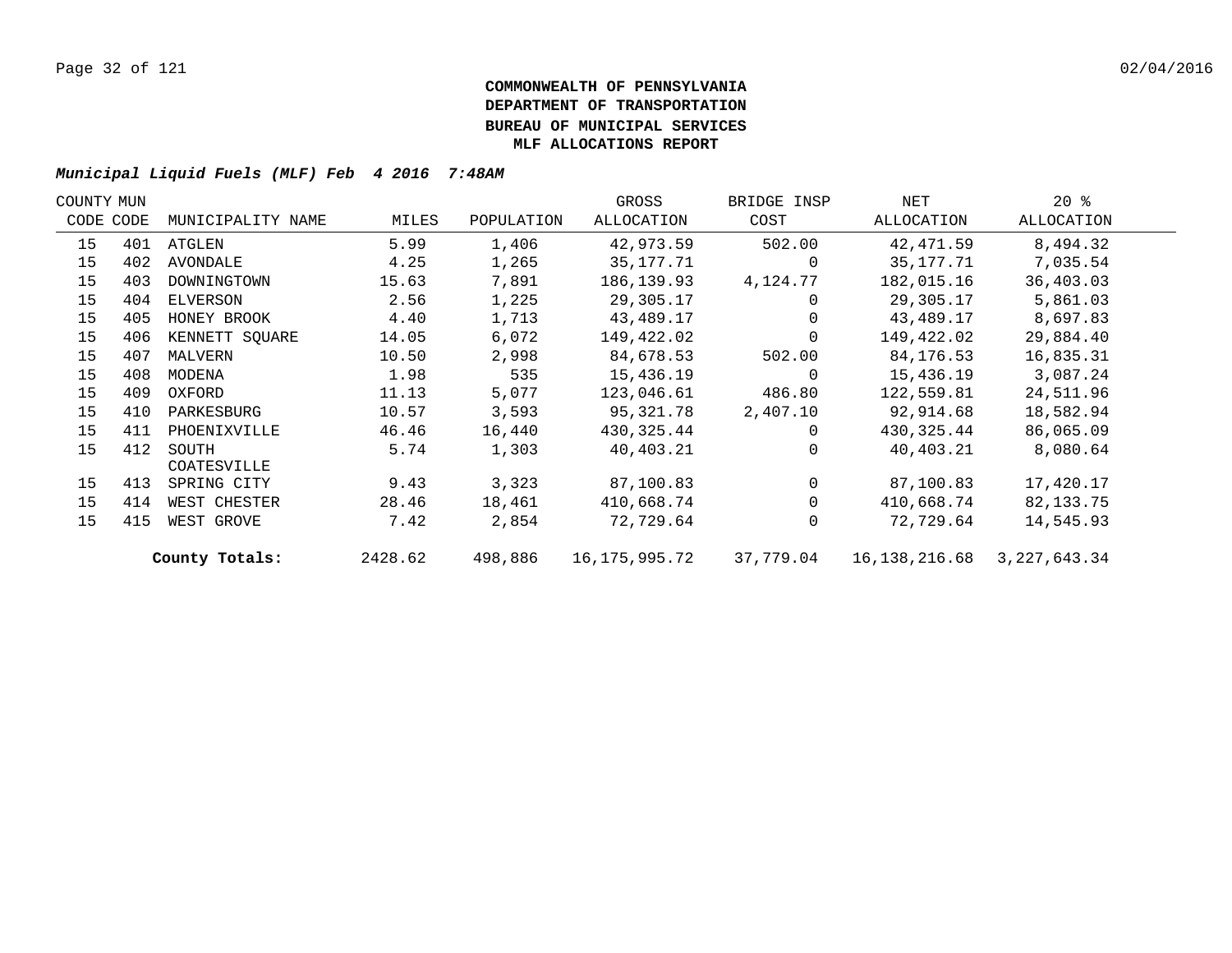**COMMONWEALTH OF PENNSYLVANIA**
**DEPARTMENT OF TRANSPORTATION**
**BUREAU OF MUNICIPAL SERVICES**
**MLF ALLOCATIONS REPORT**

***Municipal Liquid Fuels (MLF) Feb 4 2016 7:48AM***

| COUNTY CODE | MUN CODE | MUNICIPALITY NAME | MILES | POPULATION | GROSS ALLOCATION | BRIDGE INSP COST | NET ALLOCATION | 20 % ALLOCATION |
|---|---|---|---|---|---|---|---|---|
| 15 | 401 | ATGLEN | 5.99 | 1,406 | 42,973.59 | 502.00 | 42,471.59 | 8,494.32 |
| 15 | 402 | AVONDALE | 4.25 | 1,265 | 35,177.71 | 0 | 35,177.71 | 7,035.54 |
| 15 | 403 | DOWNINGTOWN | 15.63 | 7,891 | 186,139.93 | 4,124.77 | 182,015.16 | 36,403.03 |
| 15 | 404 | ELVERSON | 2.56 | 1,225 | 29,305.17 | 0 | 29,305.17 | 5,861.03 |
| 15 | 405 | HONEY BROOK | 4.40 | 1,713 | 43,489.17 | 0 | 43,489.17 | 8,697.83 |
| 15 | 406 | KENNETT SQUARE | 14.05 | 6,072 | 149,422.02 | 0 | 149,422.02 | 29,884.40 |
| 15 | 407 | MALVERN | 10.50 | 2,998 | 84,678.53 | 502.00 | 84,176.53 | 16,835.31 |
| 15 | 408 | MODENA | 1.98 | 535 | 15,436.19 | 0 | 15,436.19 | 3,087.24 |
| 15 | 409 | OXFORD | 11.13 | 5,077 | 123,046.61 | 486.80 | 122,559.81 | 24,511.96 |
| 15 | 410 | PARKESBURG | 10.57 | 3,593 | 95,321.78 | 2,407.10 | 92,914.68 | 18,582.94 |
| 15 | 411 | PHOENIXVILLE | 46.46 | 16,440 | 430,325.44 | 0 | 430,325.44 | 86,065.09 |
| 15 | 412 | SOUTH COATESVILLE | 5.74 | 1,303 | 40,403.21 | 0 | 40,403.21 | 8,080.64 |
| 15 | 413 | SPRING CITY | 9.43 | 3,323 | 87,100.83 | 0 | 87,100.83 | 17,420.17 |
| 15 | 414 | WEST CHESTER | 28.46 | 18,461 | 410,668.74 | 0 | 410,668.74 | 82,133.75 |
| 15 | 415 | WEST GROVE | 7.42 | 2,854 | 72,729.64 | 0 | 72,729.64 | 14,545.93 |
| | | **County Totals:** | 2428.62 | 498,886 | 16,175,995.72 | 37,779.04 | 16,138,216.68 | 3,227,643.34 |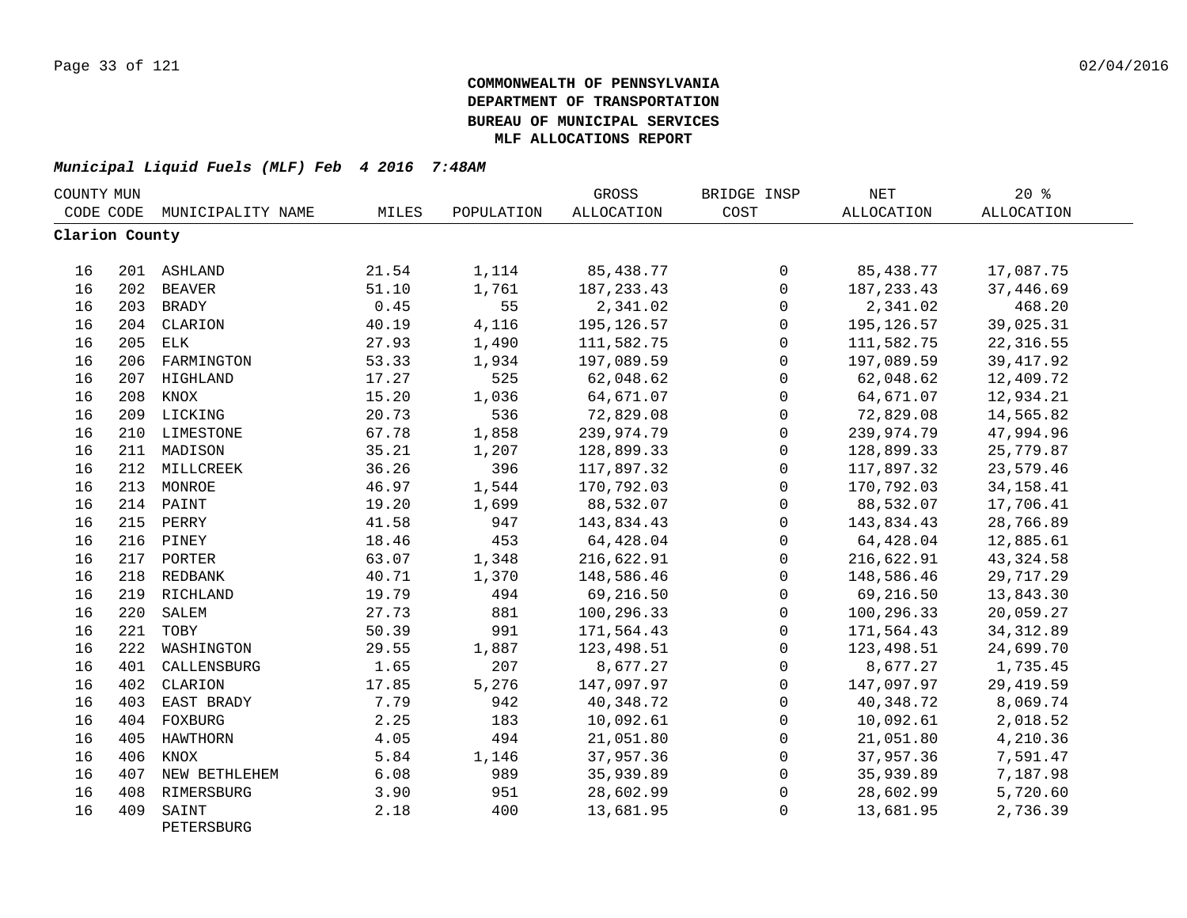**COMMONWEALTH OF PENNSYLVANIA**
**DEPARTMENT OF TRANSPORTATION**
**BUREAU OF MUNICIPAL SERVICES**
**MLF ALLOCATIONS REPORT**

***Municipal Liquid Fuels (MLF) Feb 4 2016 7:48AM***

| COUNTY CODE | MUN CODE | MUNICIPALITY NAME | MILES | POPULATION | GROSS ALLOCATION | BRIDGE INSP COST | NET ALLOCATION | 20 % ALLOCATION |
|---|---|---|---|---|---|---|---|---|
| **Clarion County** | | | | | | | | |
| 16 | 201 | ASHLAND | 21.54 | 1,114 | 85,438.77 | 0 | 85,438.77 | 17,087.75 |
| 16 | 202 | BEAVER | 51.10 | 1,761 | 187,233.43 | 0 | 187,233.43 | 37,446.69 |
| 16 | 203 | BRADY | 0.45 | 55 | 2,341.02 | 0 | 2,341.02 | 468.20 |
| 16 | 204 | CLARION | 40.19 | 4,116 | 195,126.57 | 0 | 195,126.57 | 39,025.31 |
| 16 | 205 | ELK | 27.93 | 1,490 | 111,582.75 | 0 | 111,582.75 | 22,316.55 |
| 16 | 206 | FARMINGTON | 53.33 | 1,934 | 197,089.59 | 0 | 197,089.59 | 39,417.92 |
| 16 | 207 | HIGHLAND | 17.27 | 525 | 62,048.62 | 0 | 62,048.62 | 12,409.72 |
| 16 | 208 | KNOX | 15.20 | 1,036 | 64,671.07 | 0 | 64,671.07 | 12,934.21 |
| 16 | 209 | LICKING | 20.73 | 536 | 72,829.08 | 0 | 72,829.08 | 14,565.82 |
| 16 | 210 | LIMESTONE | 67.78 | 1,858 | 239,974.79 | 0 | 239,974.79 | 47,994.96 |
| 16 | 211 | MADISON | 35.21 | 1,207 | 128,899.33 | 0 | 128,899.33 | 25,779.87 |
| 16 | 212 | MILLCREEK | 36.26 | 396 | 117,897.32 | 0 | 117,897.32 | 23,579.46 |
| 16 | 213 | MONROE | 46.97 | 1,544 | 170,792.03 | 0 | 170,792.03 | 34,158.41 |
| 16 | 214 | PAINT | 19.20 | 1,699 | 88,532.07 | 0 | 88,532.07 | 17,706.41 |
| 16 | 215 | PERRY | 41.58 | 947 | 143,834.43 | 0 | 143,834.43 | 28,766.89 |
| 16 | 216 | PINEY | 18.46 | 453 | 64,428.04 | 0 | 64,428.04 | 12,885.61 |
| 16 | 217 | PORTER | 63.07 | 1,348 | 216,622.91 | 0 | 216,622.91 | 43,324.58 |
| 16 | 218 | REDBANK | 40.71 | 1,370 | 148,586.46 | 0 | 148,586.46 | 29,717.29 |
| 16 | 219 | RICHLAND | 19.79 | 494 | 69,216.50 | 0 | 69,216.50 | 13,843.30 |
| 16 | 220 | SALEM | 27.73 | 881 | 100,296.33 | 0 | 100,296.33 | 20,059.27 |
| 16 | 221 | TOBY | 50.39 | 991 | 171,564.43 | 0 | 171,564.43 | 34,312.89 |
| 16 | 222 | WASHINGTON | 29.55 | 1,887 | 123,498.51 | 0 | 123,498.51 | 24,699.70 |
| 16 | 401 | CALLENSBURG | 1.65 | 207 | 8,677.27 | 0 | 8,677.27 | 1,735.45 |
| 16 | 402 | CLARION | 17.85 | 5,276 | 147,097.97 | 0 | 147,097.97 | 29,419.59 |
| 16 | 403 | EAST BRADY | 7.79 | 942 | 40,348.72 | 0 | 40,348.72 | 8,069.74 |
| 16 | 404 | FOXBURG | 2.25 | 183 | 10,092.61 | 0 | 10,092.61 | 2,018.52 |
| 16 | 405 | HAWTHORN | 4.05 | 494 | 21,051.80 | 0 | 21,051.80 | 4,210.36 |
| 16 | 406 | KNOX | 5.84 | 1,146 | 37,957.36 | 0 | 37,957.36 | 7,591.47 |
| 16 | 407 | NEW BETHLEHEM | 6.08 | 989 | 35,939.89 | 0 | 35,939.89 | 7,187.98 |
| 16 | 408 | RIMERSBURG | 3.90 | 951 | 28,602.99 | 0 | 28,602.99 | 5,720.60 |
| 16 | 409 | SAINT PETERSBURG | 2.18 | 400 | 13,681.95 | 0 | 13,681.95 | 2,736.39 |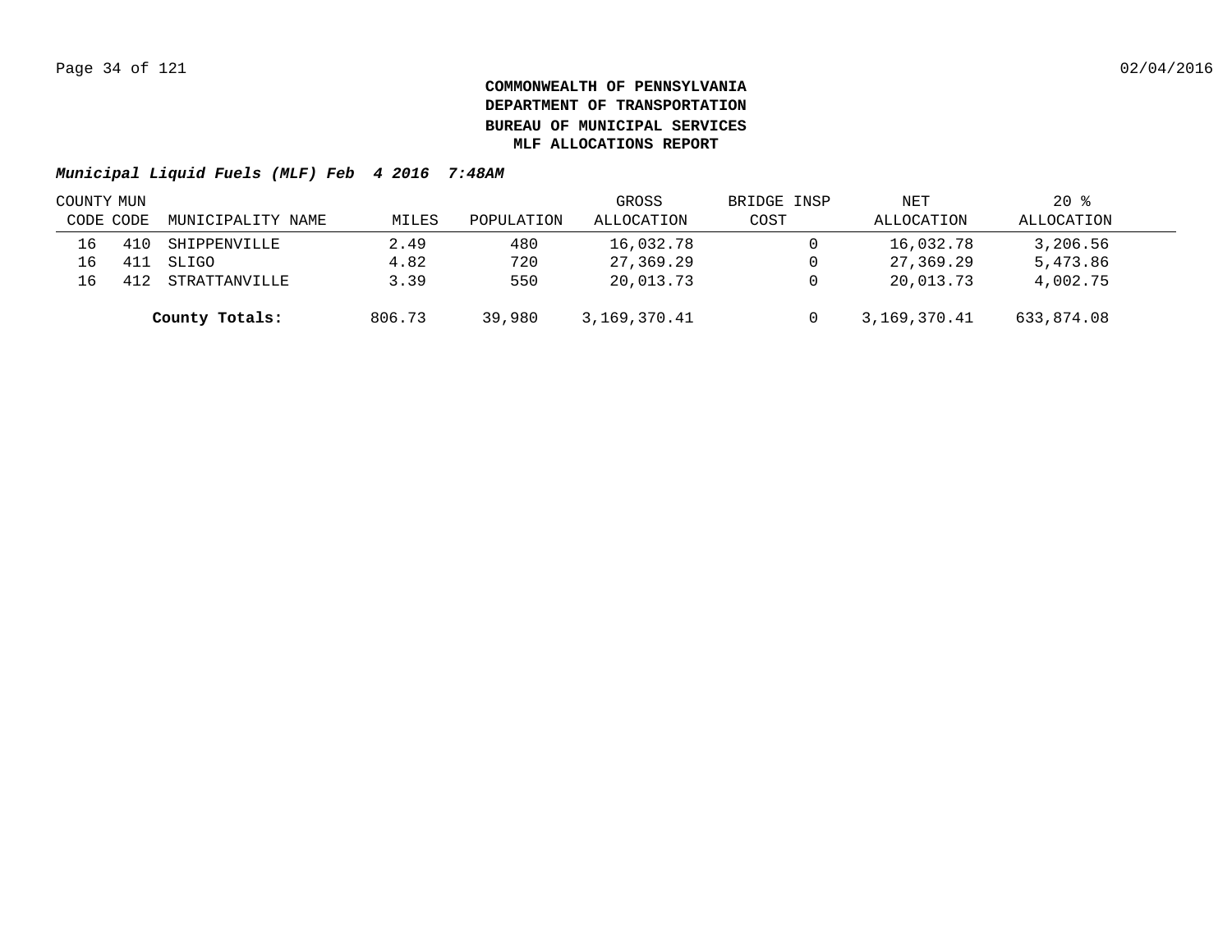**COMMONWEALTH OF PENNSYLVANIA**
**DEPARTMENT OF TRANSPORTATION**
**BUREAU OF MUNICIPAL SERVICES**
**MLF ALLOCATIONS REPORT**

***Municipal Liquid Fuels (MLF) Feb 4 2016 7:48AM***

| COUNTY CODE | MUN CODE | MUNICIPALITY NAME | MILES | POPULATION | GROSS ALLOCATION | BRIDGE INSP COST | NET ALLOCATION | 20 % ALLOCATION |
|---|---|---|---|---|---|---|---|---|
| 16 | 410 | SHIPPENVILLE | 2.49 | 480 | 16,032.78 | 0 | 16,032.78 | 3,206.56 |
| 16 | 411 | SLIGO | 4.82 | 720 | 27,369.29 | 0 | 27,369.29 | 5,473.86 |
| 16 | 412 | STRATTANVILLE | 3.39 | 550 | 20,013.73 | 0 | 20,013.73 | 4,002.75 |
| | | **County Totals:** | 806.73 | 39,980 | 3,169,370.41 | 0 | 3,169,370.41 | 633,874.08 |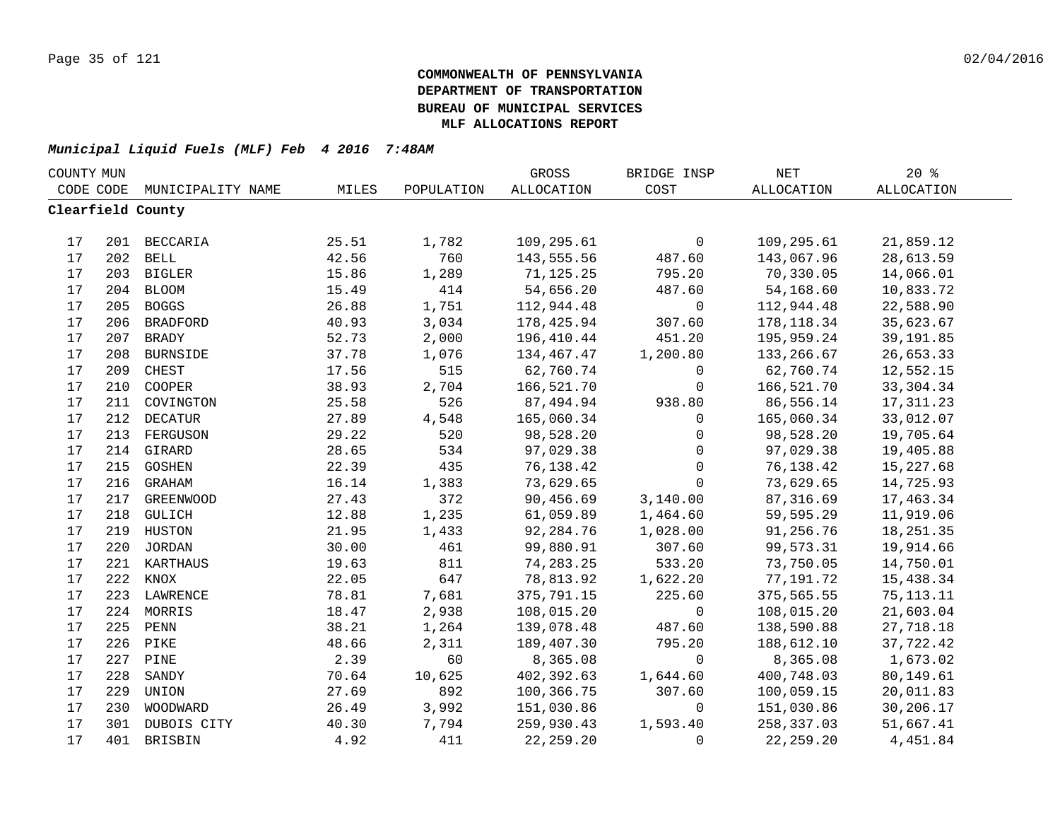**COMMONWEALTH OF PENNSYLVANIA**
**DEPARTMENT OF TRANSPORTATION**
**BUREAU OF MUNICIPAL SERVICES**
**MLF ALLOCATIONS REPORT**

***Municipal Liquid Fuels (MLF) Feb 4 2016 7:48AM***

| COUNTY CODE | MUN CODE | MUNICIPALITY NAME | MILES | POPULATION | GROSS ALLOCATION | BRIDGE INSP COST | NET ALLOCATION | 20 % ALLOCATION |
|---|---|---|---|---|---|---|---|---|
| **Clearfield County** | | | | | | | | |
| 17 | 201 | BECCARIA | 25.51 | 1,782 | 109,295.61 | 0 | 109,295.61 | 21,859.12 |
| 17 | 202 | BELL | 42.56 | 760 | 143,555.56 | 487.60 | 143,067.96 | 28,613.59 |
| 17 | 203 | BIGLER | 15.86 | 1,289 | 71,125.25 | 795.20 | 70,330.05 | 14,066.01 |
| 17 | 204 | BLOOM | 15.49 | 414 | 54,656.20 | 487.60 | 54,168.60 | 10,833.72 |
| 17 | 205 | BOGGS | 26.88 | 1,751 | 112,944.48 | 0 | 112,944.48 | 22,588.90 |
| 17 | 206 | BRADFORD | 40.93 | 3,034 | 178,425.94 | 307.60 | 178,118.34 | 35,623.67 |
| 17 | 207 | BRADY | 52.73 | 2,000 | 196,410.44 | 451.20 | 195,959.24 | 39,191.85 |
| 17 | 208 | BURNSIDE | 37.78 | 1,076 | 134,467.47 | 1,200.80 | 133,266.67 | 26,653.33 |
| 17 | 209 | CHEST | 17.56 | 515 | 62,760.74 | 0 | 62,760.74 | 12,552.15 |
| 17 | 210 | COOPER | 38.93 | 2,704 | 166,521.70 | 0 | 166,521.70 | 33,304.34 |
| 17 | 211 | COVINGTON | 25.58 | 526 | 87,494.94 | 938.80 | 86,556.14 | 17,311.23 |
| 17 | 212 | DECATUR | 27.89 | 4,548 | 165,060.34 | 0 | 165,060.34 | 33,012.07 |
| 17 | 213 | FERGUSON | 29.22 | 520 | 98,528.20 | 0 | 98,528.20 | 19,705.64 |
| 17 | 214 | GIRARD | 28.65 | 534 | 97,029.38 | 0 | 97,029.38 | 19,405.88 |
| 17 | 215 | GOSHEN | 22.39 | 435 | 76,138.42 | 0 | 76,138.42 | 15,227.68 |
| 17 | 216 | GRAHAM | 16.14 | 1,383 | 73,629.65 | 0 | 73,629.65 | 14,725.93 |
| 17 | 217 | GREENWOOD | 27.43 | 372 | 90,456.69 | 3,140.00 | 87,316.69 | 17,463.34 |
| 17 | 218 | GULICH | 12.88 | 1,235 | 61,059.89 | 1,464.60 | 59,595.29 | 11,919.06 |
| 17 | 219 | HUSTON | 21.95 | 1,433 | 92,284.76 | 1,028.00 | 91,256.76 | 18,251.35 |
| 17 | 220 | JORDAN | 30.00 | 461 | 99,880.91 | 307.60 | 99,573.31 | 19,914.66 |
| 17 | 221 | KARTHAUS | 19.63 | 811 | 74,283.25 | 533.20 | 73,750.05 | 14,750.01 |
| 17 | 222 | KNOX | 22.05 | 647 | 78,813.92 | 1,622.20 | 77,191.72 | 15,438.34 |
| 17 | 223 | LAWRENCE | 78.81 | 7,681 | 375,791.15 | 225.60 | 375,565.55 | 75,113.11 |
| 17 | 224 | MORRIS | 18.47 | 2,938 | 108,015.20 | 0 | 108,015.20 | 21,603.04 |
| 17 | 225 | PENN | 38.21 | 1,264 | 139,078.48 | 487.60 | 138,590.88 | 27,718.18 |
| 17 | 226 | PIKE | 48.66 | 2,311 | 189,407.30 | 795.20 | 188,612.10 | 37,722.42 |
| 17 | 227 | PINE | 2.39 | 60 | 8,365.08 | 0 | 8,365.08 | 1,673.02 |
| 17 | 228 | SANDY | 70.64 | 10,625 | 402,392.63 | 1,644.60 | 400,748.03 | 80,149.61 |
| 17 | 229 | UNION | 27.69 | 892 | 100,366.75 | 307.60 | 100,059.15 | 20,011.83 |
| 17 | 230 | WOODWARD | 26.49 | 3,992 | 151,030.86 | 0 | 151,030.86 | 30,206.17 |
| 17 | 301 | DUBOIS CITY | 40.30 | 7,794 | 259,930.43 | 1,593.40 | 258,337.03 | 51,667.41 |
| 17 | 401 | BRISBIN | 4.92 | 411 | 22,259.20 | 0 | 22,259.20 | 4,451.84 |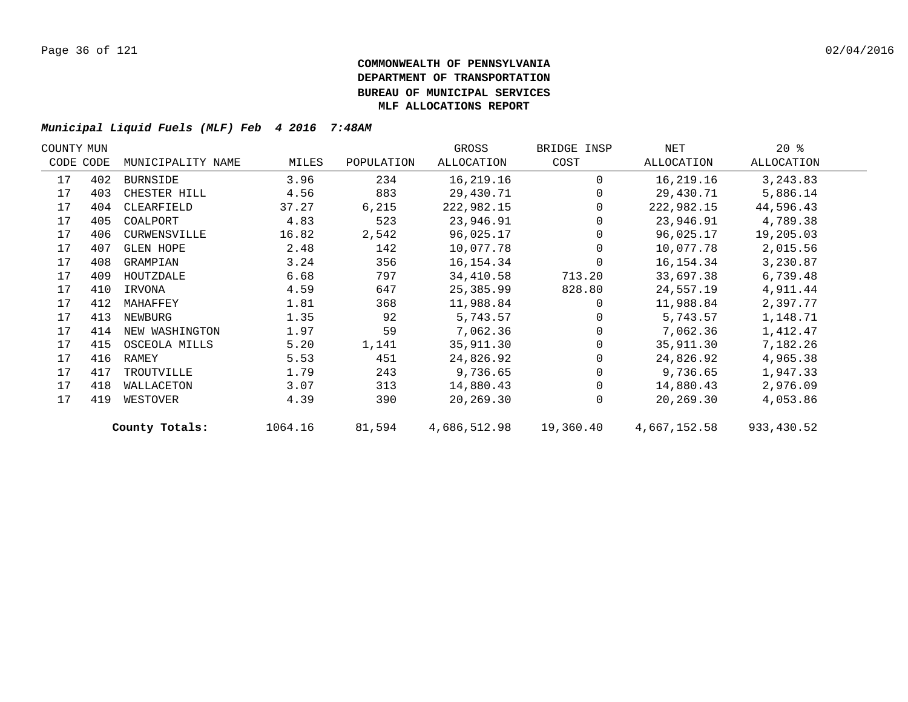# COMMONWEALTH OF PENNSYLVANIA
# DEPARTMENT OF TRANSPORTATION
# BUREAU OF MUNICIPAL SERVICES
# MLF ALLOCATIONS REPORT

***Municipal Liquid Fuels (MLF) Feb 4 2016 7:48AM***

| COUNTY CODE | MUN CODE | MUNICIPALITY NAME | MILES | POPULATION | GROSS ALLOCATION | BRIDGE INSP COST | NET ALLOCATION | 20 % ALLOCATION |
|---|---|---|---|---|---|---|---|---|
| 17 | 402 | BURNSIDE | 3.96 | 234 | 16,219.16 | 0 | 16,219.16 | 3,243.83 |
| 17 | 403 | CHESTER HILL | 4.56 | 883 | 29,430.71 | 0 | 29,430.71 | 5,886.14 |
| 17 | 404 | CLEARFIELD | 37.27 | 6,215 | 222,982.15 | 0 | 222,982.15 | 44,596.43 |
| 17 | 405 | COALPORT | 4.83 | 523 | 23,946.91 | 0 | 23,946.91 | 4,789.38 |
| 17 | 406 | CURWENSVILLE | 16.82 | 2,542 | 96,025.17 | 0 | 96,025.17 | 19,205.03 |
| 17 | 407 | GLEN HOPE | 2.48 | 142 | 10,077.78 | 0 | 10,077.78 | 2,015.56 |
| 17 | 408 | GRAMPIAN | 3.24 | 356 | 16,154.34 | 0 | 16,154.34 | 3,230.87 |
| 17 | 409 | HOUTZDALE | 6.68 | 797 | 34,410.58 | 713.20 | 33,697.38 | 6,739.48 |
| 17 | 410 | IRVONA | 4.59 | 647 | 25,385.99 | 828.80 | 24,557.19 | 4,911.44 |
| 17 | 412 | MAHAFFEY | 1.81 | 368 | 11,988.84 | 0 | 11,988.84 | 2,397.77 |
| 17 | 413 | NEWBURG | 1.35 | 92 | 5,743.57 | 0 | 5,743.57 | 1,148.71 |
| 17 | 414 | NEW WASHINGTON | 1.97 | 59 | 7,062.36 | 0 | 7,062.36 | 1,412.47 |
| 17 | 415 | OSCEOLA MILLS | 5.20 | 1,141 | 35,911.30 | 0 | 35,911.30 | 7,182.26 |
| 17 | 416 | RAMEY | 5.53 | 451 | 24,826.92 | 0 | 24,826.92 | 4,965.38 |
| 17 | 417 | TROUTVILLE | 1.79 | 243 | 9,736.65 | 0 | 9,736.65 | 1,947.33 |
| 17 | 418 | WALLACETON | 3.07 | 313 | 14,880.43 | 0 | 14,880.43 | 2,976.09 |
| 17 | 419 | WESTOVER | 4.39 | 390 | 20,269.30 | 0 | 20,269.30 | 4,053.86 |
| | | **County Totals:** | 1064.16 | 81,594 | 4,686,512.98 | 19,360.40 | 4,667,152.58 | 933,430.52 |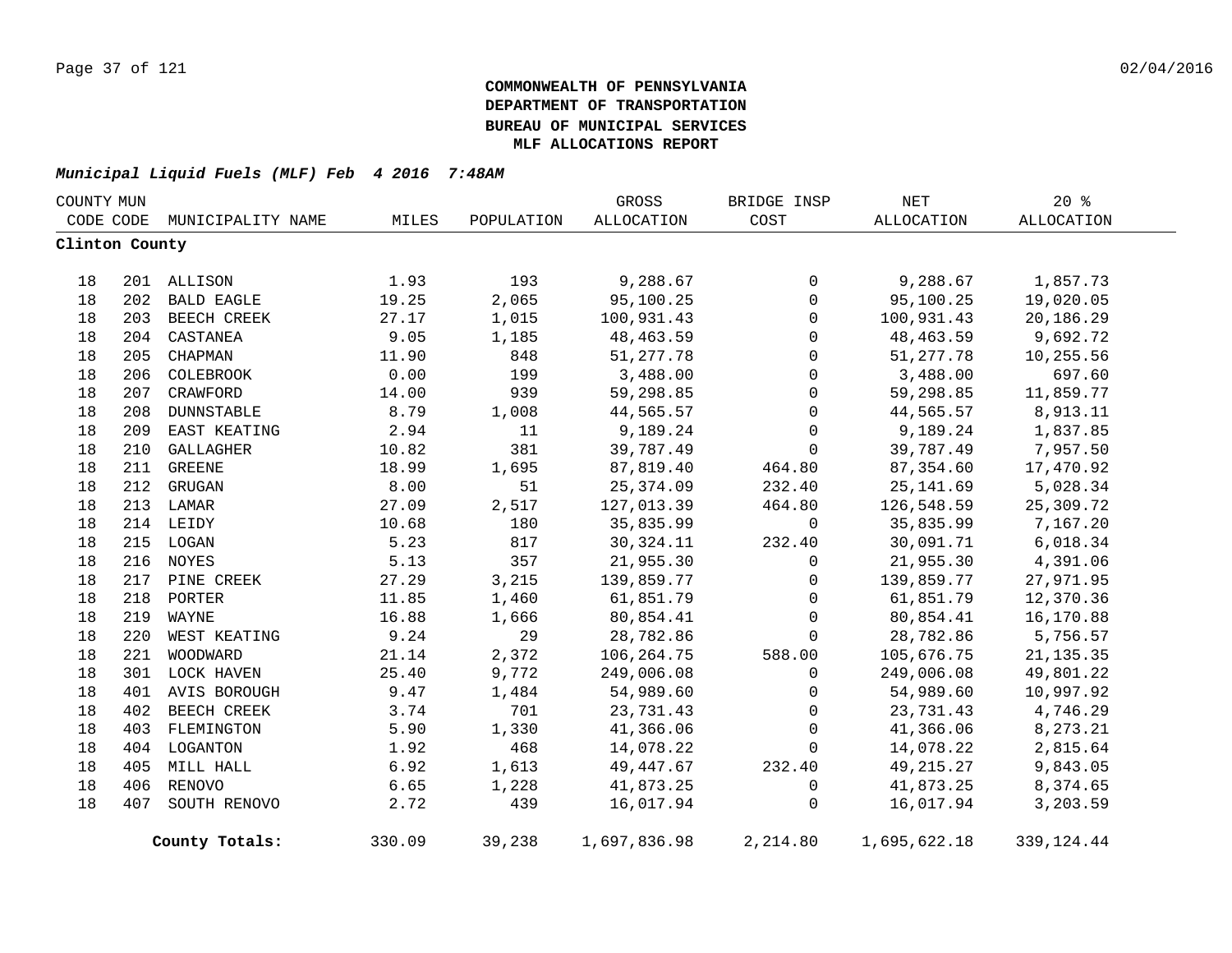**COMMONWEALTH OF PENNSYLVANIA**
**DEPARTMENT OF TRANSPORTATION**
**BUREAU OF MUNICIPAL SERVICES**
**MLF ALLOCATIONS REPORT**

***Municipal Liquid Fuels (MLF) Feb 4 2016 7:48AM***

| COUNTY CODE | MUN CODE | MUNICIPALITY NAME | MILES | POPULATION | GROSS ALLOCATION | BRIDGE INSP COST | NET ALLOCATION | 20 % ALLOCATION |
|---|---|---|---|---|---|---|---|---|
| **Clinton County** | | | | | | | | |
| 18 | 201 | ALLISON | 1.93 | 193 | 9,288.67 | 0 | 9,288.67 | 1,857.73 |
| 18 | 202 | BALD EAGLE | 19.25 | 2,065 | 95,100.25 | 0 | 95,100.25 | 19,020.05 |
| 18 | 203 | BEECH CREEK | 27.17 | 1,015 | 100,931.43 | 0 | 100,931.43 | 20,186.29 |
| 18 | 204 | CASTANEA | 9.05 | 1,185 | 48,463.59 | 0 | 48,463.59 | 9,692.72 |
| 18 | 205 | CHAPMAN | 11.90 | 848 | 51,277.78 | 0 | 51,277.78 | 10,255.56 |
| 18 | 206 | COLEBROOK | 0.00 | 199 | 3,488.00 | 0 | 3,488.00 | 697.60 |
| 18 | 207 | CRAWFORD | 14.00 | 939 | 59,298.85 | 0 | 59,298.85 | 11,859.77 |
| 18 | 208 | DUNNSTABLE | 8.79 | 1,008 | 44,565.57 | 0 | 44,565.57 | 8,913.11 |
| 18 | 209 | EAST KEATING | 2.94 | 11 | 9,189.24 | 0 | 9,189.24 | 1,837.85 |
| 18 | 210 | GALLAGHER | 10.82 | 381 | 39,787.49 | 0 | 39,787.49 | 7,957.50 |
| 18 | 211 | GREENE | 18.99 | 1,695 | 87,819.40 | 464.80 | 87,354.60 | 17,470.92 |
| 18 | 212 | GRUGAN | 8.00 | 51 | 25,374.09 | 232.40 | 25,141.69 | 5,028.34 |
| 18 | 213 | LAMAR | 27.09 | 2,517 | 127,013.39 | 464.80 | 126,548.59 | 25,309.72 |
| 18 | 214 | LEIDY | 10.68 | 180 | 35,835.99 | 0 | 35,835.99 | 7,167.20 |
| 18 | 215 | LOGAN | 5.23 | 817 | 30,324.11 | 232.40 | 30,091.71 | 6,018.34 |
| 18 | 216 | NOYES | 5.13 | 357 | 21,955.30 | 0 | 21,955.30 | 4,391.06 |
| 18 | 217 | PINE CREEK | 27.29 | 3,215 | 139,859.77 | 0 | 139,859.77 | 27,971.95 |
| 18 | 218 | PORTER | 11.85 | 1,460 | 61,851.79 | 0 | 61,851.79 | 12,370.36 |
| 18 | 219 | WAYNE | 16.88 | 1,666 | 80,854.41 | 0 | 80,854.41 | 16,170.88 |
| 18 | 220 | WEST KEATING | 9.24 | 29 | 28,782.86 | 0 | 28,782.86 | 5,756.57 |
| 18 | 221 | WOODWARD | 21.14 | 2,372 | 106,264.75 | 588.00 | 105,676.75 | 21,135.35 |
| 18 | 301 | LOCK HAVEN | 25.40 | 9,772 | 249,006.08 | 0 | 249,006.08 | 49,801.22 |
| 18 | 401 | AVIS BOROUGH | 9.47 | 1,484 | 54,989.60 | 0 | 54,989.60 | 10,997.92 |
| 18 | 402 | BEECH CREEK | 3.74 | 701 | 23,731.43 | 0 | 23,731.43 | 4,746.29 |
| 18 | 403 | FLEMINGTON | 5.90 | 1,330 | 41,366.06 | 0 | 41,366.06 | 8,273.21 |
| 18 | 404 | LOGANTON | 1.92 | 468 | 14,078.22 | 0 | 14,078.22 | 2,815.64 |
| 18 | 405 | MILL HALL | 6.92 | 1,613 | 49,447.67 | 232.40 | 49,215.27 | 9,843.05 |
| 18 | 406 | RENOVO | 6.65 | 1,228 | 41,873.25 | 0 | 41,873.25 | 8,374.65 |
| 18 | 407 | SOUTH RENOVO | 2.72 | 439 | 16,017.94 | 0 | 16,017.94 | 3,203.59 |
| | | **County Totals:** | 330.09 | 39,238 | 1,697,836.98 | 2,214.80 | 1,695,622.18 | 339,124.44 |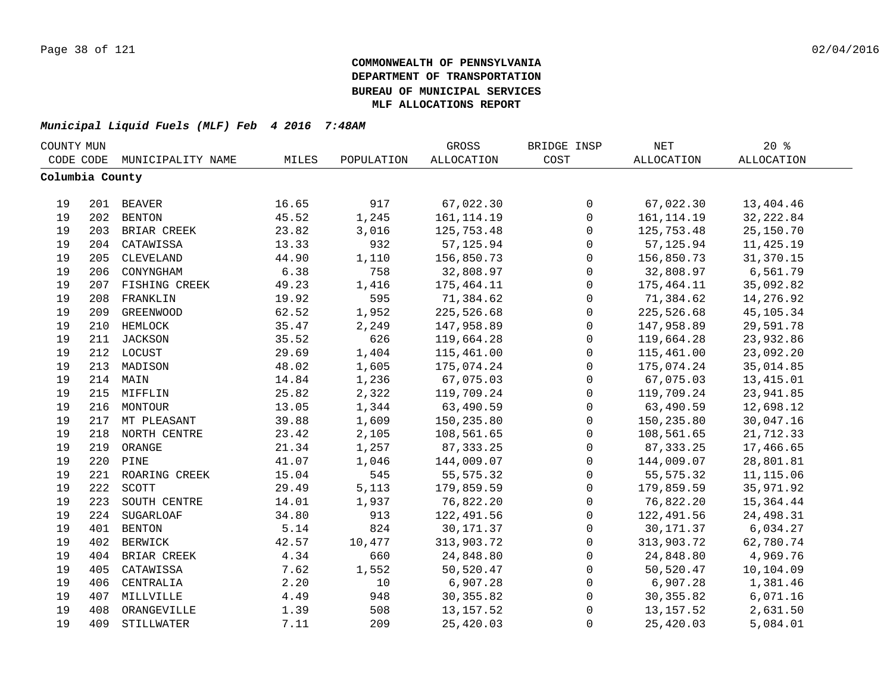**COMMONWEALTH OF PENNSYLVANIA**
**DEPARTMENT OF TRANSPORTATION**
**BUREAU OF MUNICIPAL SERVICES**
**MLF ALLOCATIONS REPORT**

***Municipal Liquid Fuels (MLF) Feb 4 2016 7:48AM***

| COUNTY CODE | MUN CODE | MUNICIPALITY NAME | MILES | POPULATION | GROSS ALLOCATION | BRIDGE INSP COST | NET ALLOCATION | 20 % ALLOCATION |
|---|---|---|---|---|---|---|---|---|
| **Columbia County** | | | | | | | | |
| 19 | 201 | BEAVER | 16.65 | 917 | 67,022.30 | 0 | 67,022.30 | 13,404.46 |
| 19 | 202 | BENTON | 45.52 | 1,245 | 161,114.19 | 0 | 161,114.19 | 32,222.84 |
| 19 | 203 | BRIAR CREEK | 23.82 | 3,016 | 125,753.48 | 0 | 125,753.48 | 25,150.70 |
| 19 | 204 | CATAWISSA | 13.33 | 932 | 57,125.94 | 0 | 57,125.94 | 11,425.19 |
| 19 | 205 | CLEVELAND | 44.90 | 1,110 | 156,850.73 | 0 | 156,850.73 | 31,370.15 |
| 19 | 206 | CONYNGHAM | 6.38 | 758 | 32,808.97 | 0 | 32,808.97 | 6,561.79 |
| 19 | 207 | FISHING CREEK | 49.23 | 1,416 | 175,464.11 | 0 | 175,464.11 | 35,092.82 |
| 19 | 208 | FRANKLIN | 19.92 | 595 | 71,384.62 | 0 | 71,384.62 | 14,276.92 |
| 19 | 209 | GREENWOOD | 62.52 | 1,952 | 225,526.68 | 0 | 225,526.68 | 45,105.34 |
| 19 | 210 | HEMLOCK | 35.47 | 2,249 | 147,958.89 | 0 | 147,958.89 | 29,591.78 |
| 19 | 211 | JACKSON | 35.52 | 626 | 119,664.28 | 0 | 119,664.28 | 23,932.86 |
| 19 | 212 | LOCUST | 29.69 | 1,404 | 115,461.00 | 0 | 115,461.00 | 23,092.20 |
| 19 | 213 | MADISON | 48.02 | 1,605 | 175,074.24 | 0 | 175,074.24 | 35,014.85 |
| 19 | 214 | MAIN | 14.84 | 1,236 | 67,075.03 | 0 | 67,075.03 | 13,415.01 |
| 19 | 215 | MIFFLIN | 25.82 | 2,322 | 119,709.24 | 0 | 119,709.24 | 23,941.85 |
| 19 | 216 | MONTOUR | 13.05 | 1,344 | 63,490.59 | 0 | 63,490.59 | 12,698.12 |
| 19 | 217 | MT PLEASANT | 39.88 | 1,609 | 150,235.80 | 0 | 150,235.80 | 30,047.16 |
| 19 | 218 | NORTH CENTRE | 23.42 | 2,105 | 108,561.65 | 0 | 108,561.65 | 21,712.33 |
| 19 | 219 | ORANGE | 21.34 | 1,257 | 87,333.25 | 0 | 87,333.25 | 17,466.65 |
| 19 | 220 | PINE | 41.07 | 1,046 | 144,009.07 | 0 | 144,009.07 | 28,801.81 |
| 19 | 221 | ROARING CREEK | 15.04 | 545 | 55,575.32 | 0 | 55,575.32 | 11,115.06 |
| 19 | 222 | SCOTT | 29.49 | 5,113 | 179,859.59 | 0 | 179,859.59 | 35,971.92 |
| 19 | 223 | SOUTH CENTRE | 14.01 | 1,937 | 76,822.20 | 0 | 76,822.20 | 15,364.44 |
| 19 | 224 | SUGARLOAF | 34.80 | 913 | 122,491.56 | 0 | 122,491.56 | 24,498.31 |
| 19 | 401 | BENTON | 5.14 | 824 | 30,171.37 | 0 | 30,171.37 | 6,034.27 |
| 19 | 402 | BERWICK | 42.57 | 10,477 | 313,903.72 | 0 | 313,903.72 | 62,780.74 |
| 19 | 404 | BRIAR CREEK | 4.34 | 660 | 24,848.80 | 0 | 24,848.80 | 4,969.76 |
| 19 | 405 | CATAWISSA | 7.62 | 1,552 | 50,520.47 | 0 | 50,520.47 | 10,104.09 |
| 19 | 406 | CENTRALIA | 2.20 | 10 | 6,907.28 | 0 | 6,907.28 | 1,381.46 |
| 19 | 407 | MILLVILLE | 4.49 | 948 | 30,355.82 | 0 | 30,355.82 | 6,071.16 |
| 19 | 408 | ORANGEVILLE | 1.39 | 508 | 13,157.52 | 0 | 13,157.52 | 2,631.50 |
| 19 | 409 | STILLWATER | 7.11 | 209 | 25,420.03 | 0 | 25,420.03 | 5,084.01 |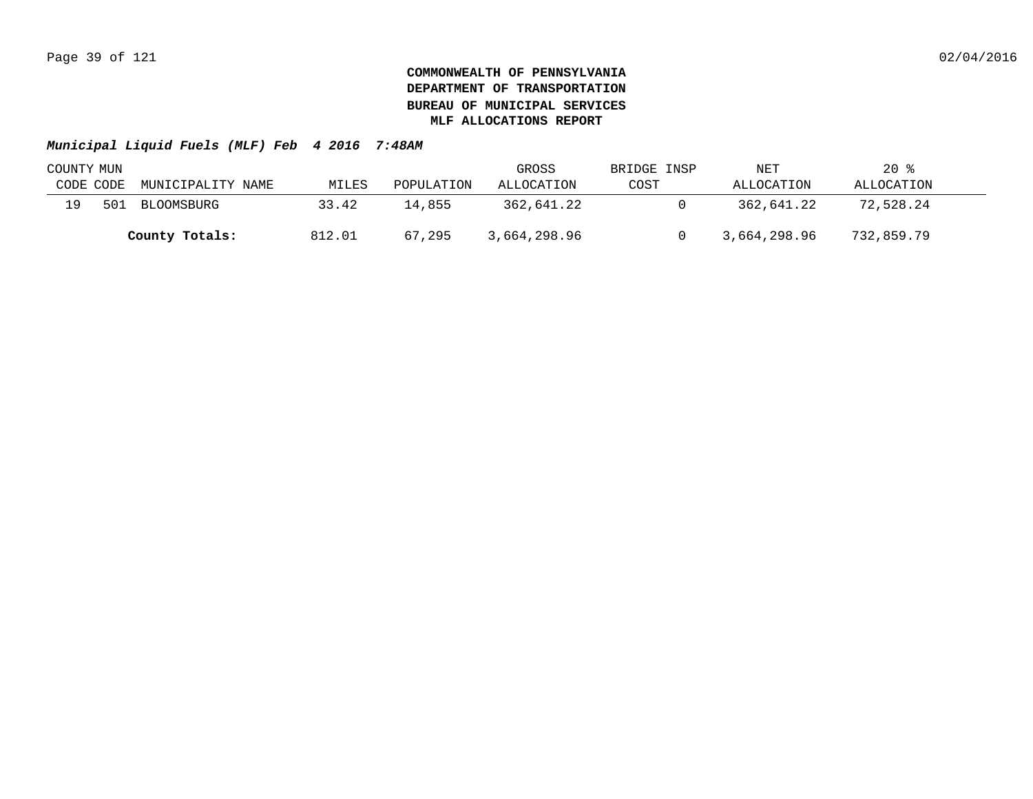**COMMONWEALTH OF PENNSYLVANIA**
**DEPARTMENT OF TRANSPORTATION**
**BUREAU OF MUNICIPAL SERVICES**
**MLF ALLOCATIONS REPORT**

***Municipal Liquid Fuels (MLF) Feb 4 2016 7:48AM***

| COUNTY CODE | MUN CODE | MUNICIPALITY NAME | MILES | POPULATION | GROSS ALLOCATION | BRIDGE INSP COST | NET ALLOCATION | 20 % ALLOCATION |
|---|---|---|---|---|---|---|---|---|
| 19 | 501 | BLOOMSBURG | 33.42 | 14,855 | 362,641.22 | 0 | 362,641.22 | 72,528.24 |
| | | **County Totals:** | 812.01 | 67,295 | 3,664,298.96 | 0 | 3,664,298.96 | 732,859.79 |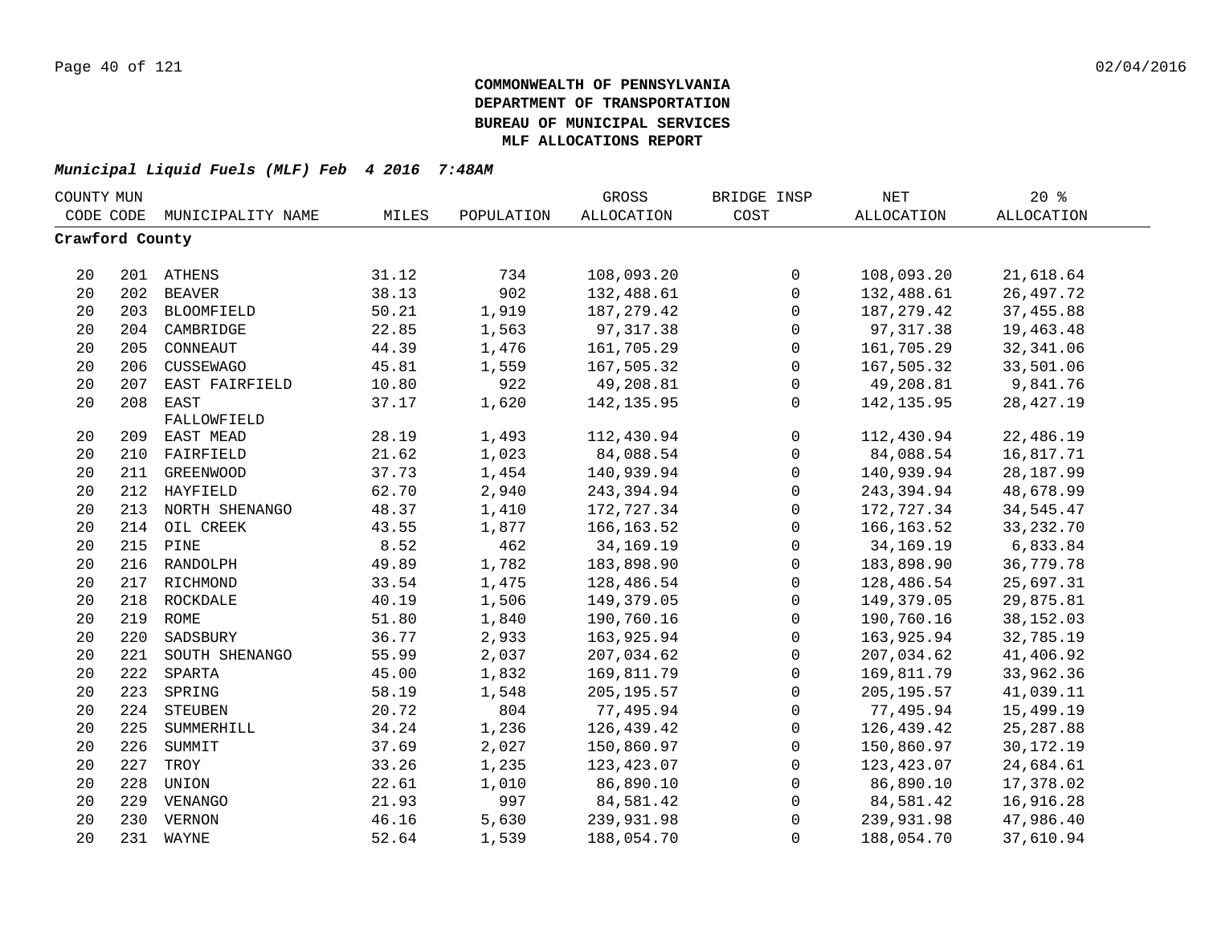**COMMONWEALTH OF PENNSYLVANIA**
**DEPARTMENT OF TRANSPORTATION**
**BUREAU OF MUNICIPAL SERVICES**
**MLF ALLOCATIONS REPORT**

***Municipal Liquid Fuels (MLF) Feb 4 2016 7:48AM***

| COUNTY CODE | MUN CODE | MUNICIPALITY NAME | MILES | POPULATION | GROSS ALLOCATION | BRIDGE INSP COST | NET ALLOCATION | 20 % ALLOCATION |
|---|---|---|---|---|---|---|---|---|
| **Crawford County** | | | | | | | | |
| 20 | 201 | ATHENS | 31.12 | 734 | 108,093.20 | 0 | 108,093.20 | 21,618.64 |
| 20 | 202 | BEAVER | 38.13 | 902 | 132,488.61 | 0 | 132,488.61 | 26,497.72 |
| 20 | 203 | BLOOMFIELD | 50.21 | 1,919 | 187,279.42 | 0 | 187,279.42 | 37,455.88 |
| 20 | 204 | CAMBRIDGE | 22.85 | 1,563 | 97,317.38 | 0 | 97,317.38 | 19,463.48 |
| 20 | 205 | CONNEAUT | 44.39 | 1,476 | 161,705.29 | 0 | 161,705.29 | 32,341.06 |
| 20 | 206 | CUSSEWAGO | 45.81 | 1,559 | 167,505.32 | 0 | 167,505.32 | 33,501.06 |
| 20 | 207 | EAST FAIRFIELD | 10.80 | 922 | 49,208.81 | 0 | 49,208.81 | 9,841.76 |
| 20 | 208 | EAST FALLOWFIELD | 37.17 | 1,620 | 142,135.95 | 0 | 142,135.95 | 28,427.19 |
| 20 | 209 | EAST MEAD | 28.19 | 1,493 | 112,430.94 | 0 | 112,430.94 | 22,486.19 |
| 20 | 210 | FAIRFIELD | 21.62 | 1,023 | 84,088.54 | 0 | 84,088.54 | 16,817.71 |
| 20 | 211 | GREENWOOD | 37.73 | 1,454 | 140,939.94 | 0 | 140,939.94 | 28,187.99 |
| 20 | 212 | HAYFIELD | 62.70 | 2,940 | 243,394.94 | 0 | 243,394.94 | 48,678.99 |
| 20 | 213 | NORTH SHENANGO | 48.37 | 1,410 | 172,727.34 | 0 | 172,727.34 | 34,545.47 |
| 20 | 214 | OIL CREEK | 43.55 | 1,877 | 166,163.52 | 0 | 166,163.52 | 33,232.70 |
| 20 | 215 | PINE | 8.52 | 462 | 34,169.19 | 0 | 34,169.19 | 6,833.84 |
| 20 | 216 | RANDOLPH | 49.89 | 1,782 | 183,898.90 | 0 | 183,898.90 | 36,779.78 |
| 20 | 217 | RICHMOND | 33.54 | 1,475 | 128,486.54 | 0 | 128,486.54 | 25,697.31 |
| 20 | 218 | ROCKDALE | 40.19 | 1,506 | 149,379.05 | 0 | 149,379.05 | 29,875.81 |
| 20 | 219 | ROME | 51.80 | 1,840 | 190,760.16 | 0 | 190,760.16 | 38,152.03 |
| 20 | 220 | SADSBURY | 36.77 | 2,933 | 163,925.94 | 0 | 163,925.94 | 32,785.19 |
| 20 | 221 | SOUTH SHENANGO | 55.99 | 2,037 | 207,034.62 | 0 | 207,034.62 | 41,406.92 |
| 20 | 222 | SPARTA | 45.00 | 1,832 | 169,811.79 | 0 | 169,811.79 | 33,962.36 |
| 20 | 223 | SPRING | 58.19 | 1,548 | 205,195.57 | 0 | 205,195.57 | 41,039.11 |
| 20 | 224 | STEUBEN | 20.72 | 804 | 77,495.94 | 0 | 77,495.94 | 15,499.19 |
| 20 | 225 | SUMMERHILL | 34.24 | 1,236 | 126,439.42 | 0 | 126,439.42 | 25,287.88 |
| 20 | 226 | SUMMIT | 37.69 | 2,027 | 150,860.97 | 0 | 150,860.97 | 30,172.19 |
| 20 | 227 | TROY | 33.26 | 1,235 | 123,423.07 | 0 | 123,423.07 | 24,684.61 |
| 20 | 228 | UNION | 22.61 | 1,010 | 86,890.10 | 0 | 86,890.10 | 17,378.02 |
| 20 | 229 | VENANGO | 21.93 | 997 | 84,581.42 | 0 | 84,581.42 | 16,916.28 |
| 20 | 230 | VERNON | 46.16 | 5,630 | 239,931.98 | 0 | 239,931.98 | 47,986.40 |
| 20 | 231 | WAYNE | 52.64 | 1,539 | 188,054.70 | 0 | 188,054.70 | 37,610.94 |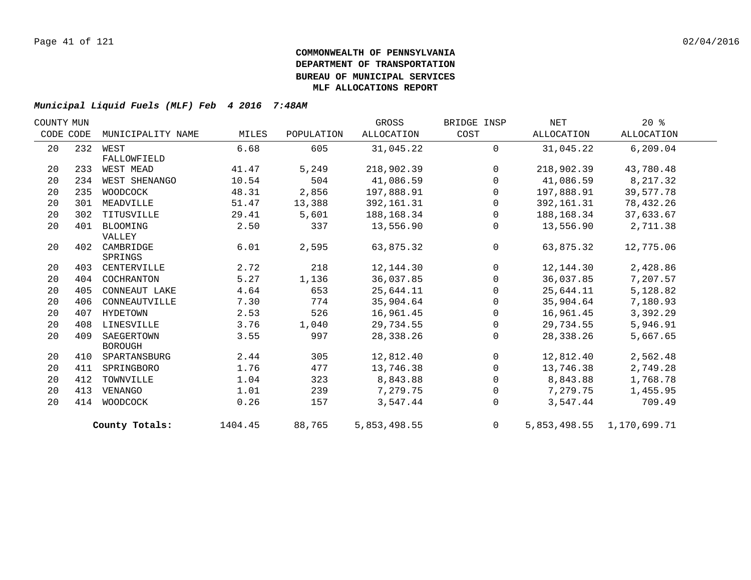**COMMONWEALTH OF PENNSYLVANIA**
**DEPARTMENT OF TRANSPORTATION**
**BUREAU OF MUNICIPAL SERVICES**
**MLF ALLOCATIONS REPORT**

***Municipal Liquid Fuels (MLF) Feb 4 2016 7:48AM***

| COUNTY CODE | MUN CODE | MUNICIPALITY NAME | MILES | POPULATION | GROSS ALLOCATION | BRIDGE INSP COST | NET ALLOCATION | 20 % ALLOCATION |
|---|---|---|---|---|---|---|---|---|
| 20 | 232 | WEST FALLOWFIELD | 6.68 | 605 | 31,045.22 | 0 | 31,045.22 | 6,209.04 |
| 20 | 233 | WEST MEAD | 41.47 | 5,249 | 218,902.39 | 0 | 218,902.39 | 43,780.48 |
| 20 | 234 | WEST SHENANGO | 10.54 | 504 | 41,086.59 | 0 | 41,086.59 | 8,217.32 |
| 20 | 235 | WOODCOCK | 48.31 | 2,856 | 197,888.91 | 0 | 197,888.91 | 39,577.78 |
| 20 | 301 | MEADVILLE | 51.47 | 13,388 | 392,161.31 | 0 | 392,161.31 | 78,432.26 |
| 20 | 302 | TITUSVILLE | 29.41 | 5,601 | 188,168.34 | 0 | 188,168.34 | 37,633.67 |
| 20 | 401 | BLOOMING VALLEY | 2.50 | 337 | 13,556.90 | 0 | 13,556.90 | 2,711.38 |
| 20 | 402 | CAMBRIDGE SPRINGS | 6.01 | 2,595 | 63,875.32 | 0 | 63,875.32 | 12,775.06 |
| 20 | 403 | CENTERVILLE | 2.72 | 218 | 12,144.30 | 0 | 12,144.30 | 2,428.86 |
| 20 | 404 | COCHRANTON | 5.27 | 1,136 | 36,037.85 | 0 | 36,037.85 | 7,207.57 |
| 20 | 405 | CONNEAUT LAKE | 4.64 | 653 | 25,644.11 | 0 | 25,644.11 | 5,128.82 |
| 20 | 406 | CONNEAUTVILLE | 7.30 | 774 | 35,904.64 | 0 | 35,904.64 | 7,180.93 |
| 20 | 407 | HYDETOWN | 2.53 | 526 | 16,961.45 | 0 | 16,961.45 | 3,392.29 |
| 20 | 408 | LINESVILLE | 3.76 | 1,040 | 29,734.55 | 0 | 29,734.55 | 5,946.91 |
| 20 | 409 | SAEGERTOWN BOROUGH | 3.55 | 997 | 28,338.26 | 0 | 28,338.26 | 5,667.65 |
| 20 | 410 | SPARTANSBURG | 2.44 | 305 | 12,812.40 | 0 | 12,812.40 | 2,562.48 |
| 20 | 411 | SPRINGBORO | 1.76 | 477 | 13,746.38 | 0 | 13,746.38 | 2,749.28 |
| 20 | 412 | TOWNVILLE | 1.04 | 323 | 8,843.88 | 0 | 8,843.88 | 1,768.78 |
| 20 | 413 | VENANGO | 1.01 | 239 | 7,279.75 | 0 | 7,279.75 | 1,455.95 |
| 20 | 414 | WOODCOCK | 0.26 | 157 | 3,547.44 | 0 | 3,547.44 | 709.49 |
| | | **County Totals:** | 1404.45 | 88,765 | 5,853,498.55 | 0 | 5,853,498.55 | 1,170,699.71 |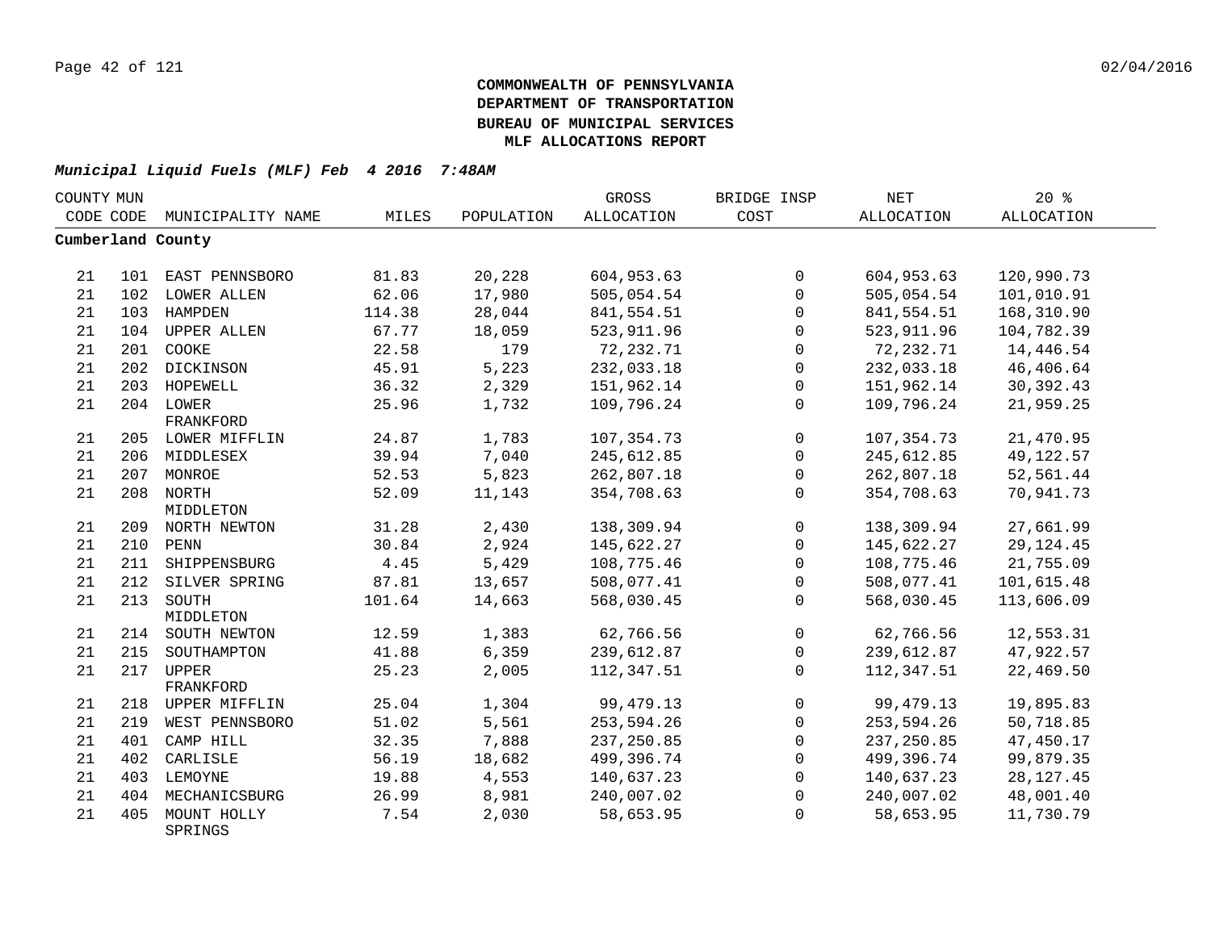# COMMONWEALTH OF PENNSYLVANIA
# DEPARTMENT OF TRANSPORTATION
# BUREAU OF MUNICIPAL SERVICES
# MLF ALLOCATIONS REPORT

***Municipal Liquid Fuels (MLF) Feb 4 2016 7:48AM***

| COUNTY CODE | MUN CODE | MUNICIPALITY NAME | MILES | POPULATION | GROSS ALLOCATION | BRIDGE INSP COST | NET ALLOCATION | 20 % ALLOCATION |
|---|---|---|---|---|---|---|---|---|
| **Cumberland County** | | | | | | | | |
| 21 | 101 | EAST PENNSBORO | 81.83 | 20,228 | 604,953.63 | 0 | 604,953.63 | 120,990.73 |
| 21 | 102 | LOWER ALLEN | 62.06 | 17,980 | 505,054.54 | 0 | 505,054.54 | 101,010.91 |
| 21 | 103 | HAMPDEN | 114.38 | 28,044 | 841,554.51 | 0 | 841,554.51 | 168,310.90 |
| 21 | 104 | UPPER ALLEN | 67.77 | 18,059 | 523,911.96 | 0 | 523,911.96 | 104,782.39 |
| 21 | 201 | COOKE | 22.58 | 179 | 72,232.71 | 0 | 72,232.71 | 14,446.54 |
| 21 | 202 | DICKINSON | 45.91 | 5,223 | 232,033.18 | 0 | 232,033.18 | 46,406.64 |
| 21 | 203 | HOPEWELL | 36.32 | 2,329 | 151,962.14 | 0 | 151,962.14 | 30,392.43 |
| 21 | 204 | LOWER FRANKFORD | 25.96 | 1,732 | 109,796.24 | 0 | 109,796.24 | 21,959.25 |
| 21 | 205 | LOWER MIFFLIN | 24.87 | 1,783 | 107,354.73 | 0 | 107,354.73 | 21,470.95 |
| 21 | 206 | MIDDLESEX | 39.94 | 7,040 | 245,612.85 | 0 | 245,612.85 | 49,122.57 |
| 21 | 207 | MONROE | 52.53 | 5,823 | 262,807.18 | 0 | 262,807.18 | 52,561.44 |
| 21 | 208 | NORTH MIDDLETON | 52.09 | 11,143 | 354,708.63 | 0 | 354,708.63 | 70,941.73 |
| 21 | 209 | NORTH NEWTON | 31.28 | 2,430 | 138,309.94 | 0 | 138,309.94 | 27,661.99 |
| 21 | 210 | PENN | 30.84 | 2,924 | 145,622.27 | 0 | 145,622.27 | 29,124.45 |
| 21 | 211 | SHIPPENSBURG | 4.45 | 5,429 | 108,775.46 | 0 | 108,775.46 | 21,755.09 |
| 21 | 212 | SILVER SPRING | 87.81 | 13,657 | 508,077.41 | 0 | 508,077.41 | 101,615.48 |
| 21 | 213 | SOUTH MIDDLETON | 101.64 | 14,663 | 568,030.45 | 0 | 568,030.45 | 113,606.09 |
| 21 | 214 | SOUTH NEWTON | 12.59 | 1,383 | 62,766.56 | 0 | 62,766.56 | 12,553.31 |
| 21 | 215 | SOUTHAMPTON | 41.88 | 6,359 | 239,612.87 | 0 | 239,612.87 | 47,922.57 |
| 21 | 217 | UPPER FRANKFORD | 25.23 | 2,005 | 112,347.51 | 0 | 112,347.51 | 22,469.50 |
| 21 | 218 | UPPER MIFFLIN | 25.04 | 1,304 | 99,479.13 | 0 | 99,479.13 | 19,895.83 |
| 21 | 219 | WEST PENNSBORO | 51.02 | 5,561 | 253,594.26 | 0 | 253,594.26 | 50,718.85 |
| 21 | 401 | CAMP HILL | 32.35 | 7,888 | 237,250.85 | 0 | 237,250.85 | 47,450.17 |
| 21 | 402 | CARLISLE | 56.19 | 18,682 | 499,396.74 | 0 | 499,396.74 | 99,879.35 |
| 21 | 403 | LEMOYNE | 19.88 | 4,553 | 140,637.23 | 0 | 140,637.23 | 28,127.45 |
| 21 | 404 | MECHANICSBURG | 26.99 | 8,981 | 240,007.02 | 0 | 240,007.02 | 48,001.40 |
| 21 | 405 | MOUNT HOLLY SPRINGS | 7.54 | 2,030 | 58,653.95 | 0 | 58,653.95 | 11,730.79 |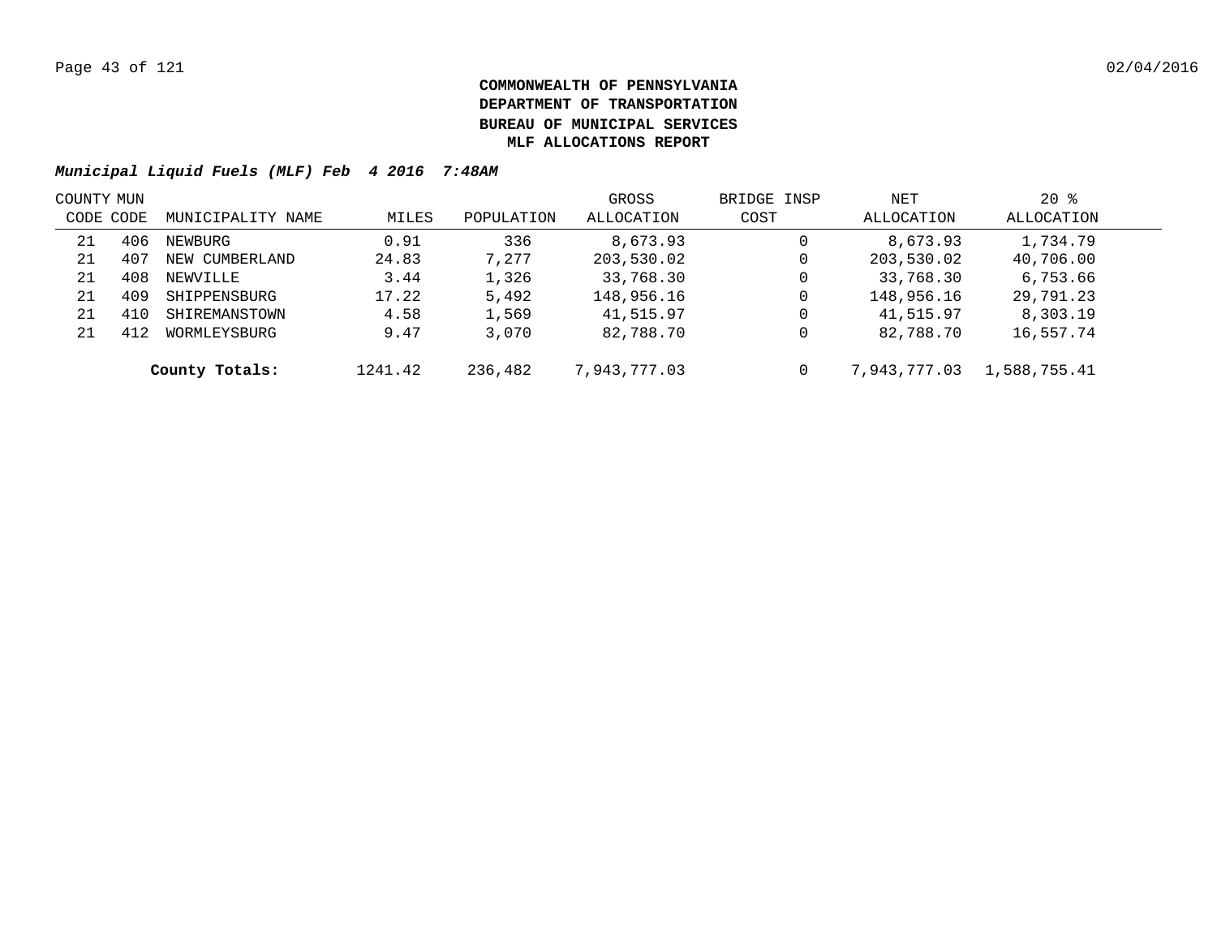**COMMONWEALTH OF PENNSYLVANIA**
**DEPARTMENT OF TRANSPORTATION**
**BUREAU OF MUNICIPAL SERVICES**
**MLF ALLOCATIONS REPORT**

***Municipal Liquid Fuels (MLF) Feb 4 2016 7:48AM***

| COUNTY CODE | MUN CODE | MUNICIPALITY NAME | MILES | POPULATION | GROSS ALLOCATION | BRIDGE INSP COST | NET ALLOCATION | 20 % ALLOCATION |
|---|---|---|---|---|---|---|---|---|
| 21 | 406 | NEWBURG | 0.91 | 336 | 8,673.93 | 0 | 8,673.93 | 1,734.79 |
| 21 | 407 | NEW CUMBERLAND | 24.83 | 7,277 | 203,530.02 | 0 | 203,530.02 | 40,706.00 |
| 21 | 408 | NEWVILLE | 3.44 | 1,326 | 33,768.30 | 0 | 33,768.30 | 6,753.66 |
| 21 | 409 | SHIPPENSBURG | 17.22 | 5,492 | 148,956.16 | 0 | 148,956.16 | 29,791.23 |
| 21 | 410 | SHIREMANSTOWN | 4.58 | 1,569 | 41,515.97 | 0 | 41,515.97 | 8,303.19 |
| 21 | 412 | WORMLEYSBURG | 9.47 | 3,070 | 82,788.70 | 0 | 82,788.70 | 16,557.74 |
| | | **County Totals:** | 1241.42 | 236,482 | 7,943,777.03 | 0 | 7,943,777.03 | 1,588,755.41 |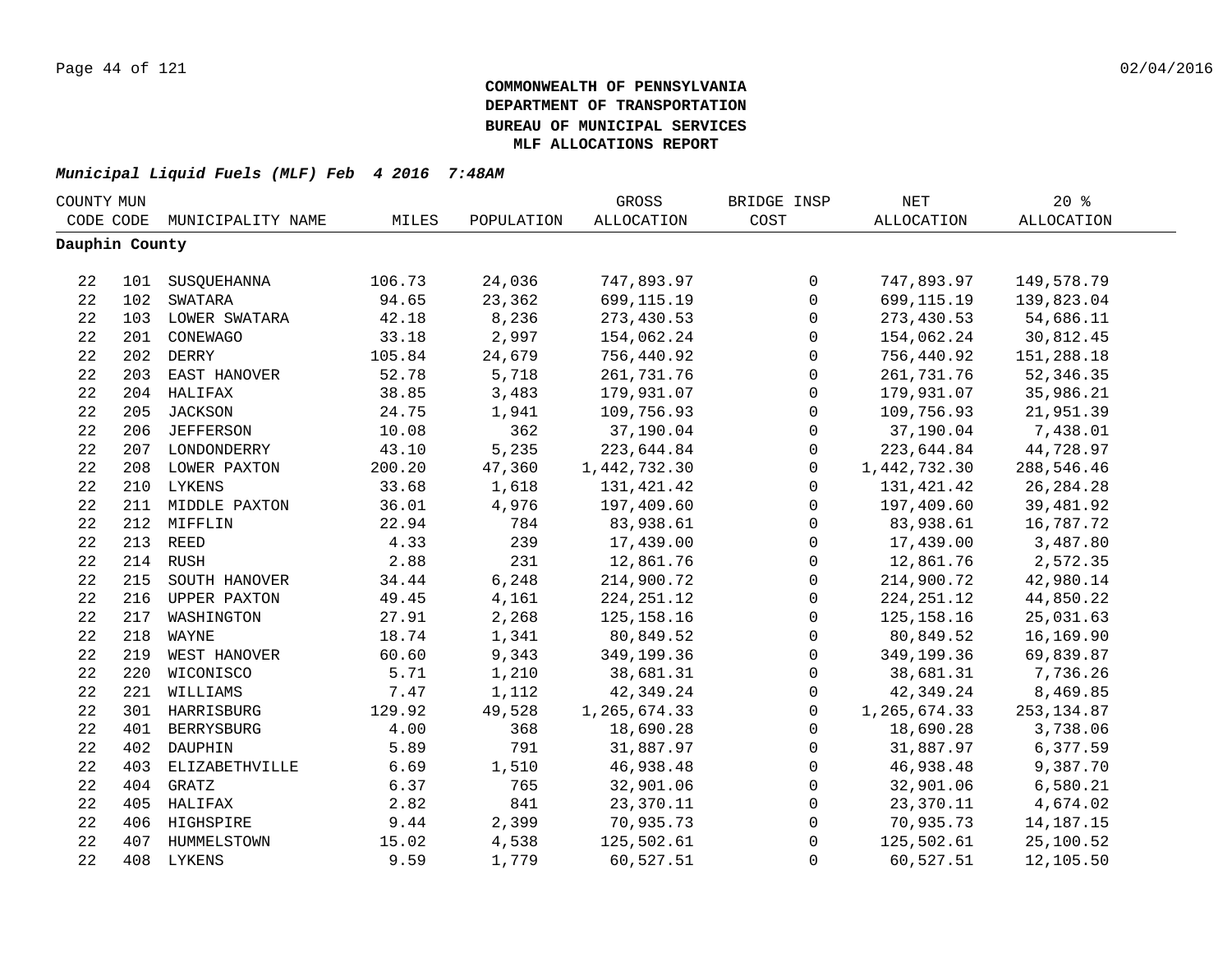**COMMONWEALTH OF PENNSYLVANIA**
**DEPARTMENT OF TRANSPORTATION**
**BUREAU OF MUNICIPAL SERVICES**
**MLF ALLOCATIONS REPORT**

***Municipal Liquid Fuels (MLF) Feb 4 2016 7:48AM***

| COUNTY CODE | MUN CODE | MUNICIPALITY NAME | MILES | POPULATION | GROSS ALLOCATION | BRIDGE INSP COST | NET ALLOCATION | 20 % ALLOCATION |
|---|---|---|---|---|---|---|---|---|
| **Dauphin County** | | | | | | | | |
| 22 | 101 | SUSQUEHANNA | 106.73 | 24,036 | 747,893.97 | 0 | 747,893.97 | 149,578.79 |
| 22 | 102 | SWATARA | 94.65 | 23,362 | 699,115.19 | 0 | 699,115.19 | 139,823.04 |
| 22 | 103 | LOWER SWATARA | 42.18 | 8,236 | 273,430.53 | 0 | 273,430.53 | 54,686.11 |
| 22 | 201 | CONEWAGO | 33.18 | 2,997 | 154,062.24 | 0 | 154,062.24 | 30,812.45 |
| 22 | 202 | DERRY | 105.84 | 24,679 | 756,440.92 | 0 | 756,440.92 | 151,288.18 |
| 22 | 203 | EAST HANOVER | 52.78 | 5,718 | 261,731.76 | 0 | 261,731.76 | 52,346.35 |
| 22 | 204 | HALIFAX | 38.85 | 3,483 | 179,931.07 | 0 | 179,931.07 | 35,986.21 |
| 22 | 205 | JACKSON | 24.75 | 1,941 | 109,756.93 | 0 | 109,756.93 | 21,951.39 |
| 22 | 206 | JEFFERSON | 10.08 | 362 | 37,190.04 | 0 | 37,190.04 | 7,438.01 |
| 22 | 207 | LONDONDERRY | 43.10 | 5,235 | 223,644.84 | 0 | 223,644.84 | 44,728.97 |
| 22 | 208 | LOWER PAXTON | 200.20 | 47,360 | 1,442,732.30 | 0 | 1,442,732.30 | 288,546.46 |
| 22 | 210 | LYKENS | 33.68 | 1,618 | 131,421.42 | 0 | 131,421.42 | 26,284.28 |
| 22 | 211 | MIDDLE PAXTON | 36.01 | 4,976 | 197,409.60 | 0 | 197,409.60 | 39,481.92 |
| 22 | 212 | MIFFLIN | 22.94 | 784 | 83,938.61 | 0 | 83,938.61 | 16,787.72 |
| 22 | 213 | REED | 4.33 | 239 | 17,439.00 | 0 | 17,439.00 | 3,487.80 |
| 22 | 214 | RUSH | 2.88 | 231 | 12,861.76 | 0 | 12,861.76 | 2,572.35 |
| 22 | 215 | SOUTH HANOVER | 34.44 | 6,248 | 214,900.72 | 0 | 214,900.72 | 42,980.14 |
| 22 | 216 | UPPER PAXTON | 49.45 | 4,161 | 224,251.12 | 0 | 224,251.12 | 44,850.22 |
| 22 | 217 | WASHINGTON | 27.91 | 2,268 | 125,158.16 | 0 | 125,158.16 | 25,031.63 |
| 22 | 218 | WAYNE | 18.74 | 1,341 | 80,849.52 | 0 | 80,849.52 | 16,169.90 |
| 22 | 219 | WEST HANOVER | 60.60 | 9,343 | 349,199.36 | 0 | 349,199.36 | 69,839.87 |
| 22 | 220 | WICONISCO | 5.71 | 1,210 | 38,681.31 | 0 | 38,681.31 | 7,736.26 |
| 22 | 221 | WILLIAMS | 7.47 | 1,112 | 42,349.24 | 0 | 42,349.24 | 8,469.85 |
| 22 | 301 | HARRISBURG | 129.92 | 49,528 | 1,265,674.33 | 0 | 1,265,674.33 | 253,134.87 |
| 22 | 401 | BERRYSBURG | 4.00 | 368 | 18,690.28 | 0 | 18,690.28 | 3,738.06 |
| 22 | 402 | DAUPHIN | 5.89 | 791 | 31,887.97 | 0 | 31,887.97 | 6,377.59 |
| 22 | 403 | ELIZABETHVILLE | 6.69 | 1,510 | 46,938.48 | 0 | 46,938.48 | 9,387.70 |
| 22 | 404 | GRATZ | 6.37 | 765 | 32,901.06 | 0 | 32,901.06 | 6,580.21 |
| 22 | 405 | HALIFAX | 2.82 | 841 | 23,370.11 | 0 | 23,370.11 | 4,674.02 |
| 22 | 406 | HIGHSPIRE | 9.44 | 2,399 | 70,935.73 | 0 | 70,935.73 | 14,187.15 |
| 22 | 407 | HUMMELSTOWN | 15.02 | 4,538 | 125,502.61 | 0 | 125,502.61 | 25,100.52 |
| 22 | 408 | LYKENS | 9.59 | 1,779 | 60,527.51 | 0 | 60,527.51 | 12,105.50 |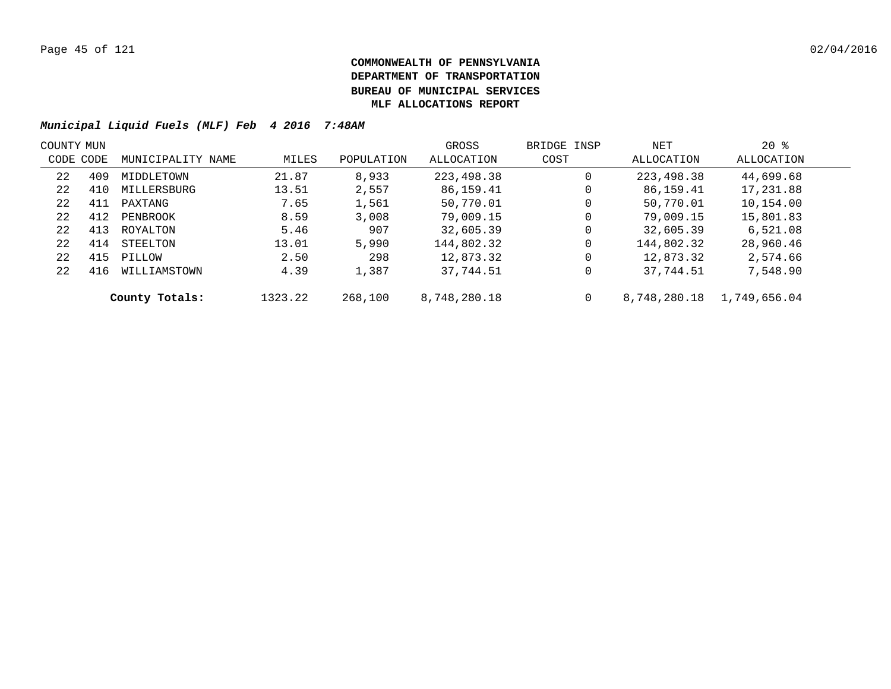**COMMONWEALTH OF PENNSYLVANIA**
**DEPARTMENT OF TRANSPORTATION**
**BUREAU OF MUNICIPAL SERVICES**
**MLF ALLOCATIONS REPORT**

***Municipal Liquid Fuels (MLF) Feb 4 2016 7:48AM***

| COUNTY CODE | MUN CODE | MUNICIPALITY NAME | MILES | POPULATION | GROSS ALLOCATION | BRIDGE INSP COST | NET ALLOCATION | 20 % ALLOCATION |
|---|---|---|---|---|---|---|---|---|
| 22 | 409 | MIDDLETOWN | 21.87 | 8,933 | 223,498.38 | 0 | 223,498.38 | 44,699.68 |
| 22 | 410 | MILLERSBURG | 13.51 | 2,557 | 86,159.41 | 0 | 86,159.41 | 17,231.88 |
| 22 | 411 | PAXTANG | 7.65 | 1,561 | 50,770.01 | 0 | 50,770.01 | 10,154.00 |
| 22 | 412 | PENBROOK | 8.59 | 3,008 | 79,009.15 | 0 | 79,009.15 | 15,801.83 |
| 22 | 413 | ROYALTON | 5.46 | 907 | 32,605.39 | 0 | 32,605.39 | 6,521.08 |
| 22 | 414 | STEELTON | 13.01 | 5,990 | 144,802.32 | 0 | 144,802.32 | 28,960.46 |
| 22 | 415 | PILLOW | 2.50 | 298 | 12,873.32 | 0 | 12,873.32 | 2,574.66 |
| 22 | 416 | WILLIAMSTOWN | 4.39 | 1,387 | 37,744.51 | 0 | 37,744.51 | 7,548.90 |
| | | **County Totals:** | 1323.22 | 268,100 | 8,748,280.18 | 0 | 8,748,280.18 | 1,749,656.04 |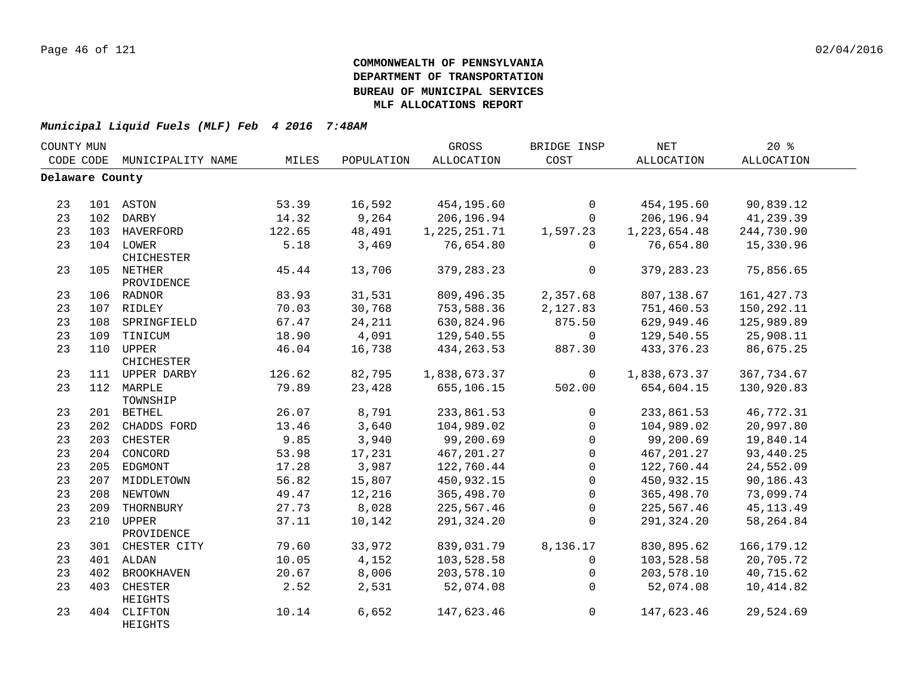**COMMONWEALTH OF PENNSYLVANIA**
**DEPARTMENT OF TRANSPORTATION**
**BUREAU OF MUNICIPAL SERVICES**
**MLF ALLOCATIONS REPORT**

***Municipal Liquid Fuels (MLF) Feb 4 2016 7:48AM***

| COUNTY CODE | MUN CODE | MUNICIPALITY NAME | MILES | POPULATION | GROSS ALLOCATION | BRIDGE INSP COST | NET ALLOCATION | 20 % ALLOCATION |
|---|---|---|---|---|---|---|---|---|
| **Delaware County** | | | | | | | | |
| 23 | 101 | ASTON | 53.39 | 16,592 | 454,195.60 | 0 | 454,195.60 | 90,839.12 |
| 23 | 102 | DARBY | 14.32 | 9,264 | 206,196.94 | 0 | 206,196.94 | 41,239.39 |
| 23 | 103 | HAVERFORD | 122.65 | 48,491 | 1,225,251.71 | 1,597.23 | 1,223,654.48 | 244,730.90 |
| 23 | 104 | LOWER CHICHESTER | 5.18 | 3,469 | 76,654.80 | 0 | 76,654.80 | 15,330.96 |
| 23 | 105 | NETHER PROVIDENCE | 45.44 | 13,706 | 379,283.23 | 0 | 379,283.23 | 75,856.65 |
| 23 | 106 | RADNOR | 83.93 | 31,531 | 809,496.35 | 2,357.68 | 807,138.67 | 161,427.73 |
| 23 | 107 | RIDLEY | 70.03 | 30,768 | 753,588.36 | 2,127.83 | 751,460.53 | 150,292.11 |
| 23 | 108 | SPRINGFIELD | 67.47 | 24,211 | 630,824.96 | 875.50 | 629,949.46 | 125,989.89 |
| 23 | 109 | TINICUM | 18.90 | 4,091 | 129,540.55 | 0 | 129,540.55 | 25,908.11 |
| 23 | 110 | UPPER CHICHESTER | 46.04 | 16,738 | 434,263.53 | 887.30 | 433,376.23 | 86,675.25 |
| 23 | 111 | UPPER DARBY | 126.62 | 82,795 | 1,838,673.37 | 0 | 1,838,673.37 | 367,734.67 |
| 23 | 112 | MARPLE TOWNSHIP | 79.89 | 23,428 | 655,106.15 | 502.00 | 654,604.15 | 130,920.83 |
| 23 | 201 | BETHEL | 26.07 | 8,791 | 233,861.53 | 0 | 233,861.53 | 46,772.31 |
| 23 | 202 | CHADDS FORD | 13.46 | 3,640 | 104,989.02 | 0 | 104,989.02 | 20,997.80 |
| 23 | 203 | CHESTER | 9.85 | 3,940 | 99,200.69 | 0 | 99,200.69 | 19,840.14 |
| 23 | 204 | CONCORD | 53.98 | 17,231 | 467,201.27 | 0 | 467,201.27 | 93,440.25 |
| 23 | 205 | EDGMONT | 17.28 | 3,987 | 122,760.44 | 0 | 122,760.44 | 24,552.09 |
| 23 | 207 | MIDDLETOWN | 56.82 | 15,807 | 450,932.15 | 0 | 450,932.15 | 90,186.43 |
| 23 | 208 | NEWTOWN | 49.47 | 12,216 | 365,498.70 | 0 | 365,498.70 | 73,099.74 |
| 23 | 209 | THORNBURY | 27.73 | 8,028 | 225,567.46 | 0 | 225,567.46 | 45,113.49 |
| 23 | 210 | UPPER PROVIDENCE | 37.11 | 10,142 | 291,324.20 | 0 | 291,324.20 | 58,264.84 |
| 23 | 301 | CHESTER CITY | 79.60 | 33,972 | 839,031.79 | 8,136.17 | 830,895.62 | 166,179.12 |
| 23 | 401 | ALDAN | 10.05 | 4,152 | 103,528.58 | 0 | 103,528.58 | 20,705.72 |
| 23 | 402 | BROOKHAVEN | 20.67 | 8,006 | 203,578.10 | 0 | 203,578.10 | 40,715.62 |
| 23 | 403 | CHESTER HEIGHTS | 2.52 | 2,531 | 52,074.08 | 0 | 52,074.08 | 10,414.82 |
| 23 | 404 | CLIFTON HEIGHTS | 10.14 | 6,652 | 147,623.46 | 0 | 147,623.46 | 29,524.69 |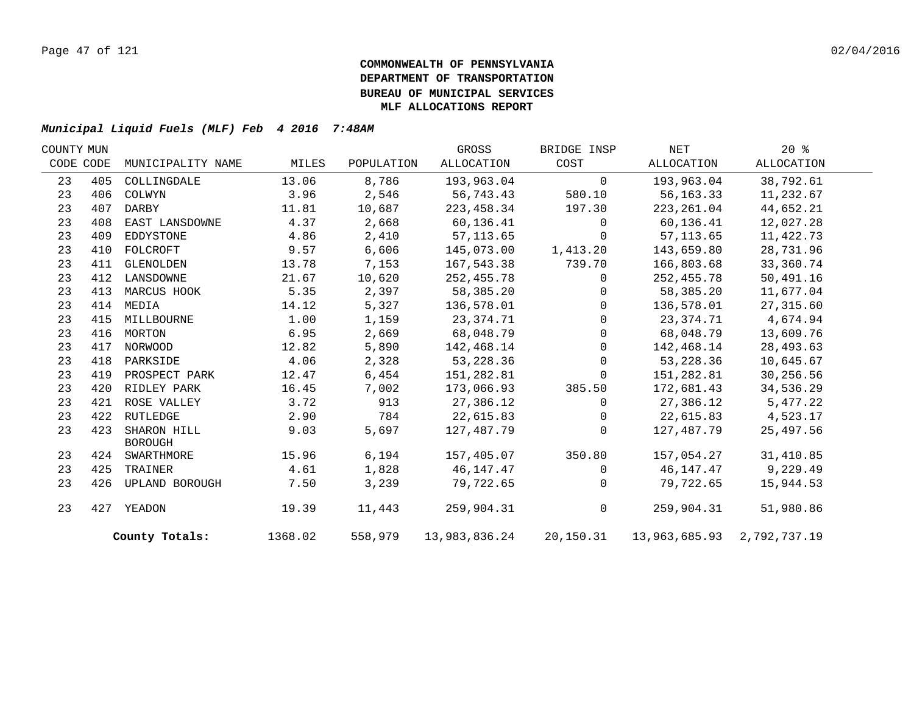**COMMONWEALTH OF PENNSYLVANIA**
**DEPARTMENT OF TRANSPORTATION**
**BUREAU OF MUNICIPAL SERVICES**
**MLF ALLOCATIONS REPORT**

***Municipal Liquid Fuels (MLF) Feb 4 2016 7:48AM***

| COUNTY CODE | MUN CODE | MUNICIPALITY NAME | MILES | POPULATION | GROSS ALLOCATION | BRIDGE INSP COST | NET ALLOCATION | 20 % ALLOCATION |
|---|---|---|---|---|---|---|---|---|
| 23 | 405 | COLLINGDALE | 13.06 | 8,786 | 193,963.04 | 0 | 193,963.04 | 38,792.61 |
| 23 | 406 | COLWYN | 3.96 | 2,546 | 56,743.43 | 580.10 | 56,163.33 | 11,232.67 |
| 23 | 407 | DARBY | 11.81 | 10,687 | 223,458.34 | 197.30 | 223,261.04 | 44,652.21 |
| 23 | 408 | EAST LANSDOWNE | 4.37 | 2,668 | 60,136.41 | 0 | 60,136.41 | 12,027.28 |
| 23 | 409 | EDDYSTONE | 4.86 | 2,410 | 57,113.65 | 0 | 57,113.65 | 11,422.73 |
| 23 | 410 | FOLCROFT | 9.57 | 6,606 | 145,073.00 | 1,413.20 | 143,659.80 | 28,731.96 |
| 23 | 411 | GLENOLDEN | 13.78 | 7,153 | 167,543.38 | 739.70 | 166,803.68 | 33,360.74 |
| 23 | 412 | LANSDOWNE | 21.67 | 10,620 | 252,455.78 | 0 | 252,455.78 | 50,491.16 |
| 23 | 413 | MARCUS HOOK | 5.35 | 2,397 | 58,385.20 | 0 | 58,385.20 | 11,677.04 |
| 23 | 414 | MEDIA | 14.12 | 5,327 | 136,578.01 | 0 | 136,578.01 | 27,315.60 |
| 23 | 415 | MILLBOURNE | 1.00 | 1,159 | 23,374.71 | 0 | 23,374.71 | 4,674.94 |
| 23 | 416 | MORTON | 6.95 | 2,669 | 68,048.79 | 0 | 68,048.79 | 13,609.76 |
| 23 | 417 | NORWOOD | 12.82 | 5,890 | 142,468.14 | 0 | 142,468.14 | 28,493.63 |
| 23 | 418 | PARKSIDE | 4.06 | 2,328 | 53,228.36 | 0 | 53,228.36 | 10,645.67 |
| 23 | 419 | PROSPECT PARK | 12.47 | 6,454 | 151,282.81 | 0 | 151,282.81 | 30,256.56 |
| 23 | 420 | RIDLEY PARK | 16.45 | 7,002 | 173,066.93 | 385.50 | 172,681.43 | 34,536.29 |
| 23 | 421 | ROSE VALLEY | 3.72 | 913 | 27,386.12 | 0 | 27,386.12 | 5,477.22 |
| 23 | 422 | RUTLEDGE | 2.90 | 784 | 22,615.83 | 0 | 22,615.83 | 4,523.17 |
| 23 | 423 | SHARON HILL BOROUGH | 9.03 | 5,697 | 127,487.79 | 0 | 127,487.79 | 25,497.56 |
| 23 | 424 | SWARTHMORE | 15.96 | 6,194 | 157,405.07 | 350.80 | 157,054.27 | 31,410.85 |
| 23 | 425 | TRAINER | 4.61 | 1,828 | 46,147.47 | 0 | 46,147.47 | 9,229.49 |
| 23 | 426 | UPLAND BOROUGH | 7.50 | 3,239 | 79,722.65 | 0 | 79,722.65 | 15,944.53 |
| 23 | 427 | YEADON | 19.39 | 11,443 | 259,904.31 | 0 | 259,904.31 | 51,980.86 |
| | | **County Totals:** | 1368.02 | 558,979 | 13,983,836.24 | 20,150.31 | 13,963,685.93 | 2,792,737.19 |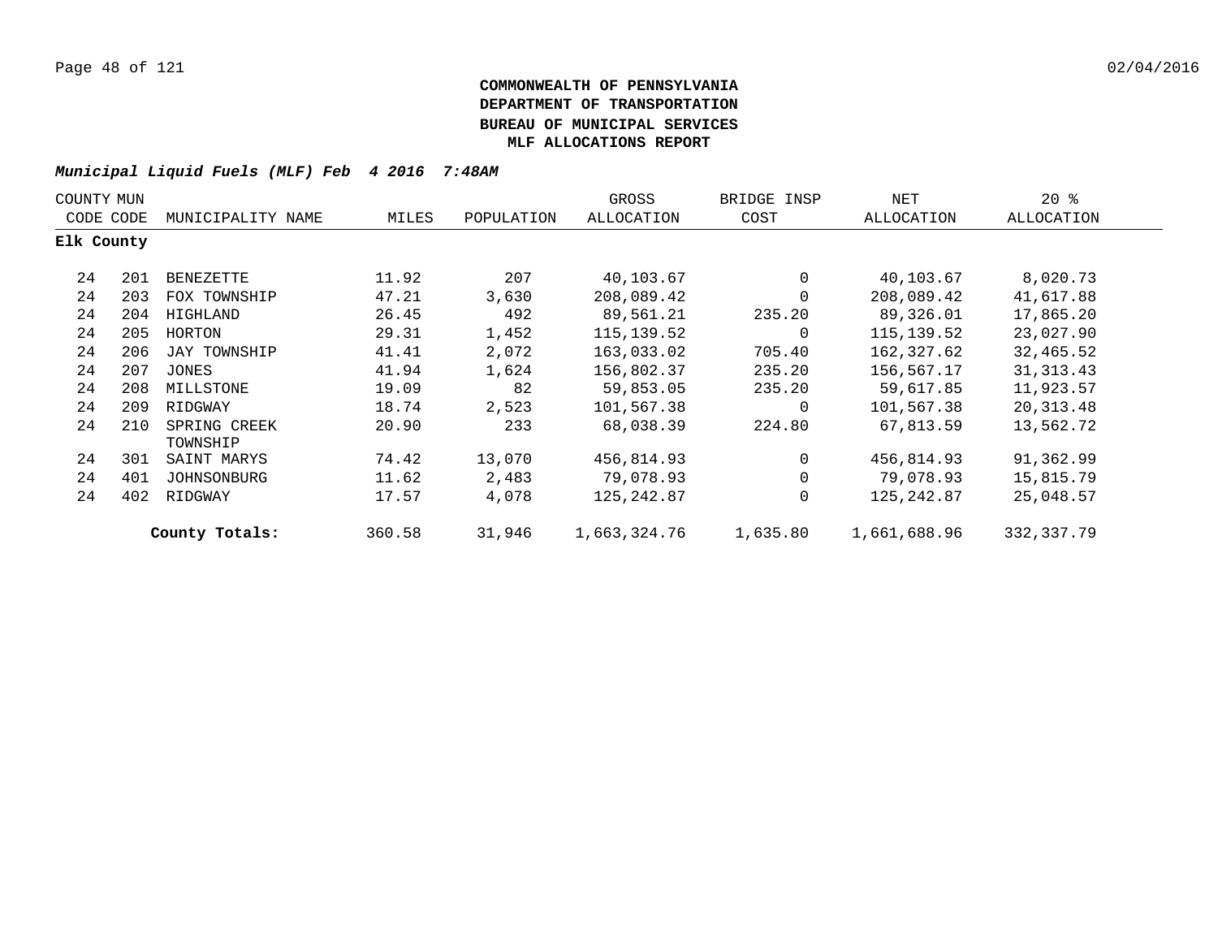**COMMONWEALTH OF PENNSYLVANIA**
**DEPARTMENT OF TRANSPORTATION**
**BUREAU OF MUNICIPAL SERVICES**
**MLF ALLOCATIONS REPORT**

***Municipal Liquid Fuels (MLF) Feb 4 2016 7:48AM***

| COUNTY CODE | MUN CODE | MUNICIPALITY NAME | MILES | POPULATION | GROSS ALLOCATION | BRIDGE INSP COST | NET ALLOCATION | 20 % ALLOCATION |
|---|---|---|---|---|---|---|---|---|
| **Elk County** | | | | | | | | |
| 24 | 201 | BENEZETTE | 11.92 | 207 | 40,103.67 | 0 | 40,103.67 | 8,020.73 |
| 24 | 203 | FOX TOWNSHIP | 47.21 | 3,630 | 208,089.42 | 0 | 208,089.42 | 41,617.88 |
| 24 | 204 | HIGHLAND | 26.45 | 492 | 89,561.21 | 235.20 | 89,326.01 | 17,865.20 |
| 24 | 205 | HORTON | 29.31 | 1,452 | 115,139.52 | 0 | 115,139.52 | 23,027.90 |
| 24 | 206 | JAY TOWNSHIP | 41.41 | 2,072 | 163,033.02 | 705.40 | 162,327.62 | 32,465.52 |
| 24 | 207 | JONES | 41.94 | 1,624 | 156,802.37 | 235.20 | 156,567.17 | 31,313.43 |
| 24 | 208 | MILLSTONE | 19.09 | 82 | 59,853.05 | 235.20 | 59,617.85 | 11,923.57 |
| 24 | 209 | RIDGWAY | 18.74 | 2,523 | 101,567.38 | 0 | 101,567.38 | 20,313.48 |
| 24 | 210 | SPRING CREEK TOWNSHIP | 20.90 | 233 | 68,038.39 | 224.80 | 67,813.59 | 13,562.72 |
| 24 | 301 | SAINT MARYS | 74.42 | 13,070 | 456,814.93 | 0 | 456,814.93 | 91,362.99 |
| 24 | 401 | JOHNSONBURG | 11.62 | 2,483 | 79,078.93 | 0 | 79,078.93 | 15,815.79 |
| 24 | 402 | RIDGWAY | 17.57 | 4,078 | 125,242.87 | 0 | 125,242.87 | 25,048.57 |
| | | **County Totals:** | 360.58 | 31,946 | 1,663,324.76 | 1,635.80 | 1,661,688.96 | 332,337.79 |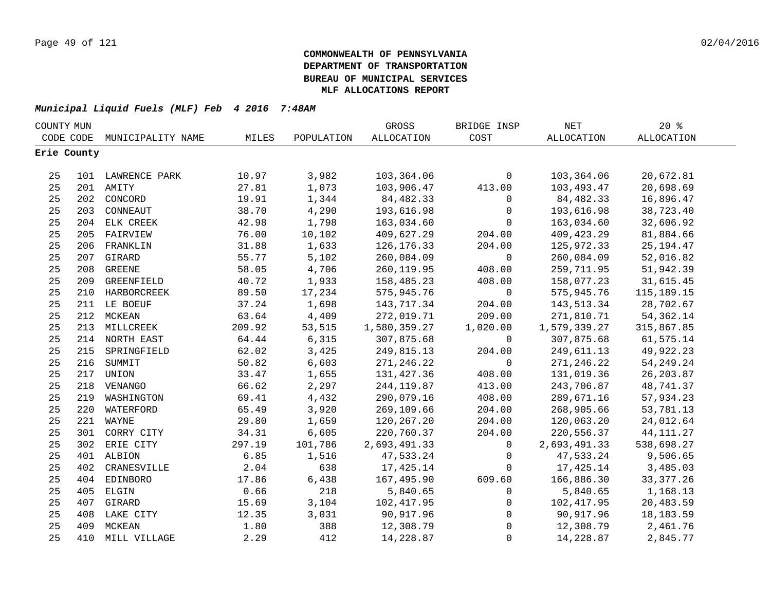**COMMONWEALTH OF PENNSYLVANIA**
**DEPARTMENT OF TRANSPORTATION**
**BUREAU OF MUNICIPAL SERVICES**
**MLF ALLOCATIONS REPORT**

***Municipal Liquid Fuels (MLF) Feb 4 2016 7:48AM***

| COUNTY CODE | MUN CODE | MUNICIPALITY NAME | MILES | POPULATION | GROSS ALLOCATION | BRIDGE INSP COST | NET ALLOCATION | 20 % ALLOCATION |
|---|---|---|---|---|---|---|---|---|
| **Erie County** | | | | | | | | |
| 25 | 101 | LAWRENCE PARK | 10.97 | 3,982 | 103,364.06 | 0 | 103,364.06 | 20,672.81 |
| 25 | 201 | AMITY | 27.81 | 1,073 | 103,906.47 | 413.00 | 103,493.47 | 20,698.69 |
| 25 | 202 | CONCORD | 19.91 | 1,344 | 84,482.33 | 0 | 84,482.33 | 16,896.47 |
| 25 | 203 | CONNEAUT | 38.70 | 4,290 | 193,616.98 | 0 | 193,616.98 | 38,723.40 |
| 25 | 204 | ELK CREEK | 42.98 | 1,798 | 163,034.60 | 0 | 163,034.60 | 32,606.92 |
| 25 | 205 | FAIRVIEW | 76.00 | 10,102 | 409,627.29 | 204.00 | 409,423.29 | 81,884.66 |
| 25 | 206 | FRANKLIN | 31.88 | 1,633 | 126,176.33 | 204.00 | 125,972.33 | 25,194.47 |
| 25 | 207 | GIRARD | 55.77 | 5,102 | 260,084.09 | 0 | 260,084.09 | 52,016.82 |
| 25 | 208 | GREENE | 58.05 | 4,706 | 260,119.95 | 408.00 | 259,711.95 | 51,942.39 |
| 25 | 209 | GREENFIELD | 40.72 | 1,933 | 158,485.23 | 408.00 | 158,077.23 | 31,615.45 |
| 25 | 210 | HARBORCREEK | 89.50 | 17,234 | 575,945.76 | 0 | 575,945.76 | 115,189.15 |
| 25 | 211 | LE BOEUF | 37.24 | 1,698 | 143,717.34 | 204.00 | 143,513.34 | 28,702.67 |
| 25 | 212 | MCKEAN | 63.64 | 4,409 | 272,019.71 | 209.00 | 271,810.71 | 54,362.14 |
| 25 | 213 | MILLCREEK | 209.92 | 53,515 | 1,580,359.27 | 1,020.00 | 1,579,339.27 | 315,867.85 |
| 25 | 214 | NORTH EAST | 64.44 | 6,315 | 307,875.68 | 0 | 307,875.68 | 61,575.14 |
| 25 | 215 | SPRINGFIELD | 62.02 | 3,425 | 249,815.13 | 204.00 | 249,611.13 | 49,922.23 |
| 25 | 216 | SUMMIT | 50.82 | 6,603 | 271,246.22 | 0 | 271,246.22 | 54,249.24 |
| 25 | 217 | UNION | 33.47 | 1,655 | 131,427.36 | 408.00 | 131,019.36 | 26,203.87 |
| 25 | 218 | VENANGO | 66.62 | 2,297 | 244,119.87 | 413.00 | 243,706.87 | 48,741.37 |
| 25 | 219 | WASHINGTON | 69.41 | 4,432 | 290,079.16 | 408.00 | 289,671.16 | 57,934.23 |
| 25 | 220 | WATERFORD | 65.49 | 3,920 | 269,109.66 | 204.00 | 268,905.66 | 53,781.13 |
| 25 | 221 | WAYNE | 29.80 | 1,659 | 120,267.20 | 204.00 | 120,063.20 | 24,012.64 |
| 25 | 301 | CORRY CITY | 34.31 | 6,605 | 220,760.37 | 204.00 | 220,556.37 | 44,111.27 |
| 25 | 302 | ERIE CITY | 297.19 | 101,786 | 2,693,491.33 | 0 | 2,693,491.33 | 538,698.27 |
| 25 | 401 | ALBION | 6.85 | 1,516 | 47,533.24 | 0 | 47,533.24 | 9,506.65 |
| 25 | 402 | CRANESVILLE | 2.04 | 638 | 17,425.14 | 0 | 17,425.14 | 3,485.03 |
| 25 | 404 | EDINBORO | 17.86 | 6,438 | 167,495.90 | 609.60 | 166,886.30 | 33,377.26 |
| 25 | 405 | ELGIN | 0.66 | 218 | 5,840.65 | 0 | 5,840.65 | 1,168.13 |
| 25 | 407 | GIRARD | 15.69 | 3,104 | 102,417.95 | 0 | 102,417.95 | 20,483.59 |
| 25 | 408 | LAKE CITY | 12.35 | 3,031 | 90,917.96 | 0 | 90,917.96 | 18,183.59 |
| 25 | 409 | MCKEAN | 1.80 | 388 | 12,308.79 | 0 | 12,308.79 | 2,461.76 |
| 25 | 410 | MILL VILLAGE | 2.29 | 412 | 14,228.87 | 0 | 14,228.87 | 2,845.77 |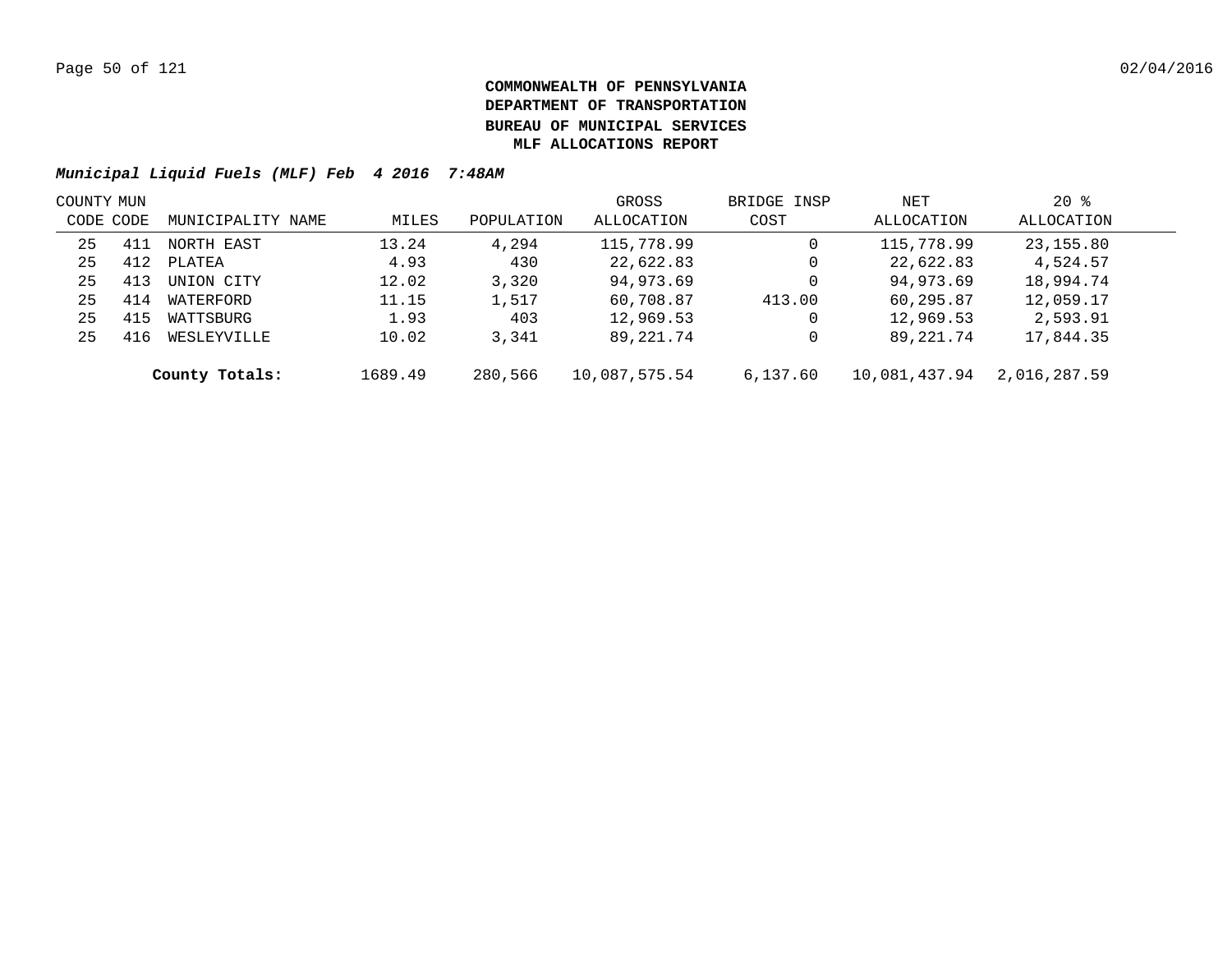**COMMONWEALTH OF PENNSYLVANIA**
**DEPARTMENT OF TRANSPORTATION**
**BUREAU OF MUNICIPAL SERVICES**
**MLF ALLOCATIONS REPORT**

***Municipal Liquid Fuels (MLF) Feb 4 2016 7:48AM***

| COUNTY CODE | MUN CODE | MUNICIPALITY NAME | MILES | POPULATION | GROSS ALLOCATION | BRIDGE INSP COST | NET ALLOCATION | 20 % ALLOCATION |
|---|---|---|---|---|---|---|---|---|
| 25 | 411 | NORTH EAST | 13.24 | 4,294 | 115,778.99 | 0 | 115,778.99 | 23,155.80 |
| 25 | 412 | PLATEA | 4.93 | 430 | 22,622.83 | 0 | 22,622.83 | 4,524.57 |
| 25 | 413 | UNION CITY | 12.02 | 3,320 | 94,973.69 | 0 | 94,973.69 | 18,994.74 |
| 25 | 414 | WATERFORD | 11.15 | 1,517 | 60,708.87 | 413.00 | 60,295.87 | 12,059.17 |
| 25 | 415 | WATTSBURG | 1.93 | 403 | 12,969.53 | 0 | 12,969.53 | 2,593.91 |
| 25 | 416 | WESLEYVILLE | 10.02 | 3,341 | 89,221.74 | 0 | 89,221.74 | 17,844.35 |
| | | **County Totals:** | 1689.49 | 280,566 | 10,087,575.54 | 6,137.60 | 10,081,437.94 | 2,016,287.59 |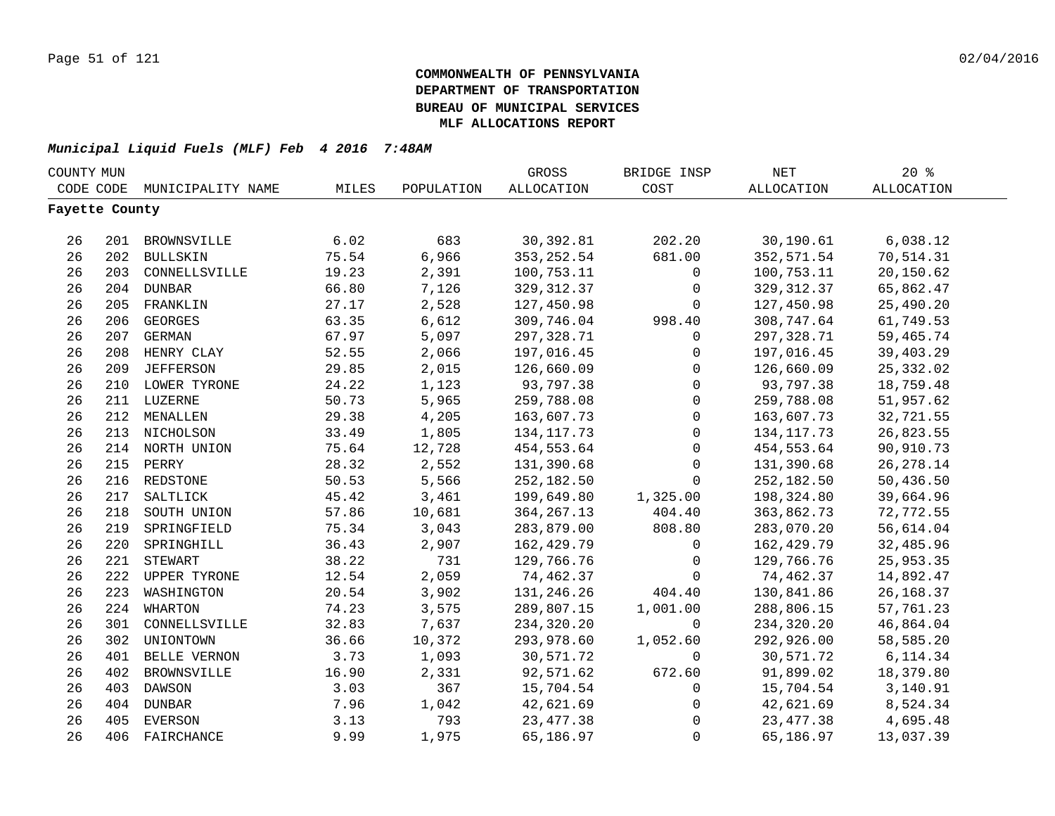**COMMONWEALTH OF PENNSYLVANIA**
**DEPARTMENT OF TRANSPORTATION**
**BUREAU OF MUNICIPAL SERVICES**
**MLF ALLOCATIONS REPORT**

***Municipal Liquid Fuels (MLF) Feb 4 2016 7:48AM***

| COUNTY CODE | MUN CODE | MUNICIPALITY NAME | MILES | POPULATION | GROSS ALLOCATION | BRIDGE INSP COST | NET ALLOCATION | 20 % ALLOCATION |
|---|---|---|---|---|---|---|---|---|
| **Fayette County** | | | | | | | | |
| 26 | 201 | BROWNSVILLE | 6.02 | 683 | 30,392.81 | 202.20 | 30,190.61 | 6,038.12 |
| 26 | 202 | BULLSKIN | 75.54 | 6,966 | 353,252.54 | 681.00 | 352,571.54 | 70,514.31 |
| 26 | 203 | CONNELLSVILLE | 19.23 | 2,391 | 100,753.11 | 0 | 100,753.11 | 20,150.62 |
| 26 | 204 | DUNBAR | 66.80 | 7,126 | 329,312.37 | 0 | 329,312.37 | 65,862.47 |
| 26 | 205 | FRANKLIN | 27.17 | 2,528 | 127,450.98 | 0 | 127,450.98 | 25,490.20 |
| 26 | 206 | GEORGES | 63.35 | 6,612 | 309,746.04 | 998.40 | 308,747.64 | 61,749.53 |
| 26 | 207 | GERMAN | 67.97 | 5,097 | 297,328.71 | 0 | 297,328.71 | 59,465.74 |
| 26 | 208 | HENRY CLAY | 52.55 | 2,066 | 197,016.45 | 0 | 197,016.45 | 39,403.29 |
| 26 | 209 | JEFFERSON | 29.85 | 2,015 | 126,660.09 | 0 | 126,660.09 | 25,332.02 |
| 26 | 210 | LOWER TYRONE | 24.22 | 1,123 | 93,797.38 | 0 | 93,797.38 | 18,759.48 |
| 26 | 211 | LUZERNE | 50.73 | 5,965 | 259,788.08 | 0 | 259,788.08 | 51,957.62 |
| 26 | 212 | MENALLEN | 29.38 | 4,205 | 163,607.73 | 0 | 163,607.73 | 32,721.55 |
| 26 | 213 | NICHOLSON | 33.49 | 1,805 | 134,117.73 | 0 | 134,117.73 | 26,823.55 |
| 26 | 214 | NORTH UNION | 75.64 | 12,728 | 454,553.64 | 0 | 454,553.64 | 90,910.73 |
| 26 | 215 | PERRY | 28.32 | 2,552 | 131,390.68 | 0 | 131,390.68 | 26,278.14 |
| 26 | 216 | REDSTONE | 50.53 | 5,566 | 252,182.50 | 0 | 252,182.50 | 50,436.50 |
| 26 | 217 | SALTLICK | 45.42 | 3,461 | 199,649.80 | 1,325.00 | 198,324.80 | 39,664.96 |
| 26 | 218 | SOUTH UNION | 57.86 | 10,681 | 364,267.13 | 404.40 | 363,862.73 | 72,772.55 |
| 26 | 219 | SPRINGFIELD | 75.34 | 3,043 | 283,879.00 | 808.80 | 283,070.20 | 56,614.04 |
| 26 | 220 | SPRINGHILL | 36.43 | 2,907 | 162,429.79 | 0 | 162,429.79 | 32,485.96 |
| 26 | 221 | STEWART | 38.22 | 731 | 129,766.76 | 0 | 129,766.76 | 25,953.35 |
| 26 | 222 | UPPER TYRONE | 12.54 | 2,059 | 74,462.37 | 0 | 74,462.37 | 14,892.47 |
| 26 | 223 | WASHINGTON | 20.54 | 3,902 | 131,246.26 | 404.40 | 130,841.86 | 26,168.37 |
| 26 | 224 | WHARTON | 74.23 | 3,575 | 289,807.15 | 1,001.00 | 288,806.15 | 57,761.23 |
| 26 | 301 | CONNELLSVILLE | 32.83 | 7,637 | 234,320.20 | 0 | 234,320.20 | 46,864.04 |
| 26 | 302 | UNIONTOWN | 36.66 | 10,372 | 293,978.60 | 1,052.60 | 292,926.00 | 58,585.20 |
| 26 | 401 | BELLE VERNON | 3.73 | 1,093 | 30,571.72 | 0 | 30,571.72 | 6,114.34 |
| 26 | 402 | BROWNSVILLE | 16.90 | 2,331 | 92,571.62 | 672.60 | 91,899.02 | 18,379.80 |
| 26 | 403 | DAWSON | 3.03 | 367 | 15,704.54 | 0 | 15,704.54 | 3,140.91 |
| 26 | 404 | DUNBAR | 7.96 | 1,042 | 42,621.69 | 0 | 42,621.69 | 8,524.34 |
| 26 | 405 | EVERSON | 3.13 | 793 | 23,477.38 | 0 | 23,477.38 | 4,695.48 |
| 26 | 406 | FAIRCHANCE | 9.99 | 1,975 | 65,186.97 | 0 | 65,186.97 | 13,037.39 |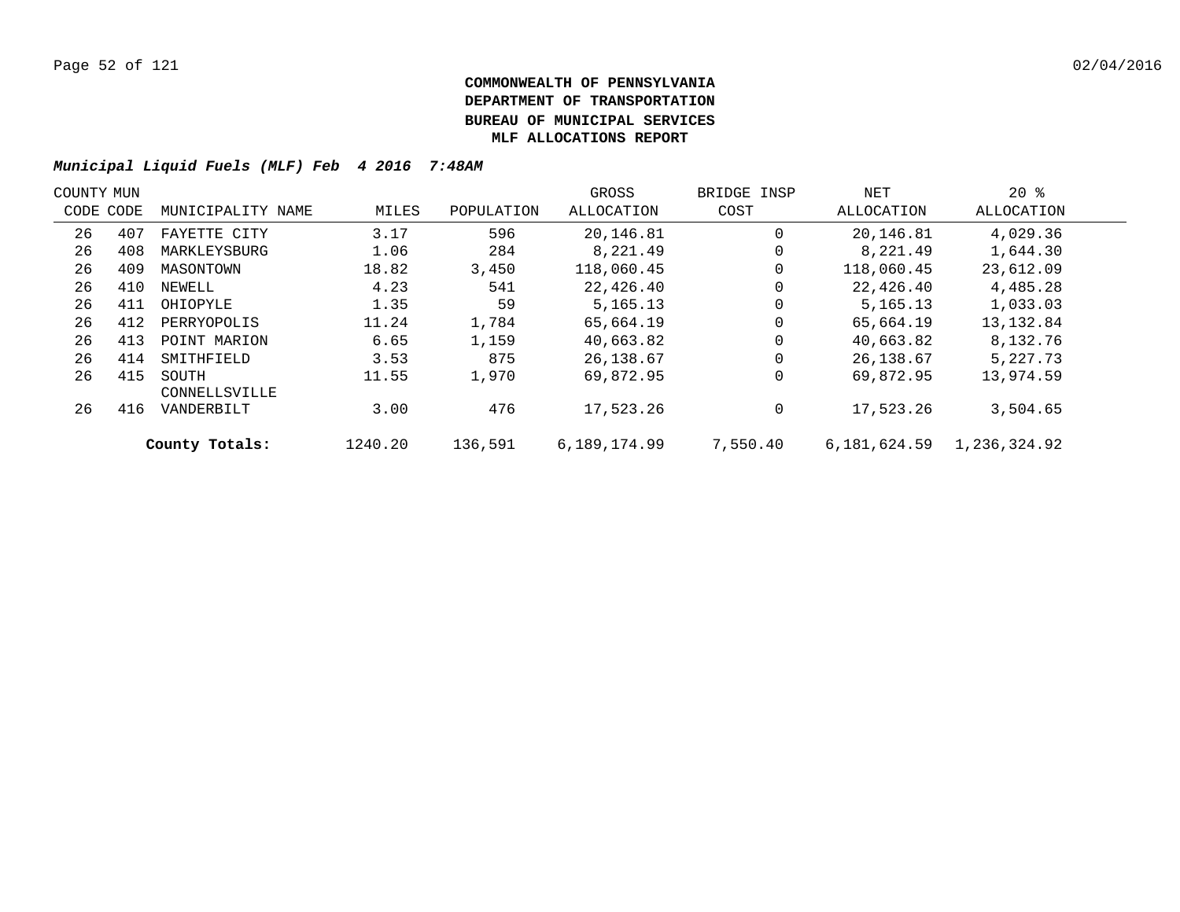**COMMONWEALTH OF PENNSYLVANIA**
**DEPARTMENT OF TRANSPORTATION**
**BUREAU OF MUNICIPAL SERVICES**
**MLF ALLOCATIONS REPORT**

***Municipal Liquid Fuels (MLF) Feb 4 2016 7:48AM***

| COUNTY CODE | MUN CODE | MUNICIPALITY NAME | MILES | POPULATION | GROSS ALLOCATION | BRIDGE INSP COST | NET ALLOCATION | 20 % ALLOCATION |
|---|---|---|---|---|---|---|---|---|
| 26 | 407 | FAYETTE CITY | 3.17 | 596 | 20,146.81 | 0 | 20,146.81 | 4,029.36 |
| 26 | 408 | MARKLEYSBURG | 1.06 | 284 | 8,221.49 | 0 | 8,221.49 | 1,644.30 |
| 26 | 409 | MASONTOWN | 18.82 | 3,450 | 118,060.45 | 0 | 118,060.45 | 23,612.09 |
| 26 | 410 | NEWELL | 4.23 | 541 | 22,426.40 | 0 | 22,426.40 | 4,485.28 |
| 26 | 411 | OHIOPYLE | 1.35 | 59 | 5,165.13 | 0 | 5,165.13 | 1,033.03 |
| 26 | 412 | PERRYOPOLIS | 11.24 | 1,784 | 65,664.19 | 0 | 65,664.19 | 13,132.84 |
| 26 | 413 | POINT MARION | 6.65 | 1,159 | 40,663.82 | 0 | 40,663.82 | 8,132.76 |
| 26 | 414 | SMITHFIELD | 3.53 | 875 | 26,138.67 | 0 | 26,138.67 | 5,227.73 |
| 26 | 415 | SOUTH CONNELLSVILLE | 11.55 | 1,970 | 69,872.95 | 0 | 69,872.95 | 13,974.59 |
| 26 | 416 | VANDERBILT | 3.00 | 476 | 17,523.26 | 0 | 17,523.26 | 3,504.65 |
| | | **County Totals:** | 1240.20 | 136,591 | 6,189,174.99 | 7,550.40 | 6,181,624.59 | 1,236,324.92 |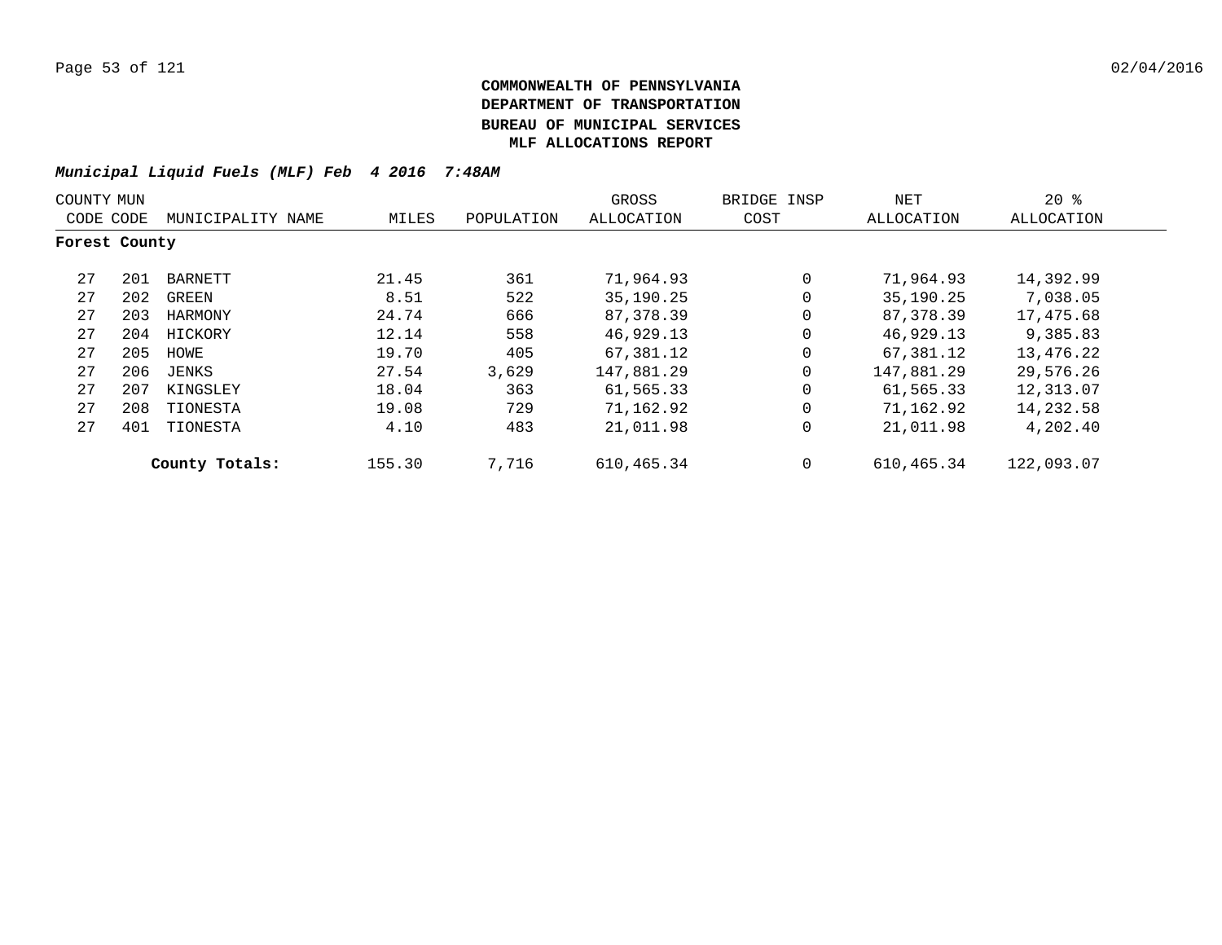**COMMONWEALTH OF PENNSYLVANIA**
**DEPARTMENT OF TRANSPORTATION**
**BUREAU OF MUNICIPAL SERVICES**
**MLF ALLOCATIONS REPORT**

***Municipal Liquid Fuels (MLF) Feb 4 2016 7:48AM***

| COUNTY CODE | MUN CODE | MUNICIPALITY NAME | MILES | POPULATION | GROSS ALLOCATION | BRIDGE INSP COST | NET ALLOCATION | 20 % ALLOCATION |
|---|---|---|---|---|---|---|---|---|
| **Forest County** | | | | | | | | |
| 27 | 201 | BARNETT | 21.45 | 361 | 71,964.93 | 0 | 71,964.93 | 14,392.99 |
| 27 | 202 | GREEN | 8.51 | 522 | 35,190.25 | 0 | 35,190.25 | 7,038.05 |
| 27 | 203 | HARMONY | 24.74 | 666 | 87,378.39 | 0 | 87,378.39 | 17,475.68 |
| 27 | 204 | HICKORY | 12.14 | 558 | 46,929.13 | 0 | 46,929.13 | 9,385.83 |
| 27 | 205 | HOWE | 19.70 | 405 | 67,381.12 | 0 | 67,381.12 | 13,476.22 |
| 27 | 206 | JENKS | 27.54 | 3,629 | 147,881.29 | 0 | 147,881.29 | 29,576.26 |
| 27 | 207 | KINGSLEY | 18.04 | 363 | 61,565.33 | 0 | 61,565.33 | 12,313.07 |
| 27 | 208 | TIONESTA | 19.08 | 729 | 71,162.92 | 0 | 71,162.92 | 14,232.58 |
| 27 | 401 | TIONESTA | 4.10 | 483 | 21,011.98 | 0 | 21,011.98 | 4,202.40 |
| | | **County Totals:** | 155.30 | 7,716 | 610,465.34 | 0 | 610,465.34 | 122,093.07 |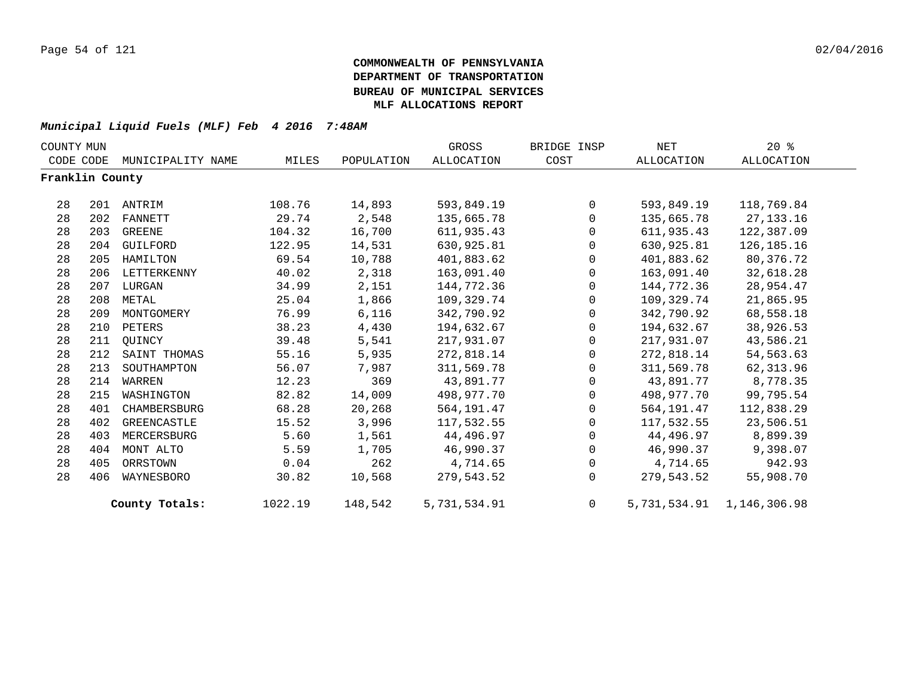**COMMONWEALTH OF PENNSYLVANIA**
**DEPARTMENT OF TRANSPORTATION**
**BUREAU OF MUNICIPAL SERVICES**
**MLF ALLOCATIONS REPORT**

***Municipal Liquid Fuels (MLF) Feb 4 2016 7:48AM***

| COUNTY CODE | MUN CODE | MUNICIPALITY NAME | MILES | POPULATION | GROSS ALLOCATION | BRIDGE INSP COST | NET ALLOCATION | 20 % ALLOCATION |
|---|---|---|---|---|---|---|---|---|
| **Franklin County** | | | | | | | | |
| 28 | 201 | ANTRIM | 108.76 | 14,893 | 593,849.19 | 0 | 593,849.19 | 118,769.84 |
| 28 | 202 | FANNETT | 29.74 | 2,548 | 135,665.78 | 0 | 135,665.78 | 27,133.16 |
| 28 | 203 | GREENE | 104.32 | 16,700 | 611,935.43 | 0 | 611,935.43 | 122,387.09 |
| 28 | 204 | GUILFORD | 122.95 | 14,531 | 630,925.81 | 0 | 630,925.81 | 126,185.16 |
| 28 | 205 | HAMILTON | 69.54 | 10,788 | 401,883.62 | 0 | 401,883.62 | 80,376.72 |
| 28 | 206 | LETTERKENNY | 40.02 | 2,318 | 163,091.40 | 0 | 163,091.40 | 32,618.28 |
| 28 | 207 | LURGAN | 34.99 | 2,151 | 144,772.36 | 0 | 144,772.36 | 28,954.47 |
| 28 | 208 | METAL | 25.04 | 1,866 | 109,329.74 | 0 | 109,329.74 | 21,865.95 |
| 28 | 209 | MONTGOMERY | 76.99 | 6,116 | 342,790.92 | 0 | 342,790.92 | 68,558.18 |
| 28 | 210 | PETERS | 38.23 | 4,430 | 194,632.67 | 0 | 194,632.67 | 38,926.53 |
| 28 | 211 | QUINCY | 39.48 | 5,541 | 217,931.07 | 0 | 217,931.07 | 43,586.21 |
| 28 | 212 | SAINT THOMAS | 55.16 | 5,935 | 272,818.14 | 0 | 272,818.14 | 54,563.63 |
| 28 | 213 | SOUTHAMPTON | 56.07 | 7,987 | 311,569.78 | 0 | 311,569.78 | 62,313.96 |
| 28 | 214 | WARREN | 12.23 | 369 | 43,891.77 | 0 | 43,891.77 | 8,778.35 |
| 28 | 215 | WASHINGTON | 82.82 | 14,009 | 498,977.70 | 0 | 498,977.70 | 99,795.54 |
| 28 | 401 | CHAMBERSBURG | 68.28 | 20,268 | 564,191.47 | 0 | 564,191.47 | 112,838.29 |
| 28 | 402 | GREENCASTLE | 15.52 | 3,996 | 117,532.55 | 0 | 117,532.55 | 23,506.51 |
| 28 | 403 | MERCERSBURG | 5.60 | 1,561 | 44,496.97 | 0 | 44,496.97 | 8,899.39 |
| 28 | 404 | MONT ALTO | 5.59 | 1,705 | 46,990.37 | 0 | 46,990.37 | 9,398.07 |
| 28 | 405 | ORRSTOWN | 0.04 | 262 | 4,714.65 | 0 | 4,714.65 | 942.93 |
| 28 | 406 | WAYNESBORO | 30.82 | 10,568 | 279,543.52 | 0 | 279,543.52 | 55,908.70 |
| | | **County Totals:** | 1022.19 | 148,542 | 5,731,534.91 | 0 | 5,731,534.91 | 1,146,306.98 |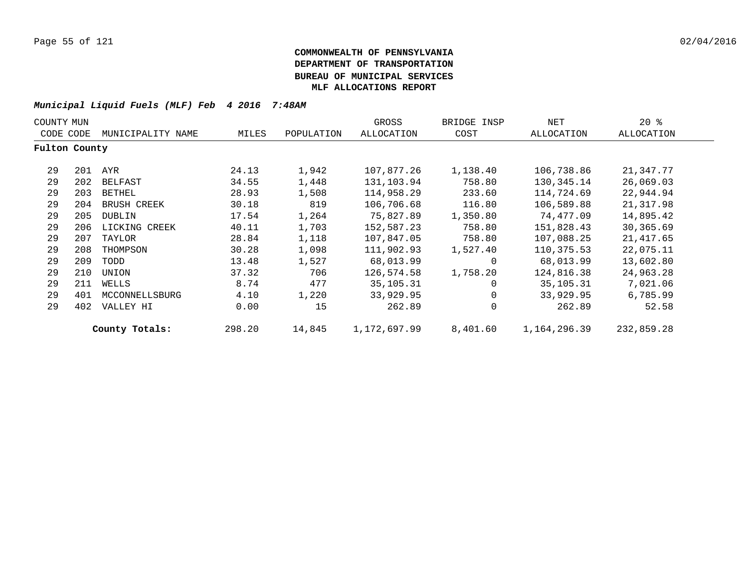**COMMONWEALTH OF PENNSYLVANIA**
**DEPARTMENT OF TRANSPORTATION**
**BUREAU OF MUNICIPAL SERVICES**
**MLF ALLOCATIONS REPORT**

***Municipal Liquid Fuels (MLF) Feb 4 2016 7:48AM***

| COUNTY CODE | MUN CODE | MUNICIPALITY NAME | MILES | POPULATION | GROSS ALLOCATION | BRIDGE INSP COST | NET ALLOCATION | 20 % ALLOCATION |
|---|---|---|---|---|---|---|---|---|
| **Fulton County** | | | | | | | | |
| 29 | 201 | AYR | 24.13 | 1,942 | 107,877.26 | 1,138.40 | 106,738.86 | 21,347.77 |
| 29 | 202 | BELFAST | 34.55 | 1,448 | 131,103.94 | 758.80 | 130,345.14 | 26,069.03 |
| 29 | 203 | BETHEL | 28.93 | 1,508 | 114,958.29 | 233.60 | 114,724.69 | 22,944.94 |
| 29 | 204 | BRUSH CREEK | 30.18 | 819 | 106,706.68 | 116.80 | 106,589.88 | 21,317.98 |
| 29 | 205 | DUBLIN | 17.54 | 1,264 | 75,827.89 | 1,350.80 | 74,477.09 | 14,895.42 |
| 29 | 206 | LICKING CREEK | 40.11 | 1,703 | 152,587.23 | 758.80 | 151,828.43 | 30,365.69 |
| 29 | 207 | TAYLOR | 28.84 | 1,118 | 107,847.05 | 758.80 | 107,088.25 | 21,417.65 |
| 29 | 208 | THOMPSON | 30.28 | 1,098 | 111,902.93 | 1,527.40 | 110,375.53 | 22,075.11 |
| 29 | 209 | TODD | 13.48 | 1,527 | 68,013.99 | 0 | 68,013.99 | 13,602.80 |
| 29 | 210 | UNION | 37.32 | 706 | 126,574.58 | 1,758.20 | 124,816.38 | 24,963.28 |
| 29 | 211 | WELLS | 8.74 | 477 | 35,105.31 | 0 | 35,105.31 | 7,021.06 |
| 29 | 401 | MCCONNELLSBURG | 4.10 | 1,220 | 33,929.95 | 0 | 33,929.95 | 6,785.99 |
| 29 | 402 | VALLEY HI | 0.00 | 15 | 262.89 | 0 | 262.89 | 52.58 |
| | | **County Totals:** | 298.20 | 14,845 | 1,172,697.99 | 8,401.60 | 1,164,296.39 | 232,859.28 |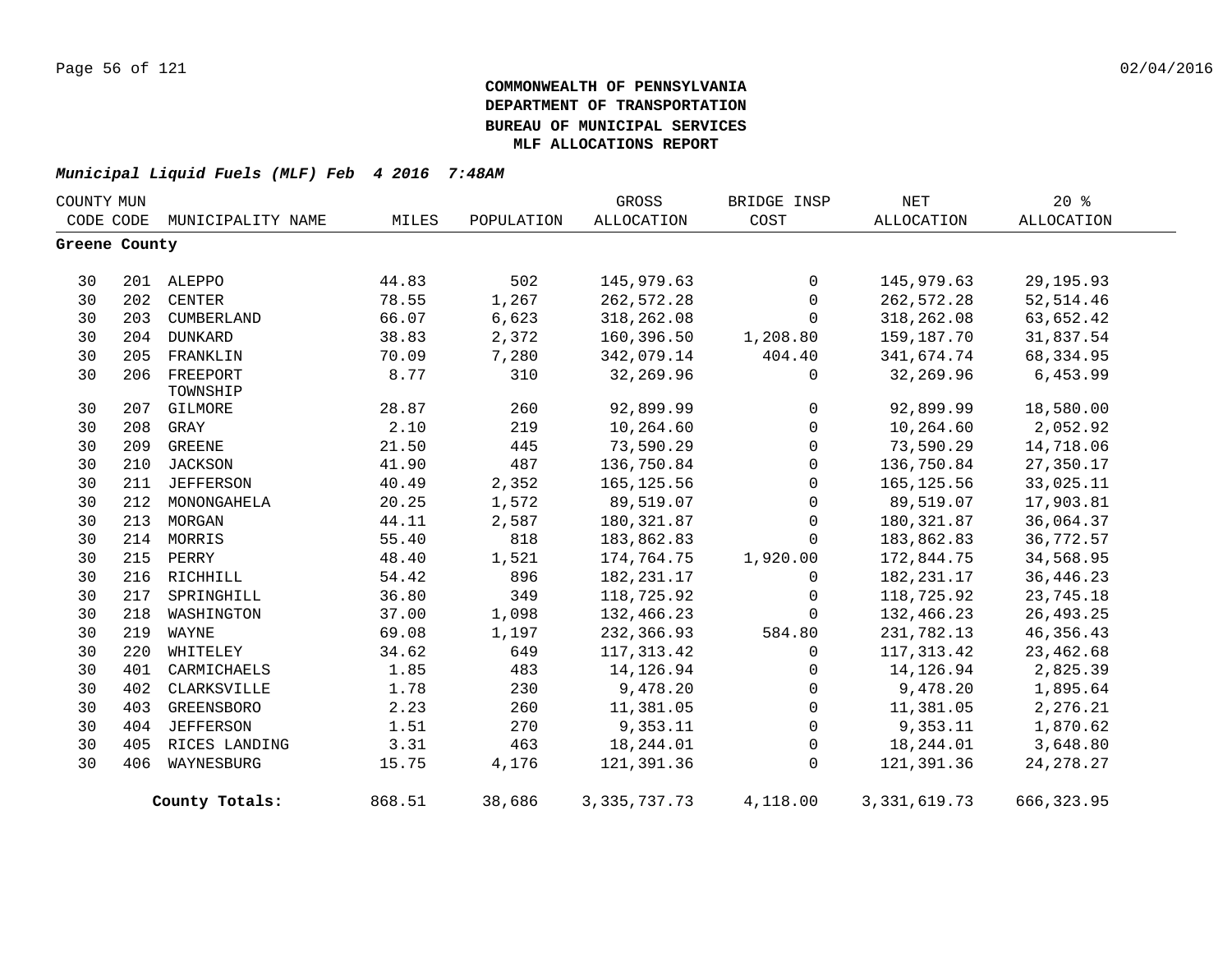**COMMONWEALTH OF PENNSYLVANIA**
**DEPARTMENT OF TRANSPORTATION**
**BUREAU OF MUNICIPAL SERVICES**
**MLF ALLOCATIONS REPORT**

***Municipal Liquid Fuels (MLF) Feb 4 2016 7:48AM***

| COUNTY CODE | MUN CODE | MUNICIPALITY NAME | MILES | POPULATION | GROSS ALLOCATION | BRIDGE INSP COST | NET ALLOCATION | 20 % ALLOCATION |
|---|---|---|---|---|---|---|---|---|
| **Greene County** | | | | | | | | |
| 30 | 201 | ALEPPO | 44.83 | 502 | 145,979.63 | 0 | 145,979.63 | 29,195.93 |
| 30 | 202 | CENTER | 78.55 | 1,267 | 262,572.28 | 0 | 262,572.28 | 52,514.46 |
| 30 | 203 | CUMBERLAND | 66.07 | 6,623 | 318,262.08 | 0 | 318,262.08 | 63,652.42 |
| 30 | 204 | DUNKARD | 38.83 | 2,372 | 160,396.50 | 1,208.80 | 159,187.70 | 31,837.54 |
| 30 | 205 | FRANKLIN | 70.09 | 7,280 | 342,079.14 | 404.40 | 341,674.74 | 68,334.95 |
| 30 | 206 | FREEPORT TOWNSHIP | 8.77 | 310 | 32,269.96 | 0 | 32,269.96 | 6,453.99 |
| 30 | 207 | GILMORE | 28.87 | 260 | 92,899.99 | 0 | 92,899.99 | 18,580.00 |
| 30 | 208 | GRAY | 2.10 | 219 | 10,264.60 | 0 | 10,264.60 | 2,052.92 |
| 30 | 209 | GREENE | 21.50 | 445 | 73,590.29 | 0 | 73,590.29 | 14,718.06 |
| 30 | 210 | JACKSON | 41.90 | 487 | 136,750.84 | 0 | 136,750.84 | 27,350.17 |
| 30 | 211 | JEFFERSON | 40.49 | 2,352 | 165,125.56 | 0 | 165,125.56 | 33,025.11 |
| 30 | 212 | MONONGAHELA | 20.25 | 1,572 | 89,519.07 | 0 | 89,519.07 | 17,903.81 |
| 30 | 213 | MORGAN | 44.11 | 2,587 | 180,321.87 | 0 | 180,321.87 | 36,064.37 |
| 30 | 214 | MORRIS | 55.40 | 818 | 183,862.83 | 0 | 183,862.83 | 36,772.57 |
| 30 | 215 | PERRY | 48.40 | 1,521 | 174,764.75 | 1,920.00 | 172,844.75 | 34,568.95 |
| 30 | 216 | RICHHILL | 54.42 | 896 | 182,231.17 | 0 | 182,231.17 | 36,446.23 |
| 30 | 217 | SPRINGHILL | 36.80 | 349 | 118,725.92 | 0 | 118,725.92 | 23,745.18 |
| 30 | 218 | WASHINGTON | 37.00 | 1,098 | 132,466.23 | 0 | 132,466.23 | 26,493.25 |
| 30 | 219 | WAYNE | 69.08 | 1,197 | 232,366.93 | 584.80 | 231,782.13 | 46,356.43 |
| 30 | 220 | WHITELEY | 34.62 | 649 | 117,313.42 | 0 | 117,313.42 | 23,462.68 |
| 30 | 401 | CARMICHAELS | 1.85 | 483 | 14,126.94 | 0 | 14,126.94 | 2,825.39 |
| 30 | 402 | CLARKSVILLE | 1.78 | 230 | 9,478.20 | 0 | 9,478.20 | 1,895.64 |
| 30 | 403 | GREENSBORO | 2.23 | 260 | 11,381.05 | 0 | 11,381.05 | 2,276.21 |
| 30 | 404 | JEFFERSON | 1.51 | 270 | 9,353.11 | 0 | 9,353.11 | 1,870.62 |
| 30 | 405 | RICES LANDING | 3.31 | 463 | 18,244.01 | 0 | 18,244.01 | 3,648.80 |
| 30 | 406 | WAYNESBURG | 15.75 | 4,176 | 121,391.36 | 0 | 121,391.36 | 24,278.27 |
| | | **County Totals:** | 868.51 | 38,686 | 3,335,737.73 | 4,118.00 | 3,331,619.73 | 666,323.95 |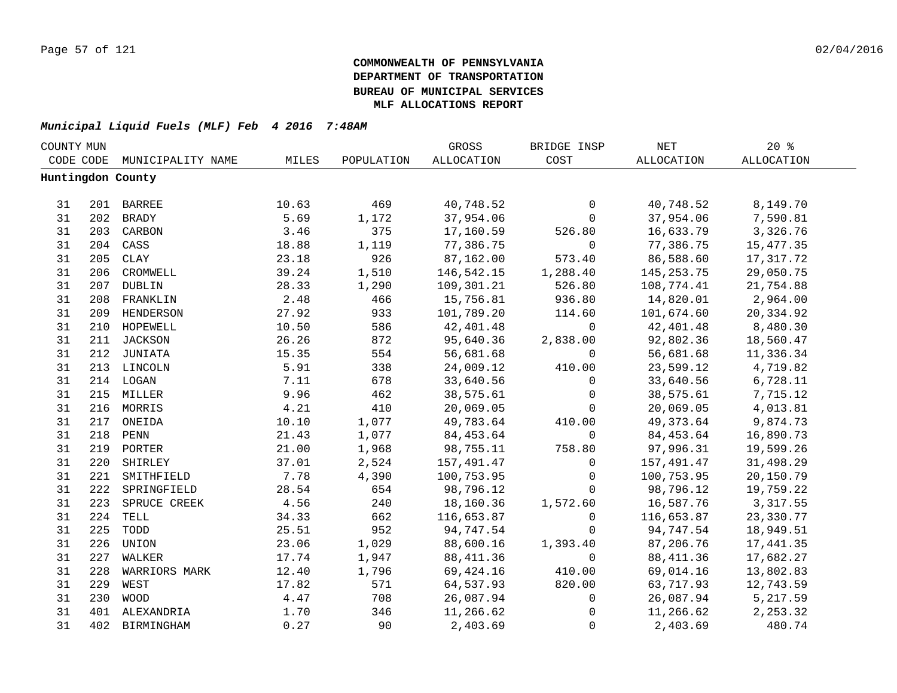**COMMONWEALTH OF PENNSYLVANIA**
**DEPARTMENT OF TRANSPORTATION**
**BUREAU OF MUNICIPAL SERVICES**
**MLF ALLOCATIONS REPORT**

***Municipal Liquid Fuels (MLF) Feb 4 2016 7:48AM***

| COUNTY CODE | MUN CODE | MUNICIPALITY NAME | MILES | POPULATION | GROSS ALLOCATION | BRIDGE INSP COST | NET ALLOCATION | 20 % ALLOCATION |
|---|---|---|---|---|---|---|---|---|
| **Huntingdon County** | | | | | | | | |
| 31 | 201 | BARREE | 10.63 | 469 | 40,748.52 | 0 | 40,748.52 | 8,149.70 |
| 31 | 202 | BRADY | 5.69 | 1,172 | 37,954.06 | 0 | 37,954.06 | 7,590.81 |
| 31 | 203 | CARBON | 3.46 | 375 | 17,160.59 | 526.80 | 16,633.79 | 3,326.76 |
| 31 | 204 | CASS | 18.88 | 1,119 | 77,386.75 | 0 | 77,386.75 | 15,477.35 |
| 31 | 205 | CLAY | 23.18 | 926 | 87,162.00 | 573.40 | 86,588.60 | 17,317.72 |
| 31 | 206 | CROMWELL | 39.24 | 1,510 | 146,542.15 | 1,288.40 | 145,253.75 | 29,050.75 |
| 31 | 207 | DUBLIN | 28.33 | 1,290 | 109,301.21 | 526.80 | 108,774.41 | 21,754.88 |
| 31 | 208 | FRANKLIN | 2.48 | 466 | 15,756.81 | 936.80 | 14,820.01 | 2,964.00 |
| 31 | 209 | HENDERSON | 27.92 | 933 | 101,789.20 | 114.60 | 101,674.60 | 20,334.92 |
| 31 | 210 | HOPEWELL | 10.50 | 586 | 42,401.48 | 0 | 42,401.48 | 8,480.30 |
| 31 | 211 | JACKSON | 26.26 | 872 | 95,640.36 | 2,838.00 | 92,802.36 | 18,560.47 |
| 31 | 212 | JUNIATA | 15.35 | 554 | 56,681.68 | 0 | 56,681.68 | 11,336.34 |
| 31 | 213 | LINCOLN | 5.91 | 338 | 24,009.12 | 410.00 | 23,599.12 | 4,719.82 |
| 31 | 214 | LOGAN | 7.11 | 678 | 33,640.56 | 0 | 33,640.56 | 6,728.11 |
| 31 | 215 | MILLER | 9.96 | 462 | 38,575.61 | 0 | 38,575.61 | 7,715.12 |
| 31 | 216 | MORRIS | 4.21 | 410 | 20,069.05 | 0 | 20,069.05 | 4,013.81 |
| 31 | 217 | ONEIDA | 10.10 | 1,077 | 49,783.64 | 410.00 | 49,373.64 | 9,874.73 |
| 31 | 218 | PENN | 21.43 | 1,077 | 84,453.64 | 0 | 84,453.64 | 16,890.73 |
| 31 | 219 | PORTER | 21.00 | 1,968 | 98,755.11 | 758.80 | 97,996.31 | 19,599.26 |
| 31 | 220 | SHIRLEY | 37.01 | 2,524 | 157,491.47 | 0 | 157,491.47 | 31,498.29 |
| 31 | 221 | SMITHFIELD | 7.78 | 4,390 | 100,753.95 | 0 | 100,753.95 | 20,150.79 |
| 31 | 222 | SPRINGFIELD | 28.54 | 654 | 98,796.12 | 0 | 98,796.12 | 19,759.22 |
| 31 | 223 | SPRUCE CREEK | 4.56 | 240 | 18,160.36 | 1,572.60 | 16,587.76 | 3,317.55 |
| 31 | 224 | TELL | 34.33 | 662 | 116,653.87 | 0 | 116,653.87 | 23,330.77 |
| 31 | 225 | TODD | 25.51 | 952 | 94,747.54 | 0 | 94,747.54 | 18,949.51 |
| 31 | 226 | UNION | 23.06 | 1,029 | 88,600.16 | 1,393.40 | 87,206.76 | 17,441.35 |
| 31 | 227 | WALKER | 17.74 | 1,947 | 88,411.36 | 0 | 88,411.36 | 17,682.27 |
| 31 | 228 | WARRIORS MARK | 12.40 | 1,796 | 69,424.16 | 410.00 | 69,014.16 | 13,802.83 |
| 31 | 229 | WEST | 17.82 | 571 | 64,537.93 | 820.00 | 63,717.93 | 12,743.59 |
| 31 | 230 | WOOD | 4.47 | 708 | 26,087.94 | 0 | 26,087.94 | 5,217.59 |
| 31 | 401 | ALEXANDRIA | 1.70 | 346 | 11,266.62 | 0 | 11,266.62 | 2,253.32 |
| 31 | 402 | BIRMINGHAM | 0.27 | 90 | 2,403.69 | 0 | 2,403.69 | 480.74 |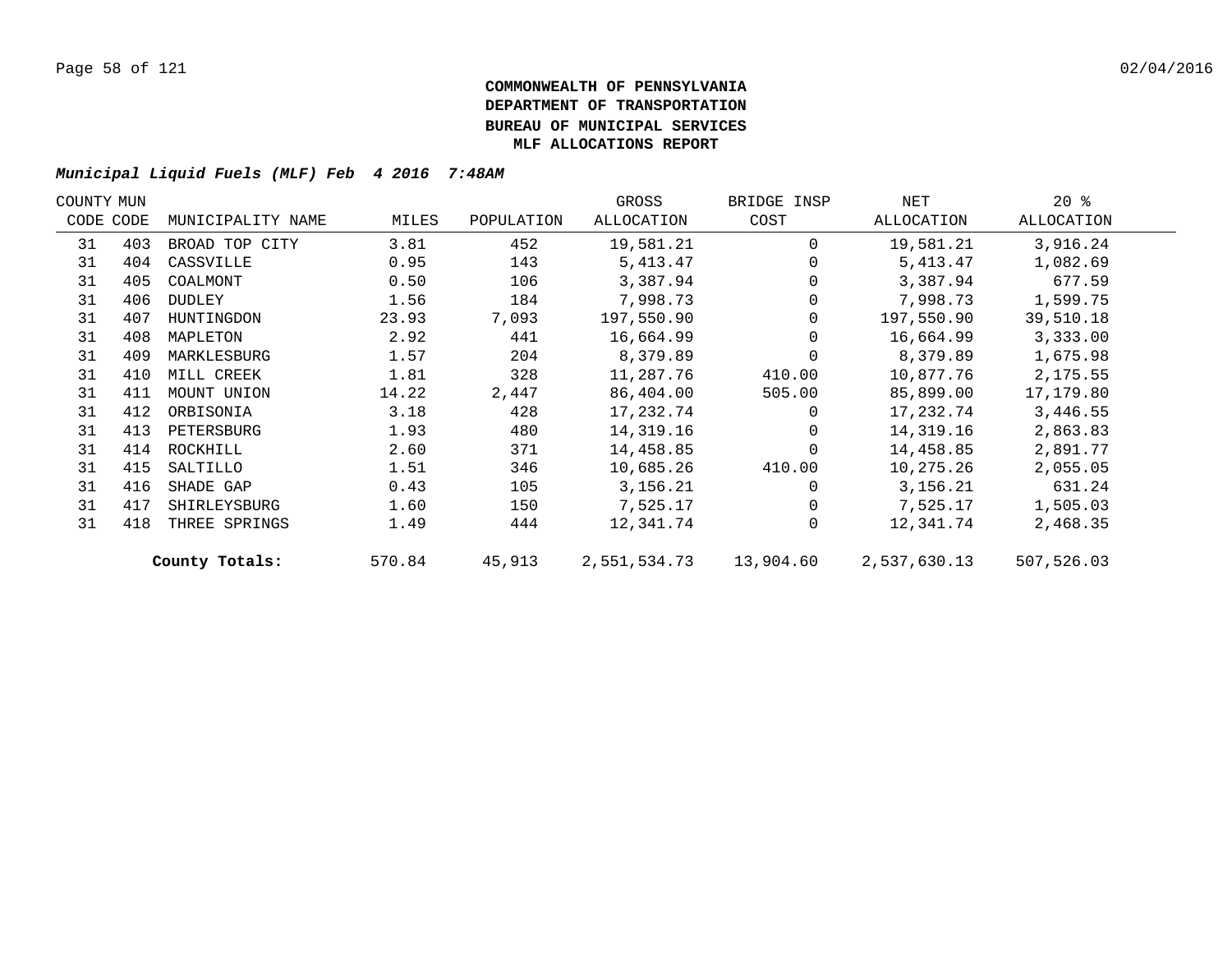**COMMONWEALTH OF PENNSYLVANIA**
**DEPARTMENT OF TRANSPORTATION**
**BUREAU OF MUNICIPAL SERVICES**
**MLF ALLOCATIONS REPORT**

***Municipal Liquid Fuels (MLF) Feb 4 2016 7:48AM***

| COUNTY CODE | MUN CODE | MUNICIPALITY NAME | MILES | POPULATION | GROSS ALLOCATION | BRIDGE INSP COST | NET ALLOCATION | 20 % ALLOCATION |
|---|---|---|---|---|---|---|---|---|
| 31 | 403 | BROAD TOP CITY | 3.81 | 452 | 19,581.21 | 0 | 19,581.21 | 3,916.24 |
| 31 | 404 | CASSVILLE | 0.95 | 143 | 5,413.47 | 0 | 5,413.47 | 1,082.69 |
| 31 | 405 | COALMONT | 0.50 | 106 | 3,387.94 | 0 | 3,387.94 | 677.59 |
| 31 | 406 | DUDLEY | 1.56 | 184 | 7,998.73 | 0 | 7,998.73 | 1,599.75 |
| 31 | 407 | HUNTINGDON | 23.93 | 7,093 | 197,550.90 | 0 | 197,550.90 | 39,510.18 |
| 31 | 408 | MAPLETON | 2.92 | 441 | 16,664.99 | 0 | 16,664.99 | 3,333.00 |
| 31 | 409 | MARKLESBURG | 1.57 | 204 | 8,379.89 | 0 | 8,379.89 | 1,675.98 |
| 31 | 410 | MILL CREEK | 1.81 | 328 | 11,287.76 | 410.00 | 10,877.76 | 2,175.55 |
| 31 | 411 | MOUNT UNION | 14.22 | 2,447 | 86,404.00 | 505.00 | 85,899.00 | 17,179.80 |
| 31 | 412 | ORBISONIA | 3.18 | 428 | 17,232.74 | 0 | 17,232.74 | 3,446.55 |
| 31 | 413 | PETERSBURG | 1.93 | 480 | 14,319.16 | 0 | 14,319.16 | 2,863.83 |
| 31 | 414 | ROCKHILL | 2.60 | 371 | 14,458.85 | 0 | 14,458.85 | 2,891.77 |
| 31 | 415 | SALTILLO | 1.51 | 346 | 10,685.26 | 410.00 | 10,275.26 | 2,055.05 |
| 31 | 416 | SHADE GAP | 0.43 | 105 | 3,156.21 | 0 | 3,156.21 | 631.24 |
| 31 | 417 | SHIRLEYSBURG | 1.60 | 150 | 7,525.17 | 0 | 7,525.17 | 1,505.03 |
| 31 | 418 | THREE SPRINGS | 1.49 | 444 | 12,341.74 | 0 | 12,341.74 | 2,468.35 |
| | | **County Totals:** | 570.84 | 45,913 | 2,551,534.73 | 13,904.60 | 2,537,630.13 | 507,526.03 |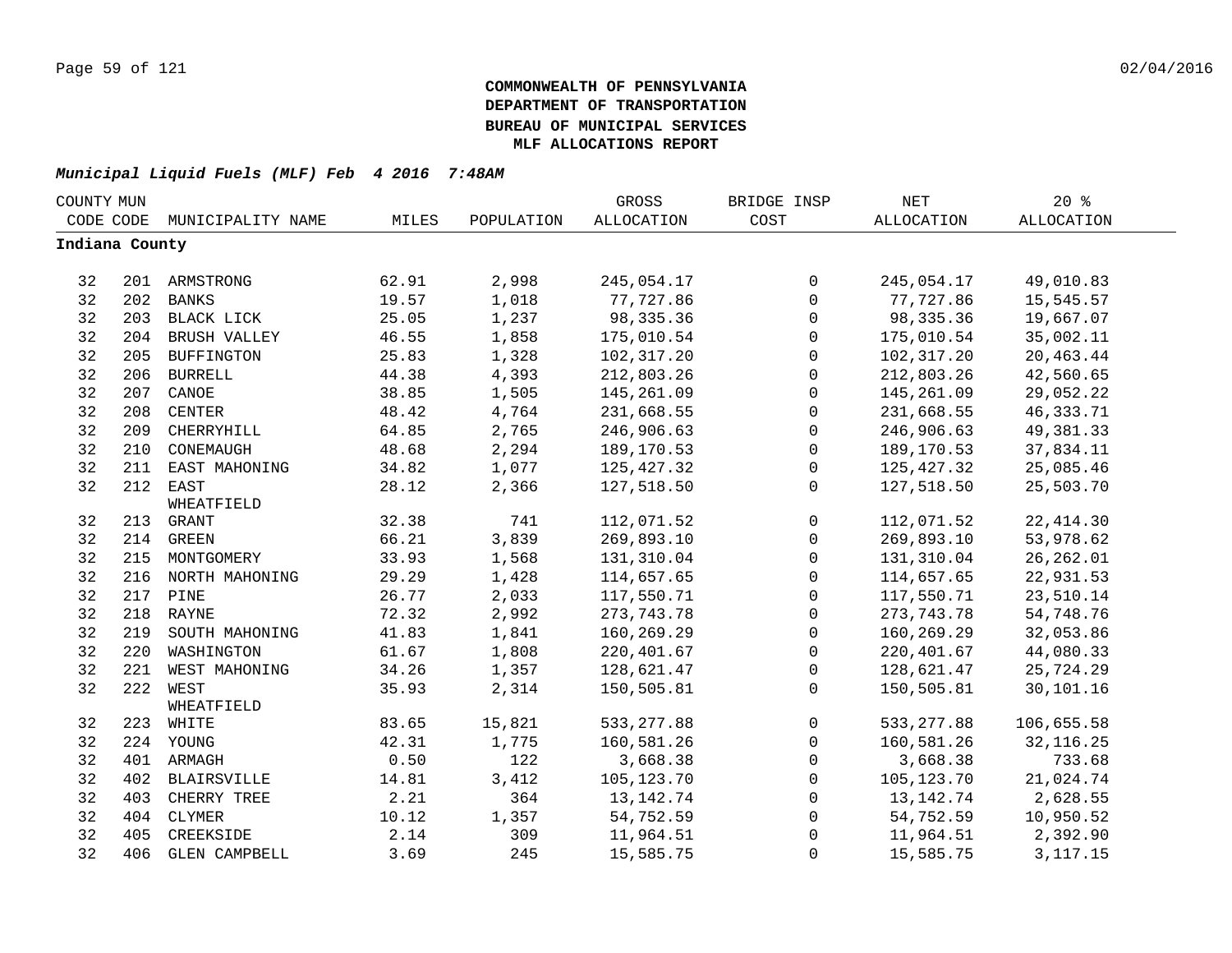**COMMONWEALTH OF PENNSYLVANIA**
**DEPARTMENT OF TRANSPORTATION**
**BUREAU OF MUNICIPAL SERVICES**
**MLF ALLOCATIONS REPORT**

***Municipal Liquid Fuels (MLF) Feb 4 2016 7:48AM***

| COUNTY CODE | MUN CODE | MUNICIPALITY NAME | MILES | POPULATION | GROSS ALLOCATION | BRIDGE INSP COST | NET ALLOCATION | 20 % ALLOCATION |
|---|---|---|---|---|---|---|---|---|
| **Indiana County** | | | | | | | | |
| 32 | 201 | ARMSTRONG | 62.91 | 2,998 | 245,054.17 | 0 | 245,054.17 | 49,010.83 |
| 32 | 202 | BANKS | 19.57 | 1,018 | 77,727.86 | 0 | 77,727.86 | 15,545.57 |
| 32 | 203 | BLACK LICK | 25.05 | 1,237 | 98,335.36 | 0 | 98,335.36 | 19,667.07 |
| 32 | 204 | BRUSH VALLEY | 46.55 | 1,858 | 175,010.54 | 0 | 175,010.54 | 35,002.11 |
| 32 | 205 | BUFFINGTON | 25.83 | 1,328 | 102,317.20 | 0 | 102,317.20 | 20,463.44 |
| 32 | 206 | BURRELL | 44.38 | 4,393 | 212,803.26 | 0 | 212,803.26 | 42,560.65 |
| 32 | 207 | CANOE | 38.85 | 1,505 | 145,261.09 | 0 | 145,261.09 | 29,052.22 |
| 32 | 208 | CENTER | 48.42 | 4,764 | 231,668.55 | 0 | 231,668.55 | 46,333.71 |
| 32 | 209 | CHERRYHILL | 64.85 | 2,765 | 246,906.63 | 0 | 246,906.63 | 49,381.33 |
| 32 | 210 | CONEMAUGH | 48.68 | 2,294 | 189,170.53 | 0 | 189,170.53 | 37,834.11 |
| 32 | 211 | EAST MAHONING | 34.82 | 1,077 | 125,427.32 | 0 | 125,427.32 | 25,085.46 |
| 32 | 212 | EAST WHEATFIELD | 28.12 | 2,366 | 127,518.50 | 0 | 127,518.50 | 25,503.70 |
| 32 | 213 | GRANT | 32.38 | 741 | 112,071.52 | 0 | 112,071.52 | 22,414.30 |
| 32 | 214 | GREEN | 66.21 | 3,839 | 269,893.10 | 0 | 269,893.10 | 53,978.62 |
| 32 | 215 | MONTGOMERY | 33.93 | 1,568 | 131,310.04 | 0 | 131,310.04 | 26,262.01 |
| 32 | 216 | NORTH MAHONING | 29.29 | 1,428 | 114,657.65 | 0 | 114,657.65 | 22,931.53 |
| 32 | 217 | PINE | 26.77 | 2,033 | 117,550.71 | 0 | 117,550.71 | 23,510.14 |
| 32 | 218 | RAYNE | 72.32 | 2,992 | 273,743.78 | 0 | 273,743.78 | 54,748.76 |
| 32 | 219 | SOUTH MAHONING | 41.83 | 1,841 | 160,269.29 | 0 | 160,269.29 | 32,053.86 |
| 32 | 220 | WASHINGTON | 61.67 | 1,808 | 220,401.67 | 0 | 220,401.67 | 44,080.33 |
| 32 | 221 | WEST MAHONING | 34.26 | 1,357 | 128,621.47 | 0 | 128,621.47 | 25,724.29 |
| 32 | 222 | WEST WHEATFIELD | 35.93 | 2,314 | 150,505.81 | 0 | 150,505.81 | 30,101.16 |
| 32 | 223 | WHITE | 83.65 | 15,821 | 533,277.88 | 0 | 533,277.88 | 106,655.58 |
| 32 | 224 | YOUNG | 42.31 | 1,775 | 160,581.26 | 0 | 160,581.26 | 32,116.25 |
| 32 | 401 | ARMAGH | 0.50 | 122 | 3,668.38 | 0 | 3,668.38 | 733.68 |
| 32 | 402 | BLAIRSVILLE | 14.81 | 3,412 | 105,123.70 | 0 | 105,123.70 | 21,024.74 |
| 32 | 403 | CHERRY TREE | 2.21 | 364 | 13,142.74 | 0 | 13,142.74 | 2,628.55 |
| 32 | 404 | CLYMER | 10.12 | 1,357 | 54,752.59 | 0 | 54,752.59 | 10,950.52 |
| 32 | 405 | CREEKSIDE | 2.14 | 309 | 11,964.51 | 0 | 11,964.51 | 2,392.90 |
| 32 | 406 | GLEN CAMPBELL | 3.69 | 245 | 15,585.75 | 0 | 15,585.75 | 3,117.15 |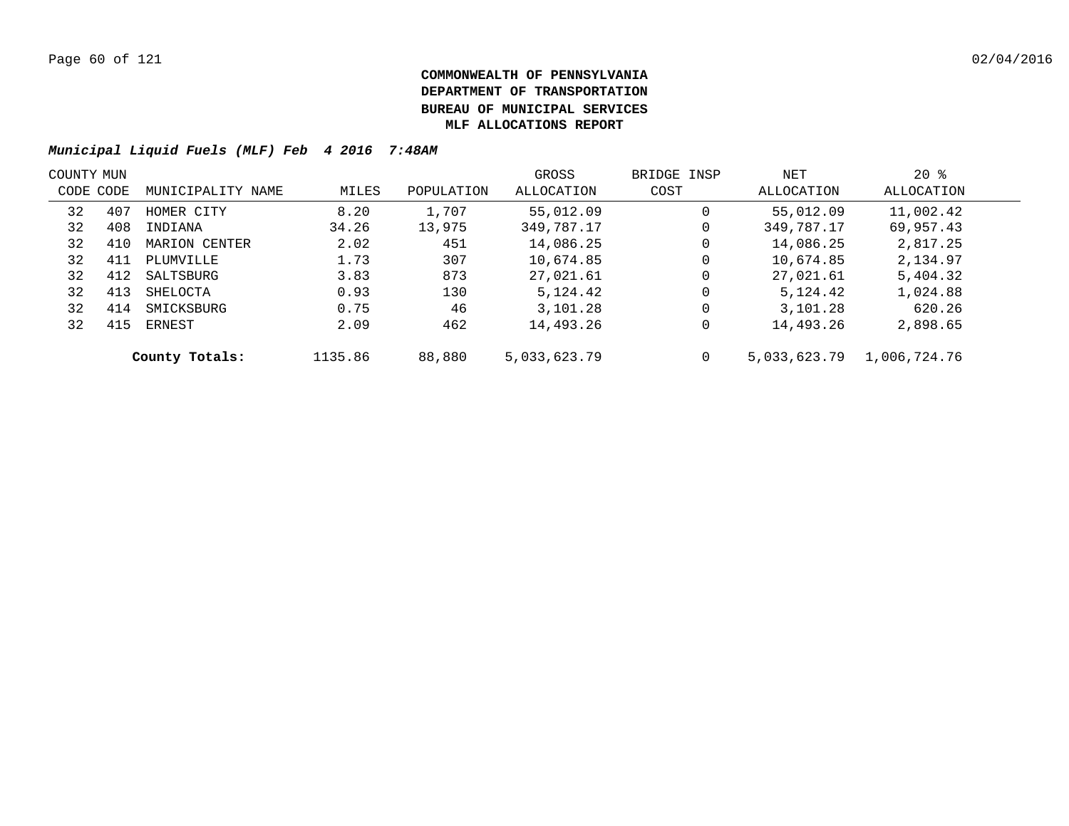**COMMONWEALTH OF PENNSYLVANIA**
**DEPARTMENT OF TRANSPORTATION**
**BUREAU OF MUNICIPAL SERVICES**
**MLF ALLOCATIONS REPORT**

***Municipal Liquid Fuels (MLF) Feb 4 2016 7:48AM***

| COUNTY CODE | MUN CODE | MUNICIPALITY NAME | MILES | POPULATION | GROSS ALLOCATION | BRIDGE INSP COST | NET ALLOCATION | 20 % ALLOCATION |
|---|---|---|---|---|---|---|---|---|
| 32 | 407 | HOMER CITY | 8.20 | 1,707 | 55,012.09 | 0 | 55,012.09 | 11,002.42 |
| 32 | 408 | INDIANA | 34.26 | 13,975 | 349,787.17 | 0 | 349,787.17 | 69,957.43 |
| 32 | 410 | MARION CENTER | 2.02 | 451 | 14,086.25 | 0 | 14,086.25 | 2,817.25 |
| 32 | 411 | PLUMVILLE | 1.73 | 307 | 10,674.85 | 0 | 10,674.85 | 2,134.97 |
| 32 | 412 | SALTSBURG | 3.83 | 873 | 27,021.61 | 0 | 27,021.61 | 5,404.32 |
| 32 | 413 | SHELOCTA | 0.93 | 130 | 5,124.42 | 0 | 5,124.42 | 1,024.88 |
| 32 | 414 | SMICKSBURG | 0.75 | 46 | 3,101.28 | 0 | 3,101.28 | 620.26 |
| 32 | 415 | ERNEST | 2.09 | 462 | 14,493.26 | 0 | 14,493.26 | 2,898.65 |
| | | **County Totals:** | 1135.86 | 88,880 | 5,033,623.79 | 0 | 5,033,623.79 | 1,006,724.76 |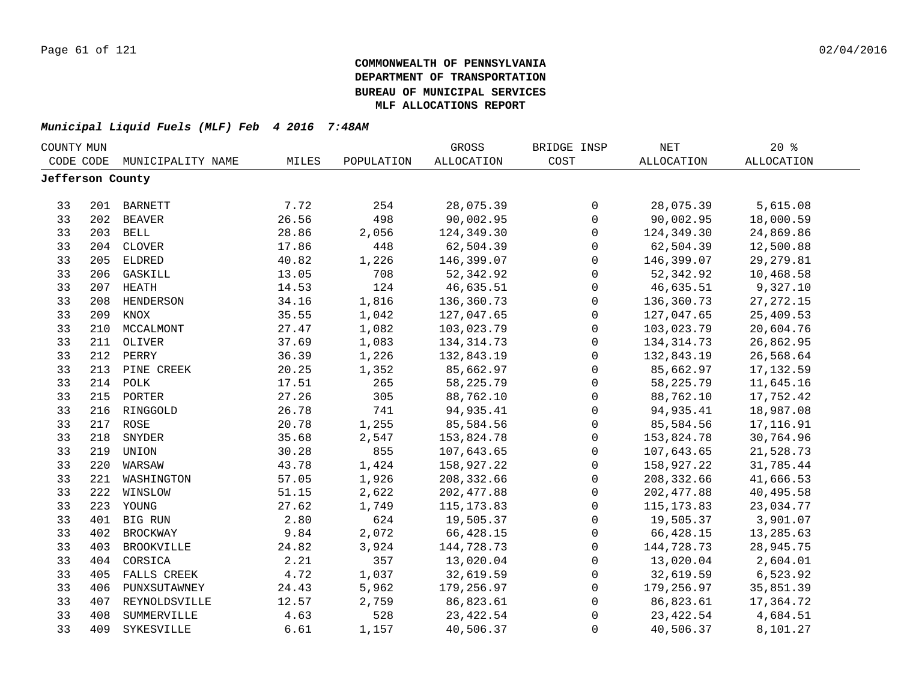**COMMONWEALTH OF PENNSYLVANIA**
**DEPARTMENT OF TRANSPORTATION**
**BUREAU OF MUNICIPAL SERVICES**
**MLF ALLOCATIONS REPORT**

***Municipal Liquid Fuels (MLF) Feb 4 2016 7:48AM***

| COUNTY CODE | MUN CODE | MUNICIPALITY NAME | MILES | POPULATION | GROSS ALLOCATION | BRIDGE INSP COST | NET ALLOCATION | 20 % ALLOCATION |
|---|---|---|---|---|---|---|---|---|
| **Jefferson County** | | | | | | | | |
| 33 | 201 | BARNETT | 7.72 | 254 | 28,075.39 | 0 | 28,075.39 | 5,615.08 |
| 33 | 202 | BEAVER | 26.56 | 498 | 90,002.95 | 0 | 90,002.95 | 18,000.59 |
| 33 | 203 | BELL | 28.86 | 2,056 | 124,349.30 | 0 | 124,349.30 | 24,869.86 |
| 33 | 204 | CLOVER | 17.86 | 448 | 62,504.39 | 0 | 62,504.39 | 12,500.88 |
| 33 | 205 | ELDRED | 40.82 | 1,226 | 146,399.07 | 0 | 146,399.07 | 29,279.81 |
| 33 | 206 | GASKILL | 13.05 | 708 | 52,342.92 | 0 | 52,342.92 | 10,468.58 |
| 33 | 207 | HEATH | 14.53 | 124 | 46,635.51 | 0 | 46,635.51 | 9,327.10 |
| 33 | 208 | HENDERSON | 34.16 | 1,816 | 136,360.73 | 0 | 136,360.73 | 27,272.15 |
| 33 | 209 | KNOX | 35.55 | 1,042 | 127,047.65 | 0 | 127,047.65 | 25,409.53 |
| 33 | 210 | MCCALMONT | 27.47 | 1,082 | 103,023.79 | 0 | 103,023.79 | 20,604.76 |
| 33 | 211 | OLIVER | 37.69 | 1,083 | 134,314.73 | 0 | 134,314.73 | 26,862.95 |
| 33 | 212 | PERRY | 36.39 | 1,226 | 132,843.19 | 0 | 132,843.19 | 26,568.64 |
| 33 | 213 | PINE CREEK | 20.25 | 1,352 | 85,662.97 | 0 | 85,662.97 | 17,132.59 |
| 33 | 214 | POLK | 17.51 | 265 | 58,225.79 | 0 | 58,225.79 | 11,645.16 |
| 33 | 215 | PORTER | 27.26 | 305 | 88,762.10 | 0 | 88,762.10 | 17,752.42 |
| 33 | 216 | RINGGOLD | 26.78 | 741 | 94,935.41 | 0 | 94,935.41 | 18,987.08 |
| 33 | 217 | ROSE | 20.78 | 1,255 | 85,584.56 | 0 | 85,584.56 | 17,116.91 |
| 33 | 218 | SNYDER | 35.68 | 2,547 | 153,824.78 | 0 | 153,824.78 | 30,764.96 |
| 33 | 219 | UNION | 30.28 | 855 | 107,643.65 | 0 | 107,643.65 | 21,528.73 |
| 33 | 220 | WARSAW | 43.78 | 1,424 | 158,927.22 | 0 | 158,927.22 | 31,785.44 |
| 33 | 221 | WASHINGTON | 57.05 | 1,926 | 208,332.66 | 0 | 208,332.66 | 41,666.53 |
| 33 | 222 | WINSLOW | 51.15 | 2,622 | 202,477.88 | 0 | 202,477.88 | 40,495.58 |
| 33 | 223 | YOUNG | 27.62 | 1,749 | 115,173.83 | 0 | 115,173.83 | 23,034.77 |
| 33 | 401 | BIG RUN | 2.80 | 624 | 19,505.37 | 0 | 19,505.37 | 3,901.07 |
| 33 | 402 | BROCKWAY | 9.84 | 2,072 | 66,428.15 | 0 | 66,428.15 | 13,285.63 |
| 33 | 403 | BROOKVILLE | 24.82 | 3,924 | 144,728.73 | 0 | 144,728.73 | 28,945.75 |
| 33 | 404 | CORSICA | 2.21 | 357 | 13,020.04 | 0 | 13,020.04 | 2,604.01 |
| 33 | 405 | FALLS CREEK | 4.72 | 1,037 | 32,619.59 | 0 | 32,619.59 | 6,523.92 |
| 33 | 406 | PUNXSUTAWNEY | 24.43 | 5,962 | 179,256.97 | 0 | 179,256.97 | 35,851.39 |
| 33 | 407 | REYNOLDSVILLE | 12.57 | 2,759 | 86,823.61 | 0 | 86,823.61 | 17,364.72 |
| 33 | 408 | SUMMERVILLE | 4.63 | 528 | 23,422.54 | 0 | 23,422.54 | 4,684.51 |
| 33 | 409 | SYKESVILLE | 6.61 | 1,157 | 40,506.37 | 0 | 40,506.37 | 8,101.27 |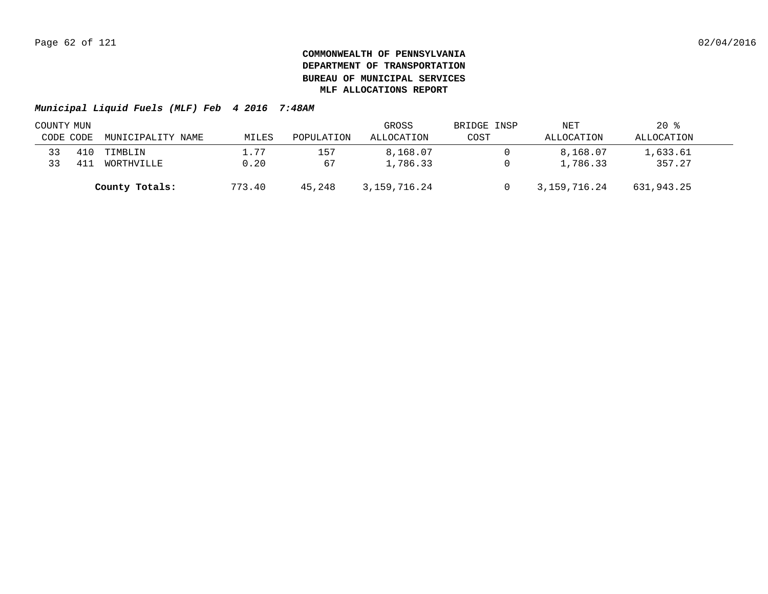**COMMONWEALTH OF PENNSYLVANIA**
**DEPARTMENT OF TRANSPORTATION**
**BUREAU OF MUNICIPAL SERVICES**
**MLF ALLOCATIONS REPORT**

***Municipal Liquid Fuels (MLF) Feb 4 2016 7:48AM***

| COUNTY CODE | MUN CODE | MUNICIPALITY NAME | MILES | POPULATION | GROSS ALLOCATION | BRIDGE INSP COST | NET ALLOCATION | 20 % ALLOCATION |
|---|---|---|---|---|---|---|---|---|
| 33 | 410 | TIMBLIN | 1.77 | 157 | 8,168.07 | 0 | 8,168.07 | 1,633.61 |
| 33 | 411 | WORTHVILLE | 0.20 | 67 | 1,786.33 | 0 | 1,786.33 | 357.27 |
| | | **County Totals:** | 773.40 | 45,248 | 3,159,716.24 | 0 | 3,159,716.24 | 631,943.25 |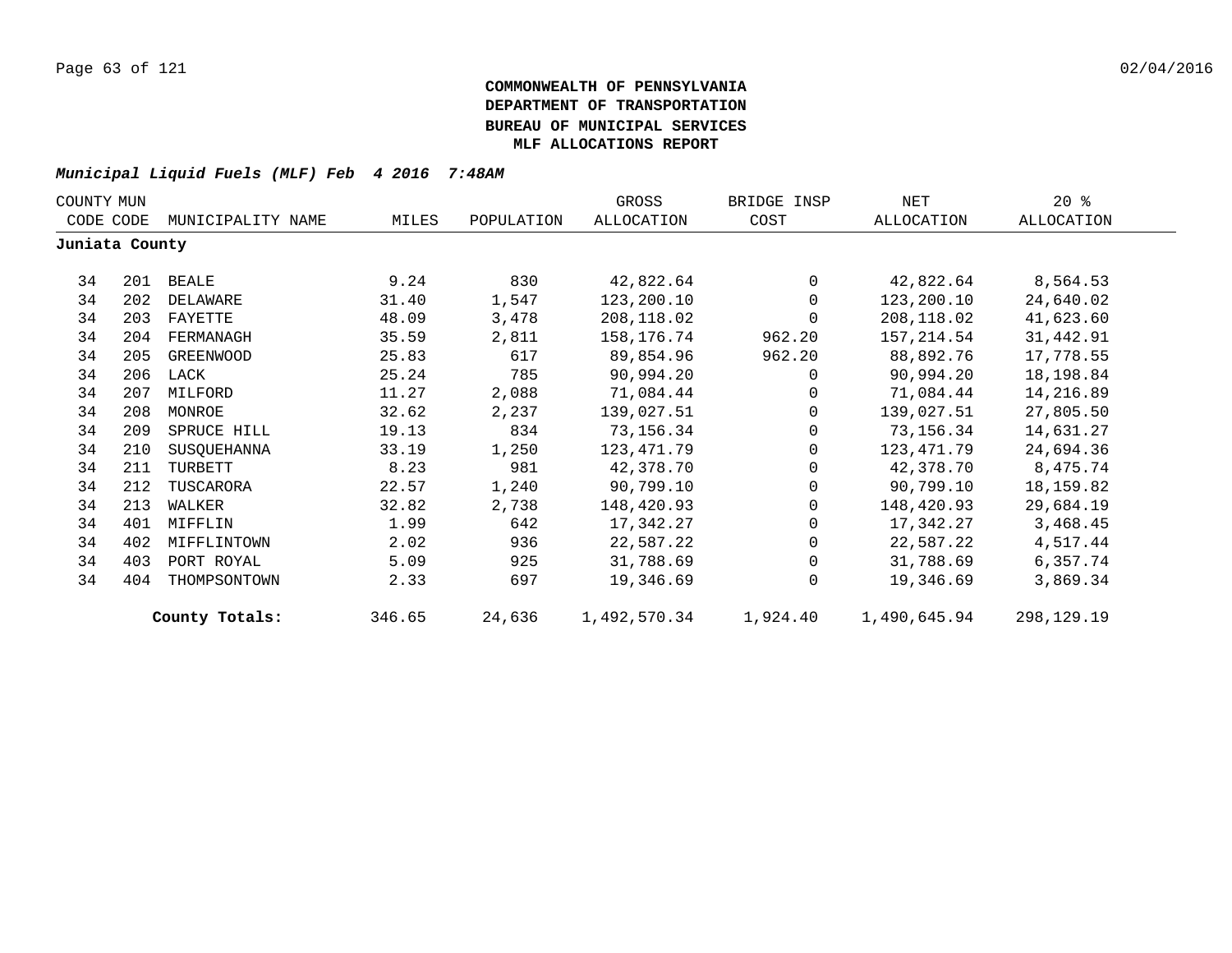**COMMONWEALTH OF PENNSYLVANIA**
**DEPARTMENT OF TRANSPORTATION**
**BUREAU OF MUNICIPAL SERVICES**
**MLF ALLOCATIONS REPORT**

***Municipal Liquid Fuels (MLF) Feb 4 2016 7:48AM***

| COUNTY CODE | MUN CODE | MUNICIPALITY NAME | MILES | POPULATION | GROSS ALLOCATION | BRIDGE INSP COST | NET ALLOCATION | 20 % ALLOCATION |
|---|---|---|---|---|---|---|---|---|
| **Juniata County** | | | | | | | | |
| 34 | 201 | BEALE | 9.24 | 830 | 42,822.64 | 0 | 42,822.64 | 8,564.53 |
| 34 | 202 | DELAWARE | 31.40 | 1,547 | 123,200.10 | 0 | 123,200.10 | 24,640.02 |
| 34 | 203 | FAYETTE | 48.09 | 3,478 | 208,118.02 | 0 | 208,118.02 | 41,623.60 |
| 34 | 204 | FERMANAGH | 35.59 | 2,811 | 158,176.74 | 962.20 | 157,214.54 | 31,442.91 |
| 34 | 205 | GREENWOOD | 25.83 | 617 | 89,854.96 | 962.20 | 88,892.76 | 17,778.55 |
| 34 | 206 | LACK | 25.24 | 785 | 90,994.20 | 0 | 90,994.20 | 18,198.84 |
| 34 | 207 | MILFORD | 11.27 | 2,088 | 71,084.44 | 0 | 71,084.44 | 14,216.89 |
| 34 | 208 | MONROE | 32.62 | 2,237 | 139,027.51 | 0 | 139,027.51 | 27,805.50 |
| 34 | 209 | SPRUCE HILL | 19.13 | 834 | 73,156.34 | 0 | 73,156.34 | 14,631.27 |
| 34 | 210 | SUSQUEHANNA | 33.19 | 1,250 | 123,471.79 | 0 | 123,471.79 | 24,694.36 |
| 34 | 211 | TURBETT | 8.23 | 981 | 42,378.70 | 0 | 42,378.70 | 8,475.74 |
| 34 | 212 | TUSCARORA | 22.57 | 1,240 | 90,799.10 | 0 | 90,799.10 | 18,159.82 |
| 34 | 213 | WALKER | 32.82 | 2,738 | 148,420.93 | 0 | 148,420.93 | 29,684.19 |
| 34 | 401 | MIFFLIN | 1.99 | 642 | 17,342.27 | 0 | 17,342.27 | 3,468.45 |
| 34 | 402 | MIFFLINTOWN | 2.02 | 936 | 22,587.22 | 0 | 22,587.22 | 4,517.44 |
| 34 | 403 | PORT ROYAL | 5.09 | 925 | 31,788.69 | 0 | 31,788.69 | 6,357.74 |
| 34 | 404 | THOMPSONTOWN | 2.33 | 697 | 19,346.69 | 0 | 19,346.69 | 3,869.34 |
| | | **County Totals:** | 346.65 | 24,636 | 1,492,570.34 | 1,924.40 | 1,490,645.94 | 298,129.19 |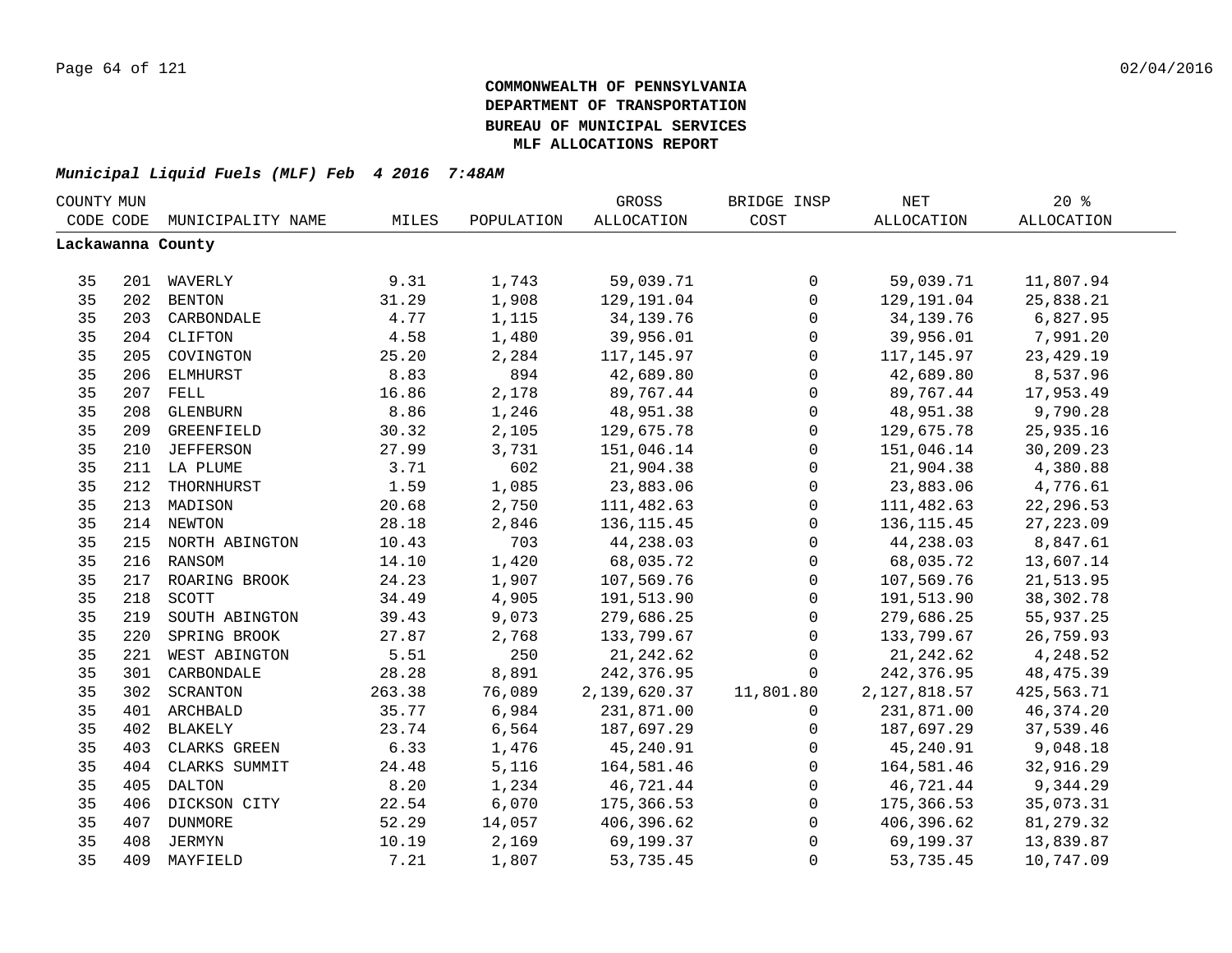**COMMONWEALTH OF PENNSYLVANIA**
**DEPARTMENT OF TRANSPORTATION**
**BUREAU OF MUNICIPAL SERVICES**
**MLF ALLOCATIONS REPORT**

***Municipal Liquid Fuels (MLF) Feb 4 2016 7:48AM***

| COUNTY CODE | MUN CODE | MUNICIPALITY NAME | MILES | POPULATION | GROSS ALLOCATION | BRIDGE INSP COST | NET ALLOCATION | 20 % ALLOCATION |
|---|---|---|---|---|---|---|---|---|
| **Lackawanna County** | | | | | | | | |
| 35 | 201 | WAVERLY | 9.31 | 1,743 | 59,039.71 | 0 | 59,039.71 | 11,807.94 |
| 35 | 202 | BENTON | 31.29 | 1,908 | 129,191.04 | 0 | 129,191.04 | 25,838.21 |
| 35 | 203 | CARBONDALE | 4.77 | 1,115 | 34,139.76 | 0 | 34,139.76 | 6,827.95 |
| 35 | 204 | CLIFTON | 4.58 | 1,480 | 39,956.01 | 0 | 39,956.01 | 7,991.20 |
| 35 | 205 | COVINGTON | 25.20 | 2,284 | 117,145.97 | 0 | 117,145.97 | 23,429.19 |
| 35 | 206 | ELMHURST | 8.83 | 894 | 42,689.80 | 0 | 42,689.80 | 8,537.96 |
| 35 | 207 | FELL | 16.86 | 2,178 | 89,767.44 | 0 | 89,767.44 | 17,953.49 |
| 35 | 208 | GLENBURN | 8.86 | 1,246 | 48,951.38 | 0 | 48,951.38 | 9,790.28 |
| 35 | 209 | GREENFIELD | 30.32 | 2,105 | 129,675.78 | 0 | 129,675.78 | 25,935.16 |
| 35 | 210 | JEFFERSON | 27.99 | 3,731 | 151,046.14 | 0 | 151,046.14 | 30,209.23 |
| 35 | 211 | LA PLUME | 3.71 | 602 | 21,904.38 | 0 | 21,904.38 | 4,380.88 |
| 35 | 212 | THORNHURST | 1.59 | 1,085 | 23,883.06 | 0 | 23,883.06 | 4,776.61 |
| 35 | 213 | MADISON | 20.68 | 2,750 | 111,482.63 | 0 | 111,482.63 | 22,296.53 |
| 35 | 214 | NEWTON | 28.18 | 2,846 | 136,115.45 | 0 | 136,115.45 | 27,223.09 |
| 35 | 215 | NORTH ABINGTON | 10.43 | 703 | 44,238.03 | 0 | 44,238.03 | 8,847.61 |
| 35 | 216 | RANSOM | 14.10 | 1,420 | 68,035.72 | 0 | 68,035.72 | 13,607.14 |
| 35 | 217 | ROARING BROOK | 24.23 | 1,907 | 107,569.76 | 0 | 107,569.76 | 21,513.95 |
| 35 | 218 | SCOTT | 34.49 | 4,905 | 191,513.90 | 0 | 191,513.90 | 38,302.78 |
| 35 | 219 | SOUTH ABINGTON | 39.43 | 9,073 | 279,686.25 | 0 | 279,686.25 | 55,937.25 |
| 35 | 220 | SPRING BROOK | 27.87 | 2,768 | 133,799.67 | 0 | 133,799.67 | 26,759.93 |
| 35 | 221 | WEST ABINGTON | 5.51 | 250 | 21,242.62 | 0 | 21,242.62 | 4,248.52 |
| 35 | 301 | CARBONDALE | 28.28 | 8,891 | 242,376.95 | 0 | 242,376.95 | 48,475.39 |
| 35 | 302 | SCRANTON | 263.38 | 76,089 | 2,139,620.37 | 11,801.80 | 2,127,818.57 | 425,563.71 |
| 35 | 401 | ARCHBALD | 35.77 | 6,984 | 231,871.00 | 0 | 231,871.00 | 46,374.20 |
| 35 | 402 | BLAKELY | 23.74 | 6,564 | 187,697.29 | 0 | 187,697.29 | 37,539.46 |
| 35 | 403 | CLARKS GREEN | 6.33 | 1,476 | 45,240.91 | 0 | 45,240.91 | 9,048.18 |
| 35 | 404 | CLARKS SUMMIT | 24.48 | 5,116 | 164,581.46 | 0 | 164,581.46 | 32,916.29 |
| 35 | 405 | DALTON | 8.20 | 1,234 | 46,721.44 | 0 | 46,721.44 | 9,344.29 |
| 35 | 406 | DICKSON CITY | 22.54 | 6,070 | 175,366.53 | 0 | 175,366.53 | 35,073.31 |
| 35 | 407 | DUNMORE | 52.29 | 14,057 | 406,396.62 | 0 | 406,396.62 | 81,279.32 |
| 35 | 408 | JERMYN | 10.19 | 2,169 | 69,199.37 | 0 | 69,199.37 | 13,839.87 |
| 35 | 409 | MAYFIELD | 7.21 | 1,807 | 53,735.45 | 0 | 53,735.45 | 10,747.09 |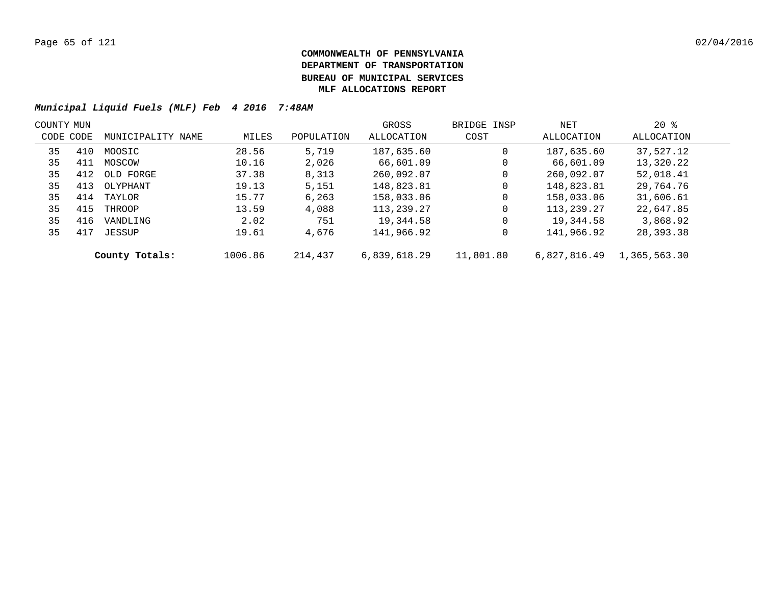**COMMONWEALTH OF PENNSYLVANIA**
**DEPARTMENT OF TRANSPORTATION**
**BUREAU OF MUNICIPAL SERVICES**
**MLF ALLOCATIONS REPORT**

***Municipal Liquid Fuels (MLF) Feb 4 2016 7:48AM***

| COUNTY CODE | MUN CODE | MUNICIPALITY NAME | MILES | POPULATION | GROSS ALLOCATION | BRIDGE INSP COST | NET ALLOCATION | 20 % ALLOCATION |
|---|---|---|---|---|---|---|---|---|
| 35 | 410 | MOOSIC | 28.56 | 5,719 | 187,635.60 | 0 | 187,635.60 | 37,527.12 |
| 35 | 411 | MOSCOW | 10.16 | 2,026 | 66,601.09 | 0 | 66,601.09 | 13,320.22 |
| 35 | 412 | OLD FORGE | 37.38 | 8,313 | 260,092.07 | 0 | 260,092.07 | 52,018.41 |
| 35 | 413 | OLYPHANT | 19.13 | 5,151 | 148,823.81 | 0 | 148,823.81 | 29,764.76 |
| 35 | 414 | TAYLOR | 15.77 | 6,263 | 158,033.06 | 0 | 158,033.06 | 31,606.61 |
| 35 | 415 | THROOP | 13.59 | 4,088 | 113,239.27 | 0 | 113,239.27 | 22,647.85 |
| 35 | 416 | VANDLING | 2.02 | 751 | 19,344.58 | 0 | 19,344.58 | 3,868.92 |
| 35 | 417 | JESSUP | 19.61 | 4,676 | 141,966.92 | 0 | 141,966.92 | 28,393.38 |
| | | **County Totals:** | 1006.86 | 214,437 | 6,839,618.29 | 11,801.80 | 6,827,816.49 | 1,365,563.30 |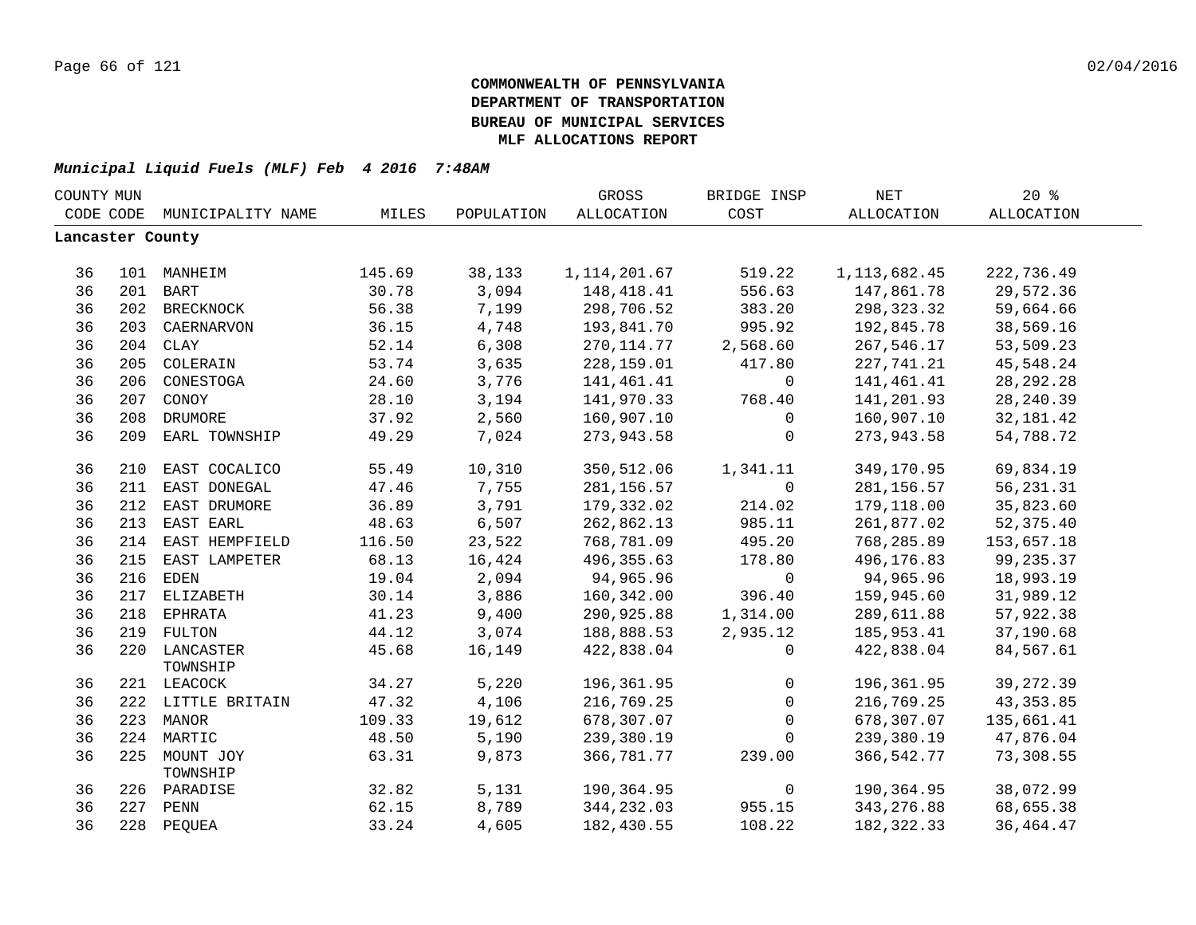**COMMONWEALTH OF PENNSYLVANIA**
**DEPARTMENT OF TRANSPORTATION**
**BUREAU OF MUNICIPAL SERVICES**
**MLF ALLOCATIONS REPORT**

***Municipal Liquid Fuels (MLF) Feb 4 2016 7:48AM***

| COUNTY CODE | MUN CODE | MUNICIPALITY NAME | MILES | POPULATION | GROSS ALLOCATION | BRIDGE INSP COST | NET ALLOCATION | 20 % ALLOCATION |
|---|---|---|---|---|---|---|---|---|
| **Lancaster County** | | | | | | | | |
| 36 | 101 | MANHEIM | 145.69 | 38,133 | 1,114,201.67 | 519.22 | 1,113,682.45 | 222,736.49 |
| 36 | 201 | BART | 30.78 | 3,094 | 148,418.41 | 556.63 | 147,861.78 | 29,572.36 |
| 36 | 202 | BRECKNOCK | 56.38 | 7,199 | 298,706.52 | 383.20 | 298,323.32 | 59,664.66 |
| 36 | 203 | CAERNARVON | 36.15 | 4,748 | 193,841.70 | 995.92 | 192,845.78 | 38,569.16 |
| 36 | 204 | CLAY | 52.14 | 6,308 | 270,114.77 | 2,568.60 | 267,546.17 | 53,509.23 |
| 36 | 205 | COLERAIN | 53.74 | 3,635 | 228,159.01 | 417.80 | 227,741.21 | 45,548.24 |
| 36 | 206 | CONESTOGA | 24.60 | 3,776 | 141,461.41 | 0 | 141,461.41 | 28,292.28 |
| 36 | 207 | CONOY | 28.10 | 3,194 | 141,970.33 | 768.40 | 141,201.93 | 28,240.39 |
| 36 | 208 | DRUMORE | 37.92 | 2,560 | 160,907.10 | 0 | 160,907.10 | 32,181.42 |
| 36 | 209 | EARL TOWNSHIP | 49.29 | 7,024 | 273,943.58 | 0 | 273,943.58 | 54,788.72 |
| 36 | 210 | EAST COCALICO | 55.49 | 10,310 | 350,512.06 | 1,341.11 | 349,170.95 | 69,834.19 |
| 36 | 211 | EAST DONEGAL | 47.46 | 7,755 | 281,156.57 | 0 | 281,156.57 | 56,231.31 |
| 36 | 212 | EAST DRUMORE | 36.89 | 3,791 | 179,332.02 | 214.02 | 179,118.00 | 35,823.60 |
| 36 | 213 | EAST EARL | 48.63 | 6,507 | 262,862.13 | 985.11 | 261,877.02 | 52,375.40 |
| 36 | 214 | EAST HEMPFIELD | 116.50 | 23,522 | 768,781.09 | 495.20 | 768,285.89 | 153,657.18 |
| 36 | 215 | EAST LAMPETER | 68.13 | 16,424 | 496,355.63 | 178.80 | 496,176.83 | 99,235.37 |
| 36 | 216 | EDEN | 19.04 | 2,094 | 94,965.96 | 0 | 94,965.96 | 18,993.19 |
| 36 | 217 | ELIZABETH | 30.14 | 3,886 | 160,342.00 | 396.40 | 159,945.60 | 31,989.12 |
| 36 | 218 | EPHRATA | 41.23 | 9,400 | 290,925.88 | 1,314.00 | 289,611.88 | 57,922.38 |
| 36 | 219 | FULTON | 44.12 | 3,074 | 188,888.53 | 2,935.12 | 185,953.41 | 37,190.68 |
| 36 | 220 | LANCASTER TOWNSHIP | 45.68 | 16,149 | 422,838.04 | 0 | 422,838.04 | 84,567.61 |
| 36 | 221 | LEACOCK | 34.27 | 5,220 | 196,361.95 | 0 | 196,361.95 | 39,272.39 |
| 36 | 222 | LITTLE BRITAIN | 47.32 | 4,106 | 216,769.25 | 0 | 216,769.25 | 43,353.85 |
| 36 | 223 | MANOR | 109.33 | 19,612 | 678,307.07 | 0 | 678,307.07 | 135,661.41 |
| 36 | 224 | MARTIC | 48.50 | 5,190 | 239,380.19 | 0 | 239,380.19 | 47,876.04 |
| 36 | 225 | MOUNT JOY TOWNSHIP | 63.31 | 9,873 | 366,781.77 | 239.00 | 366,542.77 | 73,308.55 |
| 36 | 226 | PARADISE | 32.82 | 5,131 | 190,364.95 | 0 | 190,364.95 | 38,072.99 |
| 36 | 227 | PENN | 62.15 | 8,789 | 344,232.03 | 955.15 | 343,276.88 | 68,655.38 |
| 36 | 228 | PEQUEA | 33.24 | 4,605 | 182,430.55 | 108.22 | 182,322.33 | 36,464.47 |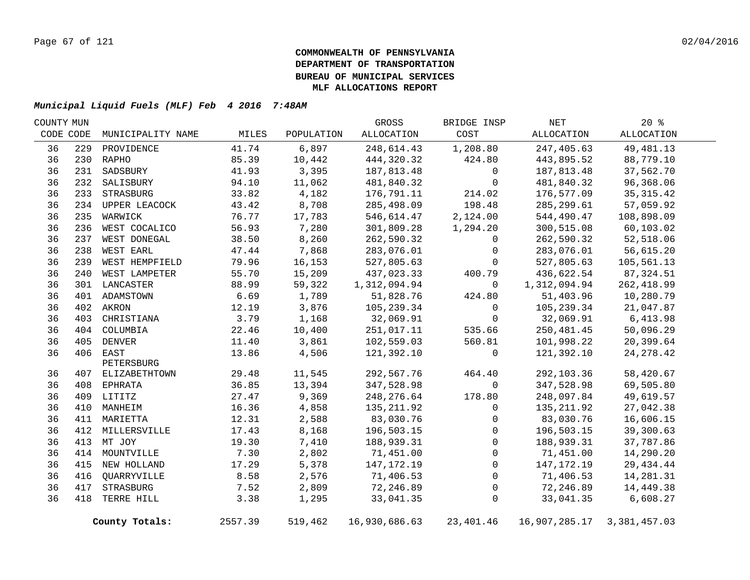**COMMONWEALTH OF PENNSYLVANIA**
**DEPARTMENT OF TRANSPORTATION**
**BUREAU OF MUNICIPAL SERVICES**
**MLF ALLOCATIONS REPORT**

***Municipal Liquid Fuels (MLF) Feb 4 2016 7:48AM***

| COUNTY CODE | MUN CODE | MUNICIPALITY NAME | MILES | POPULATION | GROSS ALLOCATION | BRIDGE INSP COST | NET ALLOCATION | 20 % ALLOCATION |
|---|---|---|---|---|---|---|---|---|
| 36 | 229 | PROVIDENCE | 41.74 | 6,897 | 248,614.43 | 1,208.80 | 247,405.63 | 49,481.13 |
| 36 | 230 | RAPHO | 85.39 | 10,442 | 444,320.32 | 424.80 | 443,895.52 | 88,779.10 |
| 36 | 231 | SADSBURY | 41.93 | 3,395 | 187,813.48 | 0 | 187,813.48 | 37,562.70 |
| 36 | 232 | SALISBURY | 94.10 | 11,062 | 481,840.32 | 0 | 481,840.32 | 96,368.06 |
| 36 | 233 | STRASBURG | 33.82 | 4,182 | 176,791.11 | 214.02 | 176,577.09 | 35,315.42 |
| 36 | 234 | UPPER LEACOCK | 43.42 | 8,708 | 285,498.09 | 198.48 | 285,299.61 | 57,059.92 |
| 36 | 235 | WARWICK | 76.77 | 17,783 | 546,614.47 | 2,124.00 | 544,490.47 | 108,898.09 |
| 36 | 236 | WEST COCALICO | 56.93 | 7,280 | 301,809.28 | 1,294.20 | 300,515.08 | 60,103.02 |
| 36 | 237 | WEST DONEGAL | 38.50 | 8,260 | 262,590.32 | 0 | 262,590.32 | 52,518.06 |
| 36 | 238 | WEST EARL | 47.44 | 7,868 | 283,076.01 | 0 | 283,076.01 | 56,615.20 |
| 36 | 239 | WEST HEMPFIELD | 79.96 | 16,153 | 527,805.63 | 0 | 527,805.63 | 105,561.13 |
| 36 | 240 | WEST LAMPETER | 55.70 | 15,209 | 437,023.33 | 400.79 | 436,622.54 | 87,324.51 |
| 36 | 301 | LANCASTER | 88.99 | 59,322 | 1,312,094.94 | 0 | 1,312,094.94 | 262,418.99 |
| 36 | 401 | ADAMSTOWN | 6.69 | 1,789 | 51,828.76 | 424.80 | 51,403.96 | 10,280.79 |
| 36 | 402 | AKRON | 12.19 | 3,876 | 105,239.34 | 0 | 105,239.34 | 21,047.87 |
| 36 | 403 | CHRISTIANA | 3.79 | 1,168 | 32,069.91 | 0 | 32,069.91 | 6,413.98 |
| 36 | 404 | COLUMBIA | 22.46 | 10,400 | 251,017.11 | 535.66 | 250,481.45 | 50,096.29 |
| 36 | 405 | DENVER | 11.40 | 3,861 | 102,559.03 | 560.81 | 101,998.22 | 20,399.64 |
| 36 | 406 | EAST PETERSBURG | 13.86 | 4,506 | 121,392.10 | 0 | 121,392.10 | 24,278.42 |
| 36 | 407 | ELIZABETHTOWN | 29.48 | 11,545 | 292,567.76 | 464.40 | 292,103.36 | 58,420.67 |
| 36 | 408 | EPHRATA | 36.85 | 13,394 | 347,528.98 | 0 | 347,528.98 | 69,505.80 |
| 36 | 409 | LITITZ | 27.47 | 9,369 | 248,276.64 | 178.80 | 248,097.84 | 49,619.57 |
| 36 | 410 | MANHEIM | 16.36 | 4,858 | 135,211.92 | 0 | 135,211.92 | 27,042.38 |
| 36 | 411 | MARIETTA | 12.31 | 2,588 | 83,030.76 | 0 | 83,030.76 | 16,606.15 |
| 36 | 412 | MILLERSVILLE | 17.43 | 8,168 | 196,503.15 | 0 | 196,503.15 | 39,300.63 |
| 36 | 413 | MT JOY | 19.30 | 7,410 | 188,939.31 | 0 | 188,939.31 | 37,787.86 |
| 36 | 414 | MOUNTVILLE | 7.30 | 2,802 | 71,451.00 | 0 | 71,451.00 | 14,290.20 |
| 36 | 415 | NEW HOLLAND | 17.29 | 5,378 | 147,172.19 | 0 | 147,172.19 | 29,434.44 |
| 36 | 416 | QUARRYVILLE | 8.58 | 2,576 | 71,406.53 | 0 | 71,406.53 | 14,281.31 |
| 36 | 417 | STRASBURG | 7.52 | 2,809 | 72,246.89 | 0 | 72,246.89 | 14,449.38 |
| 36 | 418 | TERRE HILL | 3.38 | 1,295 | 33,041.35 | 0 | 33,041.35 | 6,608.27 |
| | | **County Totals:** | 2557.39 | 519,462 | 16,930,686.63 | 23,401.46 | 16,907,285.17 | 3,381,457.03 |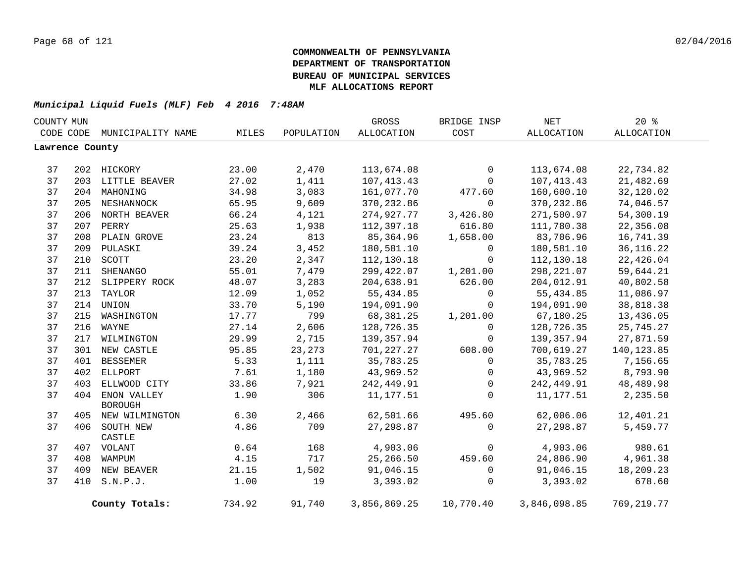**COMMONWEALTH OF PENNSYLVANIA**
**DEPARTMENT OF TRANSPORTATION**
**BUREAU OF MUNICIPAL SERVICES**
**MLF ALLOCATIONS REPORT**

***Municipal Liquid Fuels (MLF) Feb 4 2016 7:48AM***

| COUNTY CODE | MUN CODE | MUNICIPALITY NAME | MILES | POPULATION | GROSS ALLOCATION | BRIDGE INSP COST | NET ALLOCATION | 20 % ALLOCATION |
|---|---|---|---|---|---|---|---|---|
| **Lawrence County** | | | | | | | | |
| 37 | 202 | HICKORY | 23.00 | 2,470 | 113,674.08 | 0 | 113,674.08 | 22,734.82 |
| 37 | 203 | LITTLE BEAVER | 27.02 | 1,411 | 107,413.43 | 0 | 107,413.43 | 21,482.69 |
| 37 | 204 | MAHONING | 34.98 | 3,083 | 161,077.70 | 477.60 | 160,600.10 | 32,120.02 |
| 37 | 205 | NESHANNOCK | 65.95 | 9,609 | 370,232.86 | 0 | 370,232.86 | 74,046.57 |
| 37 | 206 | NORTH BEAVER | 66.24 | 4,121 | 274,927.77 | 3,426.80 | 271,500.97 | 54,300.19 |
| 37 | 207 | PERRY | 25.63 | 1,938 | 112,397.18 | 616.80 | 111,780.38 | 22,356.08 |
| 37 | 208 | PLAIN GROVE | 23.24 | 813 | 85,364.96 | 1,658.00 | 83,706.96 | 16,741.39 |
| 37 | 209 | PULASKI | 39.24 | 3,452 | 180,581.10 | 0 | 180,581.10 | 36,116.22 |
| 37 | 210 | SCOTT | 23.20 | 2,347 | 112,130.18 | 0 | 112,130.18 | 22,426.04 |
| 37 | 211 | SHENANGO | 55.01 | 7,479 | 299,422.07 | 1,201.00 | 298,221.07 | 59,644.21 |
| 37 | 212 | SLIPPERY ROCK | 48.07 | 3,283 | 204,638.91 | 626.00 | 204,012.91 | 40,802.58 |
| 37 | 213 | TAYLOR | 12.09 | 1,052 | 55,434.85 | 0 | 55,434.85 | 11,086.97 |
| 37 | 214 | UNION | 33.70 | 5,190 | 194,091.90 | 0 | 194,091.90 | 38,818.38 |
| 37 | 215 | WASHINGTON | 17.77 | 799 | 68,381.25 | 1,201.00 | 67,180.25 | 13,436.05 |
| 37 | 216 | WAYNE | 27.14 | 2,606 | 128,726.35 | 0 | 128,726.35 | 25,745.27 |
| 37 | 217 | WILMINGTON | 29.99 | 2,715 | 139,357.94 | 0 | 139,357.94 | 27,871.59 |
| 37 | 301 | NEW CASTLE | 95.85 | 23,273 | 701,227.27 | 608.00 | 700,619.27 | 140,123.85 |
| 37 | 401 | BESSEMER | 5.33 | 1,111 | 35,783.25 | 0 | 35,783.25 | 7,156.65 |
| 37 | 402 | ELLPORT | 7.61 | 1,180 | 43,969.52 | 0 | 43,969.52 | 8,793.90 |
| 37 | 403 | ELLWOOD CITY | 33.86 | 7,921 | 242,449.91 | 0 | 242,449.91 | 48,489.98 |
| 37 | 404 | ENON VALLEY BOROUGH | 1.90 | 306 | 11,177.51 | 0 | 11,177.51 | 2,235.50 |
| 37 | 405 | NEW WILMINGTON | 6.30 | 2,466 | 62,501.66 | 495.60 | 62,006.06 | 12,401.21 |
| 37 | 406 | SOUTH NEW CASTLE | 4.86 | 709 | 27,298.87 | 0 | 27,298.87 | 5,459.77 |
| 37 | 407 | VOLANT | 0.64 | 168 | 4,903.06 | 0 | 4,903.06 | 980.61 |
| 37 | 408 | WAMPUM | 4.15 | 717 | 25,266.50 | 459.60 | 24,806.90 | 4,961.38 |
| 37 | 409 | NEW BEAVER | 21.15 | 1,502 | 91,046.15 | 0 | 91,046.15 | 18,209.23 |
| 37 | 410 | S.N.P.J. | 1.00 | 19 | 3,393.02 | 0 | 3,393.02 | 678.60 |
| | | **County Totals:** | 734.92 | 91,740 | 3,856,869.25 | 10,770.40 | 3,846,098.85 | 769,219.77 |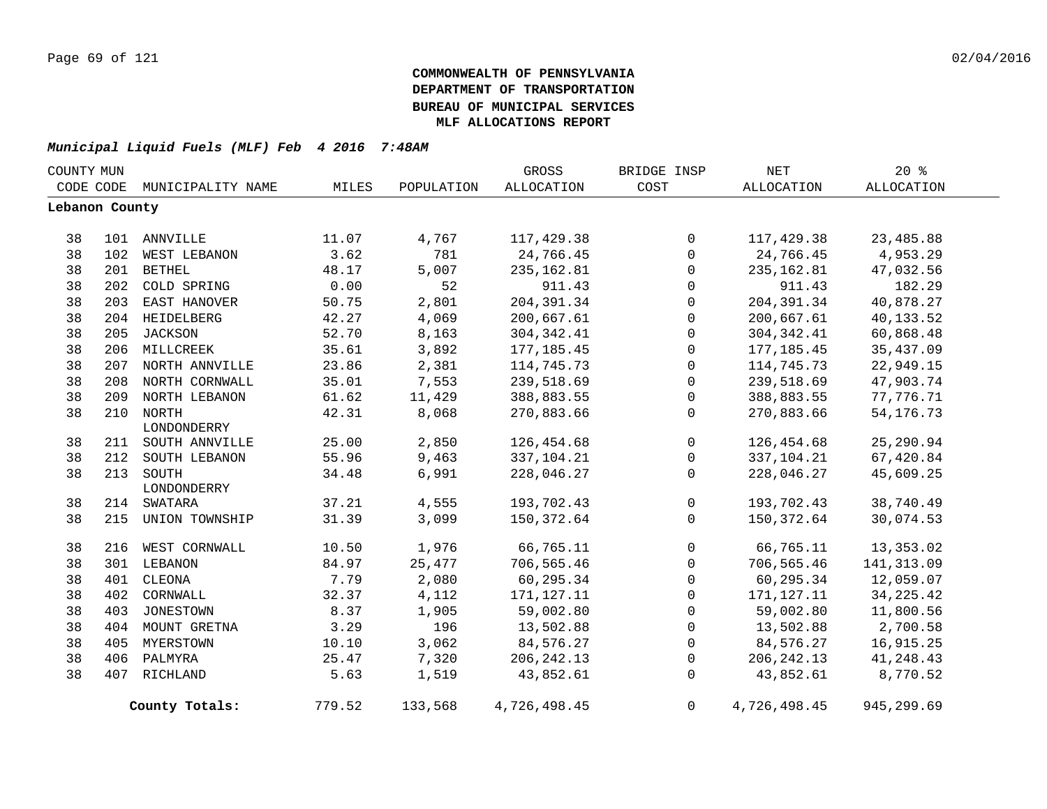**COMMONWEALTH OF PENNSYLVANIA**
**DEPARTMENT OF TRANSPORTATION**
**BUREAU OF MUNICIPAL SERVICES**
**MLF ALLOCATIONS REPORT**

***Municipal Liquid Fuels (MLF) Feb 4 2016 7:48AM***

| COUNTY CODE | MUN CODE | MUNICIPALITY NAME | MILES | POPULATION | GROSS ALLOCATION | BRIDGE INSP COST | NET ALLOCATION | 20 % ALLOCATION |
|---|---|---|---|---|---|---|---|---|
| **Lebanon County** | | | | | | | | |
| 38 | 101 | ANNVILLE | 11.07 | 4,767 | 117,429.38 | 0 | 117,429.38 | 23,485.88 |
| 38 | 102 | WEST LEBANON | 3.62 | 781 | 24,766.45 | 0 | 24,766.45 | 4,953.29 |
| 38 | 201 | BETHEL | 48.17 | 5,007 | 235,162.81 | 0 | 235,162.81 | 47,032.56 |
| 38 | 202 | COLD SPRING | 0.00 | 52 | 911.43 | 0 | 911.43 | 182.29 |
| 38 | 203 | EAST HANOVER | 50.75 | 2,801 | 204,391.34 | 0 | 204,391.34 | 40,878.27 |
| 38 | 204 | HEIDELBERG | 42.27 | 4,069 | 200,667.61 | 0 | 200,667.61 | 40,133.52 |
| 38 | 205 | JACKSON | 52.70 | 8,163 | 304,342.41 | 0 | 304,342.41 | 60,868.48 |
| 38 | 206 | MILLCREEK | 35.61 | 3,892 | 177,185.45 | 0 | 177,185.45 | 35,437.09 |
| 38 | 207 | NORTH ANNVILLE | 23.86 | 2,381 | 114,745.73 | 0 | 114,745.73 | 22,949.15 |
| 38 | 208 | NORTH CORNWALL | 35.01 | 7,553 | 239,518.69 | 0 | 239,518.69 | 47,903.74 |
| 38 | 209 | NORTH LEBANON | 61.62 | 11,429 | 388,883.55 | 0 | 388,883.55 | 77,776.71 |
| 38 | 210 | NORTH LONDONDERRY | 42.31 | 8,068 | 270,883.66 | 0 | 270,883.66 | 54,176.73 |
| 38 | 211 | SOUTH ANNVILLE | 25.00 | 2,850 | 126,454.68 | 0 | 126,454.68 | 25,290.94 |
| 38 | 212 | SOUTH LEBANON | 55.96 | 9,463 | 337,104.21 | 0 | 337,104.21 | 67,420.84 |
| 38 | 213 | SOUTH LONDONDERRY | 34.48 | 6,991 | 228,046.27 | 0 | 228,046.27 | 45,609.25 |
| 38 | 214 | SWATARA | 37.21 | 4,555 | 193,702.43 | 0 | 193,702.43 | 38,740.49 |
| 38 | 215 | UNION TOWNSHIP | 31.39 | 3,099 | 150,372.64 | 0 | 150,372.64 | 30,074.53 |
| 38 | 216 | WEST CORNWALL | 10.50 | 1,976 | 66,765.11 | 0 | 66,765.11 | 13,353.02 |
| 38 | 301 | LEBANON | 84.97 | 25,477 | 706,565.46 | 0 | 706,565.46 | 141,313.09 |
| 38 | 401 | CLEONA | 7.79 | 2,080 | 60,295.34 | 0 | 60,295.34 | 12,059.07 |
| 38 | 402 | CORNWALL | 32.37 | 4,112 | 171,127.11 | 0 | 171,127.11 | 34,225.42 |
| 38 | 403 | JONESTOWN | 8.37 | 1,905 | 59,002.80 | 0 | 59,002.80 | 11,800.56 |
| 38 | 404 | MOUNT GRETNA | 3.29 | 196 | 13,502.88 | 0 | 13,502.88 | 2,700.58 |
| 38 | 405 | MYERSTOWN | 10.10 | 3,062 | 84,576.27 | 0 | 84,576.27 | 16,915.25 |
| 38 | 406 | PALMYRA | 25.47 | 7,320 | 206,242.13 | 0 | 206,242.13 | 41,248.43 |
| 38 | 407 | RICHLAND | 5.63 | 1,519 | 43,852.61 | 0 | 43,852.61 | 8,770.52 |
| | | **County Totals:** | 779.52 | 133,568 | 4,726,498.45 | 0 | 4,726,498.45 | 945,299.69 |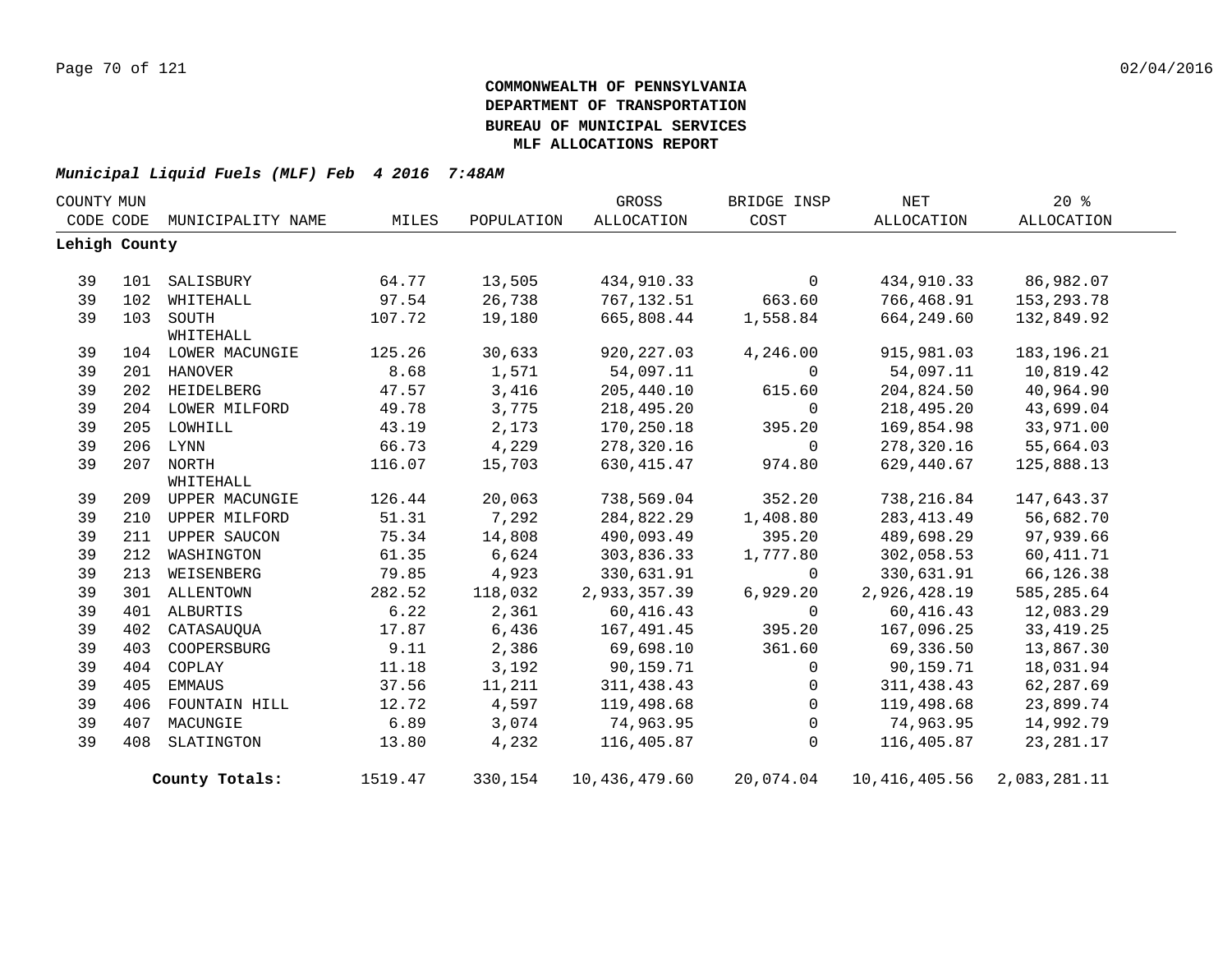**COMMONWEALTH OF PENNSYLVANIA**
**DEPARTMENT OF TRANSPORTATION**
**BUREAU OF MUNICIPAL SERVICES**
**MLF ALLOCATIONS REPORT**

***Municipal Liquid Fuels (MLF) Feb 4 2016 7:48AM***

| COUNTY CODE | MUN CODE | MUNICIPALITY NAME | MILES | POPULATION | GROSS ALLOCATION | BRIDGE INSP COST | NET ALLOCATION | 20 % ALLOCATION |
|---|---|---|---|---|---|---|---|---|
| **Lehigh County** | | | | | | | | |
| 39 | 101 | SALISBURY | 64.77 | 13,505 | 434,910.33 | 0 | 434,910.33 | 86,982.07 |
| 39 | 102 | WHITEHALL | 97.54 | 26,738 | 767,132.51 | 663.60 | 766,468.91 | 153,293.78 |
| 39 | 103 | SOUTH WHITEHALL | 107.72 | 19,180 | 665,808.44 | 1,558.84 | 664,249.60 | 132,849.92 |
| 39 | 104 | LOWER MACUNGIE | 125.26 | 30,633 | 920,227.03 | 4,246.00 | 915,981.03 | 183,196.21 |
| 39 | 201 | HANOVER | 8.68 | 1,571 | 54,097.11 | 0 | 54,097.11 | 10,819.42 |
| 39 | 202 | HEIDELBERG | 47.57 | 3,416 | 205,440.10 | 615.60 | 204,824.50 | 40,964.90 |
| 39 | 204 | LOWER MILFORD | 49.78 | 3,775 | 218,495.20 | 0 | 218,495.20 | 43,699.04 |
| 39 | 205 | LOWHILL | 43.19 | 2,173 | 170,250.18 | 395.20 | 169,854.98 | 33,971.00 |
| 39 | 206 | LYNN | 66.73 | 4,229 | 278,320.16 | 0 | 278,320.16 | 55,664.03 |
| 39 | 207 | NORTH WHITEHALL | 116.07 | 15,703 | 630,415.47 | 974.80 | 629,440.67 | 125,888.13 |
| 39 | 209 | UPPER MACUNGIE | 126.44 | 20,063 | 738,569.04 | 352.20 | 738,216.84 | 147,643.37 |
| 39 | 210 | UPPER MILFORD | 51.31 | 7,292 | 284,822.29 | 1,408.80 | 283,413.49 | 56,682.70 |
| 39 | 211 | UPPER SAUCON | 75.34 | 14,808 | 490,093.49 | 395.20 | 489,698.29 | 97,939.66 |
| 39 | 212 | WASHINGTON | 61.35 | 6,624 | 303,836.33 | 1,777.80 | 302,058.53 | 60,411.71 |
| 39 | 213 | WEISENBERG | 79.85 | 4,923 | 330,631.91 | 0 | 330,631.91 | 66,126.38 |
| 39 | 301 | ALLENTOWN | 282.52 | 118,032 | 2,933,357.39 | 6,929.20 | 2,926,428.19 | 585,285.64 |
| 39 | 401 | ALBURTIS | 6.22 | 2,361 | 60,416.43 | 0 | 60,416.43 | 12,083.29 |
| 39 | 402 | CATASAUQUA | 17.87 | 6,436 | 167,491.45 | 395.20 | 167,096.25 | 33,419.25 |
| 39 | 403 | COOPERSBURG | 9.11 | 2,386 | 69,698.10 | 361.60 | 69,336.50 | 13,867.30 |
| 39 | 404 | COPLAY | 11.18 | 3,192 | 90,159.71 | 0 | 90,159.71 | 18,031.94 |
| 39 | 405 | EMMAUS | 37.56 | 11,211 | 311,438.43 | 0 | 311,438.43 | 62,287.69 |
| 39 | 406 | FOUNTAIN HILL | 12.72 | 4,597 | 119,498.68 | 0 | 119,498.68 | 23,899.74 |
| 39 | 407 | MACUNGIE | 6.89 | 3,074 | 74,963.95 | 0 | 74,963.95 | 14,992.79 |
| 39 | 408 | SLATINGTON | 13.80 | 4,232 | 116,405.87 | 0 | 116,405.87 | 23,281.17 |
| | | **County Totals:** | 1519.47 | 330,154 | 10,436,479.60 | 20,074.04 | 10,416,405.56 | 2,083,281.11 |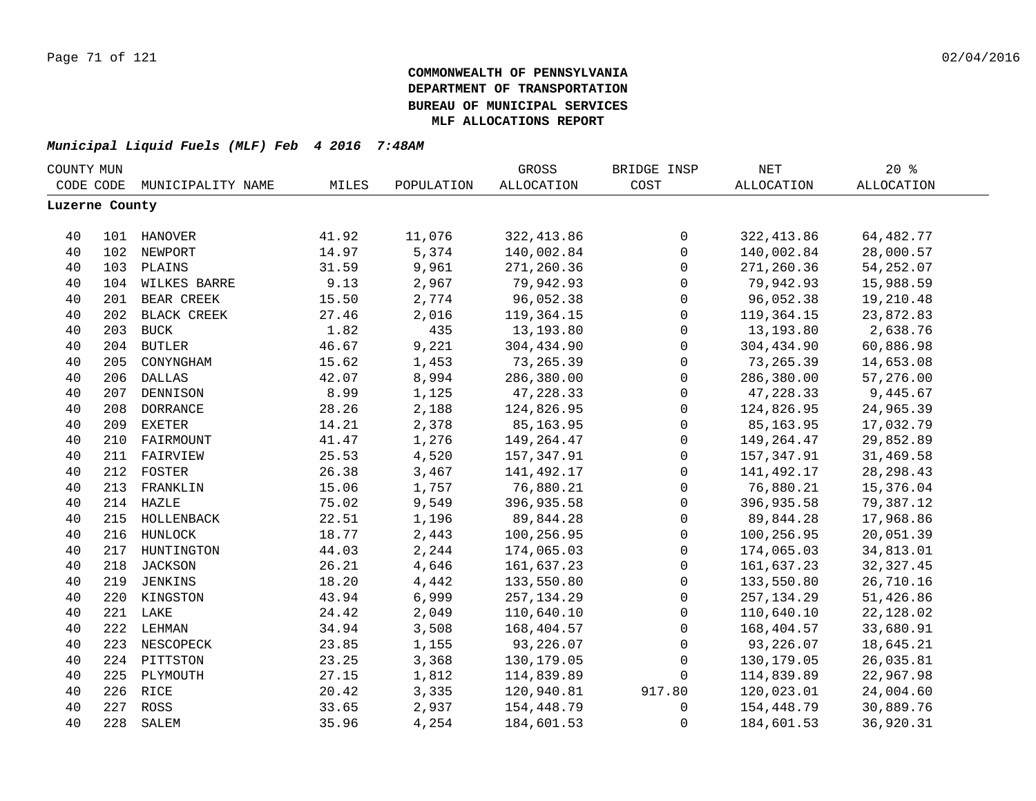**COMMONWEALTH OF PENNSYLVANIA**
**DEPARTMENT OF TRANSPORTATION**
**BUREAU OF MUNICIPAL SERVICES**
**MLF ALLOCATIONS REPORT**

***Municipal Liquid Fuels (MLF) Feb 4 2016 7:48AM***

| COUNTY CODE | MUN CODE | MUNICIPALITY NAME | MILES | POPULATION | GROSS ALLOCATION | BRIDGE INSP COST | NET ALLOCATION | 20 % ALLOCATION |
|---|---|---|---|---|---|---|---|---|
| **Luzerne County** | | | | | | | | |
| 40 | 101 | HANOVER | 41.92 | 11,076 | 322,413.86 | 0 | 322,413.86 | 64,482.77 |
| 40 | 102 | NEWPORT | 14.97 | 5,374 | 140,002.84 | 0 | 140,002.84 | 28,000.57 |
| 40 | 103 | PLAINS | 31.59 | 9,961 | 271,260.36 | 0 | 271,260.36 | 54,252.07 |
| 40 | 104 | WILKES BARRE | 9.13 | 2,967 | 79,942.93 | 0 | 79,942.93 | 15,988.59 |
| 40 | 201 | BEAR CREEK | 15.50 | 2,774 | 96,052.38 | 0 | 96,052.38 | 19,210.48 |
| 40 | 202 | BLACK CREEK | 27.46 | 2,016 | 119,364.15 | 0 | 119,364.15 | 23,872.83 |
| 40 | 203 | BUCK | 1.82 | 435 | 13,193.80 | 0 | 13,193.80 | 2,638.76 |
| 40 | 204 | BUTLER | 46.67 | 9,221 | 304,434.90 | 0 | 304,434.90 | 60,886.98 |
| 40 | 205 | CONYNGHAM | 15.62 | 1,453 | 73,265.39 | 0 | 73,265.39 | 14,653.08 |
| 40 | 206 | DALLAS | 42.07 | 8,994 | 286,380.00 | 0 | 286,380.00 | 57,276.00 |
| 40 | 207 | DENNISON | 8.99 | 1,125 | 47,228.33 | 0 | 47,228.33 | 9,445.67 |
| 40 | 208 | DORRANCE | 28.26 | 2,188 | 124,826.95 | 0 | 124,826.95 | 24,965.39 |
| 40 | 209 | EXETER | 14.21 | 2,378 | 85,163.95 | 0 | 85,163.95 | 17,032.79 |
| 40 | 210 | FAIRMOUNT | 41.47 | 1,276 | 149,264.47 | 0 | 149,264.47 | 29,852.89 |
| 40 | 211 | FAIRVIEW | 25.53 | 4,520 | 157,347.91 | 0 | 157,347.91 | 31,469.58 |
| 40 | 212 | FOSTER | 26.38 | 3,467 | 141,492.17 | 0 | 141,492.17 | 28,298.43 |
| 40 | 213 | FRANKLIN | 15.06 | 1,757 | 76,880.21 | 0 | 76,880.21 | 15,376.04 |
| 40 | 214 | HAZLE | 75.02 | 9,549 | 396,935.58 | 0 | 396,935.58 | 79,387.12 |
| 40 | 215 | HOLLENBACK | 22.51 | 1,196 | 89,844.28 | 0 | 89,844.28 | 17,968.86 |
| 40 | 216 | HUNLOCK | 18.77 | 2,443 | 100,256.95 | 0 | 100,256.95 | 20,051.39 |
| 40 | 217 | HUNTINGTON | 44.03 | 2,244 | 174,065.03 | 0 | 174,065.03 | 34,813.01 |
| 40 | 218 | JACKSON | 26.21 | 4,646 | 161,637.23 | 0 | 161,637.23 | 32,327.45 |
| 40 | 219 | JENKINS | 18.20 | 4,442 | 133,550.80 | 0 | 133,550.80 | 26,710.16 |
| 40 | 220 | KINGSTON | 43.94 | 6,999 | 257,134.29 | 0 | 257,134.29 | 51,426.86 |
| 40 | 221 | LAKE | 24.42 | 2,049 | 110,640.10 | 0 | 110,640.10 | 22,128.02 |
| 40 | 222 | LEHMAN | 34.94 | 3,508 | 168,404.57 | 0 | 168,404.57 | 33,680.91 |
| 40 | 223 | NESCOPECK | 23.85 | 1,155 | 93,226.07 | 0 | 93,226.07 | 18,645.21 |
| 40 | 224 | PITTSTON | 23.25 | 3,368 | 130,179.05 | 0 | 130,179.05 | 26,035.81 |
| 40 | 225 | PLYMOUTH | 27.15 | 1,812 | 114,839.89 | 0 | 114,839.89 | 22,967.98 |
| 40 | 226 | RICE | 20.42 | 3,335 | 120,940.81 | 917.80 | 120,023.01 | 24,004.60 |
| 40 | 227 | ROSS | 33.65 | 2,937 | 154,448.79 | 0 | 154,448.79 | 30,889.76 |
| 40 | 228 | SALEM | 35.96 | 4,254 | 184,601.53 | 0 | 184,601.53 | 36,920.31 |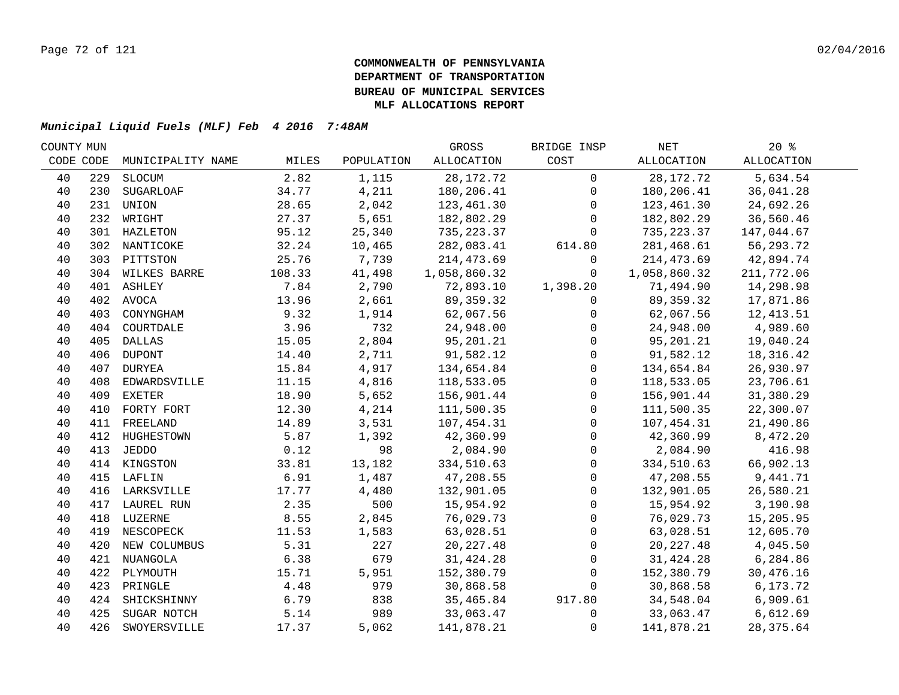**COMMONWEALTH OF PENNSYLVANIA**
**DEPARTMENT OF TRANSPORTATION**
**BUREAU OF MUNICIPAL SERVICES**
**MLF ALLOCATIONS REPORT**

***Municipal Liquid Fuels (MLF) Feb 4 2016 7:48AM***

| COUNTY CODE | MUN CODE | MUNICIPALITY NAME | MILES | POPULATION | GROSS ALLOCATION | BRIDGE INSP COST | NET ALLOCATION | 20 % ALLOCATION |
|---|---|---|---|---|---|---|---|---|
| 40 | 229 | SLOCUM | 2.82 | 1,115 | 28,172.72 | 0 | 28,172.72 | 5,634.54 |
| 40 | 230 | SUGARLOAF | 34.77 | 4,211 | 180,206.41 | 0 | 180,206.41 | 36,041.28 |
| 40 | 231 | UNION | 28.65 | 2,042 | 123,461.30 | 0 | 123,461.30 | 24,692.26 |
| 40 | 232 | WRIGHT | 27.37 | 5,651 | 182,802.29 | 0 | 182,802.29 | 36,560.46 |
| 40 | 301 | HAZLETON | 95.12 | 25,340 | 735,223.37 | 0 | 735,223.37 | 147,044.67 |
| 40 | 302 | NANTICOKE | 32.24 | 10,465 | 282,083.41 | 614.80 | 281,468.61 | 56,293.72 |
| 40 | 303 | PITTSTON | 25.76 | 7,739 | 214,473.69 | 0 | 214,473.69 | 42,894.74 |
| 40 | 304 | WILKES BARRE | 108.33 | 41,498 | 1,058,860.32 | 0 | 1,058,860.32 | 211,772.06 |
| 40 | 401 | ASHLEY | 7.84 | 2,790 | 72,893.10 | 1,398.20 | 71,494.90 | 14,298.98 |
| 40 | 402 | AVOCA | 13.96 | 2,661 | 89,359.32 | 0 | 89,359.32 | 17,871.86 |
| 40 | 403 | CONYNGHAM | 9.32 | 1,914 | 62,067.56 | 0 | 62,067.56 | 12,413.51 |
| 40 | 404 | COURTDALE | 3.96 | 732 | 24,948.00 | 0 | 24,948.00 | 4,989.60 |
| 40 | 405 | DALLAS | 15.05 | 2,804 | 95,201.21 | 0 | 95,201.21 | 19,040.24 |
| 40 | 406 | DUPONT | 14.40 | 2,711 | 91,582.12 | 0 | 91,582.12 | 18,316.42 |
| 40 | 407 | DURYEA | 15.84 | 4,917 | 134,654.84 | 0 | 134,654.84 | 26,930.97 |
| 40 | 408 | EDWARDSVILLE | 11.15 | 4,816 | 118,533.05 | 0 | 118,533.05 | 23,706.61 |
| 40 | 409 | EXETER | 18.90 | 5,652 | 156,901.44 | 0 | 156,901.44 | 31,380.29 |
| 40 | 410 | FORTY FORT | 12.30 | 4,214 | 111,500.35 | 0 | 111,500.35 | 22,300.07 |
| 40 | 411 | FREELAND | 14.89 | 3,531 | 107,454.31 | 0 | 107,454.31 | 21,490.86 |
| 40 | 412 | HUGHESTOWN | 5.87 | 1,392 | 42,360.99 | 0 | 42,360.99 | 8,472.20 |
| 40 | 413 | JEDDO | 0.12 | 98 | 2,084.90 | 0 | 2,084.90 | 416.98 |
| 40 | 414 | KINGSTON | 33.81 | 13,182 | 334,510.63 | 0 | 334,510.63 | 66,902.13 |
| 40 | 415 | LAFLIN | 6.91 | 1,487 | 47,208.55 | 0 | 47,208.55 | 9,441.71 |
| 40 | 416 | LARKSVILLE | 17.77 | 4,480 | 132,901.05 | 0 | 132,901.05 | 26,580.21 |
| 40 | 417 | LAUREL RUN | 2.35 | 500 | 15,954.92 | 0 | 15,954.92 | 3,190.98 |
| 40 | 418 | LUZERNE | 8.55 | 2,845 | 76,029.73 | 0 | 76,029.73 | 15,205.95 |
| 40 | 419 | NESCOPECK | 11.53 | 1,583 | 63,028.51 | 0 | 63,028.51 | 12,605.70 |
| 40 | 420 | NEW COLUMBUS | 5.31 | 227 | 20,227.48 | 0 | 20,227.48 | 4,045.50 |
| 40 | 421 | NUANGOLA | 6.38 | 679 | 31,424.28 | 0 | 31,424.28 | 6,284.86 |
| 40 | 422 | PLYMOUTH | 15.71 | 5,951 | 152,380.79 | 0 | 152,380.79 | 30,476.16 |
| 40 | 423 | PRINGLE | 4.48 | 979 | 30,868.58 | 0 | 30,868.58 | 6,173.72 |
| 40 | 424 | SHICKSHINNY | 6.79 | 838 | 35,465.84 | 917.80 | 34,548.04 | 6,909.61 |
| 40 | 425 | SUGAR NOTCH | 5.14 | 989 | 33,063.47 | 0 | 33,063.47 | 6,612.69 |
| 40 | 426 | SWOYERSVILLE | 17.37 | 5,062 | 141,878.21 | 0 | 141,878.21 | 28,375.64 |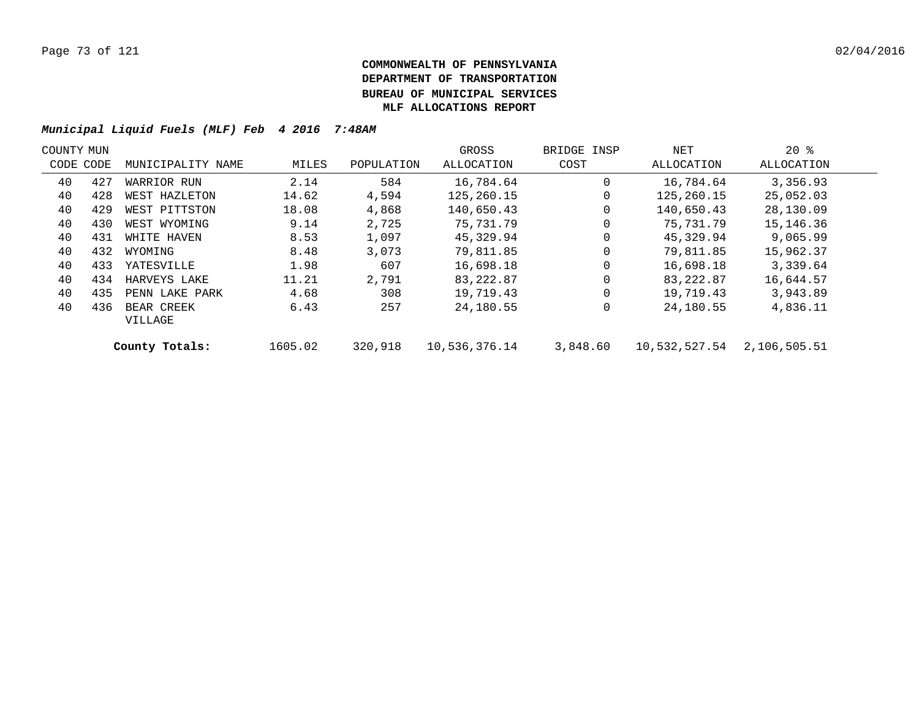**COMMONWEALTH OF PENNSYLVANIA**
**DEPARTMENT OF TRANSPORTATION**
**BUREAU OF MUNICIPAL SERVICES**
**MLF ALLOCATIONS REPORT**

***Municipal Liquid Fuels (MLF) Feb 4 2016 7:48AM***

| COUNTY CODE | MUN CODE | MUNICIPALITY NAME | MILES | POPULATION | GROSS ALLOCATION | BRIDGE INSP COST | NET ALLOCATION | 20 % ALLOCATION |
|---|---|---|---|---|---|---|---|---|
| 40 | 427 | WARRIOR RUN | 2.14 | 584 | 16,784.64 | 0 | 16,784.64 | 3,356.93 |
| 40 | 428 | WEST HAZLETON | 14.62 | 4,594 | 125,260.15 | 0 | 125,260.15 | 25,052.03 |
| 40 | 429 | WEST PITTSTON | 18.08 | 4,868 | 140,650.43 | 0 | 140,650.43 | 28,130.09 |
| 40 | 430 | WEST WYOMING | 9.14 | 2,725 | 75,731.79 | 0 | 75,731.79 | 15,146.36 |
| 40 | 431 | WHITE HAVEN | 8.53 | 1,097 | 45,329.94 | 0 | 45,329.94 | 9,065.99 |
| 40 | 432 | WYOMING | 8.48 | 3,073 | 79,811.85 | 0 | 79,811.85 | 15,962.37 |
| 40 | 433 | YATESVILLE | 1.98 | 607 | 16,698.18 | 0 | 16,698.18 | 3,339.64 |
| 40 | 434 | HARVEYS LAKE | 11.21 | 2,791 | 83,222.87 | 0 | 83,222.87 | 16,644.57 |
| 40 | 435 | PENN LAKE PARK | 4.68 | 308 | 19,719.43 | 0 | 19,719.43 | 3,943.89 |
| 40 | 436 | BEAR CREEK VILLAGE | 6.43 | 257 | 24,180.55 | 0 | 24,180.55 | 4,836.11 |
| | | **County Totals:** | 1605.02 | 320,918 | 10,536,376.14 | 3,848.60 | 10,532,527.54 | 2,106,505.51 |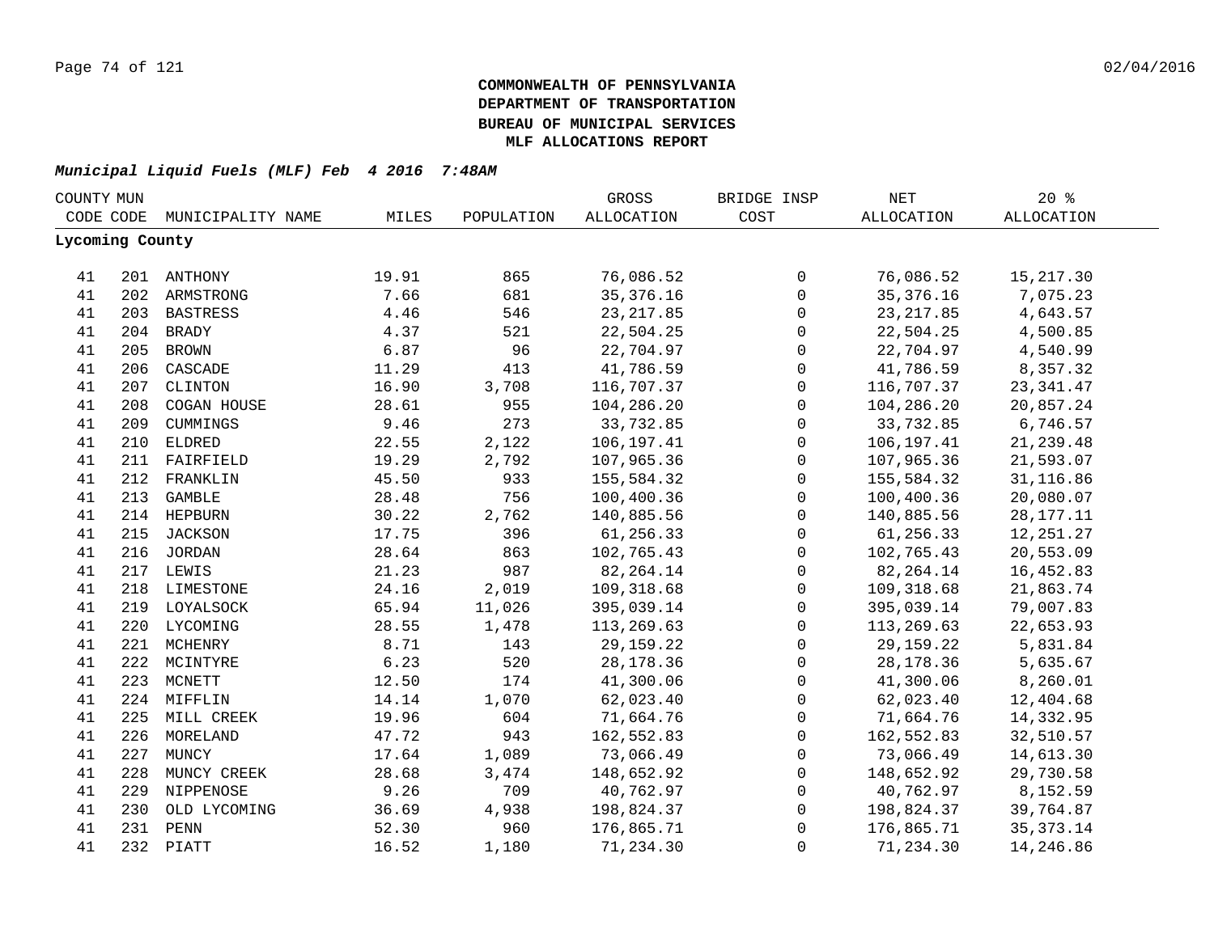**COMMONWEALTH OF PENNSYLVANIA**
**DEPARTMENT OF TRANSPORTATION**
**BUREAU OF MUNICIPAL SERVICES**
**MLF ALLOCATIONS REPORT**

***Municipal Liquid Fuels (MLF) Feb 4 2016 7:48AM***

| COUNTY CODE | MUN CODE | MUNICIPALITY NAME | MILES | POPULATION | GROSS ALLOCATION | BRIDGE INSP COST | NET ALLOCATION | 20 % ALLOCATION |
|---|---|---|---|---|---|---|---|---|
| **Lycoming County** | | | | | | | | |
| 41 | 201 | ANTHONY | 19.91 | 865 | 76,086.52 | 0 | 76,086.52 | 15,217.30 |
| 41 | 202 | ARMSTRONG | 7.66 | 681 | 35,376.16 | 0 | 35,376.16 | 7,075.23 |
| 41 | 203 | BASTRESS | 4.46 | 546 | 23,217.85 | 0 | 23,217.85 | 4,643.57 |
| 41 | 204 | BRADY | 4.37 | 521 | 22,504.25 | 0 | 22,504.25 | 4,500.85 |
| 41 | 205 | BROWN | 6.87 | 96 | 22,704.97 | 0 | 22,704.97 | 4,540.99 |
| 41 | 206 | CASCADE | 11.29 | 413 | 41,786.59 | 0 | 41,786.59 | 8,357.32 |
| 41 | 207 | CLINTON | 16.90 | 3,708 | 116,707.37 | 0 | 116,707.37 | 23,341.47 |
| 41 | 208 | COGAN HOUSE | 28.61 | 955 | 104,286.20 | 0 | 104,286.20 | 20,857.24 |
| 41 | 209 | CUMMINGS | 9.46 | 273 | 33,732.85 | 0 | 33,732.85 | 6,746.57 |
| 41 | 210 | ELDRED | 22.55 | 2,122 | 106,197.41 | 0 | 106,197.41 | 21,239.48 |
| 41 | 211 | FAIRFIELD | 19.29 | 2,792 | 107,965.36 | 0 | 107,965.36 | 21,593.07 |
| 41 | 212 | FRANKLIN | 45.50 | 933 | 155,584.32 | 0 | 155,584.32 | 31,116.86 |
| 41 | 213 | GAMBLE | 28.48 | 756 | 100,400.36 | 0 | 100,400.36 | 20,080.07 |
| 41 | 214 | HEPBURN | 30.22 | 2,762 | 140,885.56 | 0 | 140,885.56 | 28,177.11 |
| 41 | 215 | JACKSON | 17.75 | 396 | 61,256.33 | 0 | 61,256.33 | 12,251.27 |
| 41 | 216 | JORDAN | 28.64 | 863 | 102,765.43 | 0 | 102,765.43 | 20,553.09 |
| 41 | 217 | LEWIS | 21.23 | 987 | 82,264.14 | 0 | 82,264.14 | 16,452.83 |
| 41 | 218 | LIMESTONE | 24.16 | 2,019 | 109,318.68 | 0 | 109,318.68 | 21,863.74 |
| 41 | 219 | LOYALSOCK | 65.94 | 11,026 | 395,039.14 | 0 | 395,039.14 | 79,007.83 |
| 41 | 220 | LYCOMING | 28.55 | 1,478 | 113,269.63 | 0 | 113,269.63 | 22,653.93 |
| 41 | 221 | MCHENRY | 8.71 | 143 | 29,159.22 | 0 | 29,159.22 | 5,831.84 |
| 41 | 222 | MCINTYRE | 6.23 | 520 | 28,178.36 | 0 | 28,178.36 | 5,635.67 |
| 41 | 223 | MCNETT | 12.50 | 174 | 41,300.06 | 0 | 41,300.06 | 8,260.01 |
| 41 | 224 | MIFFLIN | 14.14 | 1,070 | 62,023.40 | 0 | 62,023.40 | 12,404.68 |
| 41 | 225 | MILL CREEK | 19.96 | 604 | 71,664.76 | 0 | 71,664.76 | 14,332.95 |
| 41 | 226 | MORELAND | 47.72 | 943 | 162,552.83 | 0 | 162,552.83 | 32,510.57 |
| 41 | 227 | MUNCY | 17.64 | 1,089 | 73,066.49 | 0 | 73,066.49 | 14,613.30 |
| 41 | 228 | MUNCY CREEK | 28.68 | 3,474 | 148,652.92 | 0 | 148,652.92 | 29,730.58 |
| 41 | 229 | NIPPENOSE | 9.26 | 709 | 40,762.97 | 0 | 40,762.97 | 8,152.59 |
| 41 | 230 | OLD LYCOMING | 36.69 | 4,938 | 198,824.37 | 0 | 198,824.37 | 39,764.87 |
| 41 | 231 | PENN | 52.30 | 960 | 176,865.71 | 0 | 176,865.71 | 35,373.14 |
| 41 | 232 | PIATT | 16.52 | 1,180 | 71,234.30 | 0 | 71,234.30 | 14,246.86 |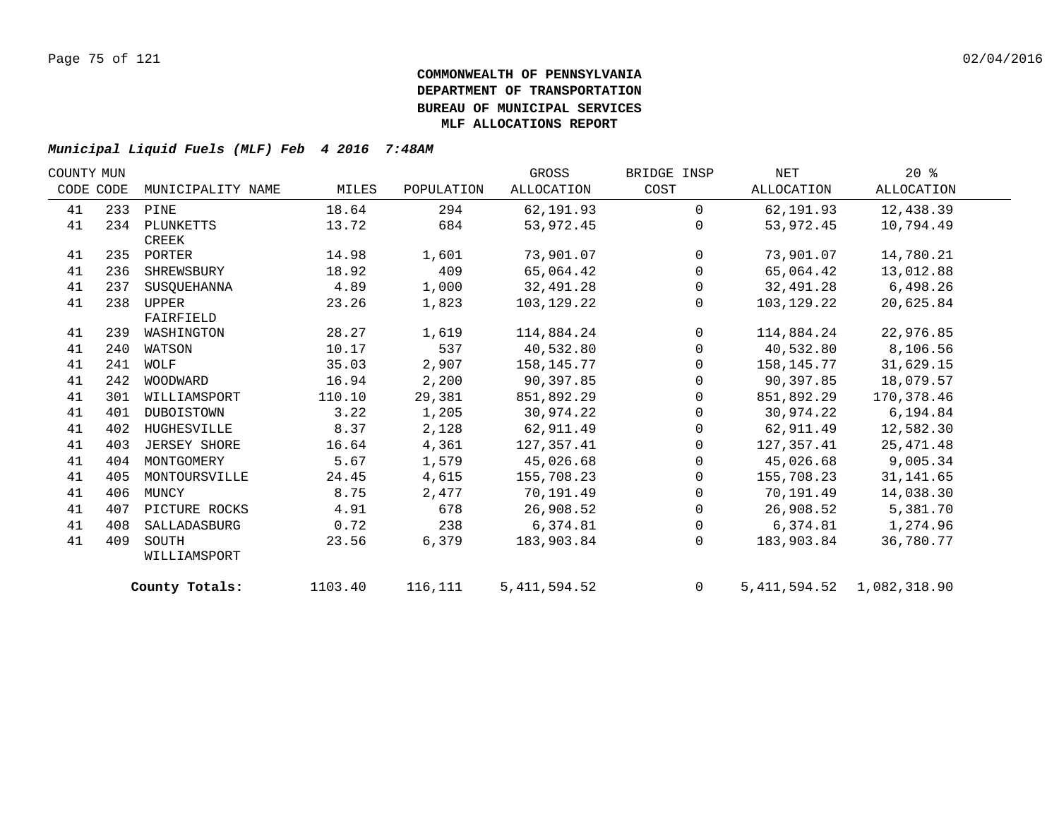**COMMONWEALTH OF PENNSYLVANIA**
**DEPARTMENT OF TRANSPORTATION**
**BUREAU OF MUNICIPAL SERVICES**
**MLF ALLOCATIONS REPORT**

***Municipal Liquid Fuels (MLF) Feb 4 2016 7:48AM***

| COUNTY CODE | MUN CODE | MUNICIPALITY NAME | MILES | POPULATION | GROSS ALLOCATION | BRIDGE INSP COST | NET ALLOCATION | 20 % ALLOCATION |
|---|---|---|---|---|---|---|---|---|
| 41 | 233 | PINE | 18.64 | 294 | 62,191.93 | 0 | 62,191.93 | 12,438.39 |
| 41 | 234 | PLUNKETTS CREEK | 13.72 | 684 | 53,972.45 | 0 | 53,972.45 | 10,794.49 |
| 41 | 235 | PORTER | 14.98 | 1,601 | 73,901.07 | 0 | 73,901.07 | 14,780.21 |
| 41 | 236 | SHREWSBURY | 18.92 | 409 | 65,064.42 | 0 | 65,064.42 | 13,012.88 |
| 41 | 237 | SUSQUEHANNA | 4.89 | 1,000 | 32,491.28 | 0 | 32,491.28 | 6,498.26 |
| 41 | 238 | UPPER FAIRFIELD | 23.26 | 1,823 | 103,129.22 | 0 | 103,129.22 | 20,625.84 |
| 41 | 239 | WASHINGTON | 28.27 | 1,619 | 114,884.24 | 0 | 114,884.24 | 22,976.85 |
| 41 | 240 | WATSON | 10.17 | 537 | 40,532.80 | 0 | 40,532.80 | 8,106.56 |
| 41 | 241 | WOLF | 35.03 | 2,907 | 158,145.77 | 0 | 158,145.77 | 31,629.15 |
| 41 | 242 | WOODWARD | 16.94 | 2,200 | 90,397.85 | 0 | 90,397.85 | 18,079.57 |
| 41 | 301 | WILLIAMSPORT | 110.10 | 29,381 | 851,892.29 | 0 | 851,892.29 | 170,378.46 |
| 41 | 401 | DUBOISTOWN | 3.22 | 1,205 | 30,974.22 | 0 | 30,974.22 | 6,194.84 |
| 41 | 402 | HUGHESVILLE | 8.37 | 2,128 | 62,911.49 | 0 | 62,911.49 | 12,582.30 |
| 41 | 403 | JERSEY SHORE | 16.64 | 4,361 | 127,357.41 | 0 | 127,357.41 | 25,471.48 |
| 41 | 404 | MONTGOMERY | 5.67 | 1,579 | 45,026.68 | 0 | 45,026.68 | 9,005.34 |
| 41 | 405 | MONTOURSVILLE | 24.45 | 4,615 | 155,708.23 | 0 | 155,708.23 | 31,141.65 |
| 41 | 406 | MUNCY | 8.75 | 2,477 | 70,191.49 | 0 | 70,191.49 | 14,038.30 |
| 41 | 407 | PICTURE ROCKS | 4.91 | 678 | 26,908.52 | 0 | 26,908.52 | 5,381.70 |
| 41 | 408 | SALLADASBURG | 0.72 | 238 | 6,374.81 | 0 | 6,374.81 | 1,274.96 |
| 41 | 409 | SOUTH WILLIAMSPORT | 23.56 | 6,379 | 183,903.84 | 0 | 183,903.84 | 36,780.77 |
| | | **County Totals:** | 1103.40 | 116,111 | 5,411,594.52 | 0 | 5,411,594.52 | 1,082,318.90 |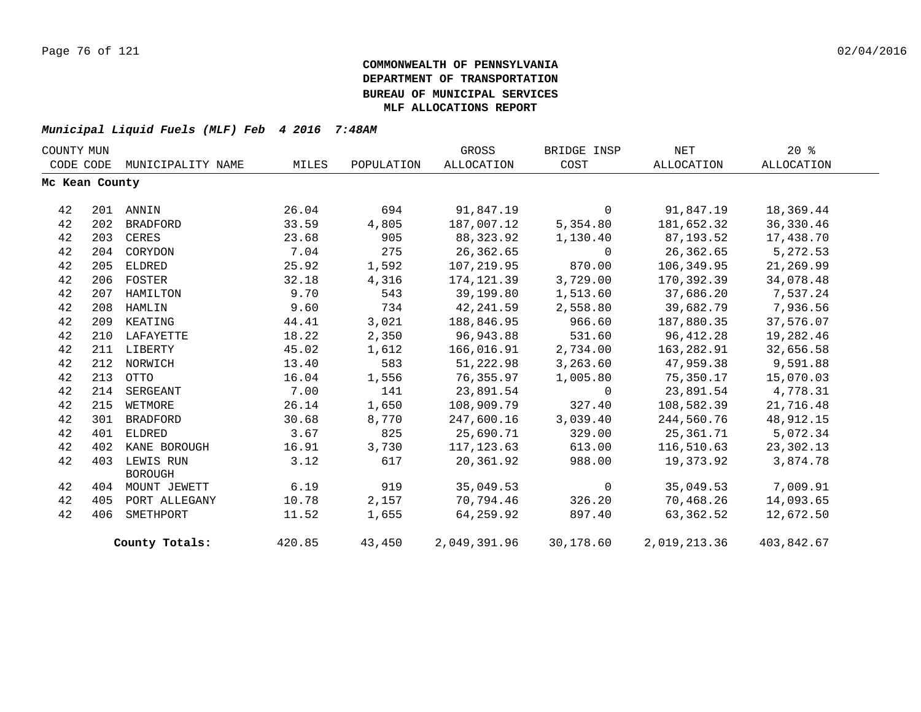# COMMONWEALTH OF PENNSYLVANIA
## DEPARTMENT OF TRANSPORTATION
## BUREAU OF MUNICIPAL SERVICES
## MLF ALLOCATIONS REPORT

*Municipal Liquid Fuels (MLF) Feb 4 2016 7:48AM*

| COUNTY CODE | MUN CODE | MUNICIPALITY NAME | MILES | POPULATION | GROSS ALLOCATION | BRIDGE INSP COST | NET ALLOCATION | 20 % ALLOCATION |
|---|---|---|---|---|---|---|---|---|
| **Mc Kean County** | | | | | | | | |
| 42 | 201 | ANNIN | 26.04 | 694 | 91,847.19 | 0 | 91,847.19 | 18,369.44 |
| 42 | 202 | BRADFORD | 33.59 | 4,805 | 187,007.12 | 5,354.80 | 181,652.32 | 36,330.46 |
| 42 | 203 | CERES | 23.68 | 905 | 88,323.92 | 1,130.40 | 87,193.52 | 17,438.70 |
| 42 | 204 | CORYDON | 7.04 | 275 | 26,362.65 | 0 | 26,362.65 | 5,272.53 |
| 42 | 205 | ELDRED | 25.92 | 1,592 | 107,219.95 | 870.00 | 106,349.95 | 21,269.99 |
| 42 | 206 | FOSTER | 32.18 | 4,316 | 174,121.39 | 3,729.00 | 170,392.39 | 34,078.48 |
| 42 | 207 | HAMILTON | 9.70 | 543 | 39,199.80 | 1,513.60 | 37,686.20 | 7,537.24 |
| 42 | 208 | HAMLIN | 9.60 | 734 | 42,241.59 | 2,558.80 | 39,682.79 | 7,936.56 |
| 42 | 209 | KEATING | 44.41 | 3,021 | 188,846.95 | 966.60 | 187,880.35 | 37,576.07 |
| 42 | 210 | LAFAYETTE | 18.22 | 2,350 | 96,943.88 | 531.60 | 96,412.28 | 19,282.46 |
| 42 | 211 | LIBERTY | 45.02 | 1,612 | 166,016.91 | 2,734.00 | 163,282.91 | 32,656.58 |
| 42 | 212 | NORWICH | 13.40 | 583 | 51,222.98 | 3,263.60 | 47,959.38 | 9,591.88 |
| 42 | 213 | OTTO | 16.04 | 1,556 | 76,355.97 | 1,005.80 | 75,350.17 | 15,070.03 |
| 42 | 214 | SERGEANT | 7.00 | 141 | 23,891.54 | 0 | 23,891.54 | 4,778.31 |
| 42 | 215 | WETMORE | 26.14 | 1,650 | 108,909.79 | 327.40 | 108,582.39 | 21,716.48 |
| 42 | 301 | BRADFORD | 30.68 | 8,770 | 247,600.16 | 3,039.40 | 244,560.76 | 48,912.15 |
| 42 | 401 | ELDRED | 3.67 | 825 | 25,690.71 | 329.00 | 25,361.71 | 5,072.34 |
| 42 | 402 | KANE BOROUGH | 16.91 | 3,730 | 117,123.63 | 613.00 | 116,510.63 | 23,302.13 |
| 42 | 403 | LEWIS RUN BOROUGH | 3.12 | 617 | 20,361.92 | 988.00 | 19,373.92 | 3,874.78 |
| 42 | 404 | MOUNT JEWETT | 6.19 | 919 | 35,049.53 | 0 | 35,049.53 | 7,009.91 |
| 42 | 405 | PORT ALLEGANY | 10.78 | 2,157 | 70,794.46 | 326.20 | 70,468.26 | 14,093.65 |
| 42 | 406 | SMETHPORT | 11.52 | 1,655 | 64,259.92 | 897.40 | 63,362.52 | 12,672.50 |
| | | **County Totals:** | 420.85 | 43,450 | 2,049,391.96 | 30,178.60 | 2,019,213.36 | 403,842.67 |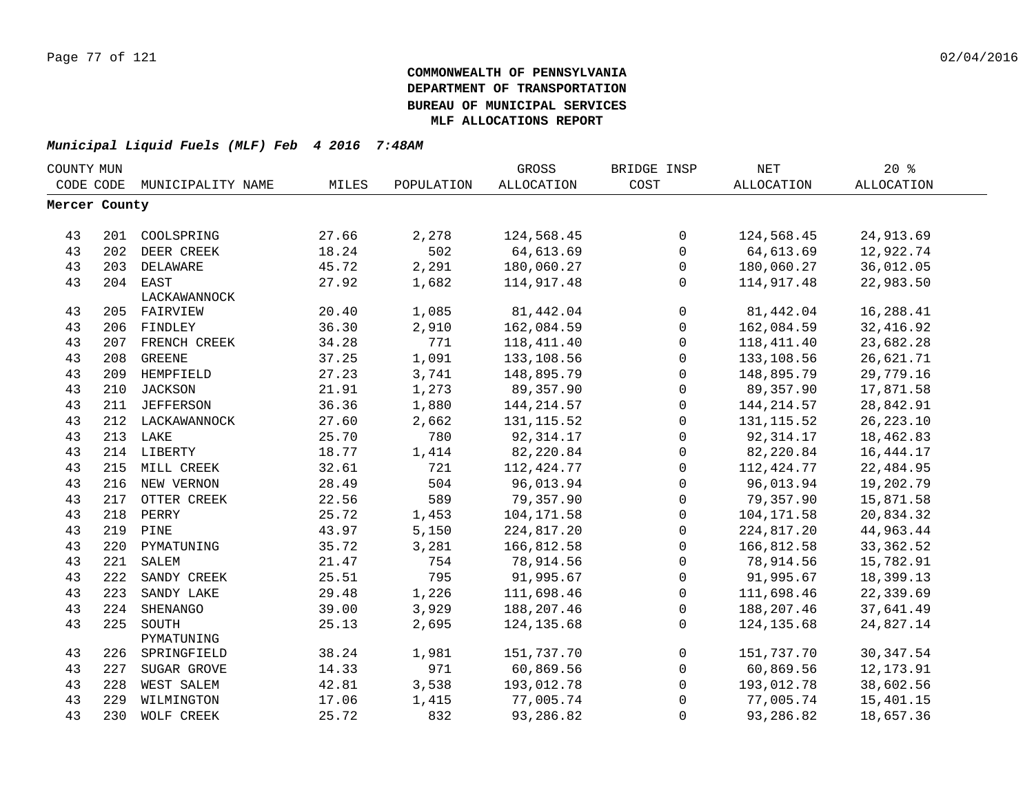**COMMONWEALTH OF PENNSYLVANIA**
**DEPARTMENT OF TRANSPORTATION**
**BUREAU OF MUNICIPAL SERVICES**
**MLF ALLOCATIONS REPORT**

***Municipal Liquid Fuels (MLF) Feb 4 2016 7:48AM***

| COUNTY CODE | MUN CODE | MUNICIPALITY NAME | MILES | POPULATION | GROSS ALLOCATION | BRIDGE INSP COST | NET ALLOCATION | 20 % ALLOCATION |
|---|---|---|---|---|---|---|---|---|
| **Mercer County** | | | | | | | | |
| 43 | 201 | COOLSPRING | 27.66 | 2,278 | 124,568.45 | 0 | 124,568.45 | 24,913.69 |
| 43 | 202 | DEER CREEK | 18.24 | 502 | 64,613.69 | 0 | 64,613.69 | 12,922.74 |
| 43 | 203 | DELAWARE | 45.72 | 2,291 | 180,060.27 | 0 | 180,060.27 | 36,012.05 |
| 43 | 204 | EAST LACKAWANNOCK | 27.92 | 1,682 | 114,917.48 | 0 | 114,917.48 | 22,983.50 |
| 43 | 205 | FAIRVIEW | 20.40 | 1,085 | 81,442.04 | 0 | 81,442.04 | 16,288.41 |
| 43 | 206 | FINDLEY | 36.30 | 2,910 | 162,084.59 | 0 | 162,084.59 | 32,416.92 |
| 43 | 207 | FRENCH CREEK | 34.28 | 771 | 118,411.40 | 0 | 118,411.40 | 23,682.28 |
| 43 | 208 | GREENE | 37.25 | 1,091 | 133,108.56 | 0 | 133,108.56 | 26,621.71 |
| 43 | 209 | HEMPFIELD | 27.23 | 3,741 | 148,895.79 | 0 | 148,895.79 | 29,779.16 |
| 43 | 210 | JACKSON | 21.91 | 1,273 | 89,357.90 | 0 | 89,357.90 | 17,871.58 |
| 43 | 211 | JEFFERSON | 36.36 | 1,880 | 144,214.57 | 0 | 144,214.57 | 28,842.91 |
| 43 | 212 | LACKAWANNOCK | 27.60 | 2,662 | 131,115.52 | 0 | 131,115.52 | 26,223.10 |
| 43 | 213 | LAKE | 25.70 | 780 | 92,314.17 | 0 | 92,314.17 | 18,462.83 |
| 43 | 214 | LIBERTY | 18.77 | 1,414 | 82,220.84 | 0 | 82,220.84 | 16,444.17 |
| 43 | 215 | MILL CREEK | 32.61 | 721 | 112,424.77 | 0 | 112,424.77 | 22,484.95 |
| 43 | 216 | NEW VERNON | 28.49 | 504 | 96,013.94 | 0 | 96,013.94 | 19,202.79 |
| 43 | 217 | OTTER CREEK | 22.56 | 589 | 79,357.90 | 0 | 79,357.90 | 15,871.58 |
| 43 | 218 | PERRY | 25.72 | 1,453 | 104,171.58 | 0 | 104,171.58 | 20,834.32 |
| 43 | 219 | PINE | 43.97 | 5,150 | 224,817.20 | 0 | 224,817.20 | 44,963.44 |
| 43 | 220 | PYMATUNING | 35.72 | 3,281 | 166,812.58 | 0 | 166,812.58 | 33,362.52 |
| 43 | 221 | SALEM | 21.47 | 754 | 78,914.56 | 0 | 78,914.56 | 15,782.91 |
| 43 | 222 | SANDY CREEK | 25.51 | 795 | 91,995.67 | 0 | 91,995.67 | 18,399.13 |
| 43 | 223 | SANDY LAKE | 29.48 | 1,226 | 111,698.46 | 0 | 111,698.46 | 22,339.69 |
| 43 | 224 | SHENANGO | 39.00 | 3,929 | 188,207.46 | 0 | 188,207.46 | 37,641.49 |
| 43 | 225 | SOUTH PYMATUNING | 25.13 | 2,695 | 124,135.68 | 0 | 124,135.68 | 24,827.14 |
| 43 | 226 | SPRINGFIELD | 38.24 | 1,981 | 151,737.70 | 0 | 151,737.70 | 30,347.54 |
| 43 | 227 | SUGAR GROVE | 14.33 | 971 | 60,869.56 | 0 | 60,869.56 | 12,173.91 |
| 43 | 228 | WEST SALEM | 42.81 | 3,538 | 193,012.78 | 0 | 193,012.78 | 38,602.56 |
| 43 | 229 | WILMINGTON | 17.06 | 1,415 | 77,005.74 | 0 | 77,005.74 | 15,401.15 |
| 43 | 230 | WOLF CREEK | 25.72 | 832 | 93,286.82 | 0 | 93,286.82 | 18,657.36 |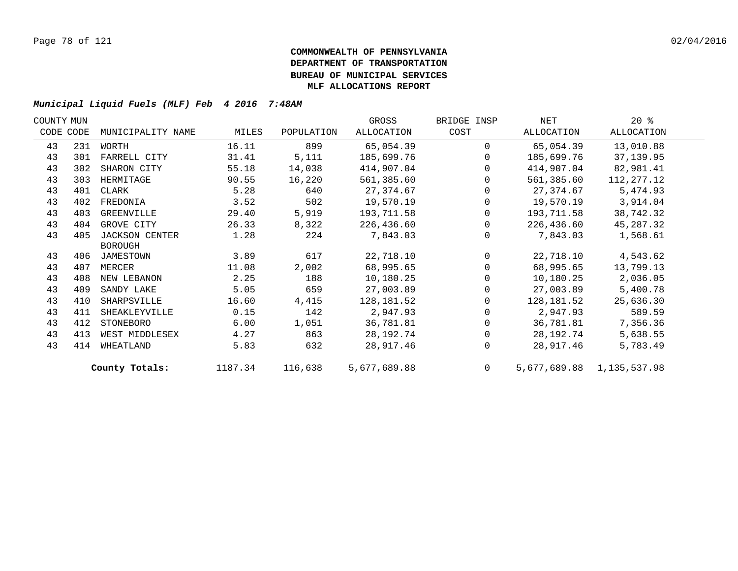**COMMONWEALTH OF PENNSYLVANIA**
**DEPARTMENT OF TRANSPORTATION**
**BUREAU OF MUNICIPAL SERVICES**
**MLF ALLOCATIONS REPORT**

***Municipal Liquid Fuels (MLF) Feb 4 2016 7:48AM***

| COUNTY CODE | MUN CODE | MUNICIPALITY NAME | MILES | POPULATION | GROSS ALLOCATION | BRIDGE INSP COST | NET ALLOCATION | 20 % ALLOCATION |
|---|---|---|---|---|---|---|---|---|
| 43 | 231 | WORTH | 16.11 | 899 | 65,054.39 | 0 | 65,054.39 | 13,010.88 |
| 43 | 301 | FARRELL CITY | 31.41 | 5,111 | 185,699.76 | 0 | 185,699.76 | 37,139.95 |
| 43 | 302 | SHARON CITY | 55.18 | 14,038 | 414,907.04 | 0 | 414,907.04 | 82,981.41 |
| 43 | 303 | HERMITAGE | 90.55 | 16,220 | 561,385.60 | 0 | 561,385.60 | 112,277.12 |
| 43 | 401 | CLARK | 5.28 | 640 | 27,374.67 | 0 | 27,374.67 | 5,474.93 |
| 43 | 402 | FREDONIA | 3.52 | 502 | 19,570.19 | 0 | 19,570.19 | 3,914.04 |
| 43 | 403 | GREENVILLE | 29.40 | 5,919 | 193,711.58 | 0 | 193,711.58 | 38,742.32 |
| 43 | 404 | GROVE CITY | 26.33 | 8,322 | 226,436.60 | 0 | 226,436.60 | 45,287.32 |
| 43 | 405 | JACKSON CENTER BOROUGH | 1.28 | 224 | 7,843.03 | 0 | 7,843.03 | 1,568.61 |
| 43 | 406 | JAMESTOWN | 3.89 | 617 | 22,718.10 | 0 | 22,718.10 | 4,543.62 |
| 43 | 407 | MERCER | 11.08 | 2,002 | 68,995.65 | 0 | 68,995.65 | 13,799.13 |
| 43 | 408 | NEW LEBANON | 2.25 | 188 | 10,180.25 | 0 | 10,180.25 | 2,036.05 |
| 43 | 409 | SANDY LAKE | 5.05 | 659 | 27,003.89 | 0 | 27,003.89 | 5,400.78 |
| 43 | 410 | SHARPSVILLE | 16.60 | 4,415 | 128,181.52 | 0 | 128,181.52 | 25,636.30 |
| 43 | 411 | SHEAKLEYVILLE | 0.15 | 142 | 2,947.93 | 0 | 2,947.93 | 589.59 |
| 43 | 412 | STONEBORO | 6.00 | 1,051 | 36,781.81 | 0 | 36,781.81 | 7,356.36 |
| 43 | 413 | WEST MIDDLESEX | 4.27 | 863 | 28,192.74 | 0 | 28,192.74 | 5,638.55 |
| 43 | 414 | WHEATLAND | 5.83 | 632 | 28,917.46 | 0 | 28,917.46 | 5,783.49 |
| | | **County Totals:** | 1187.34 | 116,638 | 5,677,689.88 | 0 | 5,677,689.88 | 1,135,537.98 |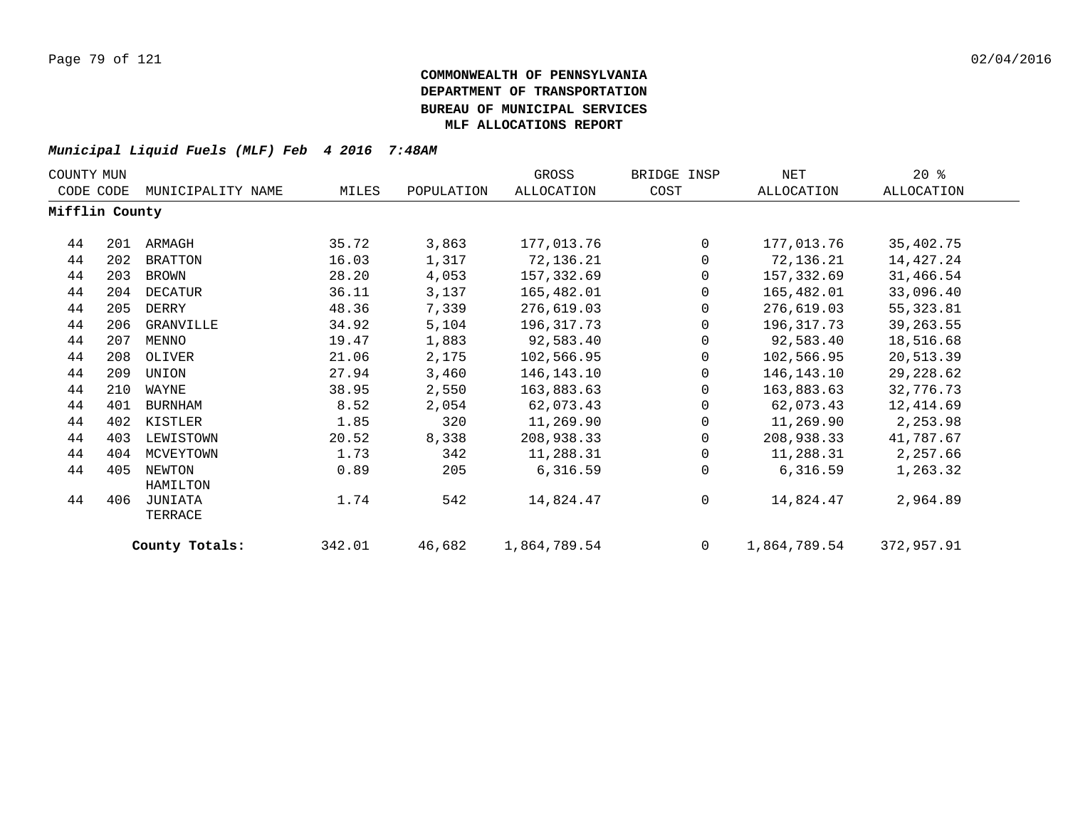**COMMONWEALTH OF PENNSYLVANIA**
**DEPARTMENT OF TRANSPORTATION**
**BUREAU OF MUNICIPAL SERVICES**
**MLF ALLOCATIONS REPORT**

***Municipal Liquid Fuels (MLF) Feb 4 2016 7:48AM***

| COUNTY CODE | MUN CODE | MUNICIPALITY NAME | MILES | POPULATION | GROSS ALLOCATION | BRIDGE INSP COST | NET ALLOCATION | 20 % ALLOCATION |
|---|---|---|---|---|---|---|---|---|
| **Mifflin County** | | | | | | | | |
| 44 | 201 | ARMAGH | 35.72 | 3,863 | 177,013.76 | 0 | 177,013.76 | 35,402.75 |
| 44 | 202 | BRATTON | 16.03 | 1,317 | 72,136.21 | 0 | 72,136.21 | 14,427.24 |
| 44 | 203 | BROWN | 28.20 | 4,053 | 157,332.69 | 0 | 157,332.69 | 31,466.54 |
| 44 | 204 | DECATUR | 36.11 | 3,137 | 165,482.01 | 0 | 165,482.01 | 33,096.40 |
| 44 | 205 | DERRY | 48.36 | 7,339 | 276,619.03 | 0 | 276,619.03 | 55,323.81 |
| 44 | 206 | GRANVILLE | 34.92 | 5,104 | 196,317.73 | 0 | 196,317.73 | 39,263.55 |
| 44 | 207 | MENNO | 19.47 | 1,883 | 92,583.40 | 0 | 92,583.40 | 18,516.68 |
| 44 | 208 | OLIVER | 21.06 | 2,175 | 102,566.95 | 0 | 102,566.95 | 20,513.39 |
| 44 | 209 | UNION | 27.94 | 3,460 | 146,143.10 | 0 | 146,143.10 | 29,228.62 |
| 44 | 210 | WAYNE | 38.95 | 2,550 | 163,883.63 | 0 | 163,883.63 | 32,776.73 |
| 44 | 401 | BURNHAM | 8.52 | 2,054 | 62,073.43 | 0 | 62,073.43 | 12,414.69 |
| 44 | 402 | KISTLER | 1.85 | 320 | 11,269.90 | 0 | 11,269.90 | 2,253.98 |
| 44 | 403 | LEWISTOWN | 20.52 | 8,338 | 208,938.33 | 0 | 208,938.33 | 41,787.67 |
| 44 | 404 | MCVEYTOWN | 1.73 | 342 | 11,288.31 | 0 | 11,288.31 | 2,257.66 |
| 44 | 405 | NEWTON HAMILTON | 0.89 | 205 | 6,316.59 | 0 | 6,316.59 | 1,263.32 |
| 44 | 406 | JUNIATA TERRACE | 1.74 | 542 | 14,824.47 | 0 | 14,824.47 | 2,964.89 |
| | | **County Totals:** | 342.01 | 46,682 | 1,864,789.54 | 0 | 1,864,789.54 | 372,957.91 |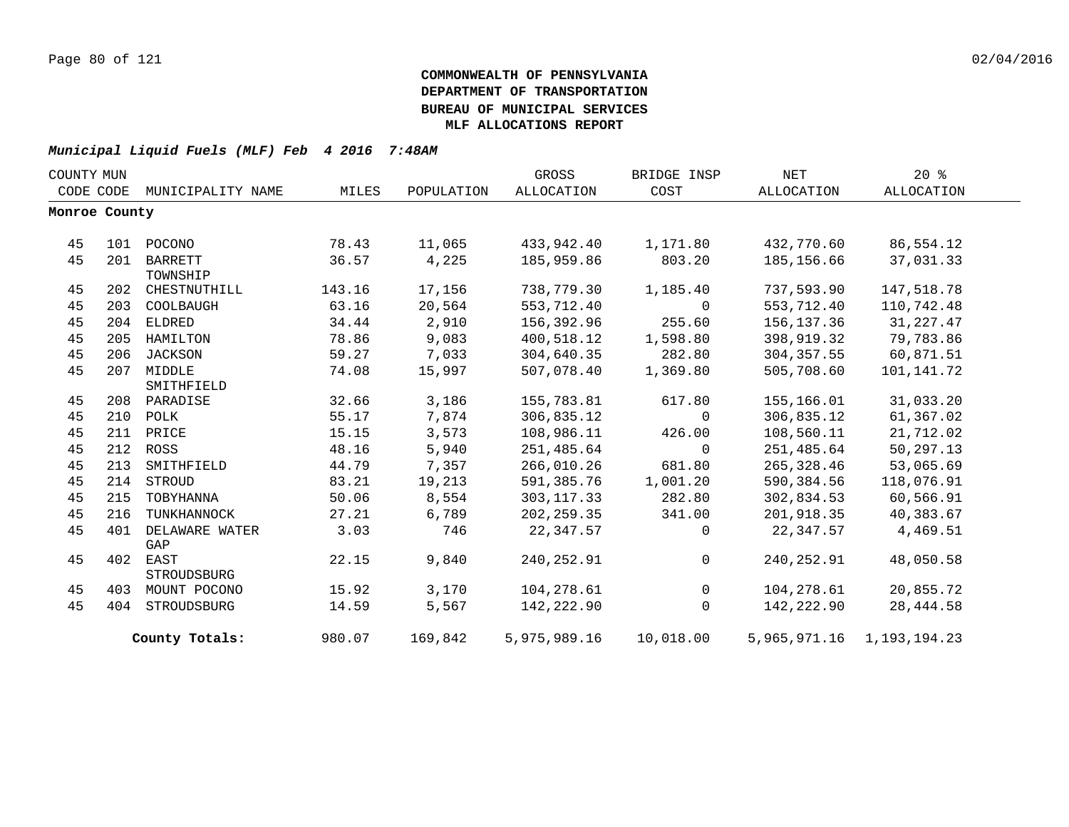**COMMONWEALTH OF PENNSYLVANIA**
**DEPARTMENT OF TRANSPORTATION**
**BUREAU OF MUNICIPAL SERVICES**
**MLF ALLOCATIONS REPORT**

***Municipal Liquid Fuels (MLF) Feb 4 2016 7:48AM***

| COUNTY CODE | MUN CODE | MUNICIPALITY NAME | MILES | POPULATION | GROSS ALLOCATION | BRIDGE INSP COST | NET ALLOCATION | 20 % ALLOCATION |
|---|---|---|---|---|---|---|---|---|
| **Monroe County** | | | | | | | | |
| 45 | 101 | POCONO | 78.43 | 11,065 | 433,942.40 | 1,171.80 | 432,770.60 | 86,554.12 |
| 45 | 201 | BARRETT TOWNSHIP | 36.57 | 4,225 | 185,959.86 | 803.20 | 185,156.66 | 37,031.33 |
| 45 | 202 | CHESTNUTHILL | 143.16 | 17,156 | 738,779.30 | 1,185.40 | 737,593.90 | 147,518.78 |
| 45 | 203 | COOLBAUGH | 63.16 | 20,564 | 553,712.40 | 0 | 553,712.40 | 110,742.48 |
| 45 | 204 | ELDRED | 34.44 | 2,910 | 156,392.96 | 255.60 | 156,137.36 | 31,227.47 |
| 45 | 205 | HAMILTON | 78.86 | 9,083 | 400,518.12 | 1,598.80 | 398,919.32 | 79,783.86 |
| 45 | 206 | JACKSON | 59.27 | 7,033 | 304,640.35 | 282.80 | 304,357.55 | 60,871.51 |
| 45 | 207 | MIDDLE SMITHFIELD | 74.08 | 15,997 | 507,078.40 | 1,369.80 | 505,708.60 | 101,141.72 |
| 45 | 208 | PARADISE | 32.66 | 3,186 | 155,783.81 | 617.80 | 155,166.01 | 31,033.20 |
| 45 | 210 | POLK | 55.17 | 7,874 | 306,835.12 | 0 | 306,835.12 | 61,367.02 |
| 45 | 211 | PRICE | 15.15 | 3,573 | 108,986.11 | 426.00 | 108,560.11 | 21,712.02 |
| 45 | 212 | ROSS | 48.16 | 5,940 | 251,485.64 | 0 | 251,485.64 | 50,297.13 |
| 45 | 213 | SMITHFIELD | 44.79 | 7,357 | 266,010.26 | 681.80 | 265,328.46 | 53,065.69 |
| 45 | 214 | STROUD | 83.21 | 19,213 | 591,385.76 | 1,001.20 | 590,384.56 | 118,076.91 |
| 45 | 215 | TOBYHANNA | 50.06 | 8,554 | 303,117.33 | 282.80 | 302,834.53 | 60,566.91 |
| 45 | 216 | TUNKHANNOCK | 27.21 | 6,789 | 202,259.35 | 341.00 | 201,918.35 | 40,383.67 |
| 45 | 401 | DELAWARE WATER GAP | 3.03 | 746 | 22,347.57 | 0 | 22,347.57 | 4,469.51 |
| 45 | 402 | EAST STROUDSBURG | 22.15 | 9,840 | 240,252.91 | 0 | 240,252.91 | 48,050.58 |
| 45 | 403 | MOUNT POCONO | 15.92 | 3,170 | 104,278.61 | 0 | 104,278.61 | 20,855.72 |
| 45 | 404 | STROUDSBURG | 14.59 | 5,567 | 142,222.90 | 0 | 142,222.90 | 28,444.58 |
| | | **County Totals:** | 980.07 | 169,842 | 5,975,989.16 | 10,018.00 | 5,965,971.16 | 1,193,194.23 |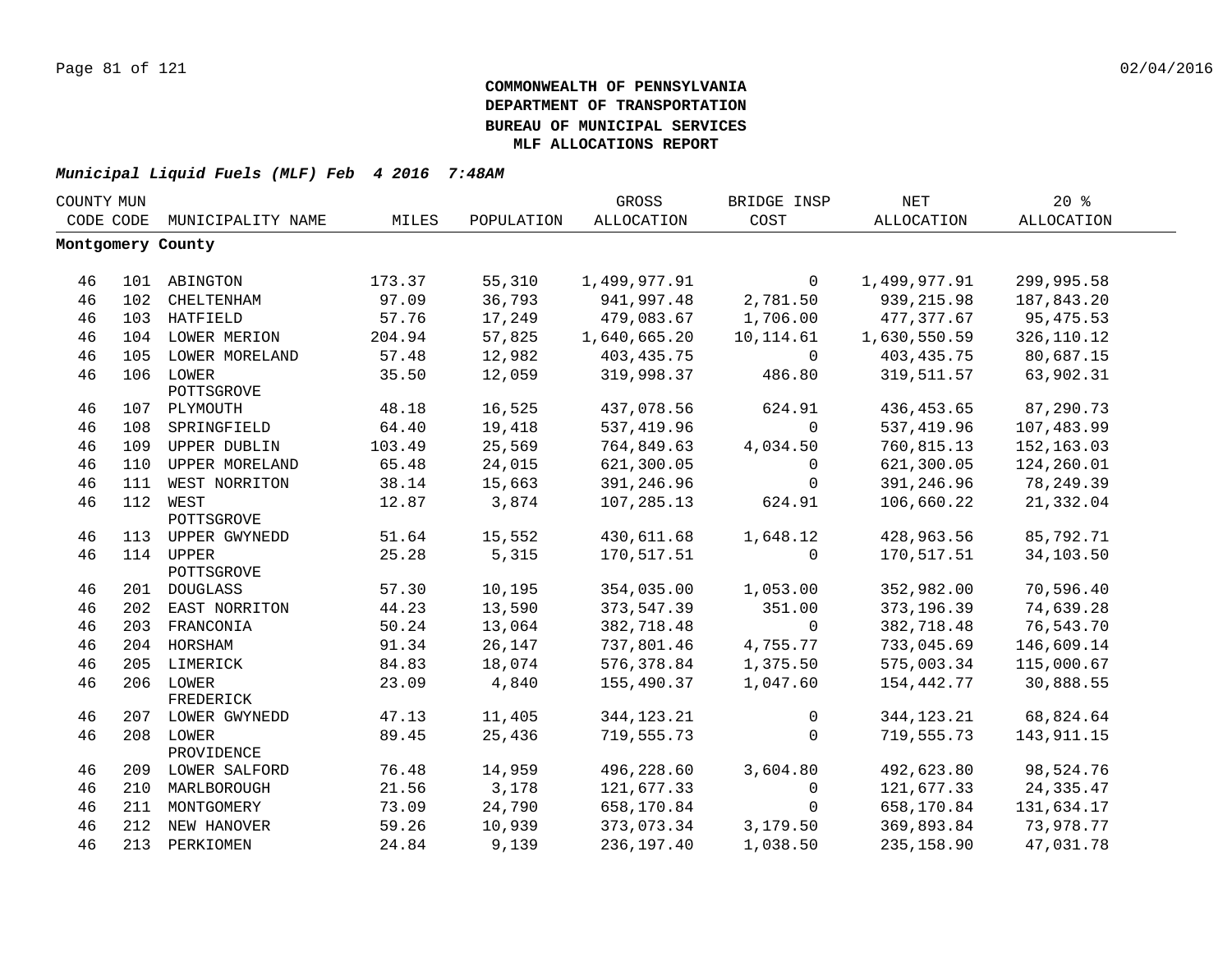**COMMONWEALTH OF PENNSYLVANIA**
**DEPARTMENT OF TRANSPORTATION**
**BUREAU OF MUNICIPAL SERVICES**
**MLF ALLOCATIONS REPORT**

***Municipal Liquid Fuels (MLF) Feb 4 2016 7:48AM***

| COUNTY CODE | MUN CODE | MUNICIPALITY NAME | MILES | POPULATION | GROSS ALLOCATION | BRIDGE INSP COST | NET ALLOCATION | 20 % ALLOCATION |
|---|---|---|---|---|---|---|---|---|
| **Montgomery County** | | | | | | | | |
| 46 | 101 | ABINGTON | 173.37 | 55,310 | 1,499,977.91 | 0 | 1,499,977.91 | 299,995.58 |
| 46 | 102 | CHELTENHAM | 97.09 | 36,793 | 941,997.48 | 2,781.50 | 939,215.98 | 187,843.20 |
| 46 | 103 | HATFIELD | 57.76 | 17,249 | 479,083.67 | 1,706.00 | 477,377.67 | 95,475.53 |
| 46 | 104 | LOWER MERION | 204.94 | 57,825 | 1,640,665.20 | 10,114.61 | 1,630,550.59 | 326,110.12 |
| 46 | 105 | LOWER MORELAND | 57.48 | 12,982 | 403,435.75 | 0 | 403,435.75 | 80,687.15 |
| 46 | 106 | LOWER POTTSGROVE | 35.50 | 12,059 | 319,998.37 | 486.80 | 319,511.57 | 63,902.31 |
| 46 | 107 | PLYMOUTH | 48.18 | 16,525 | 437,078.56 | 624.91 | 436,453.65 | 87,290.73 |
| 46 | 108 | SPRINGFIELD | 64.40 | 19,418 | 537,419.96 | 0 | 537,419.96 | 107,483.99 |
| 46 | 109 | UPPER DUBLIN | 103.49 | 25,569 | 764,849.63 | 4,034.50 | 760,815.13 | 152,163.03 |
| 46 | 110 | UPPER MORELAND | 65.48 | 24,015 | 621,300.05 | 0 | 621,300.05 | 124,260.01 |
| 46 | 111 | WEST NORRITON | 38.14 | 15,663 | 391,246.96 | 0 | 391,246.96 | 78,249.39 |
| 46 | 112 | WEST POTTSGROVE | 12.87 | 3,874 | 107,285.13 | 624.91 | 106,660.22 | 21,332.04 |
| 46 | 113 | UPPER GWYNEDD | 51.64 | 15,552 | 430,611.68 | 1,648.12 | 428,963.56 | 85,792.71 |
| 46 | 114 | UPPER POTTSGROVE | 25.28 | 5,315 | 170,517.51 | 0 | 170,517.51 | 34,103.50 |
| 46 | 201 | DOUGLASS | 57.30 | 10,195 | 354,035.00 | 1,053.00 | 352,982.00 | 70,596.40 |
| 46 | 202 | EAST NORRITON | 44.23 | 13,590 | 373,547.39 | 351.00 | 373,196.39 | 74,639.28 |
| 46 | 203 | FRANCONIA | 50.24 | 13,064 | 382,718.48 | 0 | 382,718.48 | 76,543.70 |
| 46 | 204 | HORSHAM | 91.34 | 26,147 | 737,801.46 | 4,755.77 | 733,045.69 | 146,609.14 |
| 46 | 205 | LIMERICK | 84.83 | 18,074 | 576,378.84 | 1,375.50 | 575,003.34 | 115,000.67 |
| 46 | 206 | LOWER FREDERICK | 23.09 | 4,840 | 155,490.37 | 1,047.60 | 154,442.77 | 30,888.55 |
| 46 | 207 | LOWER GWYNEDD | 47.13 | 11,405 | 344,123.21 | 0 | 344,123.21 | 68,824.64 |
| 46 | 208 | LOWER PROVIDENCE | 89.45 | 25,436 | 719,555.73 | 0 | 719,555.73 | 143,911.15 |
| 46 | 209 | LOWER SALFORD | 76.48 | 14,959 | 496,228.60 | 3,604.80 | 492,623.80 | 98,524.76 |
| 46 | 210 | MARLBOROUGH | 21.56 | 3,178 | 121,677.33 | 0 | 121,677.33 | 24,335.47 |
| 46 | 211 | MONTGOMERY | 73.09 | 24,790 | 658,170.84 | 0 | 658,170.84 | 131,634.17 |
| 46 | 212 | NEW HANOVER | 59.26 | 10,939 | 373,073.34 | 3,179.50 | 369,893.84 | 73,978.77 |
| 46 | 213 | PERKIOMEN | 24.84 | 9,139 | 236,197.40 | 1,038.50 | 235,158.90 | 47,031.78 |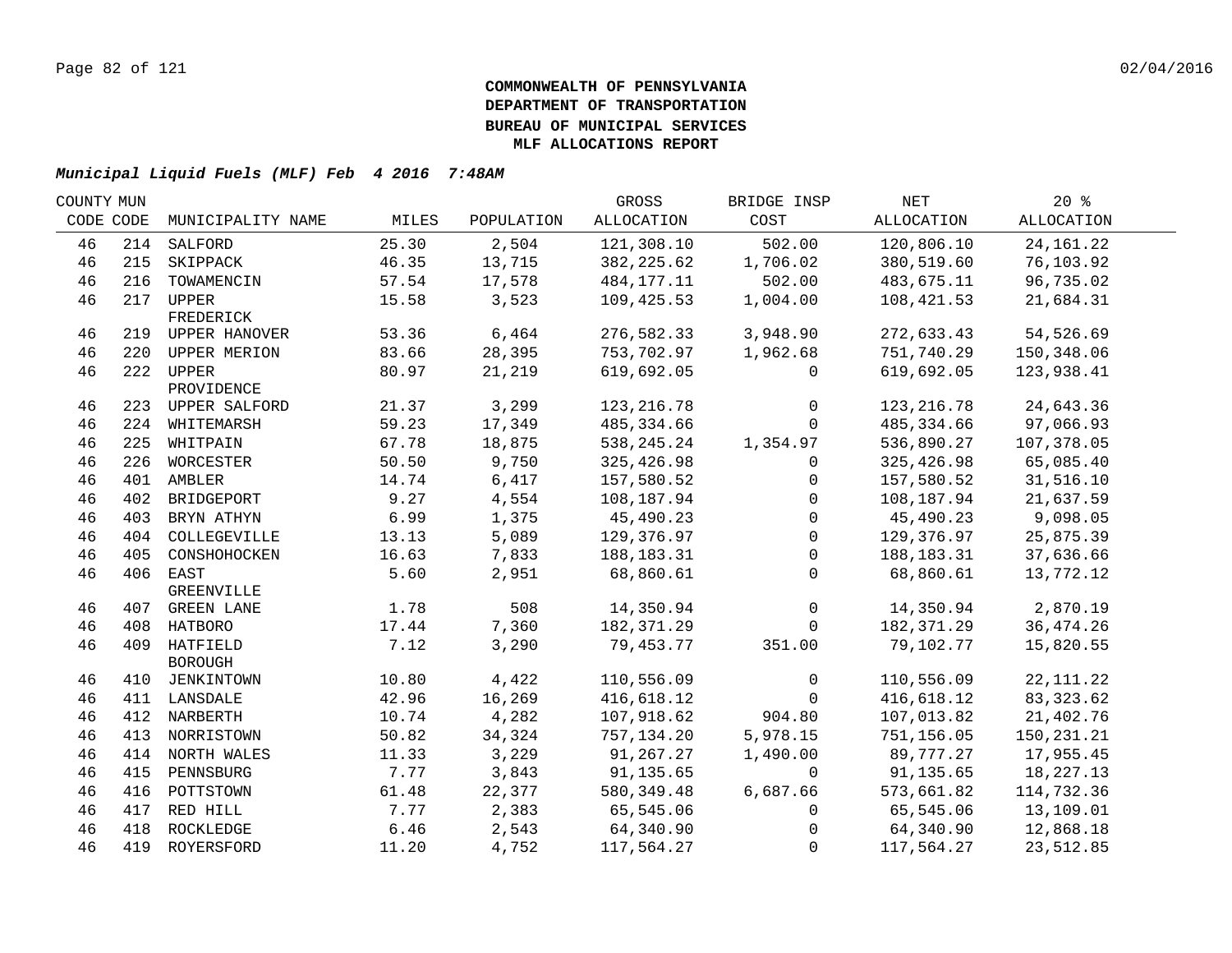**COMMONWEALTH OF PENNSYLVANIA**
**DEPARTMENT OF TRANSPORTATION**
**BUREAU OF MUNICIPAL SERVICES**
**MLF ALLOCATIONS REPORT**

***Municipal Liquid Fuels (MLF) Feb 4 2016 7:48AM***

| COUNTY CODE | MUN CODE | MUNICIPALITY NAME | MILES | POPULATION | GROSS ALLOCATION | BRIDGE INSP COST | NET ALLOCATION | 20 % ALLOCATION |
|---|---|---|---|---|---|---|---|---|
| 46 | 214 | SALFORD | 25.30 | 2,504 | 121,308.10 | 502.00 | 120,806.10 | 24,161.22 |
| 46 | 215 | SKIPPACK | 46.35 | 13,715 | 382,225.62 | 1,706.02 | 380,519.60 | 76,103.92 |
| 46 | 216 | TOWAMENCIN | 57.54 | 17,578 | 484,177.11 | 502.00 | 483,675.11 | 96,735.02 |
| 46 | 217 | UPPER FREDERICK | 15.58 | 3,523 | 109,425.53 | 1,004.00 | 108,421.53 | 21,684.31 |
| 46 | 219 | UPPER HANOVER | 53.36 | 6,464 | 276,582.33 | 3,948.90 | 272,633.43 | 54,526.69 |
| 46 | 220 | UPPER MERION | 83.66 | 28,395 | 753,702.97 | 1,962.68 | 751,740.29 | 150,348.06 |
| 46 | 222 | UPPER PROVIDENCE | 80.97 | 21,219 | 619,692.05 | 0 | 619,692.05 | 123,938.41 |
| 46 | 223 | UPPER SALFORD | 21.37 | 3,299 | 123,216.78 | 0 | 123,216.78 | 24,643.36 |
| 46 | 224 | WHITEMARSH | 59.23 | 17,349 | 485,334.66 | 0 | 485,334.66 | 97,066.93 |
| 46 | 225 | WHITPAIN | 67.78 | 18,875 | 538,245.24 | 1,354.97 | 536,890.27 | 107,378.05 |
| 46 | 226 | WORCESTER | 50.50 | 9,750 | 325,426.98 | 0 | 325,426.98 | 65,085.40 |
| 46 | 401 | AMBLER | 14.74 | 6,417 | 157,580.52 | 0 | 157,580.52 | 31,516.10 |
| 46 | 402 | BRIDGEPORT | 9.27 | 4,554 | 108,187.94 | 0 | 108,187.94 | 21,637.59 |
| 46 | 403 | BRYN ATHYN | 6.99 | 1,375 | 45,490.23 | 0 | 45,490.23 | 9,098.05 |
| 46 | 404 | COLLEGEVILLE | 13.13 | 5,089 | 129,376.97 | 0 | 129,376.97 | 25,875.39 |
| 46 | 405 | CONSHOHOCKEN | 16.63 | 7,833 | 188,183.31 | 0 | 188,183.31 | 37,636.66 |
| 46 | 406 | EAST GREENVILLE | 5.60 | 2,951 | 68,860.61 | 0 | 68,860.61 | 13,772.12 |
| 46 | 407 | GREEN LANE | 1.78 | 508 | 14,350.94 | 0 | 14,350.94 | 2,870.19 |
| 46 | 408 | HATBORO | 17.44 | 7,360 | 182,371.29 | 0 | 182,371.29 | 36,474.26 |
| 46 | 409 | HATFIELD BOROUGH | 7.12 | 3,290 | 79,453.77 | 351.00 | 79,102.77 | 15,820.55 |
| 46 | 410 | JENKINTOWN | 10.80 | 4,422 | 110,556.09 | 0 | 110,556.09 | 22,111.22 |
| 46 | 411 | LANSDALE | 42.96 | 16,269 | 416,618.12 | 0 | 416,618.12 | 83,323.62 |
| 46 | 412 | NARBERTH | 10.74 | 4,282 | 107,918.62 | 904.80 | 107,013.82 | 21,402.76 |
| 46 | 413 | NORRISTOWN | 50.82 | 34,324 | 757,134.20 | 5,978.15 | 751,156.05 | 150,231.21 |
| 46 | 414 | NORTH WALES | 11.33 | 3,229 | 91,267.27 | 1,490.00 | 89,777.27 | 17,955.45 |
| 46 | 415 | PENNSBURG | 7.77 | 3,843 | 91,135.65 | 0 | 91,135.65 | 18,227.13 |
| 46 | 416 | POTTSTOWN | 61.48 | 22,377 | 580,349.48 | 6,687.66 | 573,661.82 | 114,732.36 |
| 46 | 417 | RED HILL | 7.77 | 2,383 | 65,545.06 | 0 | 65,545.06 | 13,109.01 |
| 46 | 418 | ROCKLEDGE | 6.46 | 2,543 | 64,340.90 | 0 | 64,340.90 | 12,868.18 |
| 46 | 419 | ROYERSFORD | 11.20 | 4,752 | 117,564.27 | 0 | 117,564.27 | 23,512.85 |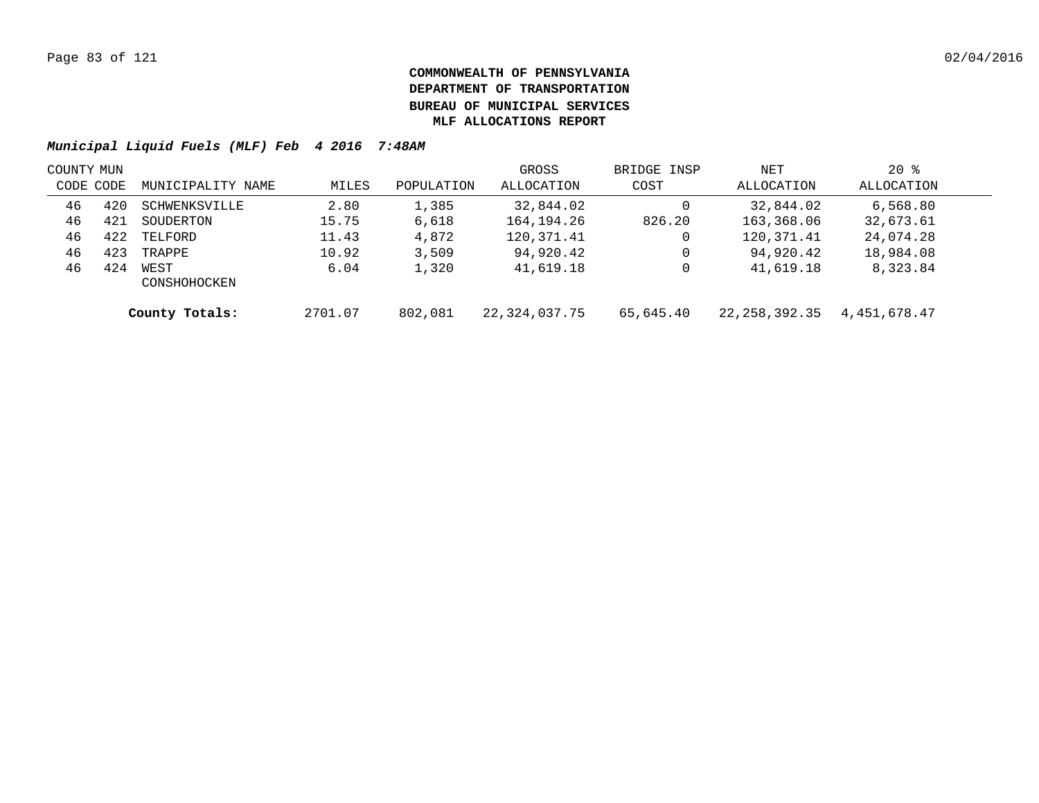**COMMONWEALTH OF PENNSYLVANIA**
**DEPARTMENT OF TRANSPORTATION**
**BUREAU OF MUNICIPAL SERVICES**
**MLF ALLOCATIONS REPORT**

***Municipal Liquid Fuels (MLF) Feb 4 2016 7:48AM***

| COUNTY CODE | MUN CODE | MUNICIPALITY NAME | MILES | POPULATION | GROSS ALLOCATION | BRIDGE INSP COST | NET ALLOCATION | 20 % ALLOCATION |
|---|---|---|---|---|---|---|---|---|
| 46 | 420 | SCHWENKSVILLE | 2.80 | 1,385 | 32,844.02 | 0 | 32,844.02 | 6,568.80 |
| 46 | 421 | SOUDERTON | 15.75 | 6,618 | 164,194.26 | 826.20 | 163,368.06 | 32,673.61 |
| 46 | 422 | TELFORD | 11.43 | 4,872 | 120,371.41 | 0 | 120,371.41 | 24,074.28 |
| 46 | 423 | TRAPPE | 10.92 | 3,509 | 94,920.42 | 0 | 94,920.42 | 18,984.08 |
| 46 | 424 | WEST CONSHOHOCKEN | 6.04 | 1,320 | 41,619.18 | 0 | 41,619.18 | 8,323.84 |
| | | **County Totals:** | 2701.07 | 802,081 | 22,324,037.75 | 65,645.40 | 22,258,392.35 | 4,451,678.47 |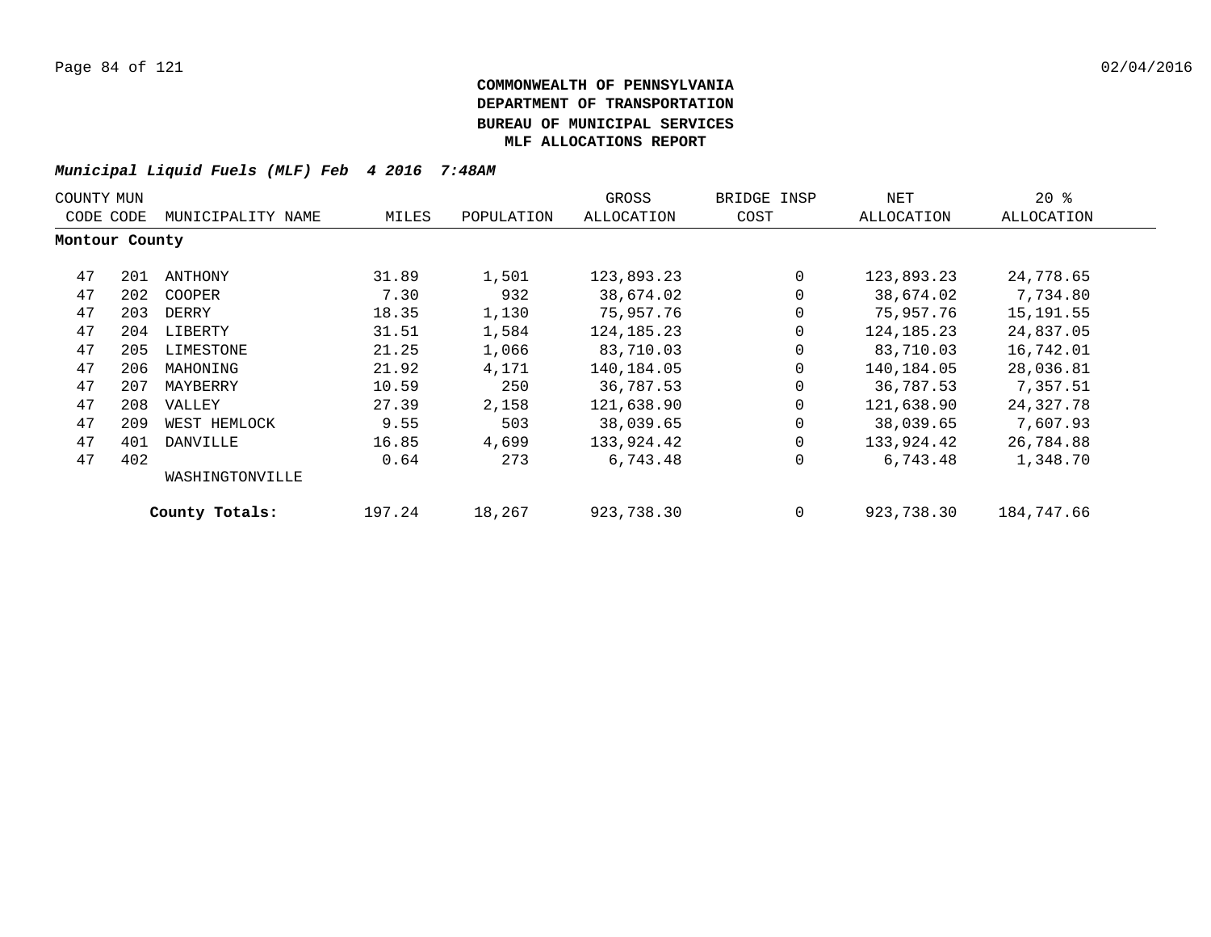**COMMONWEALTH OF PENNSYLVANIA**
**DEPARTMENT OF TRANSPORTATION**
**BUREAU OF MUNICIPAL SERVICES**
**MLF ALLOCATIONS REPORT**

***Municipal Liquid Fuels (MLF) Feb 4 2016 7:48AM***

| COUNTY CODE | MUN CODE | MUNICIPALITY NAME | MILES | POPULATION | GROSS ALLOCATION | BRIDGE INSP COST | NET ALLOCATION | 20 % ALLOCATION |
|---|---|---|---|---|---|---|---|---|
| **Montour County** | | | | | | | | |
| 47 | 201 | ANTHONY | 31.89 | 1,501 | 123,893.23 | 0 | 123,893.23 | 24,778.65 |
| 47 | 202 | COOPER | 7.30 | 932 | 38,674.02 | 0 | 38,674.02 | 7,734.80 |
| 47 | 203 | DERRY | 18.35 | 1,130 | 75,957.76 | 0 | 75,957.76 | 15,191.55 |
| 47 | 204 | LIBERTY | 31.51 | 1,584 | 124,185.23 | 0 | 124,185.23 | 24,837.05 |
| 47 | 205 | LIMESTONE | 21.25 | 1,066 | 83,710.03 | 0 | 83,710.03 | 16,742.01 |
| 47 | 206 | MAHONING | 21.92 | 4,171 | 140,184.05 | 0 | 140,184.05 | 28,036.81 |
| 47 | 207 | MAYBERRY | 10.59 | 250 | 36,787.53 | 0 | 36,787.53 | 7,357.51 |
| 47 | 208 | VALLEY | 27.39 | 2,158 | 121,638.90 | 0 | 121,638.90 | 24,327.78 |
| 47 | 209 | WEST HEMLOCK | 9.55 | 503 | 38,039.65 | 0 | 38,039.65 | 7,607.93 |
| 47 | 401 | DANVILLE | 16.85 | 4,699 | 133,924.42 | 0 | 133,924.42 | 26,784.88 |
| 47 | 402 | WASHINGTONVILLE | 0.64 | 273 | 6,743.48 | 0 | 6,743.48 | 1,348.70 |
| | | **County Totals:** | 197.24 | 18,267 | 923,738.30 | 0 | 923,738.30 | 184,747.66 |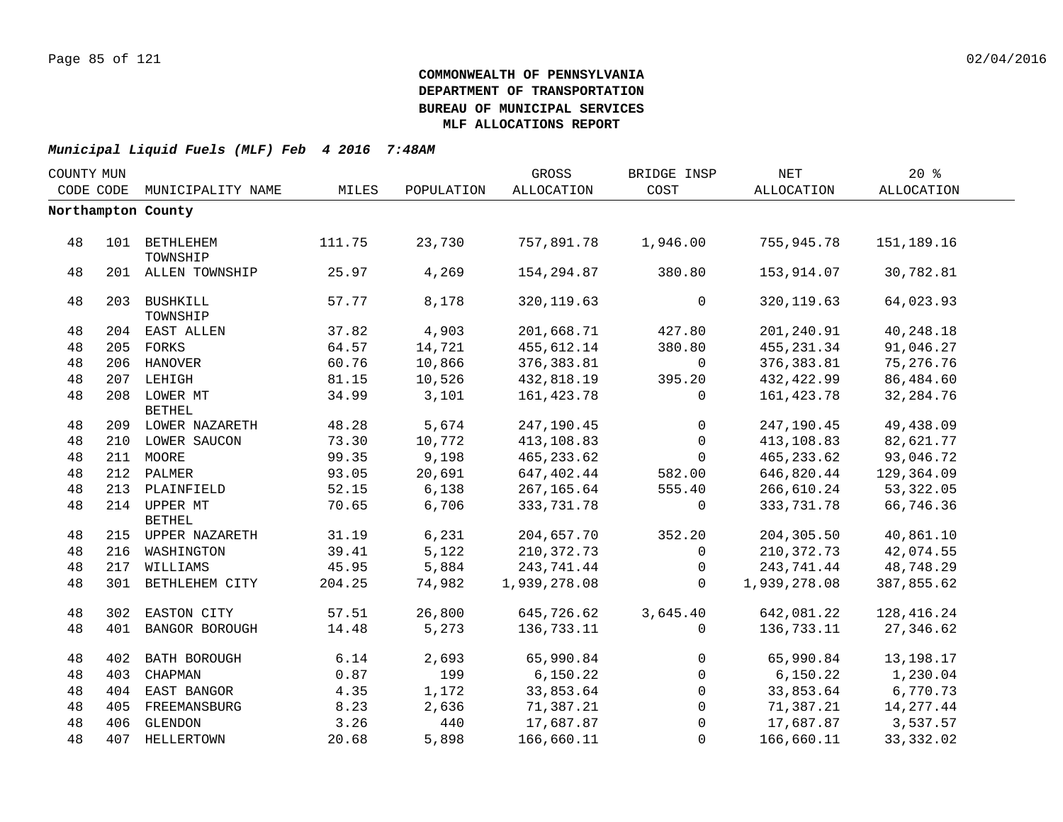**COMMONWEALTH OF PENNSYLVANIA**
**DEPARTMENT OF TRANSPORTATION**
**BUREAU OF MUNICIPAL SERVICES**
**MLF ALLOCATIONS REPORT**

***Municipal Liquid Fuels (MLF) Feb 4 2016 7:48AM***

| COUNTY CODE | MUN CODE | MUNICIPALITY NAME | MILES | POPULATION | GROSS ALLOCATION | BRIDGE INSP COST | NET ALLOCATION | 20 % ALLOCATION |
|---|---|---|---|---|---|---|---|---|
| **Northampton County** | | | | | | | | |
| 48 | 101 | BETHLEHEM TOWNSHIP | 111.75 | 23,730 | 757,891.78 | 1,946.00 | 755,945.78 | 151,189.16 |
| 48 | 201 | ALLEN TOWNSHIP | 25.97 | 4,269 | 154,294.87 | 380.80 | 153,914.07 | 30,782.81 |
| 48 | 203 | BUSHKILL TOWNSHIP | 57.77 | 8,178 | 320,119.63 | 0 | 320,119.63 | 64,023.93 |
| 48 | 204 | EAST ALLEN | 37.82 | 4,903 | 201,668.71 | 427.80 | 201,240.91 | 40,248.18 |
| 48 | 205 | FORKS | 64.57 | 14,721 | 455,612.14 | 380.80 | 455,231.34 | 91,046.27 |
| 48 | 206 | HANOVER | 60.76 | 10,866 | 376,383.81 | 0 | 376,383.81 | 75,276.76 |
| 48 | 207 | LEHIGH | 81.15 | 10,526 | 432,818.19 | 395.20 | 432,422.99 | 86,484.60 |
| 48 | 208 | LOWER MT BETHEL | 34.99 | 3,101 | 161,423.78 | 0 | 161,423.78 | 32,284.76 |
| 48 | 209 | LOWER NAZARETH | 48.28 | 5,674 | 247,190.45 | 0 | 247,190.45 | 49,438.09 |
| 48 | 210 | LOWER SAUCON | 73.30 | 10,772 | 413,108.83 | 0 | 413,108.83 | 82,621.77 |
| 48 | 211 | MOORE | 99.35 | 9,198 | 465,233.62 | 0 | 465,233.62 | 93,046.72 |
| 48 | 212 | PALMER | 93.05 | 20,691 | 647,402.44 | 582.00 | 646,820.44 | 129,364.09 |
| 48 | 213 | PLAINFIELD | 52.15 | 6,138 | 267,165.64 | 555.40 | 266,610.24 | 53,322.05 |
| 48 | 214 | UPPER MT BETHEL | 70.65 | 6,706 | 333,731.78 | 0 | 333,731.78 | 66,746.36 |
| 48 | 215 | UPPER NAZARETH | 31.19 | 6,231 | 204,657.70 | 352.20 | 204,305.50 | 40,861.10 |
| 48 | 216 | WASHINGTON | 39.41 | 5,122 | 210,372.73 | 0 | 210,372.73 | 42,074.55 |
| 48 | 217 | WILLIAMS | 45.95 | 5,884 | 243,741.44 | 0 | 243,741.44 | 48,748.29 |
| 48 | 301 | BETHLEHEM CITY | 204.25 | 74,982 | 1,939,278.08 | 0 | 1,939,278.08 | 387,855.62 |
| 48 | 302 | EASTON CITY | 57.51 | 26,800 | 645,726.62 | 3,645.40 | 642,081.22 | 128,416.24 |
| 48 | 401 | BANGOR BOROUGH | 14.48 | 5,273 | 136,733.11 | 0 | 136,733.11 | 27,346.62 |
| 48 | 402 | BATH BOROUGH | 6.14 | 2,693 | 65,990.84 | 0 | 65,990.84 | 13,198.17 |
| 48 | 403 | CHAPMAN | 0.87 | 199 | 6,150.22 | 0 | 6,150.22 | 1,230.04 |
| 48 | 404 | EAST BANGOR | 4.35 | 1,172 | 33,853.64 | 0 | 33,853.64 | 6,770.73 |
| 48 | 405 | FREEMANSBURG | 8.23 | 2,636 | 71,387.21 | 0 | 71,387.21 | 14,277.44 |
| 48 | 406 | GLENDON | 3.26 | 440 | 17,687.87 | 0 | 17,687.87 | 3,537.57 |
| 48 | 407 | HELLERTOWN | 20.68 | 5,898 | 166,660.11 | 0 | 166,660.11 | 33,332.02 |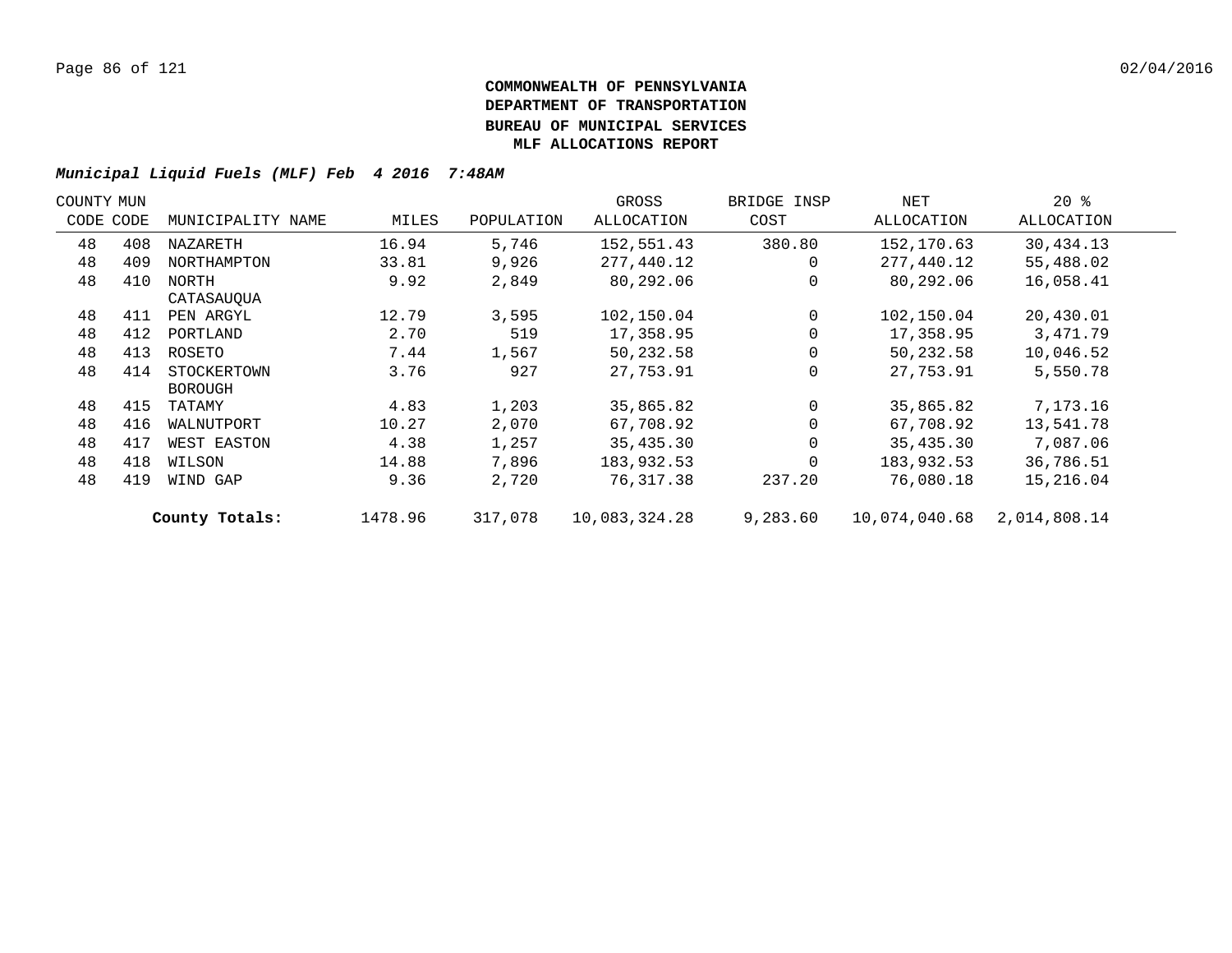**COMMONWEALTH OF PENNSYLVANIA**
**DEPARTMENT OF TRANSPORTATION**
**BUREAU OF MUNICIPAL SERVICES**
**MLF ALLOCATIONS REPORT**

***Municipal Liquid Fuels (MLF) Feb 4 2016 7:48AM***

| COUNTY CODE | MUN CODE | MUNICIPALITY NAME | MILES | POPULATION | GROSS ALLOCATION | BRIDGE INSP COST | NET ALLOCATION | 20 % ALLOCATION |
|---|---|---|---|---|---|---|---|---|
| 48 | 408 | NAZARETH | 16.94 | 5,746 | 152,551.43 | 380.80 | 152,170.63 | 30,434.13 |
| 48 | 409 | NORTHAMPTON | 33.81 | 9,926 | 277,440.12 | 0 | 277,440.12 | 55,488.02 |
| 48 | 410 | NORTH CATASAUQUA | 9.92 | 2,849 | 80,292.06 | 0 | 80,292.06 | 16,058.41 |
| 48 | 411 | PEN ARGYL | 12.79 | 3,595 | 102,150.04 | 0 | 102,150.04 | 20,430.01 |
| 48 | 412 | PORTLAND | 2.70 | 519 | 17,358.95 | 0 | 17,358.95 | 3,471.79 |
| 48 | 413 | ROSETO | 7.44 | 1,567 | 50,232.58 | 0 | 50,232.58 | 10,046.52 |
| 48 | 414 | STOCKERTOWN BOROUGH | 3.76 | 927 | 27,753.91 | 0 | 27,753.91 | 5,550.78 |
| 48 | 415 | TATAMY | 4.83 | 1,203 | 35,865.82 | 0 | 35,865.82 | 7,173.16 |
| 48 | 416 | WALNUTPORT | 10.27 | 2,070 | 67,708.92 | 0 | 67,708.92 | 13,541.78 |
| 48 | 417 | WEST EASTON | 4.38 | 1,257 | 35,435.30 | 0 | 35,435.30 | 7,087.06 |
| 48 | 418 | WILSON | 14.88 | 7,896 | 183,932.53 | 0 | 183,932.53 | 36,786.51 |
| 48 | 419 | WIND GAP | 9.36 | 2,720 | 76,317.38 | 237.20 | 76,080.18 | 15,216.04 |
| | | **County Totals:** | 1478.96 | 317,078 | 10,083,324.28 | 9,283.60 | 10,074,040.68 | 2,014,808.14 |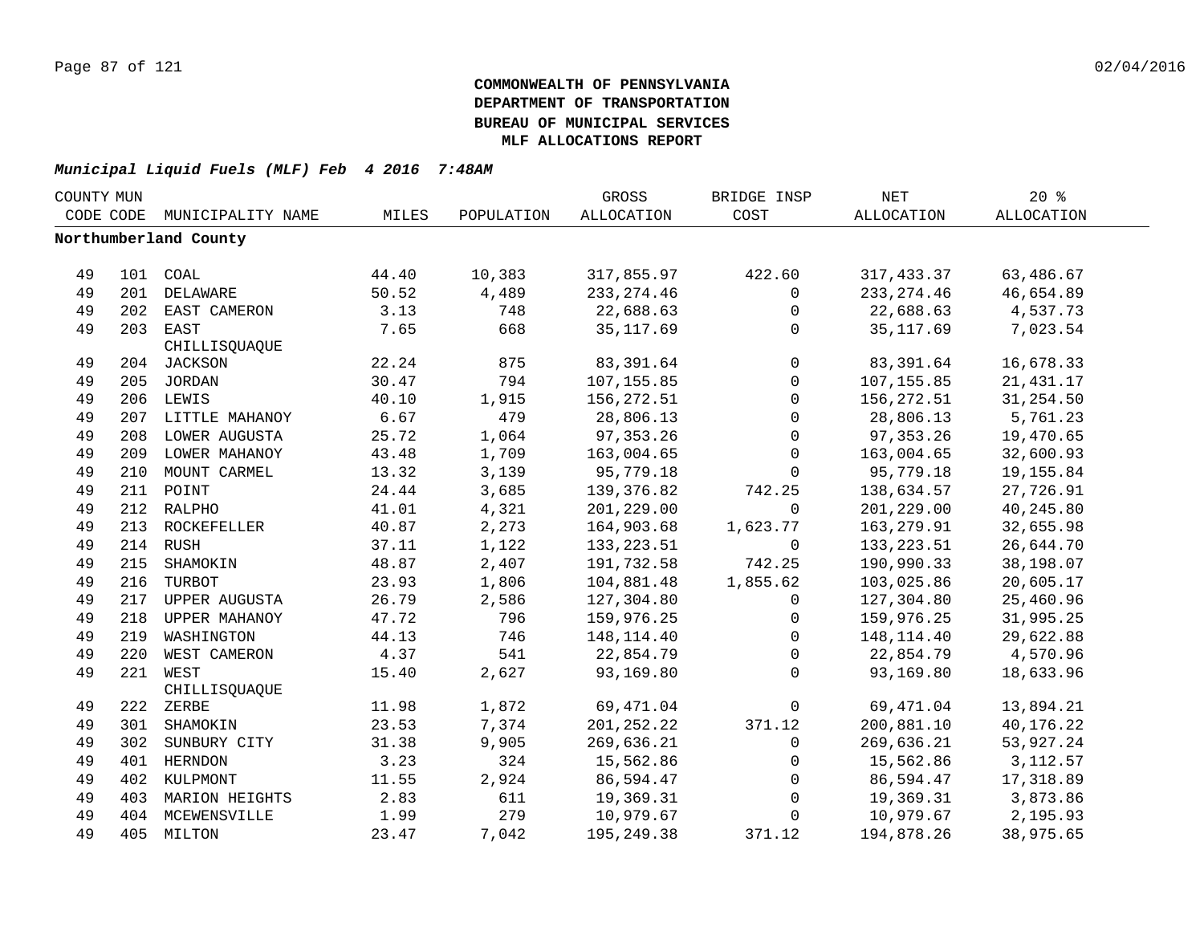**COMMONWEALTH OF PENNSYLVANIA**
**DEPARTMENT OF TRANSPORTATION**
**BUREAU OF MUNICIPAL SERVICES**
**MLF ALLOCATIONS REPORT**

***Municipal Liquid Fuels (MLF) Feb 4 2016 7:48AM***

| COUNTY CODE | MUN CODE | MUNICIPALITY NAME | MILES | POPULATION | GROSS ALLOCATION | BRIDGE INSP COST | NET ALLOCATION | 20 % ALLOCATION |
|---|---|---|---|---|---|---|---|---|
| **Northumberland County** | | | | | | | | |
| 49 | 101 | COAL | 44.40 | 10,383 | 317,855.97 | 422.60 | 317,433.37 | 63,486.67 |
| 49 | 201 | DELAWARE | 50.52 | 4,489 | 233,274.46 | 0 | 233,274.46 | 46,654.89 |
| 49 | 202 | EAST CAMERON | 3.13 | 748 | 22,688.63 | 0 | 22,688.63 | 4,537.73 |
| 49 | 203 | EAST CHILLISQUAQUE | 7.65 | 668 | 35,117.69 | 0 | 35,117.69 | 7,023.54 |
| 49 | 204 | JACKSON | 22.24 | 875 | 83,391.64 | 0 | 83,391.64 | 16,678.33 |
| 49 | 205 | JORDAN | 30.47 | 794 | 107,155.85 | 0 | 107,155.85 | 21,431.17 |
| 49 | 206 | LEWIS | 40.10 | 1,915 | 156,272.51 | 0 | 156,272.51 | 31,254.50 |
| 49 | 207 | LITTLE MAHANOY | 6.67 | 479 | 28,806.13 | 0 | 28,806.13 | 5,761.23 |
| 49 | 208 | LOWER AUGUSTA | 25.72 | 1,064 | 97,353.26 | 0 | 97,353.26 | 19,470.65 |
| 49 | 209 | LOWER MAHANOY | 43.48 | 1,709 | 163,004.65 | 0 | 163,004.65 | 32,600.93 |
| 49 | 210 | MOUNT CARMEL | 13.32 | 3,139 | 95,779.18 | 0 | 95,779.18 | 19,155.84 |
| 49 | 211 | POINT | 24.44 | 3,685 | 139,376.82 | 742.25 | 138,634.57 | 27,726.91 |
| 49 | 212 | RALPHO | 41.01 | 4,321 | 201,229.00 | 0 | 201,229.00 | 40,245.80 |
| 49 | 213 | ROCKEFELLER | 40.87 | 2,273 | 164,903.68 | 1,623.77 | 163,279.91 | 32,655.98 |
| 49 | 214 | RUSH | 37.11 | 1,122 | 133,223.51 | 0 | 133,223.51 | 26,644.70 |
| 49 | 215 | SHAMOKIN | 48.87 | 2,407 | 191,732.58 | 742.25 | 190,990.33 | 38,198.07 |
| 49 | 216 | TURBOT | 23.93 | 1,806 | 104,881.48 | 1,855.62 | 103,025.86 | 20,605.17 |
| 49 | 217 | UPPER AUGUSTA | 26.79 | 2,586 | 127,304.80 | 0 | 127,304.80 | 25,460.96 |
| 49 | 218 | UPPER MAHANOY | 47.72 | 796 | 159,976.25 | 0 | 159,976.25 | 31,995.25 |
| 49 | 219 | WASHINGTON | 44.13 | 746 | 148,114.40 | 0 | 148,114.40 | 29,622.88 |
| 49 | 220 | WEST CAMERON | 4.37 | 541 | 22,854.79 | 0 | 22,854.79 | 4,570.96 |
| 49 | 221 | WEST CHILLISQUAQUE | 15.40 | 2,627 | 93,169.80 | 0 | 93,169.80 | 18,633.96 |
| 49 | 222 | ZERBE | 11.98 | 1,872 | 69,471.04 | 0 | 69,471.04 | 13,894.21 |
| 49 | 301 | SHAMOKIN | 23.53 | 7,374 | 201,252.22 | 371.12 | 200,881.10 | 40,176.22 |
| 49 | 302 | SUNBURY CITY | 31.38 | 9,905 | 269,636.21 | 0 | 269,636.21 | 53,927.24 |
| 49 | 401 | HERNDON | 3.23 | 324 | 15,562.86 | 0 | 15,562.86 | 3,112.57 |
| 49 | 402 | KULPMONT | 11.55 | 2,924 | 86,594.47 | 0 | 86,594.47 | 17,318.89 |
| 49 | 403 | MARION HEIGHTS | 2.83 | 611 | 19,369.31 | 0 | 19,369.31 | 3,873.86 |
| 49 | 404 | MCEWENSVILLE | 1.99 | 279 | 10,979.67 | 0 | 10,979.67 | 2,195.93 |
| 49 | 405 | MILTON | 23.47 | 7,042 | 195,249.38 | 371.12 | 194,878.26 | 38,975.65 |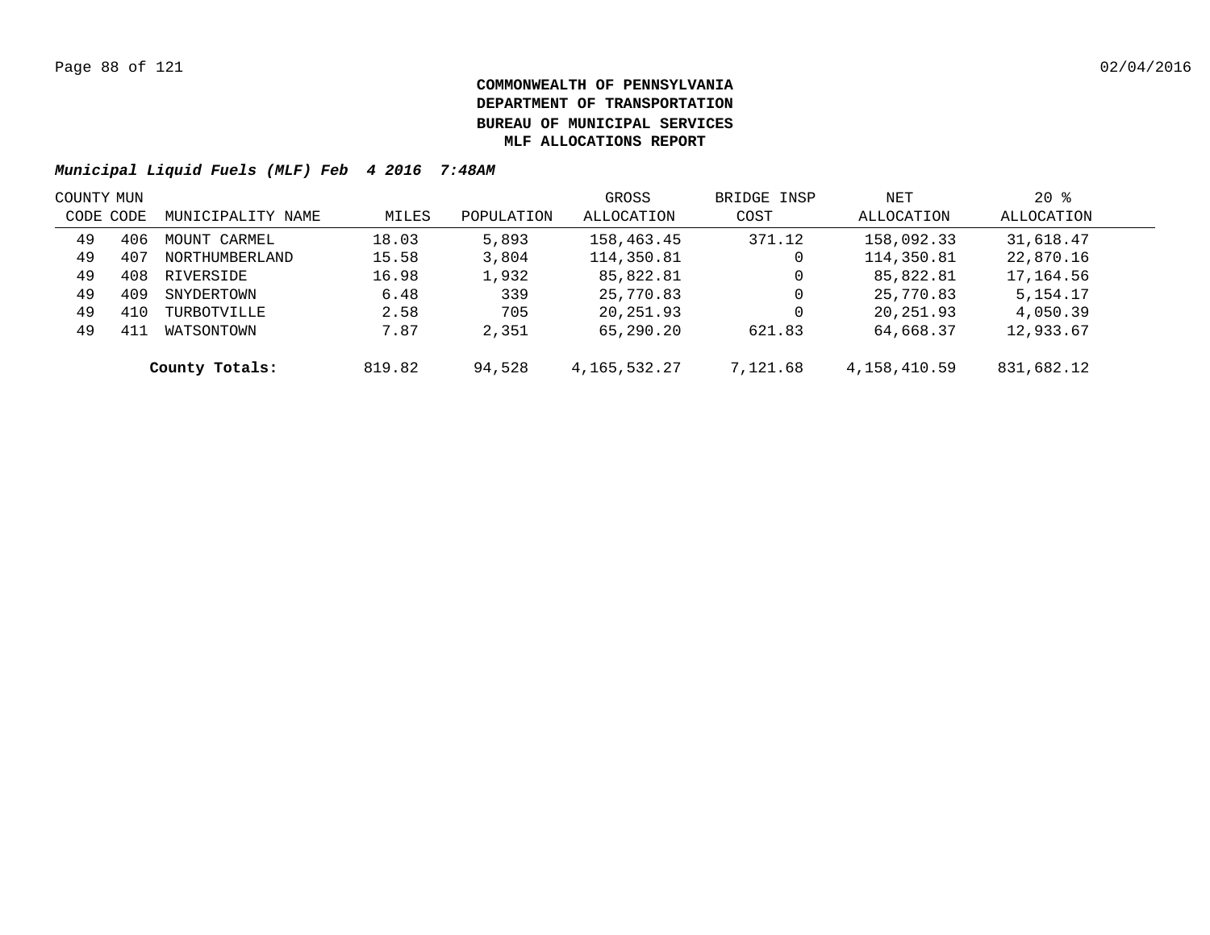**COMMONWEALTH OF PENNSYLVANIA**
**DEPARTMENT OF TRANSPORTATION**
**BUREAU OF MUNICIPAL SERVICES**
**MLF ALLOCATIONS REPORT**

***Municipal Liquid Fuels (MLF) Feb 4 2016 7:48AM***

| COUNTY CODE | MUN CODE | MUNICIPALITY NAME | MILES | POPULATION | GROSS ALLOCATION | BRIDGE INSP COST | NET ALLOCATION | 20 % ALLOCATION |
|---|---|---|---|---|---|---|---|---|
| 49 | 406 | MOUNT CARMEL | 18.03 | 5,893 | 158,463.45 | 371.12 | 158,092.33 | 31,618.47 |
| 49 | 407 | NORTHUMBERLAND | 15.58 | 3,804 | 114,350.81 | 0 | 114,350.81 | 22,870.16 |
| 49 | 408 | RIVERSIDE | 16.98 | 1,932 | 85,822.81 | 0 | 85,822.81 | 17,164.56 |
| 49 | 409 | SNYDERTOWN | 6.48 | 339 | 25,770.83 | 0 | 25,770.83 | 5,154.17 |
| 49 | 410 | TURBOTVILLE | 2.58 | 705 | 20,251.93 | 0 | 20,251.93 | 4,050.39 |
| 49 | 411 | WATSONTOWN | 7.87 | 2,351 | 65,290.20 | 621.83 | 64,668.37 | 12,933.67 |
| | | **County Totals:** | 819.82 | 94,528 | 4,165,532.27 | 7,121.68 | 4,158,410.59 | 831,682.12 |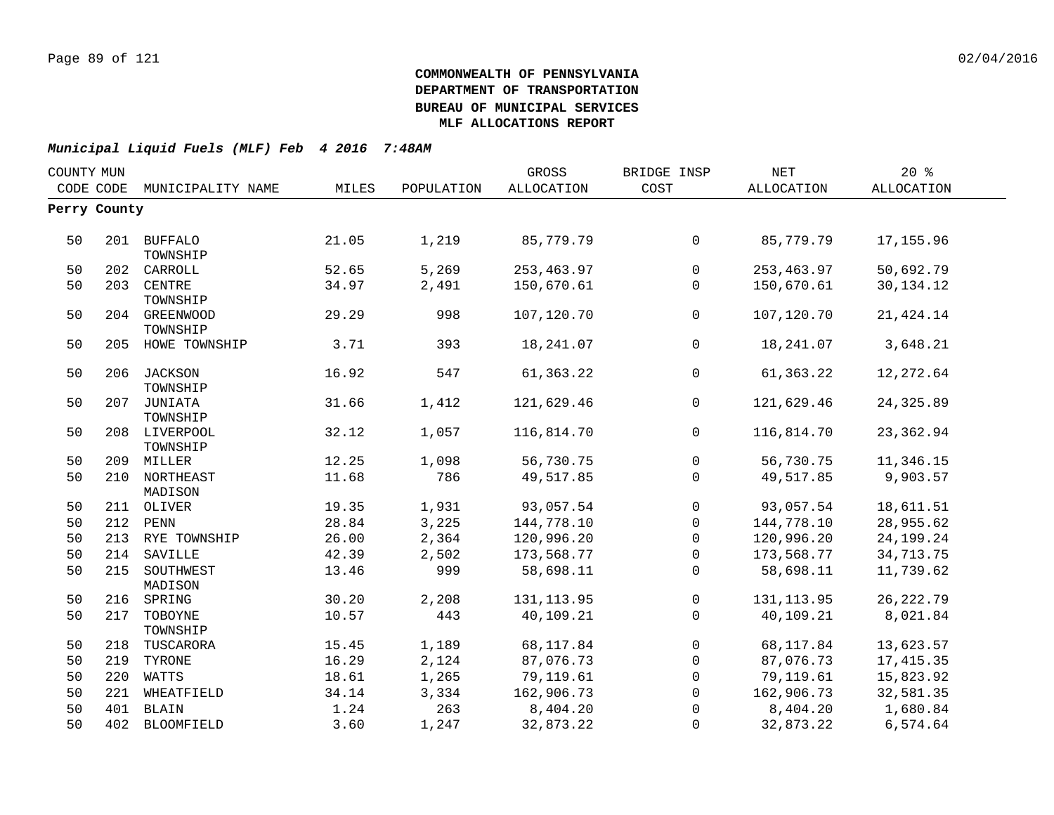**COMMONWEALTH OF PENNSYLVANIA**
**DEPARTMENT OF TRANSPORTATION**
**BUREAU OF MUNICIPAL SERVICES**
**MLF ALLOCATIONS REPORT**

***Municipal Liquid Fuels (MLF) Feb 4 2016 7:48AM***

| COUNTY CODE | MUN CODE | MUNICIPALITY NAME | MILES | POPULATION | GROSS ALLOCATION | BRIDGE INSP COST | NET ALLOCATION | 20 % ALLOCATION |
|---|---|---|---|---|---|---|---|---|
| **Perry County** | | | | | | | | |
| 50 | 201 | BUFFALO TOWNSHIP | 21.05 | 1,219 | 85,779.79 | 0 | 85,779.79 | 17,155.96 |
| 50 | 202 | CARROLL | 52.65 | 5,269 | 253,463.97 | 0 | 253,463.97 | 50,692.79 |
| 50 | 203 | CENTRE TOWNSHIP | 34.97 | 2,491 | 150,670.61 | 0 | 150,670.61 | 30,134.12 |
| 50 | 204 | GREENWOOD TOWNSHIP | 29.29 | 998 | 107,120.70 | 0 | 107,120.70 | 21,424.14 |
| 50 | 205 | HOWE TOWNSHIP | 3.71 | 393 | 18,241.07 | 0 | 18,241.07 | 3,648.21 |
| 50 | 206 | JACKSON TOWNSHIP | 16.92 | 547 | 61,363.22 | 0 | 61,363.22 | 12,272.64 |
| 50 | 207 | JUNIATA TOWNSHIP | 31.66 | 1,412 | 121,629.46 | 0 | 121,629.46 | 24,325.89 |
| 50 | 208 | LIVERPOOL TOWNSHIP | 32.12 | 1,057 | 116,814.70 | 0 | 116,814.70 | 23,362.94 |
| 50 | 209 | MILLER | 12.25 | 1,098 | 56,730.75 | 0 | 56,730.75 | 11,346.15 |
| 50 | 210 | NORTHEAST MADISON | 11.68 | 786 | 49,517.85 | 0 | 49,517.85 | 9,903.57 |
| 50 | 211 | OLIVER | 19.35 | 1,931 | 93,057.54 | 0 | 93,057.54 | 18,611.51 |
| 50 | 212 | PENN | 28.84 | 3,225 | 144,778.10 | 0 | 144,778.10 | 28,955.62 |
| 50 | 213 | RYE TOWNSHIP | 26.00 | 2,364 | 120,996.20 | 0 | 120,996.20 | 24,199.24 |
| 50 | 214 | SAVILLE | 42.39 | 2,502 | 173,568.77 | 0 | 173,568.77 | 34,713.75 |
| 50 | 215 | SOUTHWEST MADISON | 13.46 | 999 | 58,698.11 | 0 | 58,698.11 | 11,739.62 |
| 50 | 216 | SPRING | 30.20 | 2,208 | 131,113.95 | 0 | 131,113.95 | 26,222.79 |
| 50 | 217 | TOBOYNE TOWNSHIP | 10.57 | 443 | 40,109.21 | 0 | 40,109.21 | 8,021.84 |
| 50 | 218 | TUSCARORA | 15.45 | 1,189 | 68,117.84 | 0 | 68,117.84 | 13,623.57 |
| 50 | 219 | TYRONE | 16.29 | 2,124 | 87,076.73 | 0 | 87,076.73 | 17,415.35 |
| 50 | 220 | WATTS | 18.61 | 1,265 | 79,119.61 | 0 | 79,119.61 | 15,823.92 |
| 50 | 221 | WHEATFIELD | 34.14 | 3,334 | 162,906.73 | 0 | 162,906.73 | 32,581.35 |
| 50 | 401 | BLAIN | 1.24 | 263 | 8,404.20 | 0 | 8,404.20 | 1,680.84 |
| 50 | 402 | BLOOMFIELD | 3.60 | 1,247 | 32,873.22 | 0 | 32,873.22 | 6,574.64 |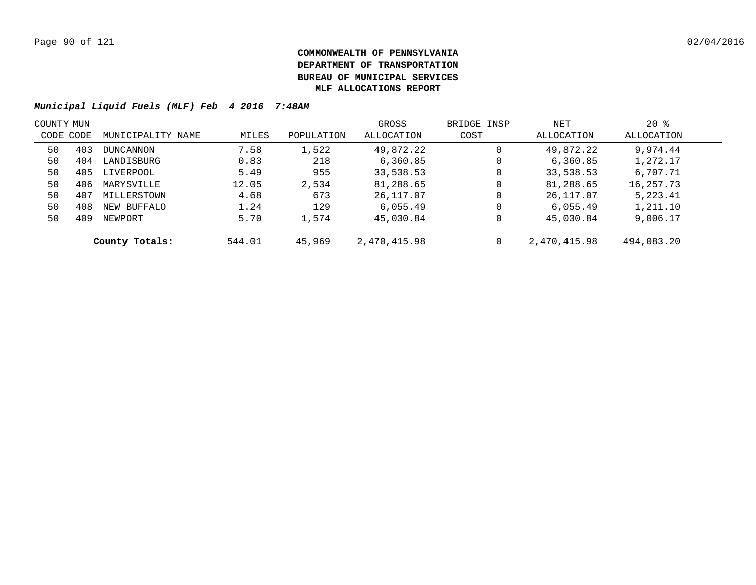**COMMONWEALTH OF PENNSYLVANIA**
**DEPARTMENT OF TRANSPORTATION**
**BUREAU OF MUNICIPAL SERVICES**
**MLF ALLOCATIONS REPORT**

***Municipal Liquid Fuels (MLF) Feb 4 2016 7:48AM***

| COUNTY CODE | MUN CODE | MUNICIPALITY NAME | MILES | POPULATION | GROSS ALLOCATION | BRIDGE INSP COST | NET ALLOCATION | 20 % ALLOCATION |
|---|---|---|---|---|---|---|---|---|
| 50 | 403 | DUNCANNON | 7.58 | 1,522 | 49,872.22 | 0 | 49,872.22 | 9,974.44 |
| 50 | 404 | LANDISBURG | 0.83 | 218 | 6,360.85 | 0 | 6,360.85 | 1,272.17 |
| 50 | 405 | LIVERPOOL | 5.49 | 955 | 33,538.53 | 0 | 33,538.53 | 6,707.71 |
| 50 | 406 | MARYSVILLE | 12.05 | 2,534 | 81,288.65 | 0 | 81,288.65 | 16,257.73 |
| 50 | 407 | MILLERSTOWN | 4.68 | 673 | 26,117.07 | 0 | 26,117.07 | 5,223.41 |
| 50 | 408 | NEW BUFFALO | 1.24 | 129 | 6,055.49 | 0 | 6,055.49 | 1,211.10 |
| 50 | 409 | NEWPORT | 5.70 | 1,574 | 45,030.84 | 0 | 45,030.84 | 9,006.17 |
| | | **County Totals:** | 544.01 | 45,969 | 2,470,415.98 | 0 | 2,470,415.98 | 494,083.20 |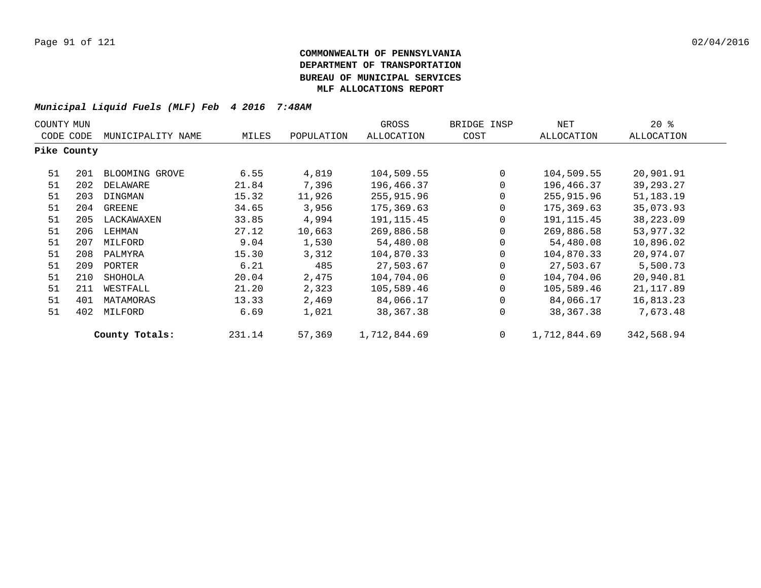**COMMONWEALTH OF PENNSYLVANIA**
**DEPARTMENT OF TRANSPORTATION**
**BUREAU OF MUNICIPAL SERVICES**
**MLF ALLOCATIONS REPORT**

***Municipal Liquid Fuels (MLF) Feb 4 2016 7:48AM***

| COUNTY CODE | MUN CODE | MUNICIPALITY NAME | MILES | POPULATION | GROSS ALLOCATION | BRIDGE INSP COST | NET ALLOCATION | 20 % ALLOCATION |
|---|---|---|---|---|---|---|---|---|
| **Pike County** | | | | | | | | |
| 51 | 201 | BLOOMING GROVE | 6.55 | 4,819 | 104,509.55 | 0 | 104,509.55 | 20,901.91 |
| 51 | 202 | DELAWARE | 21.84 | 7,396 | 196,466.37 | 0 | 196,466.37 | 39,293.27 |
| 51 | 203 | DINGMAN | 15.32 | 11,926 | 255,915.96 | 0 | 255,915.96 | 51,183.19 |
| 51 | 204 | GREENE | 34.65 | 3,956 | 175,369.63 | 0 | 175,369.63 | 35,073.93 |
| 51 | 205 | LACKAWAXEN | 33.85 | 4,994 | 191,115.45 | 0 | 191,115.45 | 38,223.09 |
| 51 | 206 | LEHMAN | 27.12 | 10,663 | 269,886.58 | 0 | 269,886.58 | 53,977.32 |
| 51 | 207 | MILFORD | 9.04 | 1,530 | 54,480.08 | 0 | 54,480.08 | 10,896.02 |
| 51 | 208 | PALMYRA | 15.30 | 3,312 | 104,870.33 | 0 | 104,870.33 | 20,974.07 |
| 51 | 209 | PORTER | 6.21 | 485 | 27,503.67 | 0 | 27,503.67 | 5,500.73 |
| 51 | 210 | SHOHOLA | 20.04 | 2,475 | 104,704.06 | 0 | 104,704.06 | 20,940.81 |
| 51 | 211 | WESTFALL | 21.20 | 2,323 | 105,589.46 | 0 | 105,589.46 | 21,117.89 |
| 51 | 401 | MATAMORAS | 13.33 | 2,469 | 84,066.17 | 0 | 84,066.17 | 16,813.23 |
| 51 | 402 | MILFORD | 6.69 | 1,021 | 38,367.38 | 0 | 38,367.38 | 7,673.48 |
| | | **County Totals:** | 231.14 | 57,369 | 1,712,844.69 | 0 | 1,712,844.69 | 342,568.94 |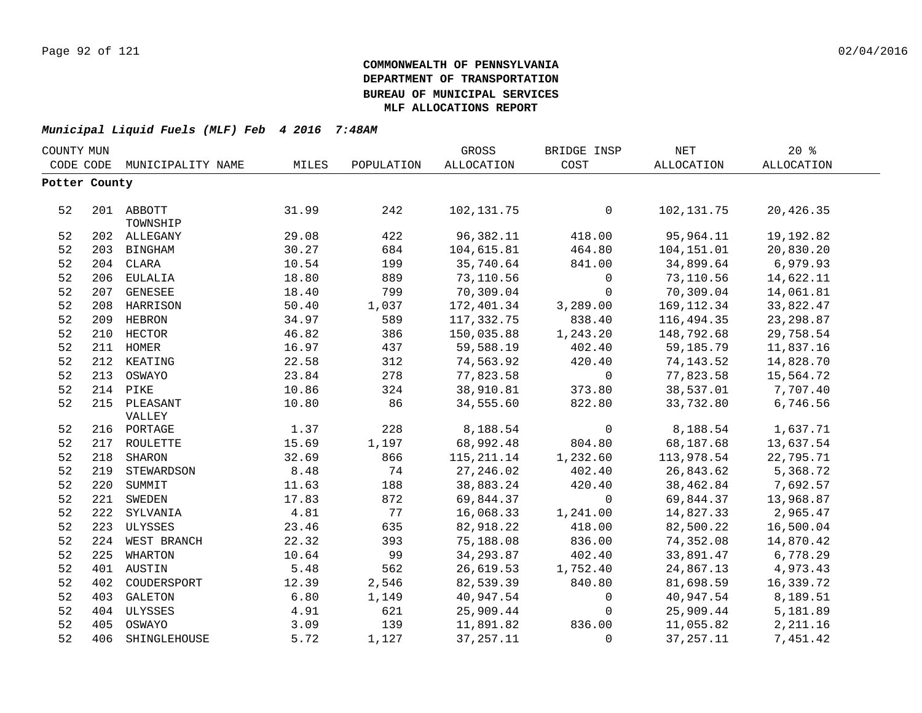**COMMONWEALTH OF PENNSYLVANIA**
**DEPARTMENT OF TRANSPORTATION**
**BUREAU OF MUNICIPAL SERVICES**
**MLF ALLOCATIONS REPORT**

***Municipal Liquid Fuels (MLF) Feb 4 2016 7:48AM***

| COUNTY CODE | MUN CODE | MUNICIPALITY NAME | MILES | POPULATION | GROSS ALLOCATION | BRIDGE INSP COST | NET ALLOCATION | 20 % ALLOCATION |
|---|---|---|---|---|---|---|---|---|
| **Potter County** | | | | | | | | |
| 52 | 201 | ABBOTT TOWNSHIP | 31.99 | 242 | 102,131.75 | 0 | 102,131.75 | 20,426.35 |
| 52 | 202 | ALLEGANY | 29.08 | 422 | 96,382.11 | 418.00 | 95,964.11 | 19,192.82 |
| 52 | 203 | BINGHAM | 30.27 | 684 | 104,615.81 | 464.80 | 104,151.01 | 20,830.20 |
| 52 | 204 | CLARA | 10.54 | 199 | 35,740.64 | 841.00 | 34,899.64 | 6,979.93 |
| 52 | 206 | EULALIA | 18.80 | 889 | 73,110.56 | 0 | 73,110.56 | 14,622.11 |
| 52 | 207 | GENESEE | 18.40 | 799 | 70,309.04 | 0 | 70,309.04 | 14,061.81 |
| 52 | 208 | HARRISON | 50.40 | 1,037 | 172,401.34 | 3,289.00 | 169,112.34 | 33,822.47 |
| 52 | 209 | HEBRON | 34.97 | 589 | 117,332.75 | 838.40 | 116,494.35 | 23,298.87 |
| 52 | 210 | HECTOR | 46.82 | 386 | 150,035.88 | 1,243.20 | 148,792.68 | 29,758.54 |
| 52 | 211 | HOMER | 16.97 | 437 | 59,588.19 | 402.40 | 59,185.79 | 11,837.16 |
| 52 | 212 | KEATING | 22.58 | 312 | 74,563.92 | 420.40 | 74,143.52 | 14,828.70 |
| 52 | 213 | OSWAYO | 23.84 | 278 | 77,823.58 | 0 | 77,823.58 | 15,564.72 |
| 52 | 214 | PIKE | 10.86 | 324 | 38,910.81 | 373.80 | 38,537.01 | 7,707.40 |
| 52 | 215 | PLEASANT VALLEY | 10.80 | 86 | 34,555.60 | 822.80 | 33,732.80 | 6,746.56 |
| 52 | 216 | PORTAGE | 1.37 | 228 | 8,188.54 | 0 | 8,188.54 | 1,637.71 |
| 52 | 217 | ROULETTE | 15.69 | 1,197 | 68,992.48 | 804.80 | 68,187.68 | 13,637.54 |
| 52 | 218 | SHARON | 32.69 | 866 | 115,211.14 | 1,232.60 | 113,978.54 | 22,795.71 |
| 52 | 219 | STEWARDSON | 8.48 | 74 | 27,246.02 | 402.40 | 26,843.62 | 5,368.72 |
| 52 | 220 | SUMMIT | 11.63 | 188 | 38,883.24 | 420.40 | 38,462.84 | 7,692.57 |
| 52 | 221 | SWEDEN | 17.83 | 872 | 69,844.37 | 0 | 69,844.37 | 13,968.87 |
| 52 | 222 | SYLVANIA | 4.81 | 77 | 16,068.33 | 1,241.00 | 14,827.33 | 2,965.47 |
| 52 | 223 | ULYSSES | 23.46 | 635 | 82,918.22 | 418.00 | 82,500.22 | 16,500.04 |
| 52 | 224 | WEST BRANCH | 22.32 | 393 | 75,188.08 | 836.00 | 74,352.08 | 14,870.42 |
| 52 | 225 | WHARTON | 10.64 | 99 | 34,293.87 | 402.40 | 33,891.47 | 6,778.29 |
| 52 | 401 | AUSTIN | 5.48 | 562 | 26,619.53 | 1,752.40 | 24,867.13 | 4,973.43 |
| 52 | 402 | COUDERSPORT | 12.39 | 2,546 | 82,539.39 | 840.80 | 81,698.59 | 16,339.72 |
| 52 | 403 | GALETON | 6.80 | 1,149 | 40,947.54 | 0 | 40,947.54 | 8,189.51 |
| 52 | 404 | ULYSSES | 4.91 | 621 | 25,909.44 | 0 | 25,909.44 | 5,181.89 |
| 52 | 405 | OSWAYO | 3.09 | 139 | 11,891.82 | 836.00 | 11,055.82 | 2,211.16 |
| 52 | 406 | SHINGLEHOUSE | 5.72 | 1,127 | 37,257.11 | 0 | 37,257.11 | 7,451.42 |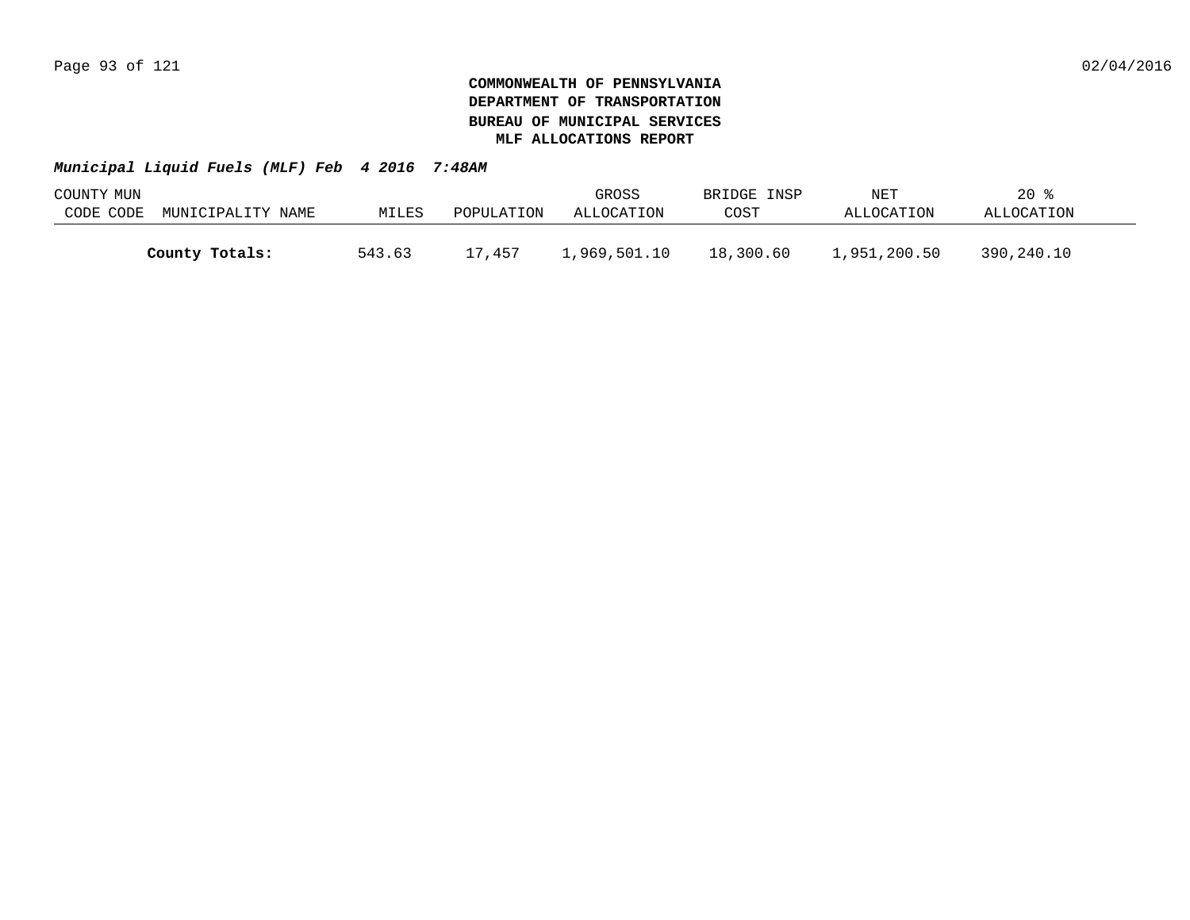**COMMONWEALTH OF PENNSYLVANIA**
**DEPARTMENT OF TRANSPORTATION**
**BUREAU OF MUNICIPAL SERVICES**
**MLF ALLOCATIONS REPORT**

***Municipal Liquid Fuels (MLF) Feb 4 2016 7:48AM***

| COUNTY CODE | MUN CODE | MUNICIPALITY NAME | MILES | POPULATION | GROSS ALLOCATION | BRIDGE INSP COST | NET ALLOCATION | 20 % ALLOCATION |
|---|---|---|---|---|---|---|---|---|
| | | **County Totals:** | 543.63 | 17,457 | 1,969,501.10 | 18,300.60 | 1,951,200.50 | 390,240.10 |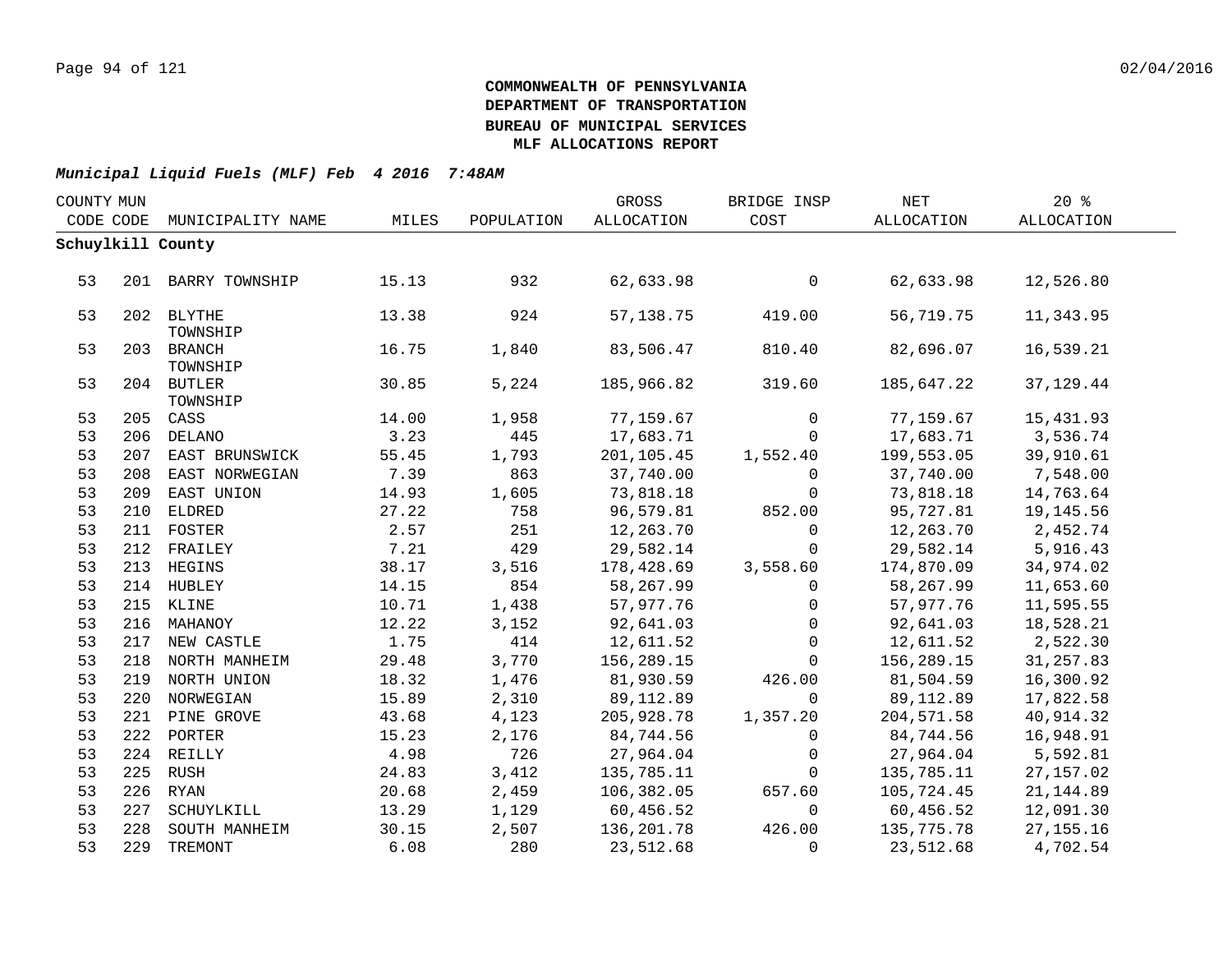**COMMONWEALTH OF PENNSYLVANIA**
**DEPARTMENT OF TRANSPORTATION**
**BUREAU OF MUNICIPAL SERVICES**
**MLF ALLOCATIONS REPORT**

***Municipal Liquid Fuels (MLF) Feb 4 2016 7:48AM***

| COUNTY CODE | MUN CODE | MUNICIPALITY NAME | MILES | POPULATION | GROSS ALLOCATION | BRIDGE INSP COST | NET ALLOCATION | 20 % ALLOCATION |
|---|---|---|---|---|---|---|---|---|
| **Schuylkill County** | | | | | | | | |
| 53 | 201 | BARRY TOWNSHIP | 15.13 | 932 | 62,633.98 | 0 | 62,633.98 | 12,526.80 |
| 53 | 202 | BLYTHE TOWNSHIP | 13.38 | 924 | 57,138.75 | 419.00 | 56,719.75 | 11,343.95 |
| 53 | 203 | BRANCH TOWNSHIP | 16.75 | 1,840 | 83,506.47 | 810.40 | 82,696.07 | 16,539.21 |
| 53 | 204 | BUTLER TOWNSHIP | 30.85 | 5,224 | 185,966.82 | 319.60 | 185,647.22 | 37,129.44 |
| 53 | 205 | CASS | 14.00 | 1,958 | 77,159.67 | 0 | 77,159.67 | 15,431.93 |
| 53 | 206 | DELANO | 3.23 | 445 | 17,683.71 | 0 | 17,683.71 | 3,536.74 |
| 53 | 207 | EAST BRUNSWICK | 55.45 | 1,793 | 201,105.45 | 1,552.40 | 199,553.05 | 39,910.61 |
| 53 | 208 | EAST NORWEGIAN | 7.39 | 863 | 37,740.00 | 0 | 37,740.00 | 7,548.00 |
| 53 | 209 | EAST UNION | 14.93 | 1,605 | 73,818.18 | 0 | 73,818.18 | 14,763.64 |
| 53 | 210 | ELDRED | 27.22 | 758 | 96,579.81 | 852.00 | 95,727.81 | 19,145.56 |
| 53 | 211 | FOSTER | 2.57 | 251 | 12,263.70 | 0 | 12,263.70 | 2,452.74 |
| 53 | 212 | FRAILEY | 7.21 | 429 | 29,582.14 | 0 | 29,582.14 | 5,916.43 |
| 53 | 213 | HEGINS | 38.17 | 3,516 | 178,428.69 | 3,558.60 | 174,870.09 | 34,974.02 |
| 53 | 214 | HUBLEY | 14.15 | 854 | 58,267.99 | 0 | 58,267.99 | 11,653.60 |
| 53 | 215 | KLINE | 10.71 | 1,438 | 57,977.76 | 0 | 57,977.76 | 11,595.55 |
| 53 | 216 | MAHANOY | 12.22 | 3,152 | 92,641.03 | 0 | 92,641.03 | 18,528.21 |
| 53 | 217 | NEW CASTLE | 1.75 | 414 | 12,611.52 | 0 | 12,611.52 | 2,522.30 |
| 53 | 218 | NORTH MANHEIM | 29.48 | 3,770 | 156,289.15 | 0 | 156,289.15 | 31,257.83 |
| 53 | 219 | NORTH UNION | 18.32 | 1,476 | 81,930.59 | 426.00 | 81,504.59 | 16,300.92 |
| 53 | 220 | NORWEGIAN | 15.89 | 2,310 | 89,112.89 | 0 | 89,112.89 | 17,822.58 |
| 53 | 221 | PINE GROVE | 43.68 | 4,123 | 205,928.78 | 1,357.20 | 204,571.58 | 40,914.32 |
| 53 | 222 | PORTER | 15.23 | 2,176 | 84,744.56 | 0 | 84,744.56 | 16,948.91 |
| 53 | 224 | REILLY | 4.98 | 726 | 27,964.04 | 0 | 27,964.04 | 5,592.81 |
| 53 | 225 | RUSH | 24.83 | 3,412 | 135,785.11 | 0 | 135,785.11 | 27,157.02 |
| 53 | 226 | RYAN | 20.68 | 2,459 | 106,382.05 | 657.60 | 105,724.45 | 21,144.89 |
| 53 | 227 | SCHUYLKILL | 13.29 | 1,129 | 60,456.52 | 0 | 60,456.52 | 12,091.30 |
| 53 | 228 | SOUTH MANHEIM | 30.15 | 2,507 | 136,201.78 | 426.00 | 135,775.78 | 27,155.16 |
| 53 | 229 | TREMONT | 6.08 | 280 | 23,512.68 | 0 | 23,512.68 | 4,702.54 |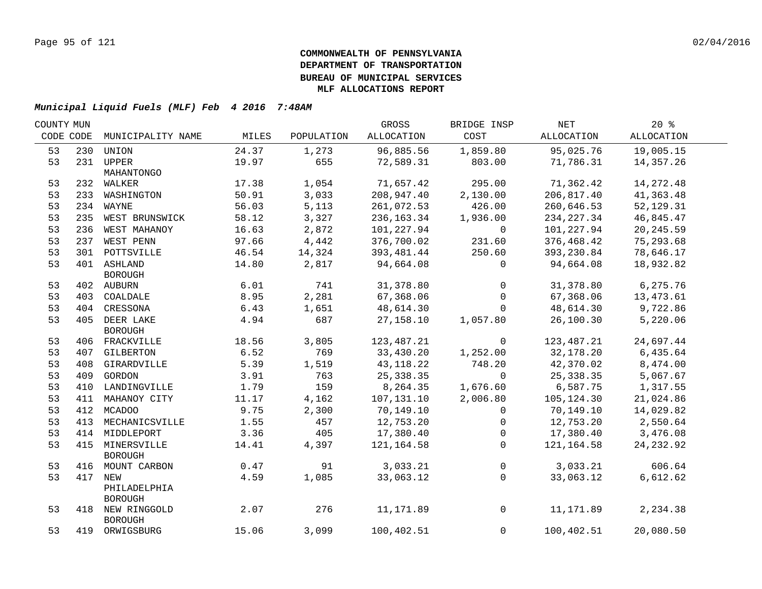**COMMONWEALTH OF PENNSYLVANIA**
**DEPARTMENT OF TRANSPORTATION**
**BUREAU OF MUNICIPAL SERVICES**
**MLF ALLOCATIONS REPORT**

***Municipal Liquid Fuels (MLF) Feb 4 2016 7:48AM***

| COUNTY CODE | MUN CODE | MUNICIPALITY NAME | MILES | POPULATION | GROSS ALLOCATION | BRIDGE INSP COST | NET ALLOCATION | 20 % ALLOCATION |
|---|---|---|---|---|---|---|---|---|
| 53 | 230 | UNION | 24.37 | 1,273 | 96,885.56 | 1,859.80 | 95,025.76 | 19,005.15 |
| 53 | 231 | UPPER MAHANTONGO | 19.97 | 655 | 72,589.31 | 803.00 | 71,786.31 | 14,357.26 |
| 53 | 232 | WALKER | 17.38 | 1,054 | 71,657.42 | 295.00 | 71,362.42 | 14,272.48 |
| 53 | 233 | WASHINGTON | 50.91 | 3,033 | 208,947.40 | 2,130.00 | 206,817.40 | 41,363.48 |
| 53 | 234 | WAYNE | 56.03 | 5,113 | 261,072.53 | 426.00 | 260,646.53 | 52,129.31 |
| 53 | 235 | WEST BRUNSWICK | 58.12 | 3,327 | 236,163.34 | 1,936.00 | 234,227.34 | 46,845.47 |
| 53 | 236 | WEST MAHANOY | 16.63 | 2,872 | 101,227.94 | 0 | 101,227.94 | 20,245.59 |
| 53 | 237 | WEST PENN | 97.66 | 4,442 | 376,700.02 | 231.60 | 376,468.42 | 75,293.68 |
| 53 | 301 | POTTSVILLE | 46.54 | 14,324 | 393,481.44 | 250.60 | 393,230.84 | 78,646.17 |
| 53 | 401 | ASHLAND BOROUGH | 14.80 | 2,817 | 94,664.08 | 0 | 94,664.08 | 18,932.82 |
| 53 | 402 | AUBURN | 6.01 | 741 | 31,378.80 | 0 | 31,378.80 | 6,275.76 |
| 53 | 403 | COALDALE | 8.95 | 2,281 | 67,368.06 | 0 | 67,368.06 | 13,473.61 |
| 53 | 404 | CRESSONA | 6.43 | 1,651 | 48,614.30 | 0 | 48,614.30 | 9,722.86 |
| 53 | 405 | DEER LAKE BOROUGH | 4.94 | 687 | 27,158.10 | 1,057.80 | 26,100.30 | 5,220.06 |
| 53 | 406 | FRACKVILLE | 18.56 | 3,805 | 123,487.21 | 0 | 123,487.21 | 24,697.44 |
| 53 | 407 | GILBERTON | 6.52 | 769 | 33,430.20 | 1,252.00 | 32,178.20 | 6,435.64 |
| 53 | 408 | GIRARDVILLE | 5.39 | 1,519 | 43,118.22 | 748.20 | 42,370.02 | 8,474.00 |
| 53 | 409 | GORDON | 3.91 | 763 | 25,338.35 | 0 | 25,338.35 | 5,067.67 |
| 53 | 410 | LANDINGVILLE | 1.79 | 159 | 8,264.35 | 1,676.60 | 6,587.75 | 1,317.55 |
| 53 | 411 | MAHANOY CITY | 11.17 | 4,162 | 107,131.10 | 2,006.80 | 105,124.30 | 21,024.86 |
| 53 | 412 | MCADOO | 9.75 | 2,300 | 70,149.10 | 0 | 70,149.10 | 14,029.82 |
| 53 | 413 | MECHANICSVILLE | 1.55 | 457 | 12,753.20 | 0 | 12,753.20 | 2,550.64 |
| 53 | 414 | MIDDLEPORT | 3.36 | 405 | 17,380.40 | 0 | 17,380.40 | 3,476.08 |
| 53 | 415 | MINERSVILLE BOROUGH | 14.41 | 4,397 | 121,164.58 | 0 | 121,164.58 | 24,232.92 |
| 53 | 416 | MOUNT CARBON | 0.47 | 91 | 3,033.21 | 0 | 3,033.21 | 606.64 |
| 53 | 417 | NEW PHILADELPHIA BOROUGH | 4.59 | 1,085 | 33,063.12 | 0 | 33,063.12 | 6,612.62 |
| 53 | 418 | NEW RINGGOLD BOROUGH | 2.07 | 276 | 11,171.89 | 0 | 11,171.89 | 2,234.38 |
| 53 | 419 | ORWIGSBURG | 15.06 | 3,099 | 100,402.51 | 0 | 100,402.51 | 20,080.50 |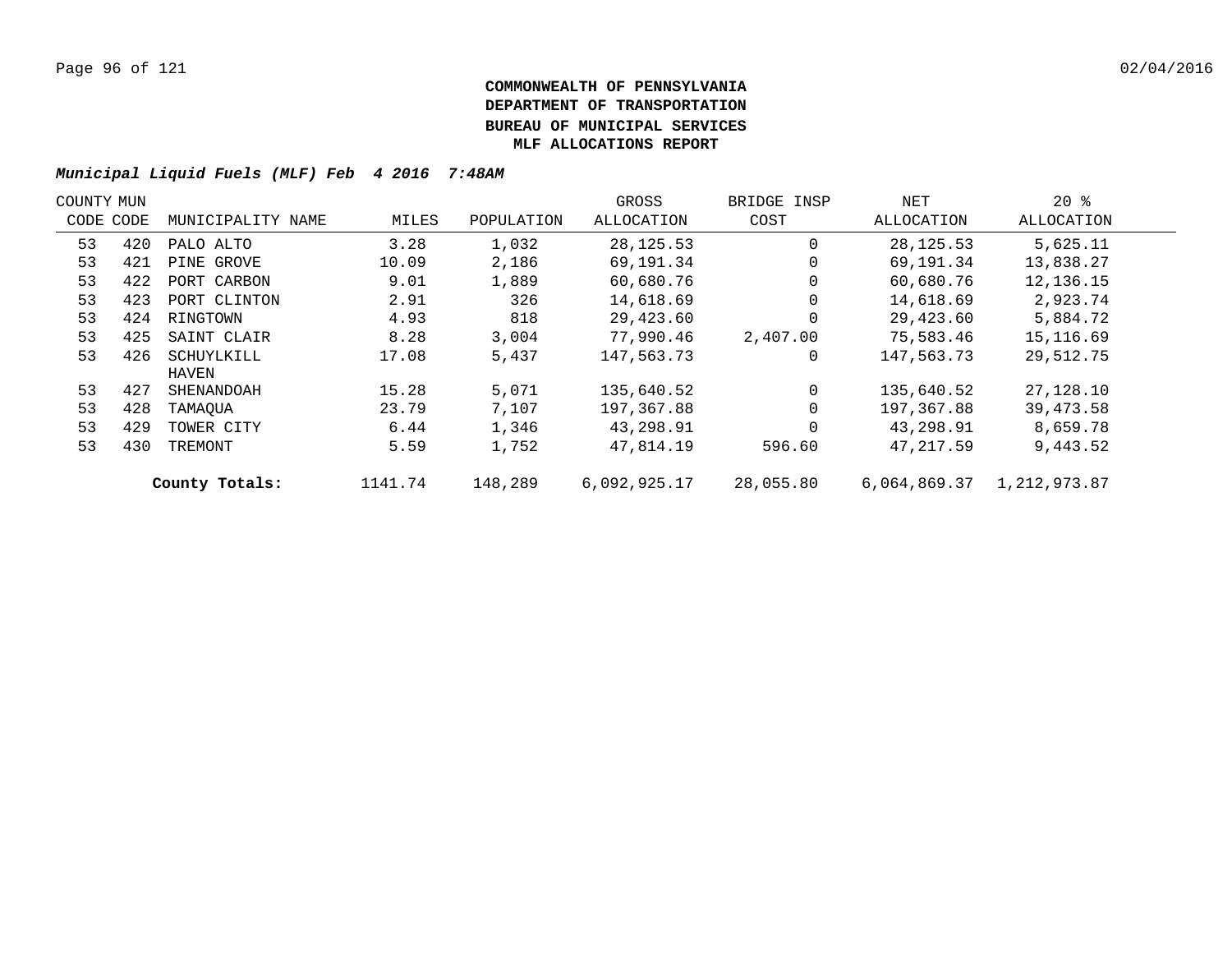**COMMONWEALTH OF PENNSYLVANIA**
**DEPARTMENT OF TRANSPORTATION**
**BUREAU OF MUNICIPAL SERVICES**
**MLF ALLOCATIONS REPORT**

***Municipal Liquid Fuels (MLF) Feb 4 2016 7:48AM***

| COUNTY CODE | MUN CODE | MUNICIPALITY NAME | MILES | POPULATION | GROSS ALLOCATION | BRIDGE INSP COST | NET ALLOCATION | 20 % ALLOCATION |
|---|---|---|---|---|---|---|---|---|
| 53 | 420 | PALO ALTO | 3.28 | 1,032 | 28,125.53 | 0 | 28,125.53 | 5,625.11 |
| 53 | 421 | PINE GROVE | 10.09 | 2,186 | 69,191.34 | 0 | 69,191.34 | 13,838.27 |
| 53 | 422 | PORT CARBON | 9.01 | 1,889 | 60,680.76 | 0 | 60,680.76 | 12,136.15 |
| 53 | 423 | PORT CLINTON | 2.91 | 326 | 14,618.69 | 0 | 14,618.69 | 2,923.74 |
| 53 | 424 | RINGTOWN | 4.93 | 818 | 29,423.60 | 0 | 29,423.60 | 5,884.72 |
| 53 | 425 | SAINT CLAIR | 8.28 | 3,004 | 77,990.46 | 2,407.00 | 75,583.46 | 15,116.69 |
| 53 | 426 | SCHUYLKILL HAVEN | 17.08 | 5,437 | 147,563.73 | 0 | 147,563.73 | 29,512.75 |
| 53 | 427 | SHENANDOAH | 15.28 | 5,071 | 135,640.52 | 0 | 135,640.52 | 27,128.10 |
| 53 | 428 | TAMAQUA | 23.79 | 7,107 | 197,367.88 | 0 | 197,367.88 | 39,473.58 |
| 53 | 429 | TOWER CITY | 6.44 | 1,346 | 43,298.91 | 0 | 43,298.91 | 8,659.78 |
| 53 | 430 | TREMONT | 5.59 | 1,752 | 47,814.19 | 596.60 | 47,217.59 | 9,443.52 |
| | | **County Totals:** | 1141.74 | 148,289 | 6,092,925.17 | 28,055.80 | 6,064,869.37 | 1,212,973.87 |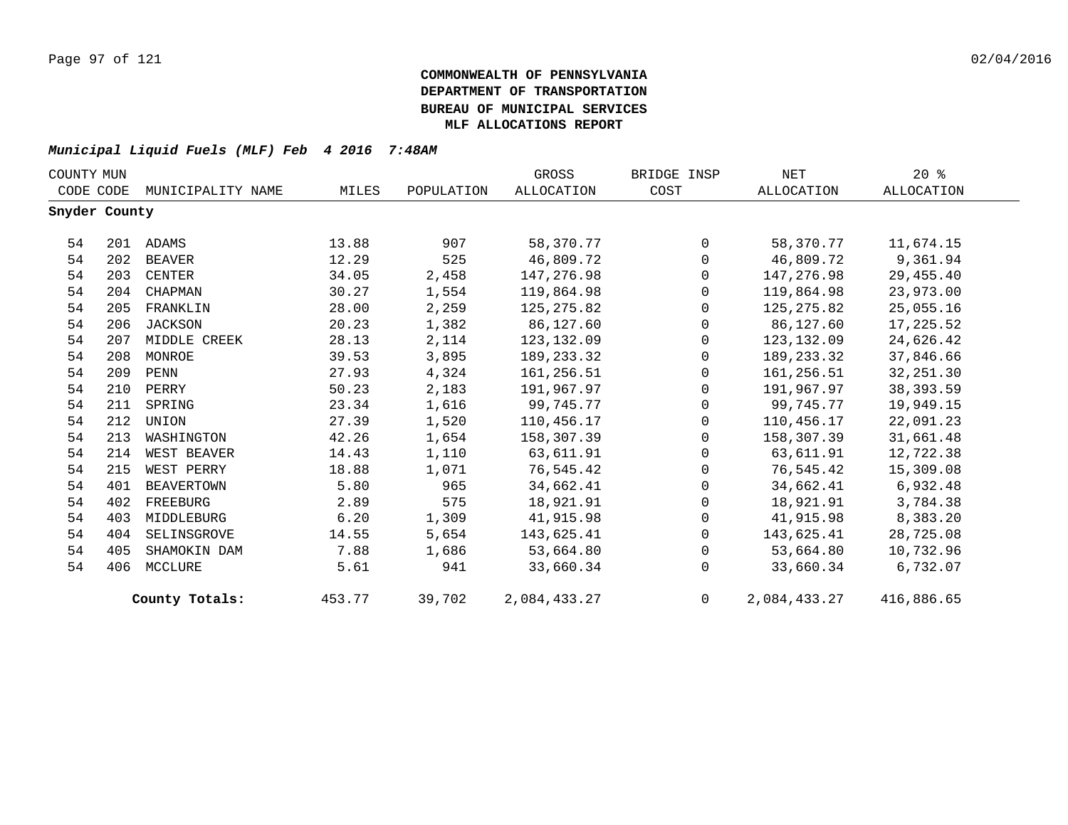**COMMONWEALTH OF PENNSYLVANIA**
**DEPARTMENT OF TRANSPORTATION**
**BUREAU OF MUNICIPAL SERVICES**
**MLF ALLOCATIONS REPORT**

***Municipal Liquid Fuels (MLF) Feb 4 2016 7:48AM***

| COUNTY CODE | MUN CODE | MUNICIPALITY NAME | MILES | POPULATION | GROSS ALLOCATION | BRIDGE INSP COST | NET ALLOCATION | 20 % ALLOCATION |
|---|---|---|---|---|---|---|---|---|
| **Snyder County** | | | | | | | | |
| 54 | 201 | ADAMS | 13.88 | 907 | 58,370.77 | 0 | 58,370.77 | 11,674.15 |
| 54 | 202 | BEAVER | 12.29 | 525 | 46,809.72 | 0 | 46,809.72 | 9,361.94 |
| 54 | 203 | CENTER | 34.05 | 2,458 | 147,276.98 | 0 | 147,276.98 | 29,455.40 |
| 54 | 204 | CHAPMAN | 30.27 | 1,554 | 119,864.98 | 0 | 119,864.98 | 23,973.00 |
| 54 | 205 | FRANKLIN | 28.00 | 2,259 | 125,275.82 | 0 | 125,275.82 | 25,055.16 |
| 54 | 206 | JACKSON | 20.23 | 1,382 | 86,127.60 | 0 | 86,127.60 | 17,225.52 |
| 54 | 207 | MIDDLE CREEK | 28.13 | 2,114 | 123,132.09 | 0 | 123,132.09 | 24,626.42 |
| 54 | 208 | MONROE | 39.53 | 3,895 | 189,233.32 | 0 | 189,233.32 | 37,846.66 |
| 54 | 209 | PENN | 27.93 | 4,324 | 161,256.51 | 0 | 161,256.51 | 32,251.30 |
| 54 | 210 | PERRY | 50.23 | 2,183 | 191,967.97 | 0 | 191,967.97 | 38,393.59 |
| 54 | 211 | SPRING | 23.34 | 1,616 | 99,745.77 | 0 | 99,745.77 | 19,949.15 |
| 54 | 212 | UNION | 27.39 | 1,520 | 110,456.17 | 0 | 110,456.17 | 22,091.23 |
| 54 | 213 | WASHINGTON | 42.26 | 1,654 | 158,307.39 | 0 | 158,307.39 | 31,661.48 |
| 54 | 214 | WEST BEAVER | 14.43 | 1,110 | 63,611.91 | 0 | 63,611.91 | 12,722.38 |
| 54 | 215 | WEST PERRY | 18.88 | 1,071 | 76,545.42 | 0 | 76,545.42 | 15,309.08 |
| 54 | 401 | BEAVERTOWN | 5.80 | 965 | 34,662.41 | 0 | 34,662.41 | 6,932.48 |
| 54 | 402 | FREEBURG | 2.89 | 575 | 18,921.91 | 0 | 18,921.91 | 3,784.38 |
| 54 | 403 | MIDDLEBURG | 6.20 | 1,309 | 41,915.98 | 0 | 41,915.98 | 8,383.20 |
| 54 | 404 | SELINSGROVE | 14.55 | 5,654 | 143,625.41 | 0 | 143,625.41 | 28,725.08 |
| 54 | 405 | SHAMOKIN DAM | 7.88 | 1,686 | 53,664.80 | 0 | 53,664.80 | 10,732.96 |
| 54 | 406 | MCCLURE | 5.61 | 941 | 33,660.34 | 0 | 33,660.34 | 6,732.07 |
| | | **County Totals:** | 453.77 | 39,702 | 2,084,433.27 | 0 | 2,084,433.27 | 416,886.65 |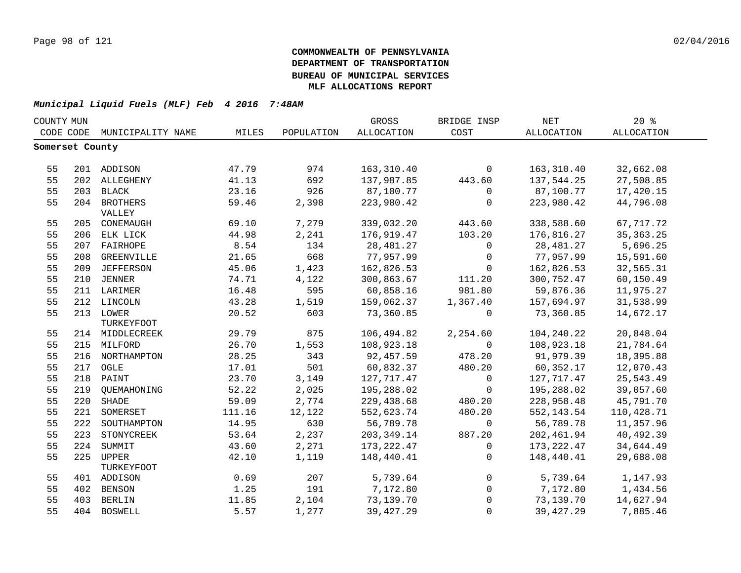**COMMONWEALTH OF PENNSYLVANIA**
**DEPARTMENT OF TRANSPORTATION**
**BUREAU OF MUNICIPAL SERVICES**
**MLF ALLOCATIONS REPORT**

***Municipal Liquid Fuels (MLF) Feb 4 2016 7:48AM***

| COUNTY CODE | MUN CODE | MUNICIPALITY NAME | MILES | POPULATION | GROSS ALLOCATION | BRIDGE INSP COST | NET ALLOCATION | 20 % ALLOCATION |
|---|---|---|---|---|---|---|---|---|
| **Somerset County** | | | | | | | | |
| 55 | 201 | ADDISON | 47.79 | 974 | 163,310.40 | 0 | 163,310.40 | 32,662.08 |
| 55 | 202 | ALLEGHENY | 41.13 | 692 | 137,987.85 | 443.60 | 137,544.25 | 27,508.85 |
| 55 | 203 | BLACK | 23.16 | 926 | 87,100.77 | 0 | 87,100.77 | 17,420.15 |
| 55 | 204 | BROTHERS VALLEY | 59.46 | 2,398 | 223,980.42 | 0 | 223,980.42 | 44,796.08 |
| 55 | 205 | CONEMAUGH | 69.10 | 7,279 | 339,032.20 | 443.60 | 338,588.60 | 67,717.72 |
| 55 | 206 | ELK LICK | 44.98 | 2,241 | 176,919.47 | 103.20 | 176,816.27 | 35,363.25 |
| 55 | 207 | FAIRHOPE | 8.54 | 134 | 28,481.27 | 0 | 28,481.27 | 5,696.25 |
| 55 | 208 | GREENVILLE | 21.65 | 668 | 77,957.99 | 0 | 77,957.99 | 15,591.60 |
| 55 | 209 | JEFFERSON | 45.06 | 1,423 | 162,826.53 | 0 | 162,826.53 | 32,565.31 |
| 55 | 210 | JENNER | 74.71 | 4,122 | 300,863.67 | 111.20 | 300,752.47 | 60,150.49 |
| 55 | 211 | LARIMER | 16.48 | 595 | 60,858.16 | 981.80 | 59,876.36 | 11,975.27 |
| 55 | 212 | LINCOLN | 43.28 | 1,519 | 159,062.37 | 1,367.40 | 157,694.97 | 31,538.99 |
| 55 | 213 | LOWER TURKEYFOOT | 20.52 | 603 | 73,360.85 | 0 | 73,360.85 | 14,672.17 |
| 55 | 214 | MIDDLECREEK | 29.79 | 875 | 106,494.82 | 2,254.60 | 104,240.22 | 20,848.04 |
| 55 | 215 | MILFORD | 26.70 | 1,553 | 108,923.18 | 0 | 108,923.18 | 21,784.64 |
| 55 | 216 | NORTHAMPTON | 28.25 | 343 | 92,457.59 | 478.20 | 91,979.39 | 18,395.88 |
| 55 | 217 | OGLE | 17.01 | 501 | 60,832.37 | 480.20 | 60,352.17 | 12,070.43 |
| 55 | 218 | PAINT | 23.70 | 3,149 | 127,717.47 | 0 | 127,717.47 | 25,543.49 |
| 55 | 219 | QUEMAHONING | 52.22 | 2,025 | 195,288.02 | 0 | 195,288.02 | 39,057.60 |
| 55 | 220 | SHADE | 59.09 | 2,774 | 229,438.68 | 480.20 | 228,958.48 | 45,791.70 |
| 55 | 221 | SOMERSET | 111.16 | 12,122 | 552,623.74 | 480.20 | 552,143.54 | 110,428.71 |
| 55 | 222 | SOUTHAMPTON | 14.95 | 630 | 56,789.78 | 0 | 56,789.78 | 11,357.96 |
| 55 | 223 | STONYCREEK | 53.64 | 2,237 | 203,349.14 | 887.20 | 202,461.94 | 40,492.39 |
| 55 | 224 | SUMMIT | 43.60 | 2,271 | 173,222.47 | 0 | 173,222.47 | 34,644.49 |
| 55 | 225 | UPPER TURKEYFOOT | 42.10 | 1,119 | 148,440.41 | 0 | 148,440.41 | 29,688.08 |
| 55 | 401 | ADDISON | 0.69 | 207 | 5,739.64 | 0 | 5,739.64 | 1,147.93 |
| 55 | 402 | BENSON | 1.25 | 191 | 7,172.80 | 0 | 7,172.80 | 1,434.56 |
| 55 | 403 | BERLIN | 11.85 | 2,104 | 73,139.70 | 0 | 73,139.70 | 14,627.94 |
| 55 | 404 | BOSWELL | 5.57 | 1,277 | 39,427.29 | 0 | 39,427.29 | 7,885.46 |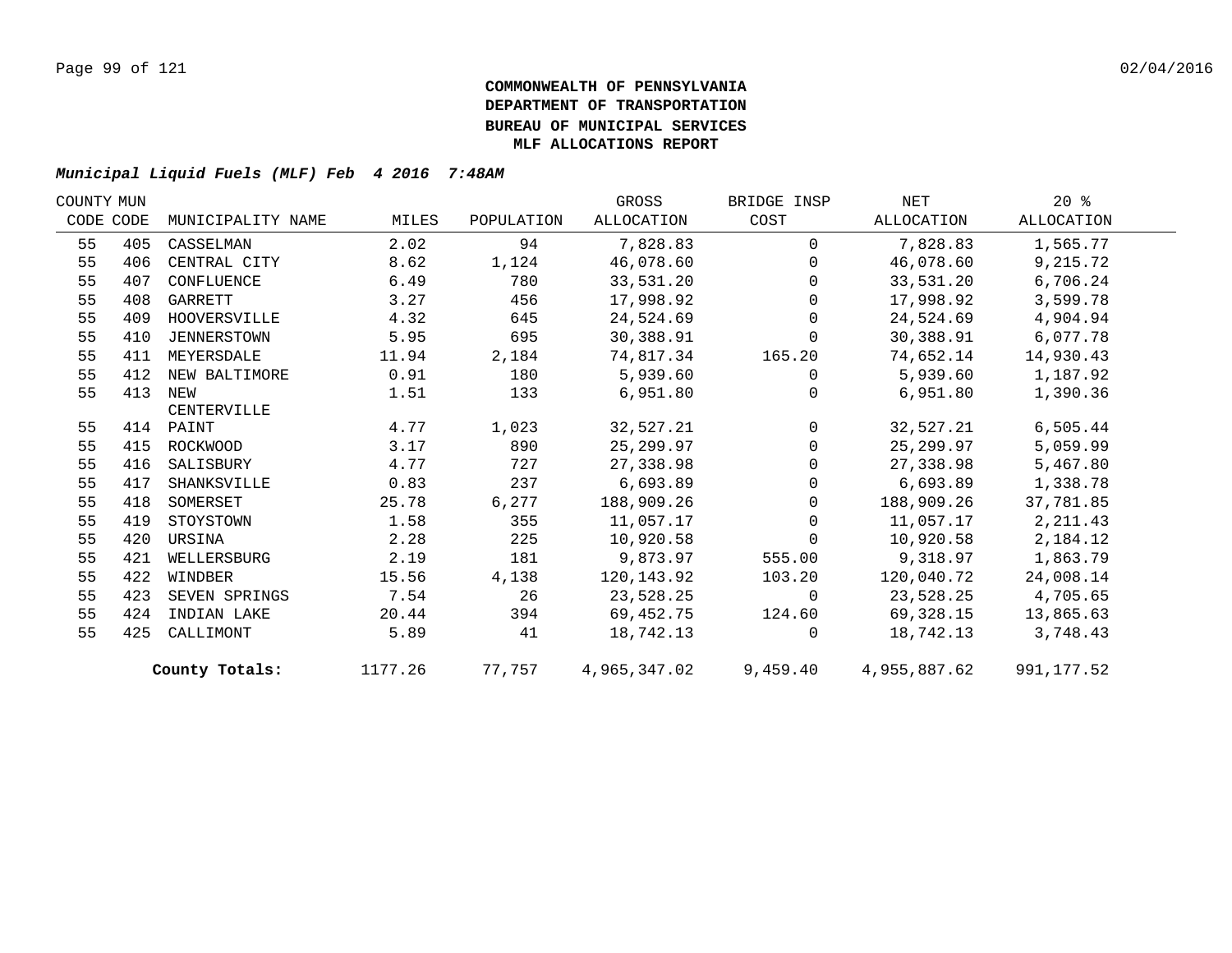**COMMONWEALTH OF PENNSYLVANIA**
**DEPARTMENT OF TRANSPORTATION**
**BUREAU OF MUNICIPAL SERVICES**
**MLF ALLOCATIONS REPORT**

***Municipal Liquid Fuels (MLF) Feb 4 2016 7:48AM***

| COUNTY CODE | MUN CODE | MUNICIPALITY NAME | MILES | POPULATION | GROSS ALLOCATION | BRIDGE INSP COST | NET ALLOCATION | 20 % ALLOCATION |
|---|---|---|---|---|---|---|---|---|
| 55 | 405 | CASSELMAN | 2.02 | 94 | 7,828.83 | 0 | 7,828.83 | 1,565.77 |
| 55 | 406 | CENTRAL CITY | 8.62 | 1,124 | 46,078.60 | 0 | 46,078.60 | 9,215.72 |
| 55 | 407 | CONFLUENCE | 6.49 | 780 | 33,531.20 | 0 | 33,531.20 | 6,706.24 |
| 55 | 408 | GARRETT | 3.27 | 456 | 17,998.92 | 0 | 17,998.92 | 3,599.78 |
| 55 | 409 | HOOVERSVILLE | 4.32 | 645 | 24,524.69 | 0 | 24,524.69 | 4,904.94 |
| 55 | 410 | JENNERSTOWN | 5.95 | 695 | 30,388.91 | 0 | 30,388.91 | 6,077.78 |
| 55 | 411 | MEYERSDALE | 11.94 | 2,184 | 74,817.34 | 165.20 | 74,652.14 | 14,930.43 |
| 55 | 412 | NEW BALTIMORE | 0.91 | 180 | 5,939.60 | 0 | 5,939.60 | 1,187.92 |
| 55 | 413 | NEW CENTERVILLE | 1.51 | 133 | 6,951.80 | 0 | 6,951.80 | 1,390.36 |
| 55 | 414 | PAINT | 4.77 | 1,023 | 32,527.21 | 0 | 32,527.21 | 6,505.44 |
| 55 | 415 | ROCKWOOD | 3.17 | 890 | 25,299.97 | 0 | 25,299.97 | 5,059.99 |
| 55 | 416 | SALISBURY | 4.77 | 727 | 27,338.98 | 0 | 27,338.98 | 5,467.80 |
| 55 | 417 | SHANKSVILLE | 0.83 | 237 | 6,693.89 | 0 | 6,693.89 | 1,338.78 |
| 55 | 418 | SOMERSET | 25.78 | 6,277 | 188,909.26 | 0 | 188,909.26 | 37,781.85 |
| 55 | 419 | STOYSTOWN | 1.58 | 355 | 11,057.17 | 0 | 11,057.17 | 2,211.43 |
| 55 | 420 | URSINA | 2.28 | 225 | 10,920.58 | 0 | 10,920.58 | 2,184.12 |
| 55 | 421 | WELLERSBURG | 2.19 | 181 | 9,873.97 | 555.00 | 9,318.97 | 1,863.79 |
| 55 | 422 | WINDBER | 15.56 | 4,138 | 120,143.92 | 103.20 | 120,040.72 | 24,008.14 |
| 55 | 423 | SEVEN SPRINGS | 7.54 | 26 | 23,528.25 | 0 | 23,528.25 | 4,705.65 |
| 55 | 424 | INDIAN LAKE | 20.44 | 394 | 69,452.75 | 124.60 | 69,328.15 | 13,865.63 |
| 55 | 425 | CALLIMONT | 5.89 | 41 | 18,742.13 | 0 | 18,742.13 | 3,748.43 |
| | | **County Totals:** | 1177.26 | 77,757 | 4,965,347.02 | 9,459.40 | 4,955,887.62 | 991,177.52 |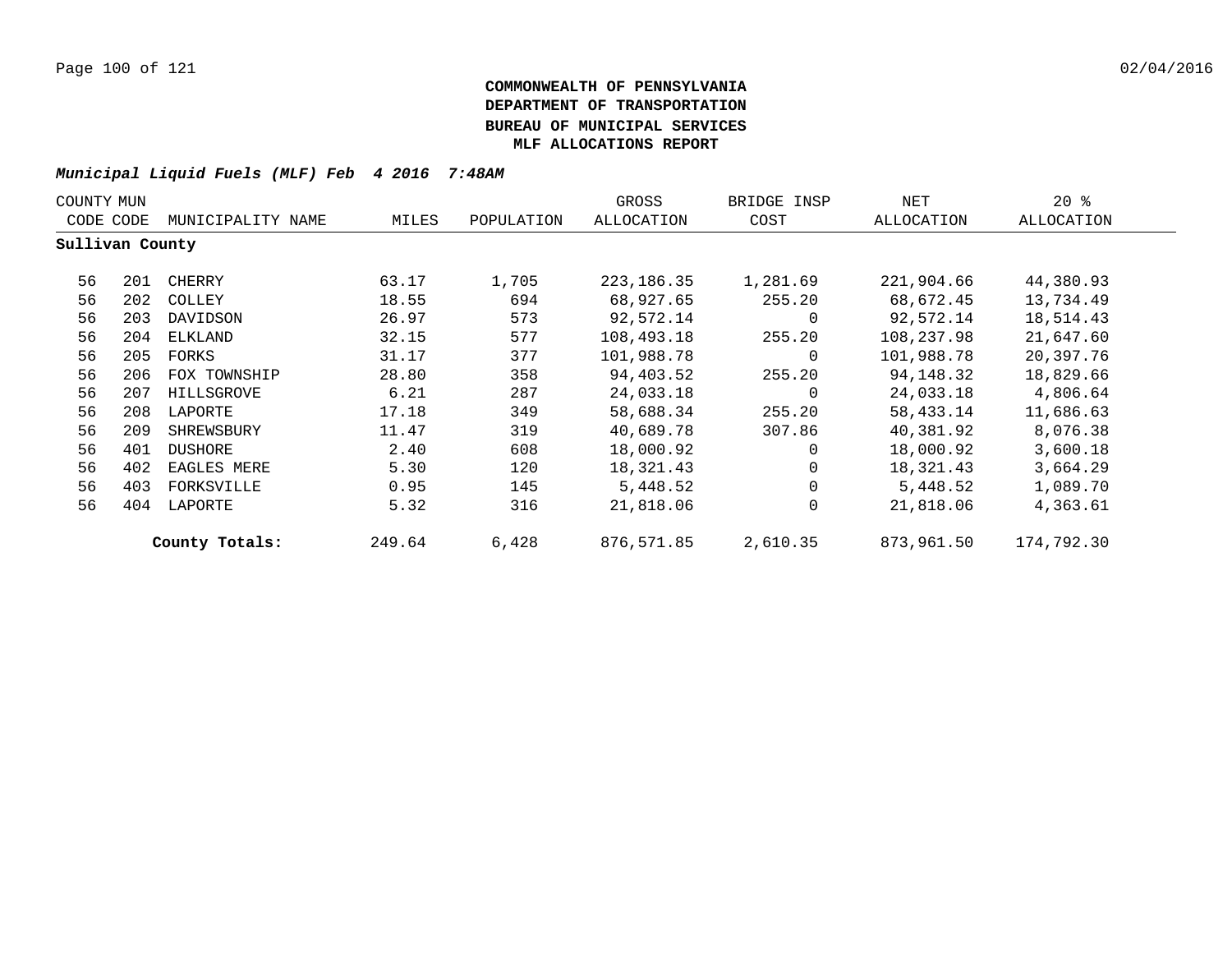**COMMONWEALTH OF PENNSYLVANIA**
**DEPARTMENT OF TRANSPORTATION**
**BUREAU OF MUNICIPAL SERVICES**
**MLF ALLOCATIONS REPORT**

***Municipal Liquid Fuels (MLF) Feb 4 2016 7:48AM***

| COUNTY CODE | MUN CODE | MUNICIPALITY NAME | MILES | POPULATION | GROSS ALLOCATION | BRIDGE INSP COST | NET ALLOCATION | 20 % ALLOCATION |
|---|---|---|---|---|---|---|---|---|
| **Sullivan County** | | | | | | | | |
| 56 | 201 | CHERRY | 63.17 | 1,705 | 223,186.35 | 1,281.69 | 221,904.66 | 44,380.93 |
| 56 | 202 | COLLEY | 18.55 | 694 | 68,927.65 | 255.20 | 68,672.45 | 13,734.49 |
| 56 | 203 | DAVIDSON | 26.97 | 573 | 92,572.14 | 0 | 92,572.14 | 18,514.43 |
| 56 | 204 | ELKLAND | 32.15 | 577 | 108,493.18 | 255.20 | 108,237.98 | 21,647.60 |
| 56 | 205 | FORKS | 31.17 | 377 | 101,988.78 | 0 | 101,988.78 | 20,397.76 |
| 56 | 206 | FOX TOWNSHIP | 28.80 | 358 | 94,403.52 | 255.20 | 94,148.32 | 18,829.66 |
| 56 | 207 | HILLSGROVE | 6.21 | 287 | 24,033.18 | 0 | 24,033.18 | 4,806.64 |
| 56 | 208 | LAPORTE | 17.18 | 349 | 58,688.34 | 255.20 | 58,433.14 | 11,686.63 |
| 56 | 209 | SHREWSBURY | 11.47 | 319 | 40,689.78 | 307.86 | 40,381.92 | 8,076.38 |
| 56 | 401 | DUSHORE | 2.40 | 608 | 18,000.92 | 0 | 18,000.92 | 3,600.18 |
| 56 | 402 | EAGLES MERE | 5.30 | 120 | 18,321.43 | 0 | 18,321.43 | 3,664.29 |
| 56 | 403 | FORKSVILLE | 0.95 | 145 | 5,448.52 | 0 | 5,448.52 | 1,089.70 |
| 56 | 404 | LAPORTE | 5.32 | 316 | 21,818.06 | 0 | 21,818.06 | 4,363.61 |
| | | **County Totals:** | 249.64 | 6,428 | 876,571.85 | 2,610.35 | 873,961.50 | 174,792.30 |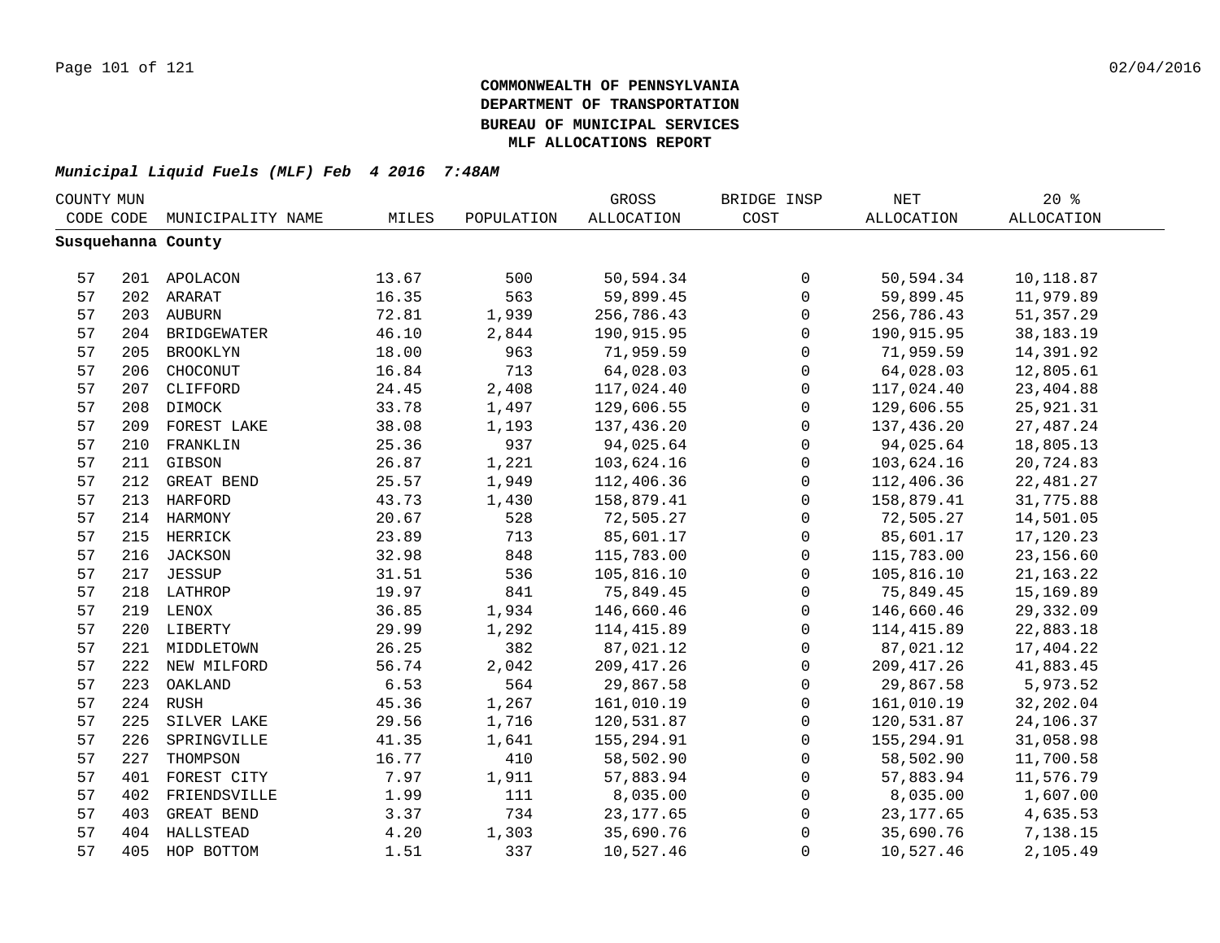**COMMONWEALTH OF PENNSYLVANIA**
**DEPARTMENT OF TRANSPORTATION**
**BUREAU OF MUNICIPAL SERVICES**
**MLF ALLOCATIONS REPORT**

***Municipal Liquid Fuels (MLF) Feb 4 2016 7:48AM***

| COUNTY CODE | MUN CODE | MUNICIPALITY NAME | MILES | POPULATION | GROSS ALLOCATION | BRIDGE INSP COST | NET ALLOCATION | 20 % ALLOCATION |
|---|---|---|---|---|---|---|---|---|
| **Susquehanna County** | | | | | | | | |
| 57 | 201 | APOLACON | 13.67 | 500 | 50,594.34 | 0 | 50,594.34 | 10,118.87 |
| 57 | 202 | ARARAT | 16.35 | 563 | 59,899.45 | 0 | 59,899.45 | 11,979.89 |
| 57 | 203 | AUBURN | 72.81 | 1,939 | 256,786.43 | 0 | 256,786.43 | 51,357.29 |
| 57 | 204 | BRIDGEWATER | 46.10 | 2,844 | 190,915.95 | 0 | 190,915.95 | 38,183.19 |
| 57 | 205 | BROOKLYN | 18.00 | 963 | 71,959.59 | 0 | 71,959.59 | 14,391.92 |
| 57 | 206 | CHOCONUT | 16.84 | 713 | 64,028.03 | 0 | 64,028.03 | 12,805.61 |
| 57 | 207 | CLIFFORD | 24.45 | 2,408 | 117,024.40 | 0 | 117,024.40 | 23,404.88 |
| 57 | 208 | DIMOCK | 33.78 | 1,497 | 129,606.55 | 0 | 129,606.55 | 25,921.31 |
| 57 | 209 | FOREST LAKE | 38.08 | 1,193 | 137,436.20 | 0 | 137,436.20 | 27,487.24 |
| 57 | 210 | FRANKLIN | 25.36 | 937 | 94,025.64 | 0 | 94,025.64 | 18,805.13 |
| 57 | 211 | GIBSON | 26.87 | 1,221 | 103,624.16 | 0 | 103,624.16 | 20,724.83 |
| 57 | 212 | GREAT BEND | 25.57 | 1,949 | 112,406.36 | 0 | 112,406.36 | 22,481.27 |
| 57 | 213 | HARFORD | 43.73 | 1,430 | 158,879.41 | 0 | 158,879.41 | 31,775.88 |
| 57 | 214 | HARMONY | 20.67 | 528 | 72,505.27 | 0 | 72,505.27 | 14,501.05 |
| 57 | 215 | HERRICK | 23.89 | 713 | 85,601.17 | 0 | 85,601.17 | 17,120.23 |
| 57 | 216 | JACKSON | 32.98 | 848 | 115,783.00 | 0 | 115,783.00 | 23,156.60 |
| 57 | 217 | JESSUP | 31.51 | 536 | 105,816.10 | 0 | 105,816.10 | 21,163.22 |
| 57 | 218 | LATHROP | 19.97 | 841 | 75,849.45 | 0 | 75,849.45 | 15,169.89 |
| 57 | 219 | LENOX | 36.85 | 1,934 | 146,660.46 | 0 | 146,660.46 | 29,332.09 |
| 57 | 220 | LIBERTY | 29.99 | 1,292 | 114,415.89 | 0 | 114,415.89 | 22,883.18 |
| 57 | 221 | MIDDLETOWN | 26.25 | 382 | 87,021.12 | 0 | 87,021.12 | 17,404.22 |
| 57 | 222 | NEW MILFORD | 56.74 | 2,042 | 209,417.26 | 0 | 209,417.26 | 41,883.45 |
| 57 | 223 | OAKLAND | 6.53 | 564 | 29,867.58 | 0 | 29,867.58 | 5,973.52 |
| 57 | 224 | RUSH | 45.36 | 1,267 | 161,010.19 | 0 | 161,010.19 | 32,202.04 |
| 57 | 225 | SILVER LAKE | 29.56 | 1,716 | 120,531.87 | 0 | 120,531.87 | 24,106.37 |
| 57 | 226 | SPRINGVILLE | 41.35 | 1,641 | 155,294.91 | 0 | 155,294.91 | 31,058.98 |
| 57 | 227 | THOMPSON | 16.77 | 410 | 58,502.90 | 0 | 58,502.90 | 11,700.58 |
| 57 | 401 | FOREST CITY | 7.97 | 1,911 | 57,883.94 | 0 | 57,883.94 | 11,576.79 |
| 57 | 402 | FRIENDSVILLE | 1.99 | 111 | 8,035.00 | 0 | 8,035.00 | 1,607.00 |
| 57 | 403 | GREAT BEND | 3.37 | 734 | 23,177.65 | 0 | 23,177.65 | 4,635.53 |
| 57 | 404 | HALLSTEAD | 4.20 | 1,303 | 35,690.76 | 0 | 35,690.76 | 7,138.15 |
| 57 | 405 | HOP BOTTOM | 1.51 | 337 | 10,527.46 | 0 | 10,527.46 | 2,105.49 |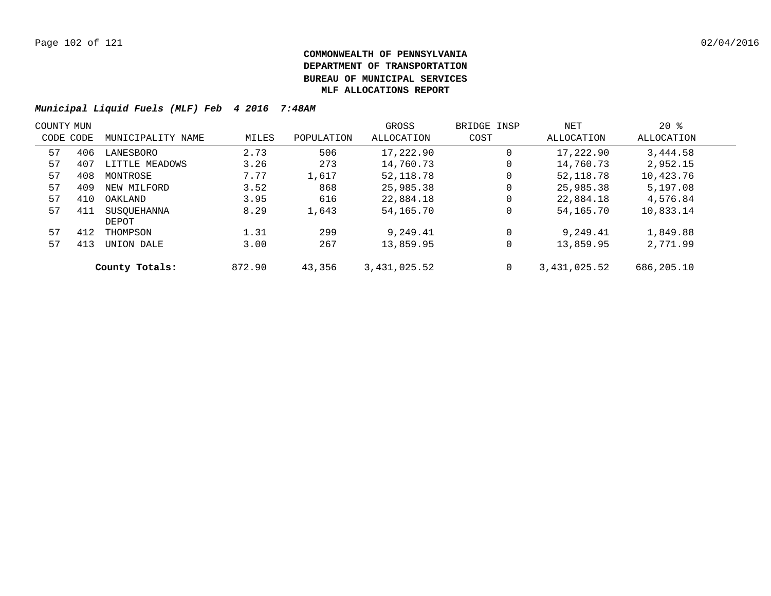**COMMONWEALTH OF PENNSYLVANIA**
**DEPARTMENT OF TRANSPORTATION**
**BUREAU OF MUNICIPAL SERVICES**
**MLF ALLOCATIONS REPORT**

***Municipal Liquid Fuels (MLF) Feb 4 2016 7:48AM***

| COUNTY CODE | MUN CODE | MUNICIPALITY NAME | MILES | POPULATION | GROSS ALLOCATION | BRIDGE INSP COST | NET ALLOCATION | 20 % ALLOCATION |
|---|---|---|---|---|---|---|---|---|
| 57 | 406 | LANESBORO | 2.73 | 506 | 17,222.90 | 0 | 17,222.90 | 3,444.58 |
| 57 | 407 | LITTLE MEADOWS | 3.26 | 273 | 14,760.73 | 0 | 14,760.73 | 2,952.15 |
| 57 | 408 | MONTROSE | 7.77 | 1,617 | 52,118.78 | 0 | 52,118.78 | 10,423.76 |
| 57 | 409 | NEW MILFORD | 3.52 | 868 | 25,985.38 | 0 | 25,985.38 | 5,197.08 |
| 57 | 410 | OAKLAND | 3.95 | 616 | 22,884.18 | 0 | 22,884.18 | 4,576.84 |
| 57 | 411 | SUSQUEHANNA DEPOT | 8.29 | 1,643 | 54,165.70 | 0 | 54,165.70 | 10,833.14 |
| 57 | 412 | THOMPSON | 1.31 | 299 | 9,249.41 | 0 | 9,249.41 | 1,849.88 |
| 57 | 413 | UNION DALE | 3.00 | 267 | 13,859.95 | 0 | 13,859.95 | 2,771.99 |
| | | **County Totals:** | 872.90 | 43,356 | 3,431,025.52 | 0 | 3,431,025.52 | 686,205.10 |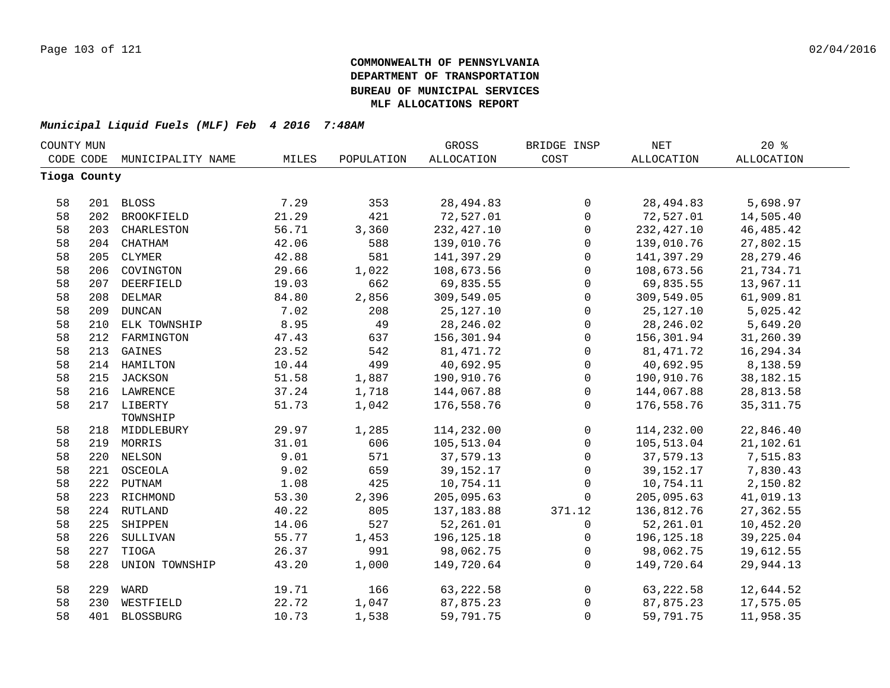**COMMONWEALTH OF PENNSYLVANIA**
**DEPARTMENT OF TRANSPORTATION**
**BUREAU OF MUNICIPAL SERVICES**
**MLF ALLOCATIONS REPORT**

***Municipal Liquid Fuels (MLF) Feb 4 2016 7:48AM***

| COUNTY CODE | MUN CODE | MUNICIPALITY NAME | MILES | POPULATION | GROSS ALLOCATION | BRIDGE INSP COST | NET ALLOCATION | 20 % ALLOCATION |
|---|---|---|---|---|---|---|---|---|
| **Tioga County** | | | | | | | | |
| 58 | 201 | BLOSS | 7.29 | 353 | 28,494.83 | 0 | 28,494.83 | 5,698.97 |
| 58 | 202 | BROOKFIELD | 21.29 | 421 | 72,527.01 | 0 | 72,527.01 | 14,505.40 |
| 58 | 203 | CHARLESTON | 56.71 | 3,360 | 232,427.10 | 0 | 232,427.10 | 46,485.42 |
| 58 | 204 | CHATHAM | 42.06 | 588 | 139,010.76 | 0 | 139,010.76 | 27,802.15 |
| 58 | 205 | CLYMER | 42.88 | 581 | 141,397.29 | 0 | 141,397.29 | 28,279.46 |
| 58 | 206 | COVINGTON | 29.66 | 1,022 | 108,673.56 | 0 | 108,673.56 | 21,734.71 |
| 58 | 207 | DEERFIELD | 19.03 | 662 | 69,835.55 | 0 | 69,835.55 | 13,967.11 |
| 58 | 208 | DELMAR | 84.80 | 2,856 | 309,549.05 | 0 | 309,549.05 | 61,909.81 |
| 58 | 209 | DUNCAN | 7.02 | 208 | 25,127.10 | 0 | 25,127.10 | 5,025.42 |
| 58 | 210 | ELK TOWNSHIP | 8.95 | 49 | 28,246.02 | 0 | 28,246.02 | 5,649.20 |
| 58 | 212 | FARMINGTON | 47.43 | 637 | 156,301.94 | 0 | 156,301.94 | 31,260.39 |
| 58 | 213 | GAINES | 23.52 | 542 | 81,471.72 | 0 | 81,471.72 | 16,294.34 |
| 58 | 214 | HAMILTON | 10.44 | 499 | 40,692.95 | 0 | 40,692.95 | 8,138.59 |
| 58 | 215 | JACKSON | 51.58 | 1,887 | 190,910.76 | 0 | 190,910.76 | 38,182.15 |
| 58 | 216 | LAWRENCE | 37.24 | 1,718 | 144,067.88 | 0 | 144,067.88 | 28,813.58 |
| 58 | 217 | LIBERTY TOWNSHIP | 51.73 | 1,042 | 176,558.76 | 0 | 176,558.76 | 35,311.75 |
| 58 | 218 | MIDDLEBURY | 29.97 | 1,285 | 114,232.00 | 0 | 114,232.00 | 22,846.40 |
| 58 | 219 | MORRIS | 31.01 | 606 | 105,513.04 | 0 | 105,513.04 | 21,102.61 |
| 58 | 220 | NELSON | 9.01 | 571 | 37,579.13 | 0 | 37,579.13 | 7,515.83 |
| 58 | 221 | OSCEOLA | 9.02 | 659 | 39,152.17 | 0 | 39,152.17 | 7,830.43 |
| 58 | 222 | PUTNAM | 1.08 | 425 | 10,754.11 | 0 | 10,754.11 | 2,150.82 |
| 58 | 223 | RICHMOND | 53.30 | 2,396 | 205,095.63 | 0 | 205,095.63 | 41,019.13 |
| 58 | 224 | RUTLAND | 40.22 | 805 | 137,183.88 | 371.12 | 136,812.76 | 27,362.55 |
| 58 | 225 | SHIPPEN | 14.06 | 527 | 52,261.01 | 0 | 52,261.01 | 10,452.20 |
| 58 | 226 | SULLIVAN | 55.77 | 1,453 | 196,125.18 | 0 | 196,125.18 | 39,225.04 |
| 58 | 227 | TIOGA | 26.37 | 991 | 98,062.75 | 0 | 98,062.75 | 19,612.55 |
| 58 | 228 | UNION TOWNSHIP | 43.20 | 1,000 | 149,720.64 | 0 | 149,720.64 | 29,944.13 |
| 58 | 229 | WARD | 19.71 | 166 | 63,222.58 | 0 | 63,222.58 | 12,644.52 |
| 58 | 230 | WESTFIELD | 22.72 | 1,047 | 87,875.23 | 0 | 87,875.23 | 17,575.05 |
| 58 | 401 | BLOSSBURG | 10.73 | 1,538 | 59,791.75 | 0 | 59,791.75 | 11,958.35 |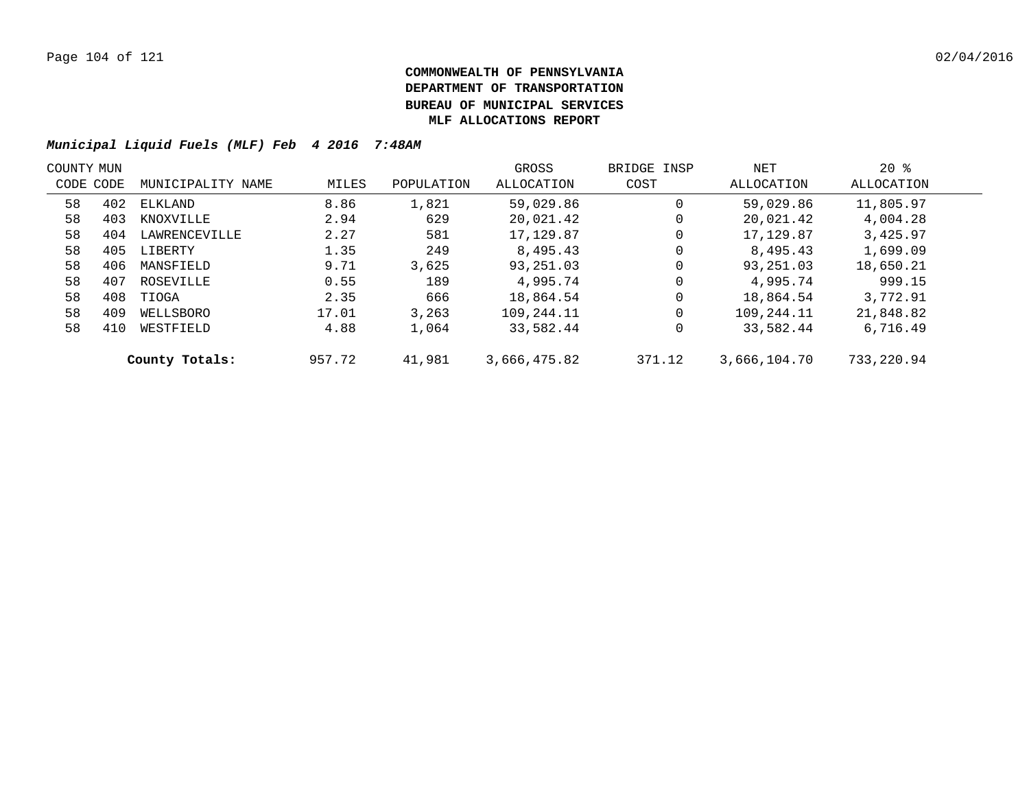**COMMONWEALTH OF PENNSYLVANIA**
**DEPARTMENT OF TRANSPORTATION**
**BUREAU OF MUNICIPAL SERVICES**
**MLF ALLOCATIONS REPORT**

***Municipal Liquid Fuels (MLF) Feb 4 2016 7:48AM***

| COUNTY CODE | MUN CODE | MUNICIPALITY NAME | MILES | POPULATION | GROSS ALLOCATION | BRIDGE INSP COST | NET ALLOCATION | 20 % ALLOCATION |
|---|---|---|---|---|---|---|---|---|
| 58 | 402 | ELKLAND | 8.86 | 1,821 | 59,029.86 | 0 | 59,029.86 | 11,805.97 |
| 58 | 403 | KNOXVILLE | 2.94 | 629 | 20,021.42 | 0 | 20,021.42 | 4,004.28 |
| 58 | 404 | LAWRENCEVILLE | 2.27 | 581 | 17,129.87 | 0 | 17,129.87 | 3,425.97 |
| 58 | 405 | LIBERTY | 1.35 | 249 | 8,495.43 | 0 | 8,495.43 | 1,699.09 |
| 58 | 406 | MANSFIELD | 9.71 | 3,625 | 93,251.03 | 0 | 93,251.03 | 18,650.21 |
| 58 | 407 | ROSEVILLE | 0.55 | 189 | 4,995.74 | 0 | 4,995.74 | 999.15 |
| 58 | 408 | TIOGA | 2.35 | 666 | 18,864.54 | 0 | 18,864.54 | 3,772.91 |
| 58 | 409 | WELLSBORO | 17.01 | 3,263 | 109,244.11 | 0 | 109,244.11 | 21,848.82 |
| 58 | 410 | WESTFIELD | 4.88 | 1,064 | 33,582.44 | 0 | 33,582.44 | 6,716.49 |
| | | **County Totals:** | 957.72 | 41,981 | 3,666,475.82 | 371.12 | 3,666,104.70 | 733,220.94 |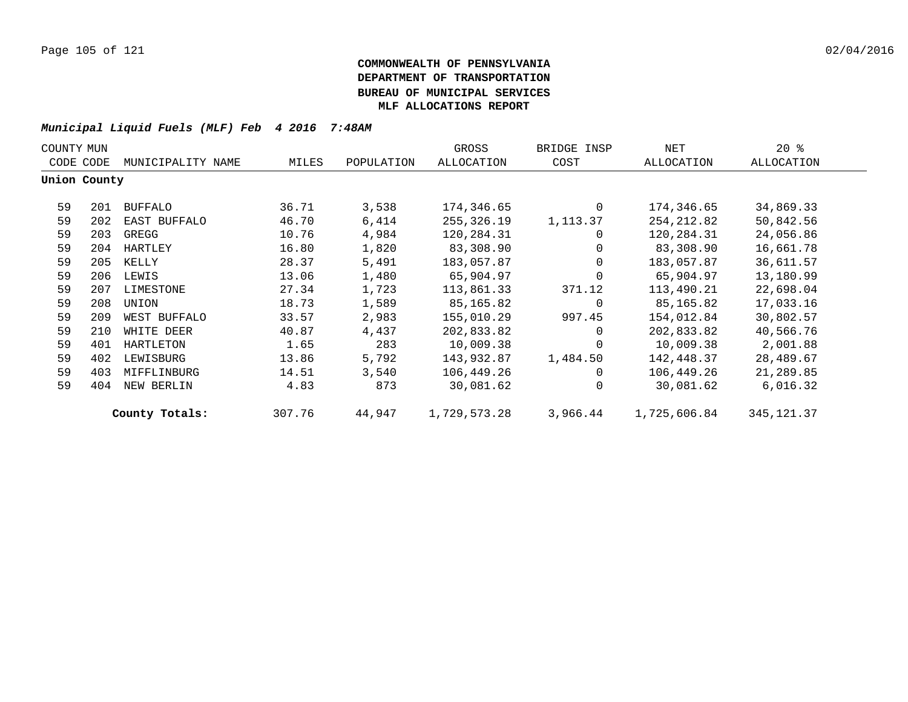**COMMONWEALTH OF PENNSYLVANIA**
**DEPARTMENT OF TRANSPORTATION**
**BUREAU OF MUNICIPAL SERVICES**
**MLF ALLOCATIONS REPORT**

***Municipal Liquid Fuels (MLF) Feb 4 2016 7:48AM***

| COUNTY CODE | MUN CODE | MUNICIPALITY NAME | MILES | POPULATION | GROSS ALLOCATION | BRIDGE INSP COST | NET ALLOCATION | 20 % ALLOCATION |
|---|---|---|---|---|---|---|---|---|
| **Union County** | | | | | | | | |
| 59 | 201 | BUFFALO | 36.71 | 3,538 | 174,346.65 | 0 | 174,346.65 | 34,869.33 |
| 59 | 202 | EAST BUFFALO | 46.70 | 6,414 | 255,326.19 | 1,113.37 | 254,212.82 | 50,842.56 |
| 59 | 203 | GREGG | 10.76 | 4,984 | 120,284.31 | 0 | 120,284.31 | 24,056.86 |
| 59 | 204 | HARTLEY | 16.80 | 1,820 | 83,308.90 | 0 | 83,308.90 | 16,661.78 |
| 59 | 205 | KELLY | 28.37 | 5,491 | 183,057.87 | 0 | 183,057.87 | 36,611.57 |
| 59 | 206 | LEWIS | 13.06 | 1,480 | 65,904.97 | 0 | 65,904.97 | 13,180.99 |
| 59 | 207 | LIMESTONE | 27.34 | 1,723 | 113,861.33 | 371.12 | 113,490.21 | 22,698.04 |
| 59 | 208 | UNION | 18.73 | 1,589 | 85,165.82 | 0 | 85,165.82 | 17,033.16 |
| 59 | 209 | WEST BUFFALO | 33.57 | 2,983 | 155,010.29 | 997.45 | 154,012.84 | 30,802.57 |
| 59 | 210 | WHITE DEER | 40.87 | 4,437 | 202,833.82 | 0 | 202,833.82 | 40,566.76 |
| 59 | 401 | HARTLETON | 1.65 | 283 | 10,009.38 | 0 | 10,009.38 | 2,001.88 |
| 59 | 402 | LEWISBURG | 13.86 | 5,792 | 143,932.87 | 1,484.50 | 142,448.37 | 28,489.67 |
| 59 | 403 | MIFFLINBURG | 14.51 | 3,540 | 106,449.26 | 0 | 106,449.26 | 21,289.85 |
| 59 | 404 | NEW BERLIN | 4.83 | 873 | 30,081.62 | 0 | 30,081.62 | 6,016.32 |
| | | **County Totals:** | 307.76 | 44,947 | 1,729,573.28 | 3,966.44 | 1,725,606.84 | 345,121.37 |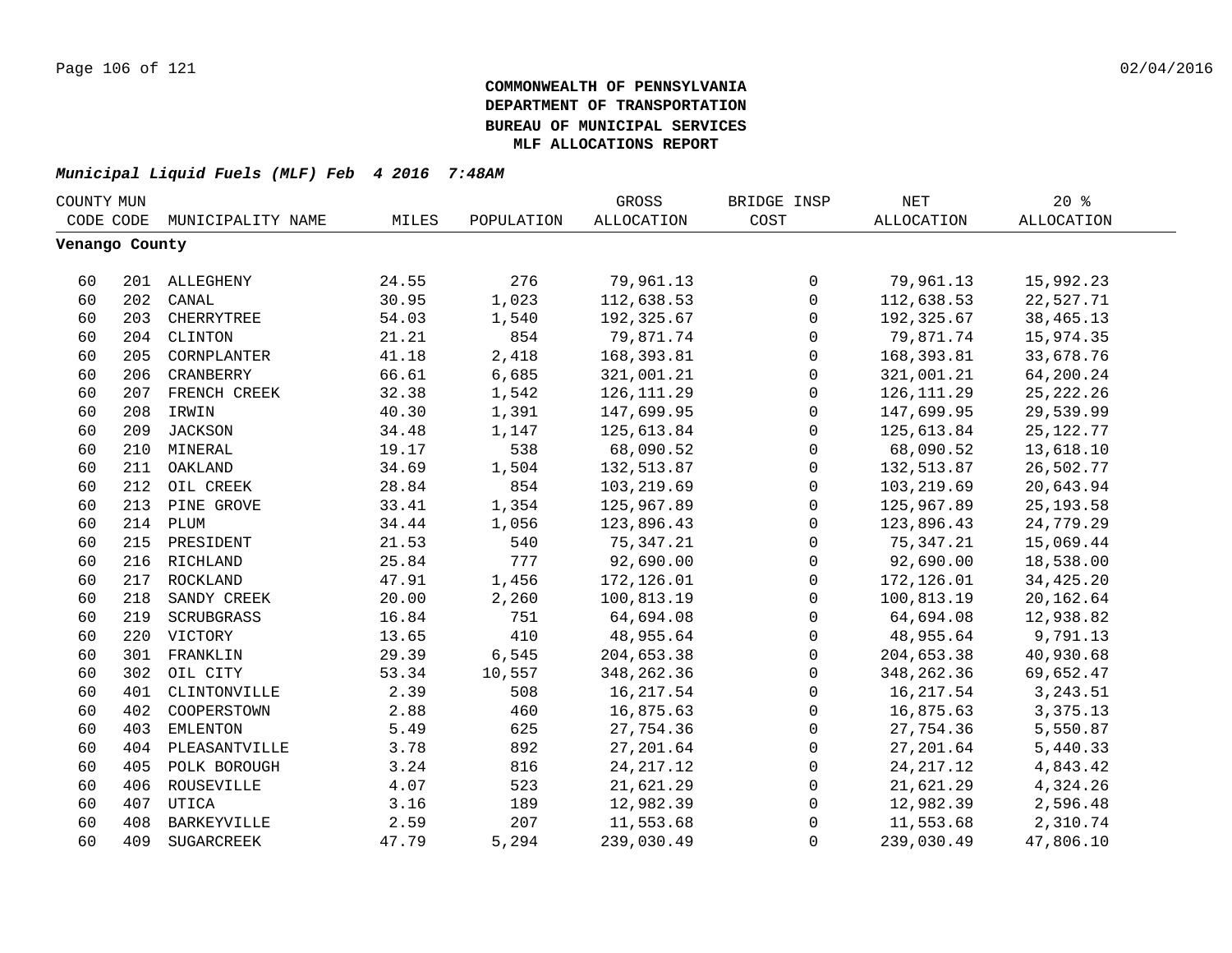**COMMONWEALTH OF PENNSYLVANIA**
**DEPARTMENT OF TRANSPORTATION**
**BUREAU OF MUNICIPAL SERVICES**
**MLF ALLOCATIONS REPORT**

***Municipal Liquid Fuels (MLF) Feb 4 2016 7:48AM***

| COUNTY CODE | MUN CODE | MUNICIPALITY NAME | MILES | POPULATION | GROSS ALLOCATION | BRIDGE INSP COST | NET ALLOCATION | 20 % ALLOCATION |
|---|---|---|---|---|---|---|---|---|
| **Venango County** | | | | | | | | |
| 60 | 201 | ALLEGHENY | 24.55 | 276 | 79,961.13 | 0 | 79,961.13 | 15,992.23 |
| 60 | 202 | CANAL | 30.95 | 1,023 | 112,638.53 | 0 | 112,638.53 | 22,527.71 |
| 60 | 203 | CHERRYTREE | 54.03 | 1,540 | 192,325.67 | 0 | 192,325.67 | 38,465.13 |
| 60 | 204 | CLINTON | 21.21 | 854 | 79,871.74 | 0 | 79,871.74 | 15,974.35 |
| 60 | 205 | CORNPLANTER | 41.18 | 2,418 | 168,393.81 | 0 | 168,393.81 | 33,678.76 |
| 60 | 206 | CRANBERRY | 66.61 | 6,685 | 321,001.21 | 0 | 321,001.21 | 64,200.24 |
| 60 | 207 | FRENCH CREEK | 32.38 | 1,542 | 126,111.29 | 0 | 126,111.29 | 25,222.26 |
| 60 | 208 | IRWIN | 40.30 | 1,391 | 147,699.95 | 0 | 147,699.95 | 29,539.99 |
| 60 | 209 | JACKSON | 34.48 | 1,147 | 125,613.84 | 0 | 125,613.84 | 25,122.77 |
| 60 | 210 | MINERAL | 19.17 | 538 | 68,090.52 | 0 | 68,090.52 | 13,618.10 |
| 60 | 211 | OAKLAND | 34.69 | 1,504 | 132,513.87 | 0 | 132,513.87 | 26,502.77 |
| 60 | 212 | OIL CREEK | 28.84 | 854 | 103,219.69 | 0 | 103,219.69 | 20,643.94 |
| 60 | 213 | PINE GROVE | 33.41 | 1,354 | 125,967.89 | 0 | 125,967.89 | 25,193.58 |
| 60 | 214 | PLUM | 34.44 | 1,056 | 123,896.43 | 0 | 123,896.43 | 24,779.29 |
| 60 | 215 | PRESIDENT | 21.53 | 540 | 75,347.21 | 0 | 75,347.21 | 15,069.44 |
| 60 | 216 | RICHLAND | 25.84 | 777 | 92,690.00 | 0 | 92,690.00 | 18,538.00 |
| 60 | 217 | ROCKLAND | 47.91 | 1,456 | 172,126.01 | 0 | 172,126.01 | 34,425.20 |
| 60 | 218 | SANDY CREEK | 20.00 | 2,260 | 100,813.19 | 0 | 100,813.19 | 20,162.64 |
| 60 | 219 | SCRUBGRASS | 16.84 | 751 | 64,694.08 | 0 | 64,694.08 | 12,938.82 |
| 60 | 220 | VICTORY | 13.65 | 410 | 48,955.64 | 0 | 48,955.64 | 9,791.13 |
| 60 | 301 | FRANKLIN | 29.39 | 6,545 | 204,653.38 | 0 | 204,653.38 | 40,930.68 |
| 60 | 302 | OIL CITY | 53.34 | 10,557 | 348,262.36 | 0 | 348,262.36 | 69,652.47 |
| 60 | 401 | CLINTONVILLE | 2.39 | 508 | 16,217.54 | 0 | 16,217.54 | 3,243.51 |
| 60 | 402 | COOPERSTOWN | 2.88 | 460 | 16,875.63 | 0 | 16,875.63 | 3,375.13 |
| 60 | 403 | EMLENTON | 5.49 | 625 | 27,754.36 | 0 | 27,754.36 | 5,550.87 |
| 60 | 404 | PLEASANTVILLE | 3.78 | 892 | 27,201.64 | 0 | 27,201.64 | 5,440.33 |
| 60 | 405 | POLK BOROUGH | 3.24 | 816 | 24,217.12 | 0 | 24,217.12 | 4,843.42 |
| 60 | 406 | ROUSEVILLE | 4.07 | 523 | 21,621.29 | 0 | 21,621.29 | 4,324.26 |
| 60 | 407 | UTICA | 3.16 | 189 | 12,982.39 | 0 | 12,982.39 | 2,596.48 |
| 60 | 408 | BARKEYVILLE | 2.59 | 207 | 11,553.68 | 0 | 11,553.68 | 2,310.74 |
| 60 | 409 | SUGARCREEK | 47.79 | 5,294 | 239,030.49 | 0 | 239,030.49 | 47,806.10 |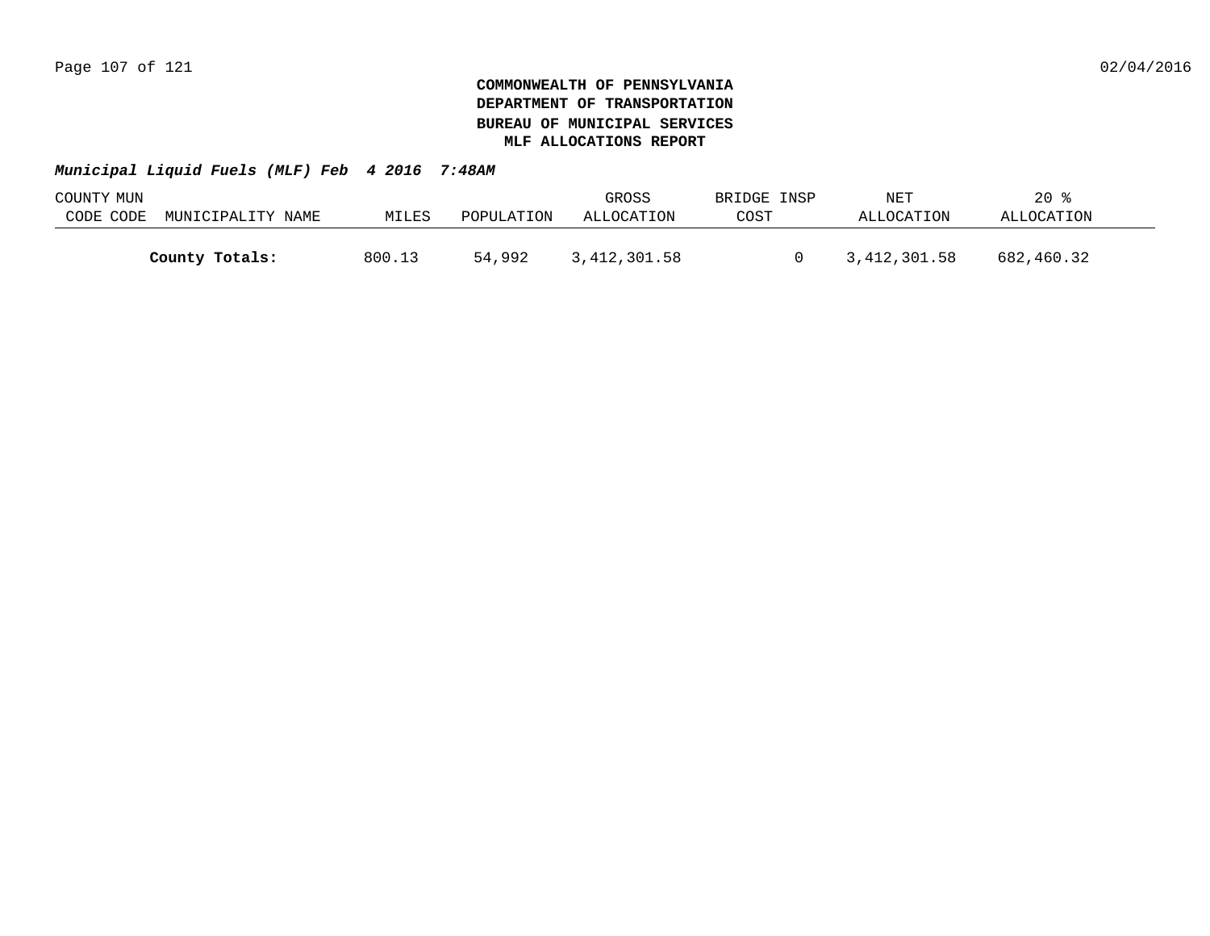**COMMONWEALTH OF PENNSYLVANIA**
**DEPARTMENT OF TRANSPORTATION**
**BUREAU OF MUNICIPAL SERVICES**
**MLF ALLOCATIONS REPORT**

***Municipal Liquid Fuels (MLF) Feb 4 2016 7:48AM***

| COUNTY CODE | MUN CODE | MUNICIPALITY NAME | MILES | POPULATION | GROSS ALLOCATION | BRIDGE INSP COST | NET ALLOCATION | 20 % ALLOCATION |
|---|---|---|---|---|---|---|---|---|
| | | **County Totals:** | 800.13 | 54,992 | 3,412,301.58 | 0 | 3,412,301.58 | 682,460.32 |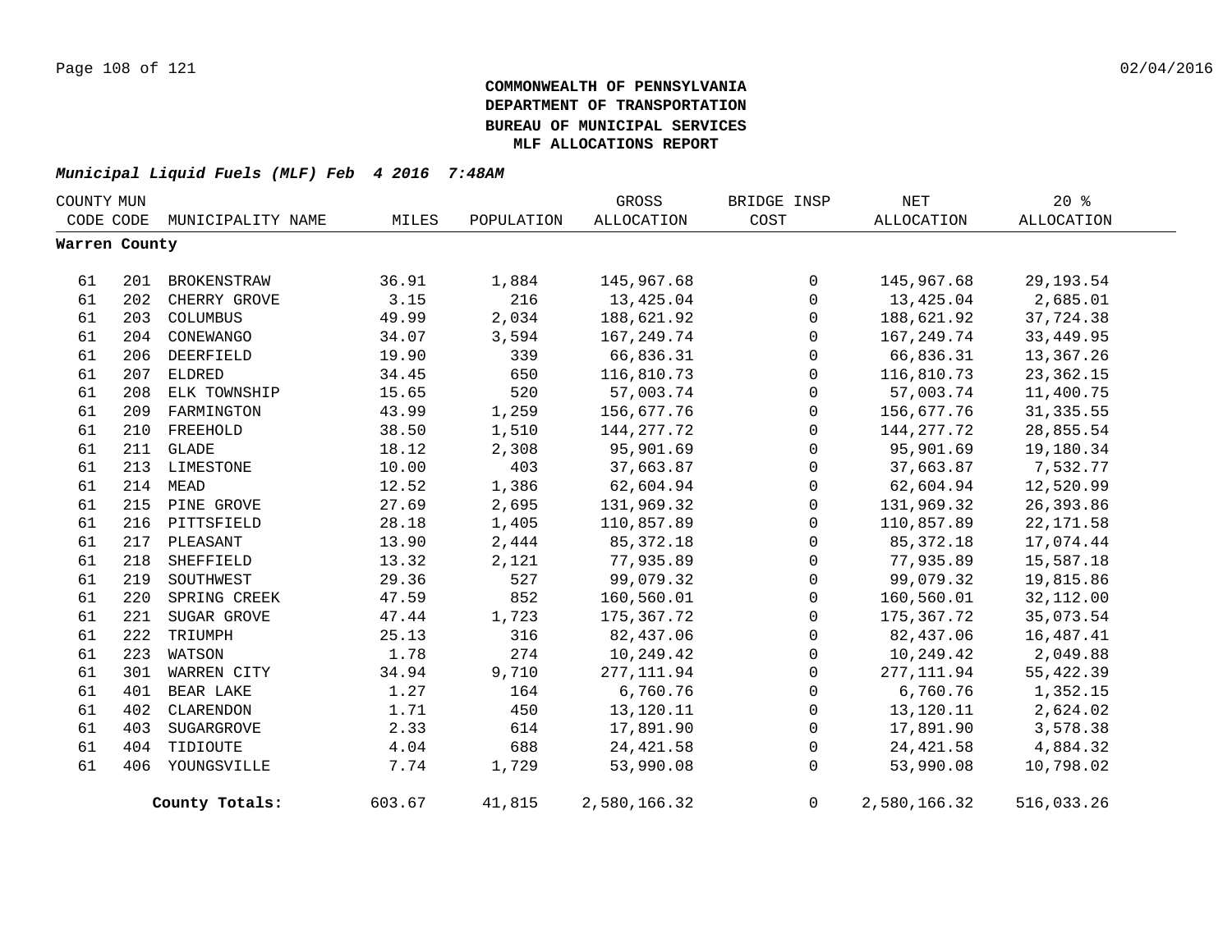**COMMONWEALTH OF PENNSYLVANIA**
**DEPARTMENT OF TRANSPORTATION**
**BUREAU OF MUNICIPAL SERVICES**
**MLF ALLOCATIONS REPORT**

***Municipal Liquid Fuels (MLF) Feb 4 2016 7:48AM***

| COUNTY CODE | MUN CODE | MUNICIPALITY NAME | MILES | POPULATION | GROSS ALLOCATION | BRIDGE INSP COST | NET ALLOCATION | 20 % ALLOCATION |
|---|---|---|---|---|---|---|---|---|
| **Warren County** | | | | | | | | |
| 61 | 201 | BROKENSTRAW | 36.91 | 1,884 | 145,967.68 | 0 | 145,967.68 | 29,193.54 |
| 61 | 202 | CHERRY GROVE | 3.15 | 216 | 13,425.04 | 0 | 13,425.04 | 2,685.01 |
| 61 | 203 | COLUMBUS | 49.99 | 2,034 | 188,621.92 | 0 | 188,621.92 | 37,724.38 |
| 61 | 204 | CONEWANGO | 34.07 | 3,594 | 167,249.74 | 0 | 167,249.74 | 33,449.95 |
| 61 | 206 | DEERFIELD | 19.90 | 339 | 66,836.31 | 0 | 66,836.31 | 13,367.26 |
| 61 | 207 | ELDRED | 34.45 | 650 | 116,810.73 | 0 | 116,810.73 | 23,362.15 |
| 61 | 208 | ELK TOWNSHIP | 15.65 | 520 | 57,003.74 | 0 | 57,003.74 | 11,400.75 |
| 61 | 209 | FARMINGTON | 43.99 | 1,259 | 156,677.76 | 0 | 156,677.76 | 31,335.55 |
| 61 | 210 | FREEHOLD | 38.50 | 1,510 | 144,277.72 | 0 | 144,277.72 | 28,855.54 |
| 61 | 211 | GLADE | 18.12 | 2,308 | 95,901.69 | 0 | 95,901.69 | 19,180.34 |
| 61 | 213 | LIMESTONE | 10.00 | 403 | 37,663.87 | 0 | 37,663.87 | 7,532.77 |
| 61 | 214 | MEAD | 12.52 | 1,386 | 62,604.94 | 0 | 62,604.94 | 12,520.99 |
| 61 | 215 | PINE GROVE | 27.69 | 2,695 | 131,969.32 | 0 | 131,969.32 | 26,393.86 |
| 61 | 216 | PITTSFIELD | 28.18 | 1,405 | 110,857.89 | 0 | 110,857.89 | 22,171.58 |
| 61 | 217 | PLEASANT | 13.90 | 2,444 | 85,372.18 | 0 | 85,372.18 | 17,074.44 |
| 61 | 218 | SHEFFIELD | 13.32 | 2,121 | 77,935.89 | 0 | 77,935.89 | 15,587.18 |
| 61 | 219 | SOUTHWEST | 29.36 | 527 | 99,079.32 | 0 | 99,079.32 | 19,815.86 |
| 61 | 220 | SPRING CREEK | 47.59 | 852 | 160,560.01 | 0 | 160,560.01 | 32,112.00 |
| 61 | 221 | SUGAR GROVE | 47.44 | 1,723 | 175,367.72 | 0 | 175,367.72 | 35,073.54 |
| 61 | 222 | TRIUMPH | 25.13 | 316 | 82,437.06 | 0 | 82,437.06 | 16,487.41 |
| 61 | 223 | WATSON | 1.78 | 274 | 10,249.42 | 0 | 10,249.42 | 2,049.88 |
| 61 | 301 | WARREN CITY | 34.94 | 9,710 | 277,111.94 | 0 | 277,111.94 | 55,422.39 |
| 61 | 401 | BEAR LAKE | 1.27 | 164 | 6,760.76 | 0 | 6,760.76 | 1,352.15 |
| 61 | 402 | CLARENDON | 1.71 | 450 | 13,120.11 | 0 | 13,120.11 | 2,624.02 |
| 61 | 403 | SUGARGROVE | 2.33 | 614 | 17,891.90 | 0 | 17,891.90 | 3,578.38 |
| 61 | 404 | TIDIOUTE | 4.04 | 688 | 24,421.58 | 0 | 24,421.58 | 4,884.32 |
| 61 | 406 | YOUNGSVILLE | 7.74 | 1,729 | 53,990.08 | 0 | 53,990.08 | 10,798.02 |
| | | **County Totals:** | 603.67 | 41,815 | 2,580,166.32 | 0 | 2,580,166.32 | 516,033.26 |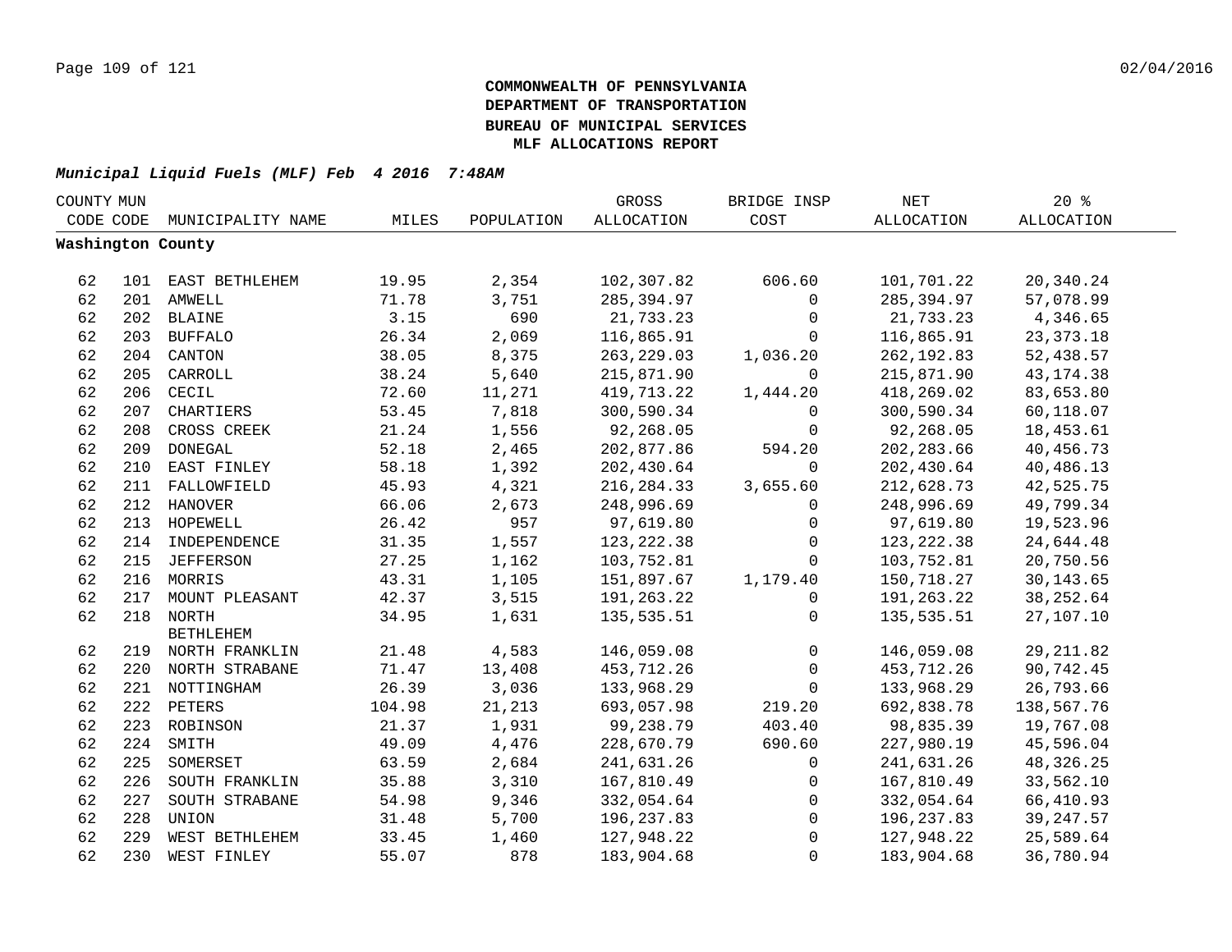**COMMONWEALTH OF PENNSYLVANIA**
**DEPARTMENT OF TRANSPORTATION**
**BUREAU OF MUNICIPAL SERVICES**
**MLF ALLOCATIONS REPORT**

***Municipal Liquid Fuels (MLF) Feb 4 2016 7:48AM***

| COUNTY CODE | MUN CODE | MUNICIPALITY NAME | MILES | POPULATION | GROSS ALLOCATION | BRIDGE INSP COST | NET ALLOCATION | 20 % ALLOCATION |
|---|---|---|---|---|---|---|---|---|
| **Washington County** | | | | | | | | |
| 62 | 101 | EAST BETHLEHEM | 19.95 | 2,354 | 102,307.82 | 606.60 | 101,701.22 | 20,340.24 |
| 62 | 201 | AMWELL | 71.78 | 3,751 | 285,394.97 | 0 | 285,394.97 | 57,078.99 |
| 62 | 202 | BLAINE | 3.15 | 690 | 21,733.23 | 0 | 21,733.23 | 4,346.65 |
| 62 | 203 | BUFFALO | 26.34 | 2,069 | 116,865.91 | 0 | 116,865.91 | 23,373.18 |
| 62 | 204 | CANTON | 38.05 | 8,375 | 263,229.03 | 1,036.20 | 262,192.83 | 52,438.57 |
| 62 | 205 | CARROLL | 38.24 | 5,640 | 215,871.90 | 0 | 215,871.90 | 43,174.38 |
| 62 | 206 | CECIL | 72.60 | 11,271 | 419,713.22 | 1,444.20 | 418,269.02 | 83,653.80 |
| 62 | 207 | CHARTIERS | 53.45 | 7,818 | 300,590.34 | 0 | 300,590.34 | 60,118.07 |
| 62 | 208 | CROSS CREEK | 21.24 | 1,556 | 92,268.05 | 0 | 92,268.05 | 18,453.61 |
| 62 | 209 | DONEGAL | 52.18 | 2,465 | 202,877.86 | 594.20 | 202,283.66 | 40,456.73 |
| 62 | 210 | EAST FINLEY | 58.18 | 1,392 | 202,430.64 | 0 | 202,430.64 | 40,486.13 |
| 62 | 211 | FALLOWFIELD | 45.93 | 4,321 | 216,284.33 | 3,655.60 | 212,628.73 | 42,525.75 |
| 62 | 212 | HANOVER | 66.06 | 2,673 | 248,996.69 | 0 | 248,996.69 | 49,799.34 |
| 62 | 213 | HOPEWELL | 26.42 | 957 | 97,619.80 | 0 | 97,619.80 | 19,523.96 |
| 62 | 214 | INDEPENDENCE | 31.35 | 1,557 | 123,222.38 | 0 | 123,222.38 | 24,644.48 |
| 62 | 215 | JEFFERSON | 27.25 | 1,162 | 103,752.81 | 0 | 103,752.81 | 20,750.56 |
| 62 | 216 | MORRIS | 43.31 | 1,105 | 151,897.67 | 1,179.40 | 150,718.27 | 30,143.65 |
| 62 | 217 | MOUNT PLEASANT | 42.37 | 3,515 | 191,263.22 | 0 | 191,263.22 | 38,252.64 |
| 62 | 218 | NORTH BETHLEHEM | 34.95 | 1,631 | 135,535.51 | 0 | 135,535.51 | 27,107.10 |
| 62 | 219 | NORTH FRANKLIN | 21.48 | 4,583 | 146,059.08 | 0 | 146,059.08 | 29,211.82 |
| 62 | 220 | NORTH STRABANE | 71.47 | 13,408 | 453,712.26 | 0 | 453,712.26 | 90,742.45 |
| 62 | 221 | NOTTINGHAM | 26.39 | 3,036 | 133,968.29 | 0 | 133,968.29 | 26,793.66 |
| 62 | 222 | PETERS | 104.98 | 21,213 | 693,057.98 | 219.20 | 692,838.78 | 138,567.76 |
| 62 | 223 | ROBINSON | 21.37 | 1,931 | 99,238.79 | 403.40 | 98,835.39 | 19,767.08 |
| 62 | 224 | SMITH | 49.09 | 4,476 | 228,670.79 | 690.60 | 227,980.19 | 45,596.04 |
| 62 | 225 | SOMERSET | 63.59 | 2,684 | 241,631.26 | 0 | 241,631.26 | 48,326.25 |
| 62 | 226 | SOUTH FRANKLIN | 35.88 | 3,310 | 167,810.49 | 0 | 167,810.49 | 33,562.10 |
| 62 | 227 | SOUTH STRABANE | 54.98 | 9,346 | 332,054.64 | 0 | 332,054.64 | 66,410.93 |
| 62 | 228 | UNION | 31.48 | 5,700 | 196,237.83 | 0 | 196,237.83 | 39,247.57 |
| 62 | 229 | WEST BETHLEHEM | 33.45 | 1,460 | 127,948.22 | 0 | 127,948.22 | 25,589.64 |
| 62 | 230 | WEST FINLEY | 55.07 | 878 | 183,904.68 | 0 | 183,904.68 | 36,780.94 |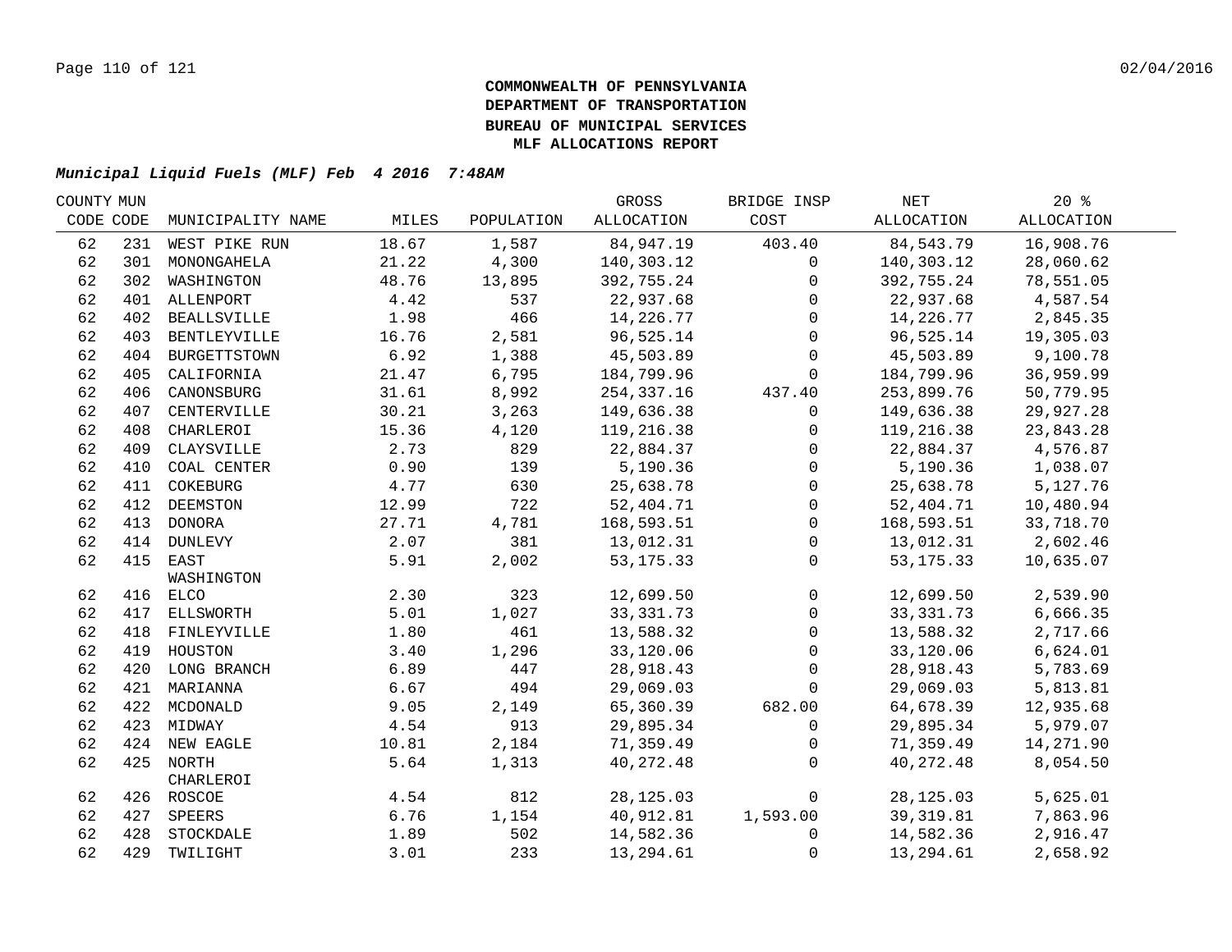**COMMONWEALTH OF PENNSYLVANIA**
**DEPARTMENT OF TRANSPORTATION**
**BUREAU OF MUNICIPAL SERVICES**
**MLF ALLOCATIONS REPORT**

***Municipal Liquid Fuels (MLF) Feb 4 2016 7:48AM***

| COUNTY CODE | MUN CODE | MUNICIPALITY NAME | MILES | POPULATION | GROSS ALLOCATION | BRIDGE INSP COST | NET ALLOCATION | 20 % ALLOCATION |
|---|---|---|---|---|---|---|---|---|
| 62 | 231 | WEST PIKE RUN | 18.67 | 1,587 | 84,947.19 | 403.40 | 84,543.79 | 16,908.76 |
| 62 | 301 | MONONGAHELA | 21.22 | 4,300 | 140,303.12 | 0 | 140,303.12 | 28,060.62 |
| 62 | 302 | WASHINGTON | 48.76 | 13,895 | 392,755.24 | 0 | 392,755.24 | 78,551.05 |
| 62 | 401 | ALLENPORT | 4.42 | 537 | 22,937.68 | 0 | 22,937.68 | 4,587.54 |
| 62 | 402 | BEALLSVILLE | 1.98 | 466 | 14,226.77 | 0 | 14,226.77 | 2,845.35 |
| 62 | 403 | BENTLEYVILLE | 16.76 | 2,581 | 96,525.14 | 0 | 96,525.14 | 19,305.03 |
| 62 | 404 | BURGETTSTOWN | 6.92 | 1,388 | 45,503.89 | 0 | 45,503.89 | 9,100.78 |
| 62 | 405 | CALIFORNIA | 21.47 | 6,795 | 184,799.96 | 0 | 184,799.96 | 36,959.99 |
| 62 | 406 | CANONSBURG | 31.61 | 8,992 | 254,337.16 | 437.40 | 253,899.76 | 50,779.95 |
| 62 | 407 | CENTERVILLE | 30.21 | 3,263 | 149,636.38 | 0 | 149,636.38 | 29,927.28 |
| 62 | 408 | CHARLEROI | 15.36 | 4,120 | 119,216.38 | 0 | 119,216.38 | 23,843.28 |
| 62 | 409 | CLAYSVILLE | 2.73 | 829 | 22,884.37 | 0 | 22,884.37 | 4,576.87 |
| 62 | 410 | COAL CENTER | 0.90 | 139 | 5,190.36 | 0 | 5,190.36 | 1,038.07 |
| 62 | 411 | COKEBURG | 4.77 | 630 | 25,638.78 | 0 | 25,638.78 | 5,127.76 |
| 62 | 412 | DEEMSTON | 12.99 | 722 | 52,404.71 | 0 | 52,404.71 | 10,480.94 |
| 62 | 413 | DONORA | 27.71 | 4,781 | 168,593.51 | 0 | 168,593.51 | 33,718.70 |
| 62 | 414 | DUNLEVY | 2.07 | 381 | 13,012.31 | 0 | 13,012.31 | 2,602.46 |
| 62 | 415 | EAST WASHINGTON | 5.91 | 2,002 | 53,175.33 | 0 | 53,175.33 | 10,635.07 |
| 62 | 416 | ELCO | 2.30 | 323 | 12,699.50 | 0 | 12,699.50 | 2,539.90 |
| 62 | 417 | ELLSWORTH | 5.01 | 1,027 | 33,331.73 | 0 | 33,331.73 | 6,666.35 |
| 62 | 418 | FINLEYVILLE | 1.80 | 461 | 13,588.32 | 0 | 13,588.32 | 2,717.66 |
| 62 | 419 | HOUSTON | 3.40 | 1,296 | 33,120.06 | 0 | 33,120.06 | 6,624.01 |
| 62 | 420 | LONG BRANCH | 6.89 | 447 | 28,918.43 | 0 | 28,918.43 | 5,783.69 |
| 62 | 421 | MARIANNA | 6.67 | 494 | 29,069.03 | 0 | 29,069.03 | 5,813.81 |
| 62 | 422 | MCDONALD | 9.05 | 2,149 | 65,360.39 | 682.00 | 64,678.39 | 12,935.68 |
| 62 | 423 | MIDWAY | 4.54 | 913 | 29,895.34 | 0 | 29,895.34 | 5,979.07 |
| 62 | 424 | NEW EAGLE | 10.81 | 2,184 | 71,359.49 | 0 | 71,359.49 | 14,271.90 |
| 62 | 425 | NORTH CHARLEROI | 5.64 | 1,313 | 40,272.48 | 0 | 40,272.48 | 8,054.50 |
| 62 | 426 | ROSCOE | 4.54 | 812 | 28,125.03 | 0 | 28,125.03 | 5,625.01 |
| 62 | 427 | SPEERS | 6.76 | 1,154 | 40,912.81 | 1,593.00 | 39,319.81 | 7,863.96 |
| 62 | 428 | STOCKDALE | 1.89 | 502 | 14,582.36 | 0 | 14,582.36 | 2,916.47 |
| 62 | 429 | TWILIGHT | 3.01 | 233 | 13,294.61 | 0 | 13,294.61 | 2,658.92 |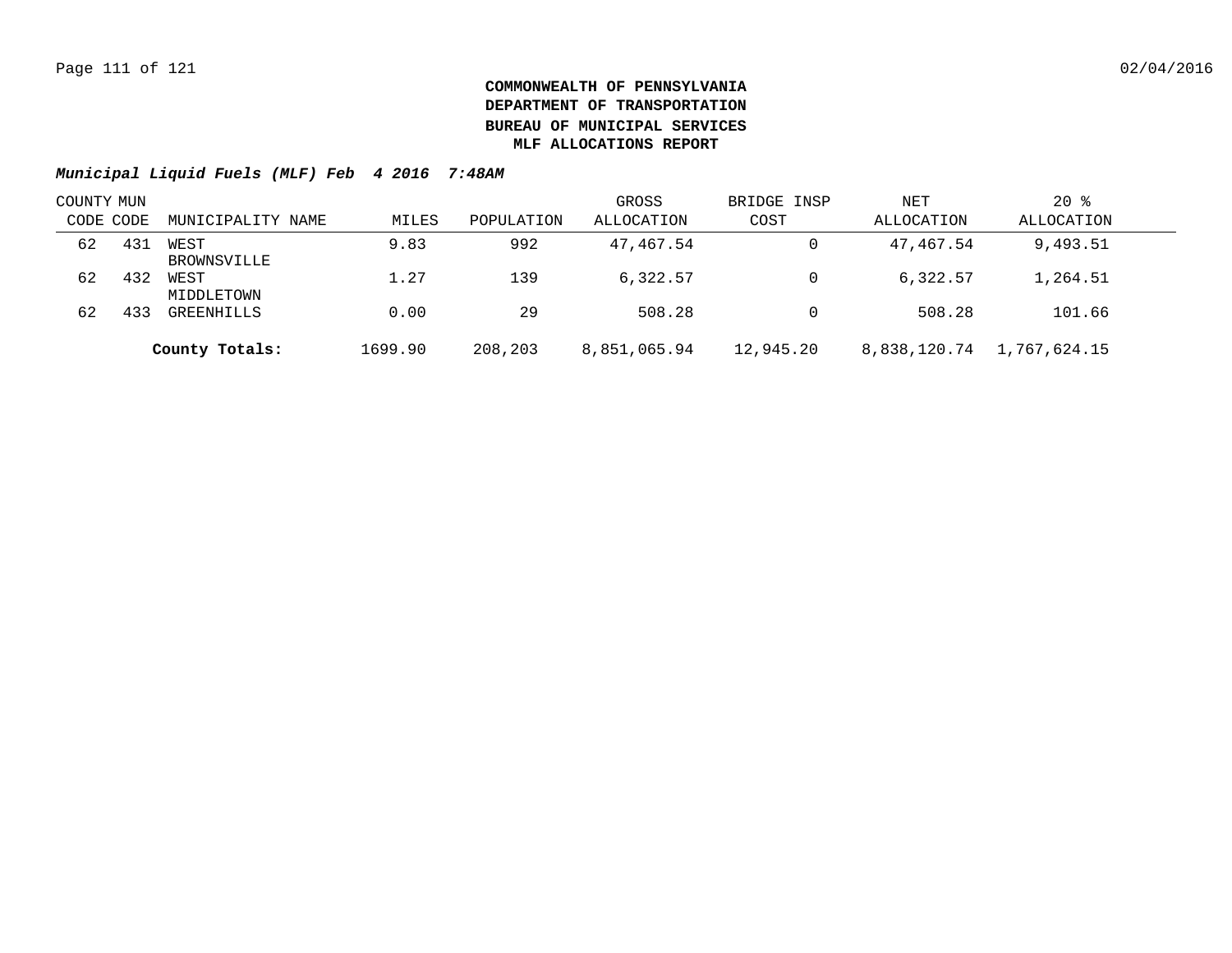**COMMONWEALTH OF PENNSYLVANIA**
**DEPARTMENT OF TRANSPORTATION**
**BUREAU OF MUNICIPAL SERVICES**
**MLF ALLOCATIONS REPORT**

***Municipal Liquid Fuels (MLF) Feb 4 2016 7:48AM***

| COUNTY CODE | MUN CODE | MUNICIPALITY NAME | MILES | POPULATION | GROSS ALLOCATION | BRIDGE INSP COST | NET ALLOCATION | 20 % ALLOCATION |
|---|---|---|---|---|---|---|---|---|
| 62 | 431 | WEST BROWNSVILLE | 9.83 | 992 | 47,467.54 | 0 | 47,467.54 | 9,493.51 |
| 62 | 432 | WEST MIDDLETOWN | 1.27 | 139 | 6,322.57 | 0 | 6,322.57 | 1,264.51 |
| 62 | 433 | GREENHILLS | 0.00 | 29 | 508.28 | 0 | 508.28 | 101.66 |
| | | **County Totals:** | 1699.90 | 208,203 | 8,851,065.94 | 12,945.20 | 8,838,120.74 | 1,767,624.15 |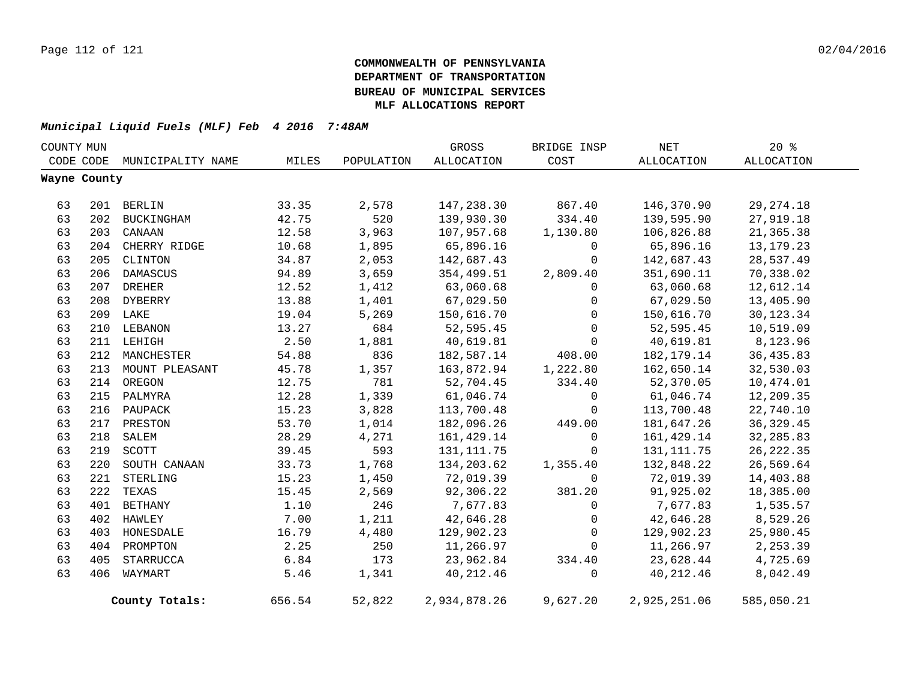**COMMONWEALTH OF PENNSYLVANIA**
**DEPARTMENT OF TRANSPORTATION**
**BUREAU OF MUNICIPAL SERVICES**
**MLF ALLOCATIONS REPORT**

***Municipal Liquid Fuels (MLF) Feb 4 2016 7:48AM***

| COUNTY CODE | MUN CODE | MUNICIPALITY NAME | MILES | POPULATION | GROSS ALLOCATION | BRIDGE INSP COST | NET ALLOCATION | 20 % ALLOCATION |
|---|---|---|---|---|---|---|---|---|
| **Wayne County** | | | | | | | | |
| 63 | 201 | BERLIN | 33.35 | 2,578 | 147,238.30 | 867.40 | 146,370.90 | 29,274.18 |
| 63 | 202 | BUCKINGHAM | 42.75 | 520 | 139,930.30 | 334.40 | 139,595.90 | 27,919.18 |
| 63 | 203 | CANAAN | 12.58 | 3,963 | 107,957.68 | 1,130.80 | 106,826.88 | 21,365.38 |
| 63 | 204 | CHERRY RIDGE | 10.68 | 1,895 | 65,896.16 | 0 | 65,896.16 | 13,179.23 |
| 63 | 205 | CLINTON | 34.87 | 2,053 | 142,687.43 | 0 | 142,687.43 | 28,537.49 |
| 63 | 206 | DAMASCUS | 94.89 | 3,659 | 354,499.51 | 2,809.40 | 351,690.11 | 70,338.02 |
| 63 | 207 | DREHER | 12.52 | 1,412 | 63,060.68 | 0 | 63,060.68 | 12,612.14 |
| 63 | 208 | DYBERRY | 13.88 | 1,401 | 67,029.50 | 0 | 67,029.50 | 13,405.90 |
| 63 | 209 | LAKE | 19.04 | 5,269 | 150,616.70 | 0 | 150,616.70 | 30,123.34 |
| 63 | 210 | LEBANON | 13.27 | 684 | 52,595.45 | 0 | 52,595.45 | 10,519.09 |
| 63 | 211 | LEHIGH | 2.50 | 1,881 | 40,619.81 | 0 | 40,619.81 | 8,123.96 |
| 63 | 212 | MANCHESTER | 54.88 | 836 | 182,587.14 | 408.00 | 182,179.14 | 36,435.83 |
| 63 | 213 | MOUNT PLEASANT | 45.78 | 1,357 | 163,872.94 | 1,222.80 | 162,650.14 | 32,530.03 |
| 63 | 214 | OREGON | 12.75 | 781 | 52,704.45 | 334.40 | 52,370.05 | 10,474.01 |
| 63 | 215 | PALMYRA | 12.28 | 1,339 | 61,046.74 | 0 | 61,046.74 | 12,209.35 |
| 63 | 216 | PAUPACK | 15.23 | 3,828 | 113,700.48 | 0 | 113,700.48 | 22,740.10 |
| 63 | 217 | PRESTON | 53.70 | 1,014 | 182,096.26 | 449.00 | 181,647.26 | 36,329.45 |
| 63 | 218 | SALEM | 28.29 | 4,271 | 161,429.14 | 0 | 161,429.14 | 32,285.83 |
| 63 | 219 | SCOTT | 39.45 | 593 | 131,111.75 | 0 | 131,111.75 | 26,222.35 |
| 63 | 220 | SOUTH CANAAN | 33.73 | 1,768 | 134,203.62 | 1,355.40 | 132,848.22 | 26,569.64 |
| 63 | 221 | STERLING | 15.23 | 1,450 | 72,019.39 | 0 | 72,019.39 | 14,403.88 |
| 63 | 222 | TEXAS | 15.45 | 2,569 | 92,306.22 | 381.20 | 91,925.02 | 18,385.00 |
| 63 | 401 | BETHANY | 1.10 | 246 | 7,677.83 | 0 | 7,677.83 | 1,535.57 |
| 63 | 402 | HAWLEY | 7.00 | 1,211 | 42,646.28 | 0 | 42,646.28 | 8,529.26 |
| 63 | 403 | HONESDALE | 16.79 | 4,480 | 129,902.23 | 0 | 129,902.23 | 25,980.45 |
| 63 | 404 | PROMPTON | 2.25 | 250 | 11,266.97 | 0 | 11,266.97 | 2,253.39 |
| 63 | 405 | STARRUCCA | 6.84 | 173 | 23,962.84 | 334.40 | 23,628.44 | 4,725.69 |
| 63 | 406 | WAYMART | 5.46 | 1,341 | 40,212.46 | 0 | 40,212.46 | 8,042.49 |
| | | **County Totals:** | 656.54 | 52,822 | 2,934,878.26 | 9,627.20 | 2,925,251.06 | 585,050.21 |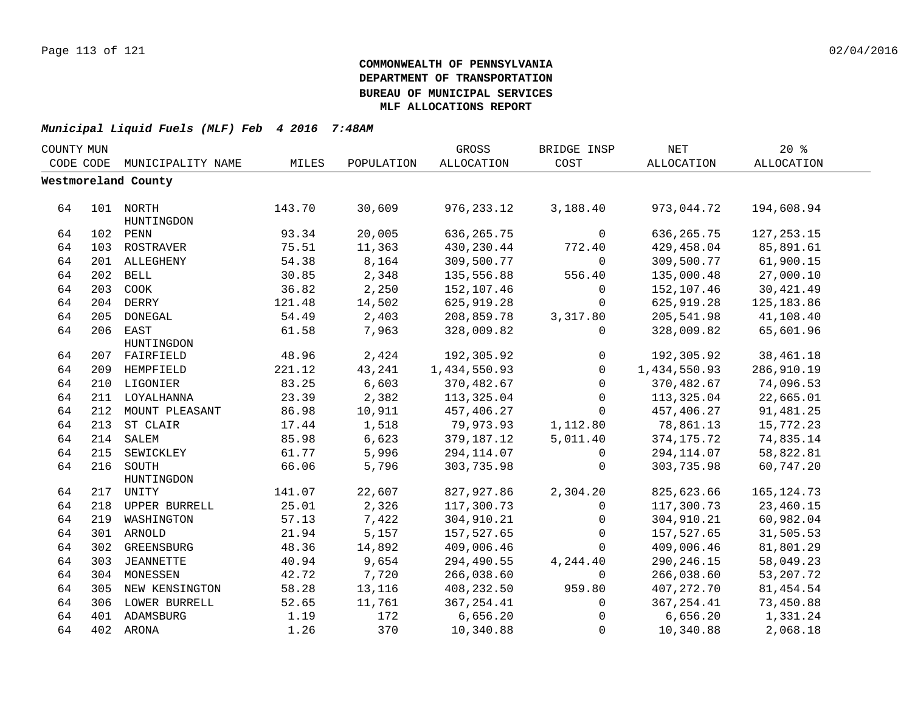**COMMONWEALTH OF PENNSYLVANIA**
**DEPARTMENT OF TRANSPORTATION**
**BUREAU OF MUNICIPAL SERVICES**
**MLF ALLOCATIONS REPORT**

***Municipal Liquid Fuels (MLF) Feb 4 2016 7:48AM***

| COUNTY CODE | MUN CODE | MUNICIPALITY NAME | MILES | POPULATION | GROSS ALLOCATION | BRIDGE INSP COST | NET ALLOCATION | 20 % ALLOCATION |
|---|---|---|---|---|---|---|---|---|
| **Westmoreland County** | | | | | | | | |
| 64 | 101 | NORTH HUNTINGDON | 143.70 | 30,609 | 976,233.12 | 3,188.40 | 973,044.72 | 194,608.94 |
| 64 | 102 | PENN | 93.34 | 20,005 | 636,265.75 | 0 | 636,265.75 | 127,253.15 |
| 64 | 103 | ROSTRAVER | 75.51 | 11,363 | 430,230.44 | 772.40 | 429,458.04 | 85,891.61 |
| 64 | 201 | ALLEGHENY | 54.38 | 8,164 | 309,500.77 | 0 | 309,500.77 | 61,900.15 |
| 64 | 202 | BELL | 30.85 | 2,348 | 135,556.88 | 556.40 | 135,000.48 | 27,000.10 |
| 64 | 203 | COOK | 36.82 | 2,250 | 152,107.46 | 0 | 152,107.46 | 30,421.49 |
| 64 | 204 | DERRY | 121.48 | 14,502 | 625,919.28 | 0 | 625,919.28 | 125,183.86 |
| 64 | 205 | DONEGAL | 54.49 | 2,403 | 208,859.78 | 3,317.80 | 205,541.98 | 41,108.40 |
| 64 | 206 | EAST HUNTINGDON | 61.58 | 7,963 | 328,009.82 | 0 | 328,009.82 | 65,601.96 |
| 64 | 207 | FAIRFIELD | 48.96 | 2,424 | 192,305.92 | 0 | 192,305.92 | 38,461.18 |
| 64 | 209 | HEMPFIELD | 221.12 | 43,241 | 1,434,550.93 | 0 | 1,434,550.93 | 286,910.19 |
| 64 | 210 | LIGONIER | 83.25 | 6,603 | 370,482.67 | 0 | 370,482.67 | 74,096.53 |
| 64 | 211 | LOYALHANNA | 23.39 | 2,382 | 113,325.04 | 0 | 113,325.04 | 22,665.01 |
| 64 | 212 | MOUNT PLEASANT | 86.98 | 10,911 | 457,406.27 | 0 | 457,406.27 | 91,481.25 |
| 64 | 213 | ST CLAIR | 17.44 | 1,518 | 79,973.93 | 1,112.80 | 78,861.13 | 15,772.23 |
| 64 | 214 | SALEM | 85.98 | 6,623 | 379,187.12 | 5,011.40 | 374,175.72 | 74,835.14 |
| 64 | 215 | SEWICKLEY | 61.77 | 5,996 | 294,114.07 | 0 | 294,114.07 | 58,822.81 |
| 64 | 216 | SOUTH HUNTINGDON | 66.06 | 5,796 | 303,735.98 | 0 | 303,735.98 | 60,747.20 |
| 64 | 217 | UNITY | 141.07 | 22,607 | 827,927.86 | 2,304.20 | 825,623.66 | 165,124.73 |
| 64 | 218 | UPPER BURRELL | 25.01 | 2,326 | 117,300.73 | 0 | 117,300.73 | 23,460.15 |
| 64 | 219 | WASHINGTON | 57.13 | 7,422 | 304,910.21 | 0 | 304,910.21 | 60,982.04 |
| 64 | 301 | ARNOLD | 21.94 | 5,157 | 157,527.65 | 0 | 157,527.65 | 31,505.53 |
| 64 | 302 | GREENSBURG | 48.36 | 14,892 | 409,006.46 | 0 | 409,006.46 | 81,801.29 |
| 64 | 303 | JEANNETTE | 40.94 | 9,654 | 294,490.55 | 4,244.40 | 290,246.15 | 58,049.23 |
| 64 | 304 | MONESSEN | 42.72 | 7,720 | 266,038.60 | 0 | 266,038.60 | 53,207.72 |
| 64 | 305 | NEW KENSINGTON | 58.28 | 13,116 | 408,232.50 | 959.80 | 407,272.70 | 81,454.54 |
| 64 | 306 | LOWER BURRELL | 52.65 | 11,761 | 367,254.41 | 0 | 367,254.41 | 73,450.88 |
| 64 | 401 | ADAMSBURG | 1.19 | 172 | 6,656.20 | 0 | 6,656.20 | 1,331.24 |
| 64 | 402 | ARONA | 1.26 | 370 | 10,340.88 | 0 | 10,340.88 | 2,068.18 |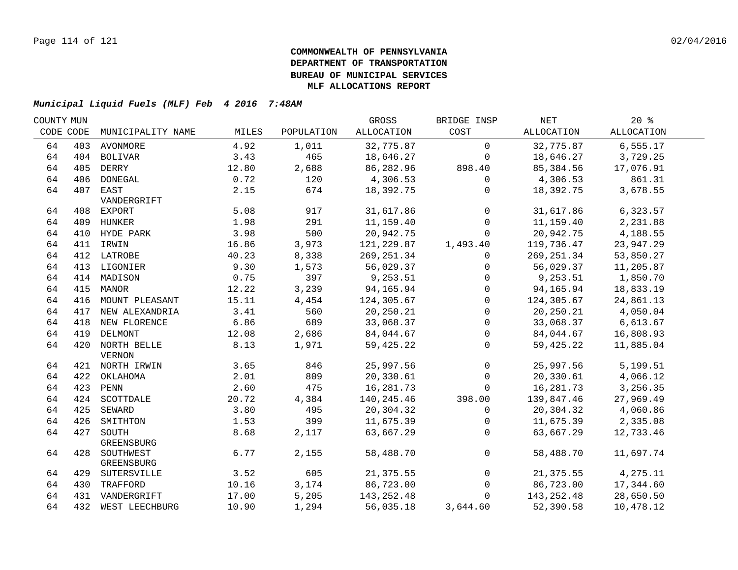**COMMONWEALTH OF PENNSYLVANIA**
**DEPARTMENT OF TRANSPORTATION**
**BUREAU OF MUNICIPAL SERVICES**
**MLF ALLOCATIONS REPORT**

***Municipal Liquid Fuels (MLF) Feb 4 2016 7:48AM***

| COUNTY CODE | MUN CODE | MUNICIPALITY NAME | MILES | POPULATION | GROSS ALLOCATION | BRIDGE INSP COST | NET ALLOCATION | 20 % ALLOCATION |
|---|---|---|---|---|---|---|---|---|
| 64 | 403 | AVONMORE | 4.92 | 1,011 | 32,775.87 | 0 | 32,775.87 | 6,555.17 |
| 64 | 404 | BOLIVAR | 3.43 | 465 | 18,646.27 | 0 | 18,646.27 | 3,729.25 |
| 64 | 405 | DERRY | 12.80 | 2,688 | 86,282.96 | 898.40 | 85,384.56 | 17,076.91 |
| 64 | 406 | DONEGAL | 0.72 | 120 | 4,306.53 | 0 | 4,306.53 | 861.31 |
| 64 | 407 | EAST VANDERGRIFT | 2.15 | 674 | 18,392.75 | 0 | 18,392.75 | 3,678.55 |
| 64 | 408 | EXPORT | 5.08 | 917 | 31,617.86 | 0 | 31,617.86 | 6,323.57 |
| 64 | 409 | HUNKER | 1.98 | 291 | 11,159.40 | 0 | 11,159.40 | 2,231.88 |
| 64 | 410 | HYDE PARK | 3.98 | 500 | 20,942.75 | 0 | 20,942.75 | 4,188.55 |
| 64 | 411 | IRWIN | 16.86 | 3,973 | 121,229.87 | 1,493.40 | 119,736.47 | 23,947.29 |
| 64 | 412 | LATROBE | 40.23 | 8,338 | 269,251.34 | 0 | 269,251.34 | 53,850.27 |
| 64 | 413 | LIGONIER | 9.30 | 1,573 | 56,029.37 | 0 | 56,029.37 | 11,205.87 |
| 64 | 414 | MADISON | 0.75 | 397 | 9,253.51 | 0 | 9,253.51 | 1,850.70 |
| 64 | 415 | MANOR | 12.22 | 3,239 | 94,165.94 | 0 | 94,165.94 | 18,833.19 |
| 64 | 416 | MOUNT PLEASANT | 15.11 | 4,454 | 124,305.67 | 0 | 124,305.67 | 24,861.13 |
| 64 | 417 | NEW ALEXANDRIA | 3.41 | 560 | 20,250.21 | 0 | 20,250.21 | 4,050.04 |
| 64 | 418 | NEW FLORENCE | 6.86 | 689 | 33,068.37 | 0 | 33,068.37 | 6,613.67 |
| 64 | 419 | DELMONT | 12.08 | 2,686 | 84,044.67 | 0 | 84,044.67 | 16,808.93 |
| 64 | 420 | NORTH BELLE VERNON | 8.13 | 1,971 | 59,425.22 | 0 | 59,425.22 | 11,885.04 |
| 64 | 421 | NORTH IRWIN | 3.65 | 846 | 25,997.56 | 0 | 25,997.56 | 5,199.51 |
| 64 | 422 | OKLAHOMA | 2.01 | 809 | 20,330.61 | 0 | 20,330.61 | 4,066.12 |
| 64 | 423 | PENN | 2.60 | 475 | 16,281.73 | 0 | 16,281.73 | 3,256.35 |
| 64 | 424 | SCOTTDALE | 20.72 | 4,384 | 140,245.46 | 398.00 | 139,847.46 | 27,969.49 |
| 64 | 425 | SEWARD | 3.80 | 495 | 20,304.32 | 0 | 20,304.32 | 4,060.86 |
| 64 | 426 | SMITHTON | 1.53 | 399 | 11,675.39 | 0 | 11,675.39 | 2,335.08 |
| 64 | 427 | SOUTH GREENSBURG | 8.68 | 2,117 | 63,667.29 | 0 | 63,667.29 | 12,733.46 |
| 64 | 428 | SOUTHWEST GREENSBURG | 6.77 | 2,155 | 58,488.70 | 0 | 58,488.70 | 11,697.74 |
| 64 | 429 | SUTERSVILLE | 3.52 | 605 | 21,375.55 | 0 | 21,375.55 | 4,275.11 |
| 64 | 430 | TRAFFORD | 10.16 | 3,174 | 86,723.00 | 0 | 86,723.00 | 17,344.60 |
| 64 | 431 | VANDERGRIFT | 17.00 | 5,205 | 143,252.48 | 0 | 143,252.48 | 28,650.50 |
| 64 | 432 | WEST LEECHBURG | 10.90 | 1,294 | 56,035.18 | 3,644.60 | 52,390.58 | 10,478.12 |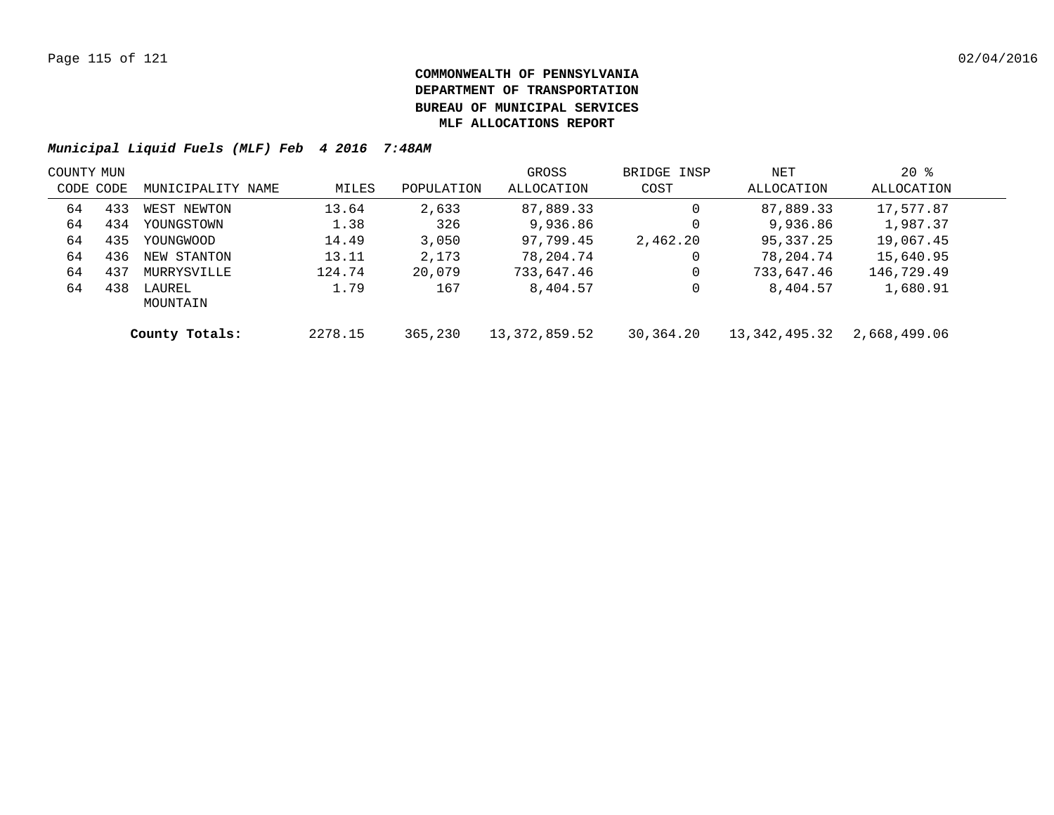**COMMONWEALTH OF PENNSYLVANIA**
**DEPARTMENT OF TRANSPORTATION**
**BUREAU OF MUNICIPAL SERVICES**
**MLF ALLOCATIONS REPORT**

***Municipal Liquid Fuels (MLF) Feb 4 2016 7:48AM***

| COUNTY CODE | MUN CODE | MUNICIPALITY NAME | MILES | POPULATION | GROSS ALLOCATION | BRIDGE INSP COST | NET ALLOCATION | 20 % ALLOCATION |
|---|---|---|---|---|---|---|---|---|
| 64 | 433 | WEST NEWTON | 13.64 | 2,633 | 87,889.33 | 0 | 87,889.33 | 17,577.87 |
| 64 | 434 | YOUNGSTOWN | 1.38 | 326 | 9,936.86 | 0 | 9,936.86 | 1,987.37 |
| 64 | 435 | YOUNGWOOD | 14.49 | 3,050 | 97,799.45 | 2,462.20 | 95,337.25 | 19,067.45 |
| 64 | 436 | NEW STANTON | 13.11 | 2,173 | 78,204.74 | 0 | 78,204.74 | 15,640.95 |
| 64 | 437 | MURRYSVILLE | 124.74 | 20,079 | 733,647.46 | 0 | 733,647.46 | 146,729.49 |
| 64 | 438 | LAUREL MOUNTAIN | 1.79 | 167 | 8,404.57 | 0 | 8,404.57 | 1,680.91 |
| | | **County Totals:** | 2278.15 | 365,230 | 13,372,859.52 | 30,364.20 | 13,342,495.32 | 2,668,499.06 |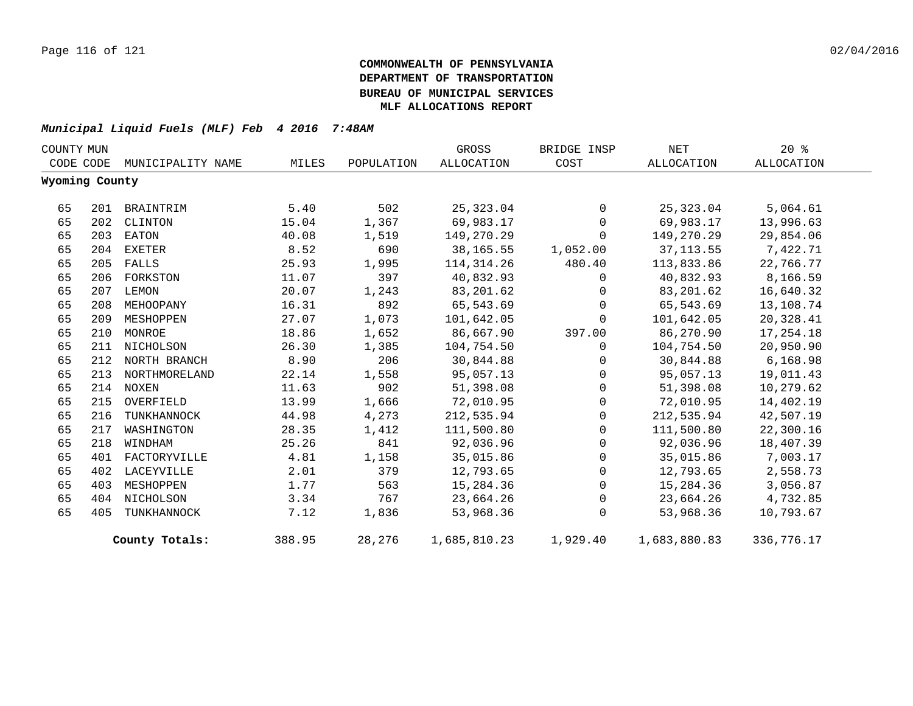**COMMONWEALTH OF PENNSYLVANIA**
**DEPARTMENT OF TRANSPORTATION**
**BUREAU OF MUNICIPAL SERVICES**
**MLF ALLOCATIONS REPORT**

***Municipal Liquid Fuels (MLF) Feb 4 2016 7:48AM***

| COUNTY CODE | MUN CODE | MUNICIPALITY NAME | MILES | POPULATION | GROSS ALLOCATION | BRIDGE INSP COST | NET ALLOCATION | 20 % ALLOCATION |
|---|---|---|---|---|---|---|---|---|
| **Wyoming County** | | | | | | | | |
| 65 | 201 | BRAINTRIM | 5.40 | 502 | 25,323.04 | 0 | 25,323.04 | 5,064.61 |
| 65 | 202 | CLINTON | 15.04 | 1,367 | 69,983.17 | 0 | 69,983.17 | 13,996.63 |
| 65 | 203 | EATON | 40.08 | 1,519 | 149,270.29 | 0 | 149,270.29 | 29,854.06 |
| 65 | 204 | EXETER | 8.52 | 690 | 38,165.55 | 1,052.00 | 37,113.55 | 7,422.71 |
| 65 | 205 | FALLS | 25.93 | 1,995 | 114,314.26 | 480.40 | 113,833.86 | 22,766.77 |
| 65 | 206 | FORKSTON | 11.07 | 397 | 40,832.93 | 0 | 40,832.93 | 8,166.59 |
| 65 | 207 | LEMON | 20.07 | 1,243 | 83,201.62 | 0 | 83,201.62 | 16,640.32 |
| 65 | 208 | MEHOOPANY | 16.31 | 892 | 65,543.69 | 0 | 65,543.69 | 13,108.74 |
| 65 | 209 | MESHOPPEN | 27.07 | 1,073 | 101,642.05 | 0 | 101,642.05 | 20,328.41 |
| 65 | 210 | MONROE | 18.86 | 1,652 | 86,667.90 | 397.00 | 86,270.90 | 17,254.18 |
| 65 | 211 | NICHOLSON | 26.30 | 1,385 | 104,754.50 | 0 | 104,754.50 | 20,950.90 |
| 65 | 212 | NORTH BRANCH | 8.90 | 206 | 30,844.88 | 0 | 30,844.88 | 6,168.98 |
| 65 | 213 | NORTHMORELAND | 22.14 | 1,558 | 95,057.13 | 0 | 95,057.13 | 19,011.43 |
| 65 | 214 | NOXEN | 11.63 | 902 | 51,398.08 | 0 | 51,398.08 | 10,279.62 |
| 65 | 215 | OVERFIELD | 13.99 | 1,666 | 72,010.95 | 0 | 72,010.95 | 14,402.19 |
| 65 | 216 | TUNKHANNOCK | 44.98 | 4,273 | 212,535.94 | 0 | 212,535.94 | 42,507.19 |
| 65 | 217 | WASHINGTON | 28.35 | 1,412 | 111,500.80 | 0 | 111,500.80 | 22,300.16 |
| 65 | 218 | WINDHAM | 25.26 | 841 | 92,036.96 | 0 | 92,036.96 | 18,407.39 |
| 65 | 401 | FACTORYVILLE | 4.81 | 1,158 | 35,015.86 | 0 | 35,015.86 | 7,003.17 |
| 65 | 402 | LACEYVILLE | 2.01 | 379 | 12,793.65 | 0 | 12,793.65 | 2,558.73 |
| 65 | 403 | MESHOPPEN | 1.77 | 563 | 15,284.36 | 0 | 15,284.36 | 3,056.87 |
| 65 | 404 | NICHOLSON | 3.34 | 767 | 23,664.26 | 0 | 23,664.26 | 4,732.85 |
| 65 | 405 | TUNKHANNOCK | 7.12 | 1,836 | 53,968.36 | 0 | 53,968.36 | 10,793.67 |
| | | **County Totals:** | 388.95 | 28,276 | 1,685,810.23 | 1,929.40 | 1,683,880.83 | 336,776.17 |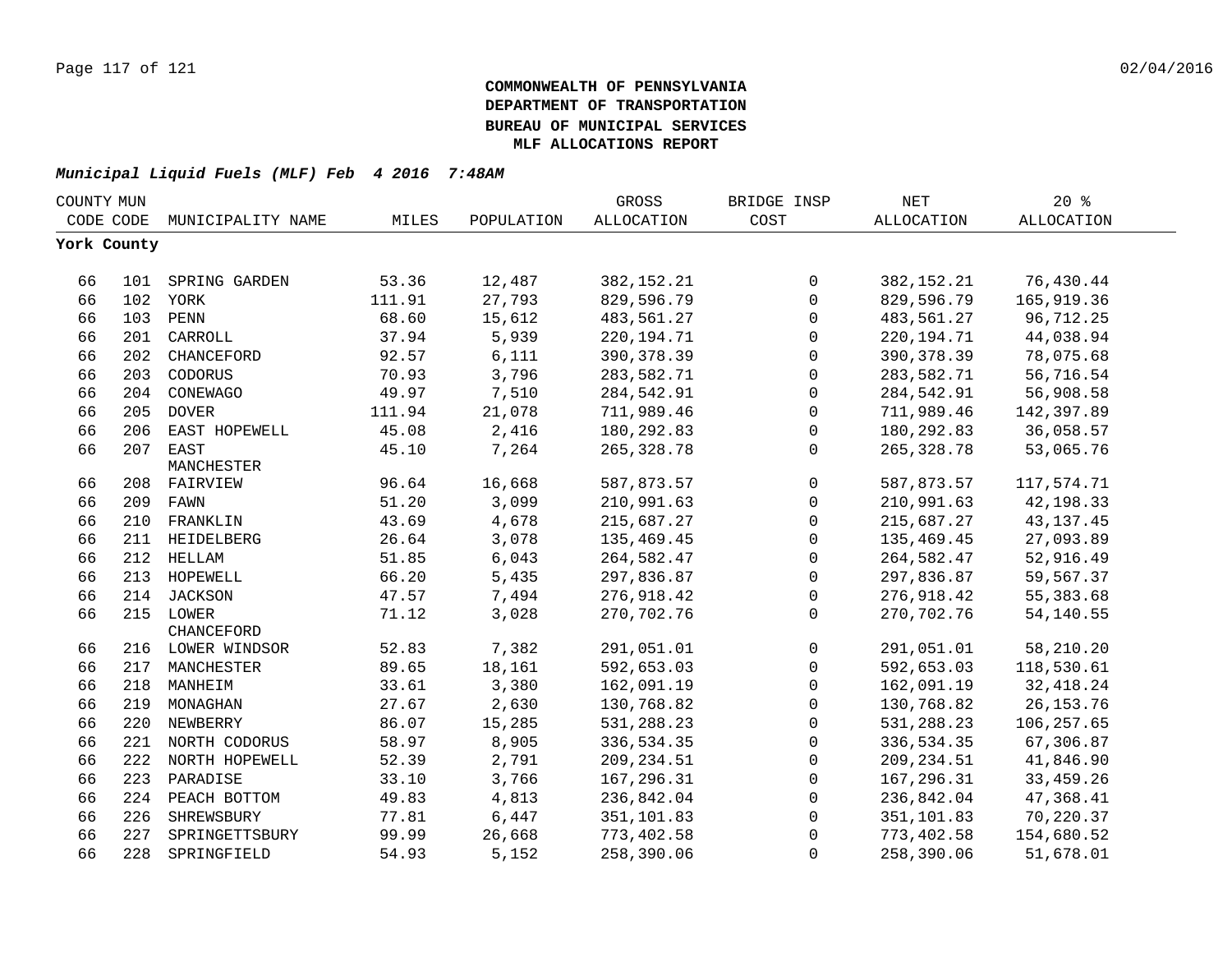**COMMONWEALTH OF PENNSYLVANIA**
**DEPARTMENT OF TRANSPORTATION**
**BUREAU OF MUNICIPAL SERVICES**
**MLF ALLOCATIONS REPORT**

***Municipal Liquid Fuels (MLF) Feb 4 2016 7:48AM***

| COUNTY CODE | MUN CODE | MUNICIPALITY NAME | MILES | POPULATION | GROSS ALLOCATION | BRIDGE INSP COST | NET ALLOCATION | 20 % ALLOCATION |
|---|---|---|---|---|---|---|---|---|
| **York County** | | | | | | | | |
| 66 | 101 | SPRING GARDEN | 53.36 | 12,487 | 382,152.21 | 0 | 382,152.21 | 76,430.44 |
| 66 | 102 | YORK | 111.91 | 27,793 | 829,596.79 | 0 | 829,596.79 | 165,919.36 |
| 66 | 103 | PENN | 68.60 | 15,612 | 483,561.27 | 0 | 483,561.27 | 96,712.25 |
| 66 | 201 | CARROLL | 37.94 | 5,939 | 220,194.71 | 0 | 220,194.71 | 44,038.94 |
| 66 | 202 | CHANCEFORD | 92.57 | 6,111 | 390,378.39 | 0 | 390,378.39 | 78,075.68 |
| 66 | 203 | CODORUS | 70.93 | 3,796 | 283,582.71 | 0 | 283,582.71 | 56,716.54 |
| 66 | 204 | CONEWAGO | 49.97 | 7,510 | 284,542.91 | 0 | 284,542.91 | 56,908.58 |
| 66 | 205 | DOVER | 111.94 | 21,078 | 711,989.46 | 0 | 711,989.46 | 142,397.89 |
| 66 | 206 | EAST HOPEWELL | 45.08 | 2,416 | 180,292.83 | 0 | 180,292.83 | 36,058.57 |
| 66 | 207 | EAST MANCHESTER | 45.10 | 7,264 | 265,328.78 | 0 | 265,328.78 | 53,065.76 |
| 66 | 208 | FAIRVIEW | 96.64 | 16,668 | 587,873.57 | 0 | 587,873.57 | 117,574.71 |
| 66 | 209 | FAWN | 51.20 | 3,099 | 210,991.63 | 0 | 210,991.63 | 42,198.33 |
| 66 | 210 | FRANKLIN | 43.69 | 4,678 | 215,687.27 | 0 | 215,687.27 | 43,137.45 |
| 66 | 211 | HEIDELBERG | 26.64 | 3,078 | 135,469.45 | 0 | 135,469.45 | 27,093.89 |
| 66 | 212 | HELLAM | 51.85 | 6,043 | 264,582.47 | 0 | 264,582.47 | 52,916.49 |
| 66 | 213 | HOPEWELL | 66.20 | 5,435 | 297,836.87 | 0 | 297,836.87 | 59,567.37 |
| 66 | 214 | JACKSON | 47.57 | 7,494 | 276,918.42 | 0 | 276,918.42 | 55,383.68 |
| 66 | 215 | LOWER CHANCEFORD | 71.12 | 3,028 | 270,702.76 | 0 | 270,702.76 | 54,140.55 |
| 66 | 216 | LOWER WINDSOR | 52.83 | 7,382 | 291,051.01 | 0 | 291,051.01 | 58,210.20 |
| 66 | 217 | MANCHESTER | 89.65 | 18,161 | 592,653.03 | 0 | 592,653.03 | 118,530.61 |
| 66 | 218 | MANHEIM | 33.61 | 3,380 | 162,091.19 | 0 | 162,091.19 | 32,418.24 |
| 66 | 219 | MONAGHAN | 27.67 | 2,630 | 130,768.82 | 0 | 130,768.82 | 26,153.76 |
| 66 | 220 | NEWBERRY | 86.07 | 15,285 | 531,288.23 | 0 | 531,288.23 | 106,257.65 |
| 66 | 221 | NORTH CODORUS | 58.97 | 8,905 | 336,534.35 | 0 | 336,534.35 | 67,306.87 |
| 66 | 222 | NORTH HOPEWELL | 52.39 | 2,791 | 209,234.51 | 0 | 209,234.51 | 41,846.90 |
| 66 | 223 | PARADISE | 33.10 | 3,766 | 167,296.31 | 0 | 167,296.31 | 33,459.26 |
| 66 | 224 | PEACH BOTTOM | 49.83 | 4,813 | 236,842.04 | 0 | 236,842.04 | 47,368.41 |
| 66 | 226 | SHREWSBURY | 77.81 | 6,447 | 351,101.83 | 0 | 351,101.83 | 70,220.37 |
| 66 | 227 | SPRINGETTSBURY | 99.99 | 26,668 | 773,402.58 | 0 | 773,402.58 | 154,680.52 |
| 66 | 228 | SPRINGFIELD | 54.93 | 5,152 | 258,390.06 | 0 | 258,390.06 | 51,678.01 |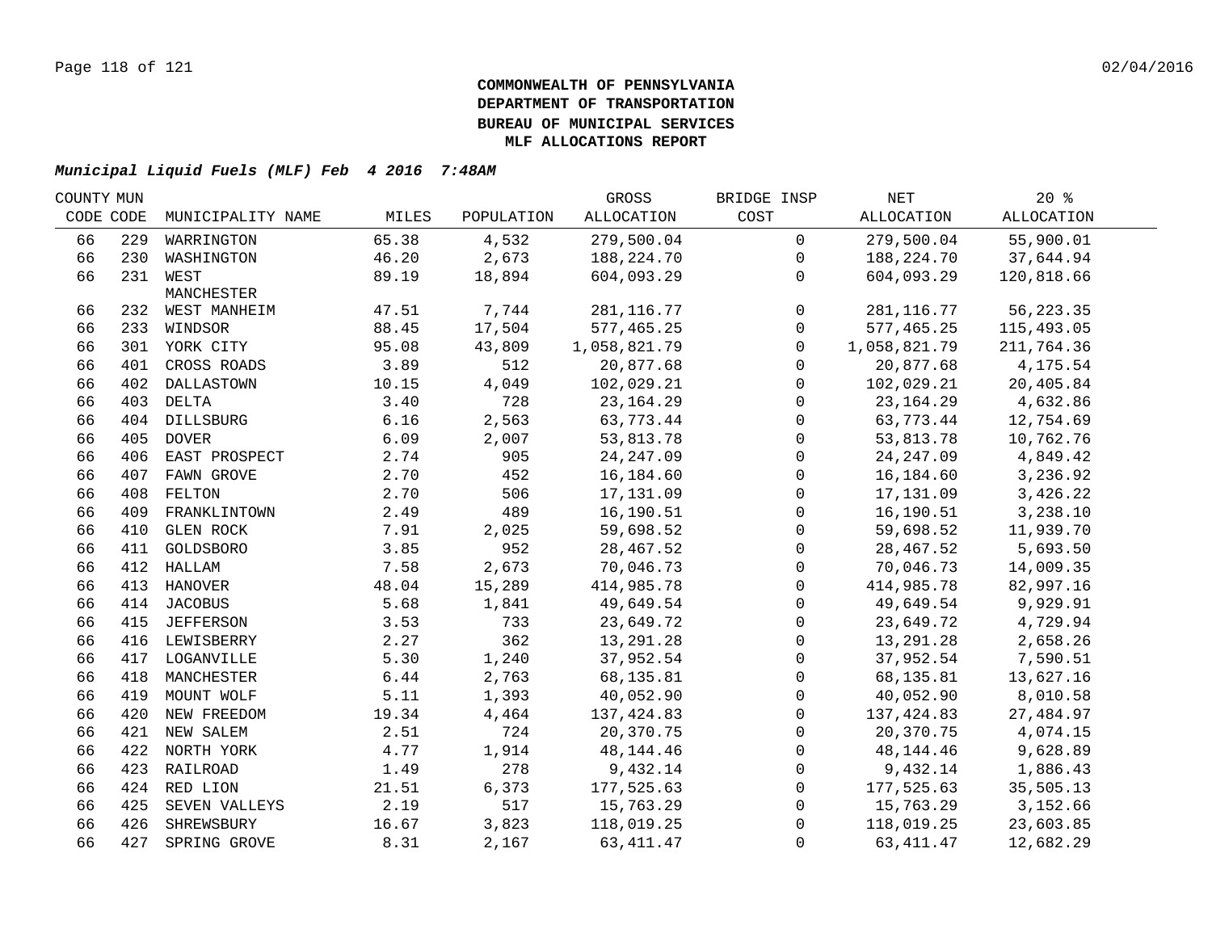**COMMONWEALTH OF PENNSYLVANIA**
**DEPARTMENT OF TRANSPORTATION**
**BUREAU OF MUNICIPAL SERVICES**
**MLF ALLOCATIONS REPORT**

***Municipal Liquid Fuels (MLF) Feb 4 2016 7:48AM***

| COUNTY CODE | MUN CODE | MUNICIPALITY NAME | MILES | POPULATION | GROSS ALLOCATION | BRIDGE INSP COST | NET ALLOCATION | 20 % ALLOCATION |
|---|---|---|---|---|---|---|---|---|
| 66 | 229 | WARRINGTON | 65.38 | 4,532 | 279,500.04 | 0 | 279,500.04 | 55,900.01 |
| 66 | 230 | WASHINGTON | 46.20 | 2,673 | 188,224.70 | 0 | 188,224.70 | 37,644.94 |
| 66 | 231 | WEST MANCHESTER | 89.19 | 18,894 | 604,093.29 | 0 | 604,093.29 | 120,818.66 |
| 66 | 232 | WEST MANHEIM | 47.51 | 7,744 | 281,116.77 | 0 | 281,116.77 | 56,223.35 |
| 66 | 233 | WINDSOR | 88.45 | 17,504 | 577,465.25 | 0 | 577,465.25 | 115,493.05 |
| 66 | 301 | YORK CITY | 95.08 | 43,809 | 1,058,821.79 | 0 | 1,058,821.79 | 211,764.36 |
| 66 | 401 | CROSS ROADS | 3.89 | 512 | 20,877.68 | 0 | 20,877.68 | 4,175.54 |
| 66 | 402 | DALLASTOWN | 10.15 | 4,049 | 102,029.21 | 0 | 102,029.21 | 20,405.84 |
| 66 | 403 | DELTA | 3.40 | 728 | 23,164.29 | 0 | 23,164.29 | 4,632.86 |
| 66 | 404 | DILLSBURG | 6.16 | 2,563 | 63,773.44 | 0 | 63,773.44 | 12,754.69 |
| 66 | 405 | DOVER | 6.09 | 2,007 | 53,813.78 | 0 | 53,813.78 | 10,762.76 |
| 66 | 406 | EAST PROSPECT | 2.74 | 905 | 24,247.09 | 0 | 24,247.09 | 4,849.42 |
| 66 | 407 | FAWN GROVE | 2.70 | 452 | 16,184.60 | 0 | 16,184.60 | 3,236.92 |
| 66 | 408 | FELTON | 2.70 | 506 | 17,131.09 | 0 | 17,131.09 | 3,426.22 |
| 66 | 409 | FRANKLINTOWN | 2.49 | 489 | 16,190.51 | 0 | 16,190.51 | 3,238.10 |
| 66 | 410 | GLEN ROCK | 7.91 | 2,025 | 59,698.52 | 0 | 59,698.52 | 11,939.70 |
| 66 | 411 | GOLDSBORO | 3.85 | 952 | 28,467.52 | 0 | 28,467.52 | 5,693.50 |
| 66 | 412 | HALLAM | 7.58 | 2,673 | 70,046.73 | 0 | 70,046.73 | 14,009.35 |
| 66 | 413 | HANOVER | 48.04 | 15,289 | 414,985.78 | 0 | 414,985.78 | 82,997.16 |
| 66 | 414 | JACOBUS | 5.68 | 1,841 | 49,649.54 | 0 | 49,649.54 | 9,929.91 |
| 66 | 415 | JEFFERSON | 3.53 | 733 | 23,649.72 | 0 | 23,649.72 | 4,729.94 |
| 66 | 416 | LEWISBERRY | 2.27 | 362 | 13,291.28 | 0 | 13,291.28 | 2,658.26 |
| 66 | 417 | LOGANVILLE | 5.30 | 1,240 | 37,952.54 | 0 | 37,952.54 | 7,590.51 |
| 66 | 418 | MANCHESTER | 6.44 | 2,763 | 68,135.81 | 0 | 68,135.81 | 13,627.16 |
| 66 | 419 | MOUNT WOLF | 5.11 | 1,393 | 40,052.90 | 0 | 40,052.90 | 8,010.58 |
| 66 | 420 | NEW FREEDOM | 19.34 | 4,464 | 137,424.83 | 0 | 137,424.83 | 27,484.97 |
| 66 | 421 | NEW SALEM | 2.51 | 724 | 20,370.75 | 0 | 20,370.75 | 4,074.15 |
| 66 | 422 | NORTH YORK | 4.77 | 1,914 | 48,144.46 | 0 | 48,144.46 | 9,628.89 |
| 66 | 423 | RAILROAD | 1.49 | 278 | 9,432.14 | 0 | 9,432.14 | 1,886.43 |
| 66 | 424 | RED LION | 21.51 | 6,373 | 177,525.63 | 0 | 177,525.63 | 35,505.13 |
| 66 | 425 | SEVEN VALLEYS | 2.19 | 517 | 15,763.29 | 0 | 15,763.29 | 3,152.66 |
| 66 | 426 | SHREWSBURY | 16.67 | 3,823 | 118,019.25 | 0 | 118,019.25 | 23,603.85 |
| 66 | 427 | SPRING GROVE | 8.31 | 2,167 | 63,411.47 | 0 | 63,411.47 | 12,682.29 |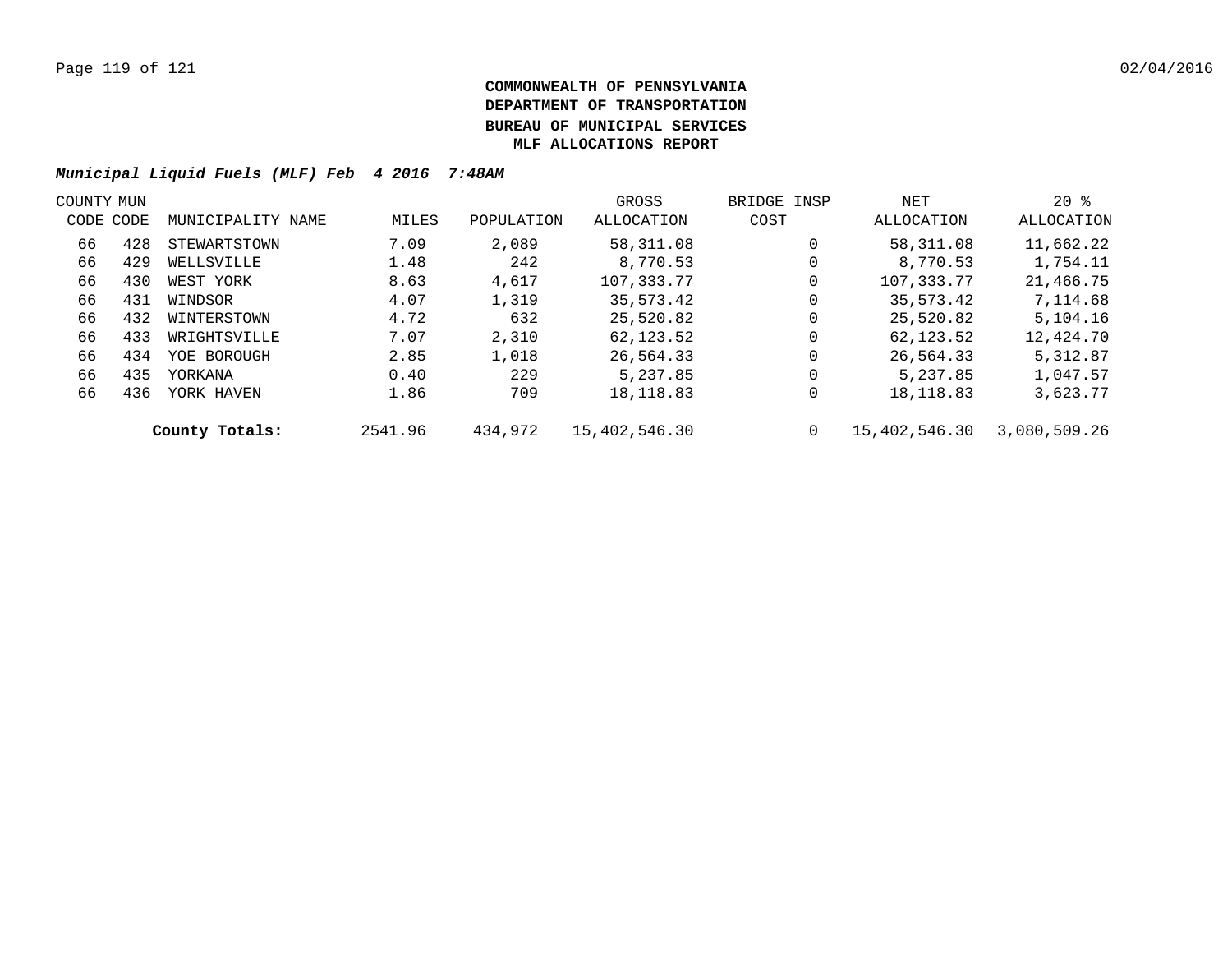# COMMONWEALTH OF PENNSYLVANIA
# DEPARTMENT OF TRANSPORTATION
# BUREAU OF MUNICIPAL SERVICES
# MLF ALLOCATIONS REPORT

***Municipal Liquid Fuels (MLF) Feb 4 2016 7:48AM***

| COUNTY CODE | MUN CODE | MUNICIPALITY NAME | MILES | POPULATION | GROSS ALLOCATION | BRIDGE INSP COST | NET ALLOCATION | 20 % ALLOCATION |
|---|---|---|---|---|---|---|---|---|
| 66 | 428 | STEWARTSTOWN | 7.09 | 2,089 | 58,311.08 | 0 | 58,311.08 | 11,662.22 |
| 66 | 429 | WELLSVILLE | 1.48 | 242 | 8,770.53 | 0 | 8,770.53 | 1,754.11 |
| 66 | 430 | WEST YORK | 8.63 | 4,617 | 107,333.77 | 0 | 107,333.77 | 21,466.75 |
| 66 | 431 | WINDSOR | 4.07 | 1,319 | 35,573.42 | 0 | 35,573.42 | 7,114.68 |
| 66 | 432 | WINTERSTOWN | 4.72 | 632 | 25,520.82 | 0 | 25,520.82 | 5,104.16 |
| 66 | 433 | WRIGHTSVILLE | 7.07 | 2,310 | 62,123.52 | 0 | 62,123.52 | 12,424.70 |
| 66 | 434 | YOE BOROUGH | 2.85 | 1,018 | 26,564.33 | 0 | 26,564.33 | 5,312.87 |
| 66 | 435 | YORKANA | 0.40 | 229 | 5,237.85 | 0 | 5,237.85 | 1,047.57 |
| 66 | 436 | YORK HAVEN | 1.86 | 709 | 18,118.83 | 0 | 18,118.83 | 3,623.77 |
| | | **County Totals:** | 2541.96 | 434,972 | 15,402,546.30 | 0 | 15,402,546.30 | 3,080,509.26 |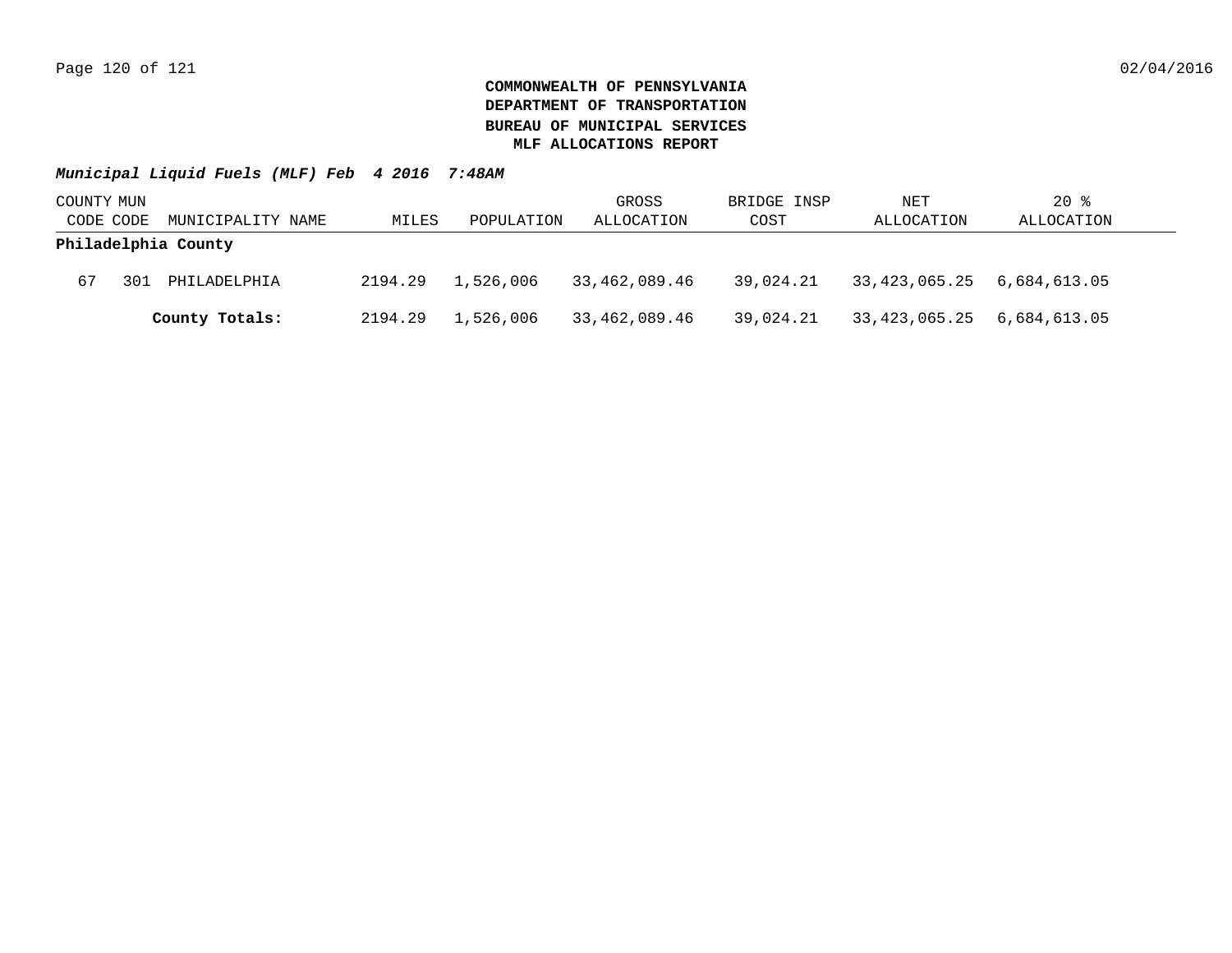**COMMONWEALTH OF PENNSYLVANIA**
**DEPARTMENT OF TRANSPORTATION**
**BUREAU OF MUNICIPAL SERVICES**
**MLF ALLOCATIONS REPORT**

***Municipal Liquid Fuels (MLF) Feb 4 2016 7:48AM***

| COUNTY CODE | MUN CODE | MUNICIPALITY NAME | MILES | POPULATION | GROSS ALLOCATION | BRIDGE INSP COST | NET ALLOCATION | 20 % ALLOCATION |
|---|---|---|---|---|---|---|---|---|
| **Philadelphia County** | | | | | | | | |
| 67 | 301 | PHILADELPHIA | 2194.29 | 1,526,006 | 33,462,089.46 | 39,024.21 | 33,423,065.25 | 6,684,613.05 |
| | | **County Totals:** | 2194.29 | 1,526,006 | 33,462,089.46 | 39,024.21 | 33,423,065.25 | 6,684,613.05 |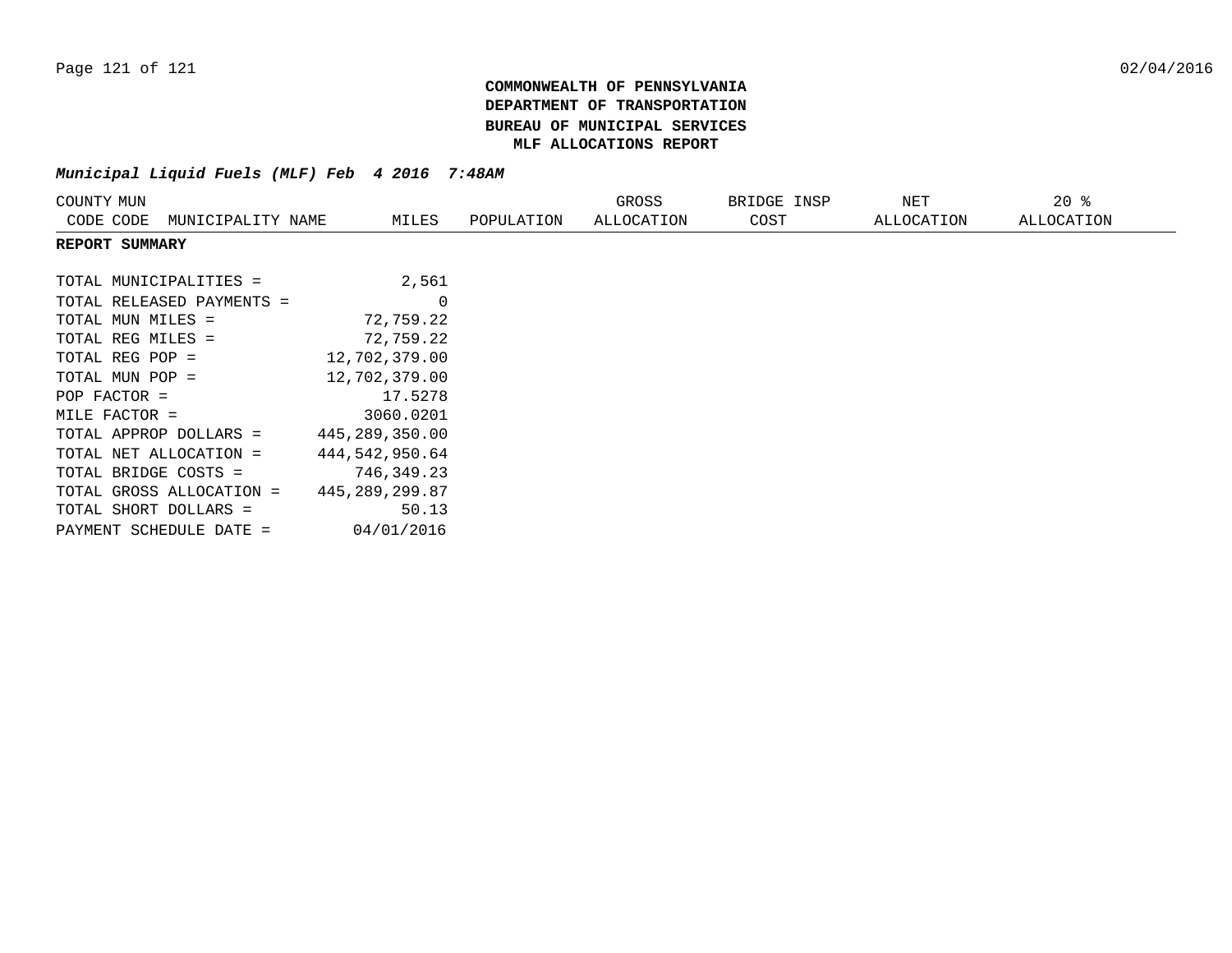**COMMONWEALTH OF PENNSYLVANIA**
**DEPARTMENT OF TRANSPORTATION**
**BUREAU OF MUNICIPAL SERVICES**
**MLF ALLOCATIONS REPORT**

***Municipal Liquid Fuels (MLF) Feb 4 2016 7:48AM***

| COUNTY CODE | MUN CODE | MUNICIPALITY NAME | MILES | POPULATION | GROSS ALLOCATION | BRIDGE INSP COST | NET ALLOCATION | 20 % ALLOCATION |
|---|---|---|---|---|---|---|---|---|

**REPORT SUMMARY**

| | |
|---|---|
| TOTAL MUNICIPALITIES = | 2,561 |
| TOTAL RELEASED PAYMENTS = | 0 |
| TOTAL MUN MILES = | 72,759.22 |
| TOTAL REG MILES = | 72,759.22 |
| TOTAL REG POP = | 12,702,379.00 |
| TOTAL MUN POP = | 12,702,379.00 |
| POP FACTOR = | 17.5278 |
| MILE FACTOR = | 3060.0201 |
| TOTAL APPROP DOLLARS = | 445,289,350.00 |
| TOTAL NET ALLOCATION = | 444,542,950.64 |
| TOTAL BRIDGE COSTS = | 746,349.23 |
| TOTAL GROSS ALLOCATION = | 445,289,299.87 |
| TOTAL SHORT DOLLARS = | 50.13 |
| PAYMENT SCHEDULE DATE = | 04/01/2016 |